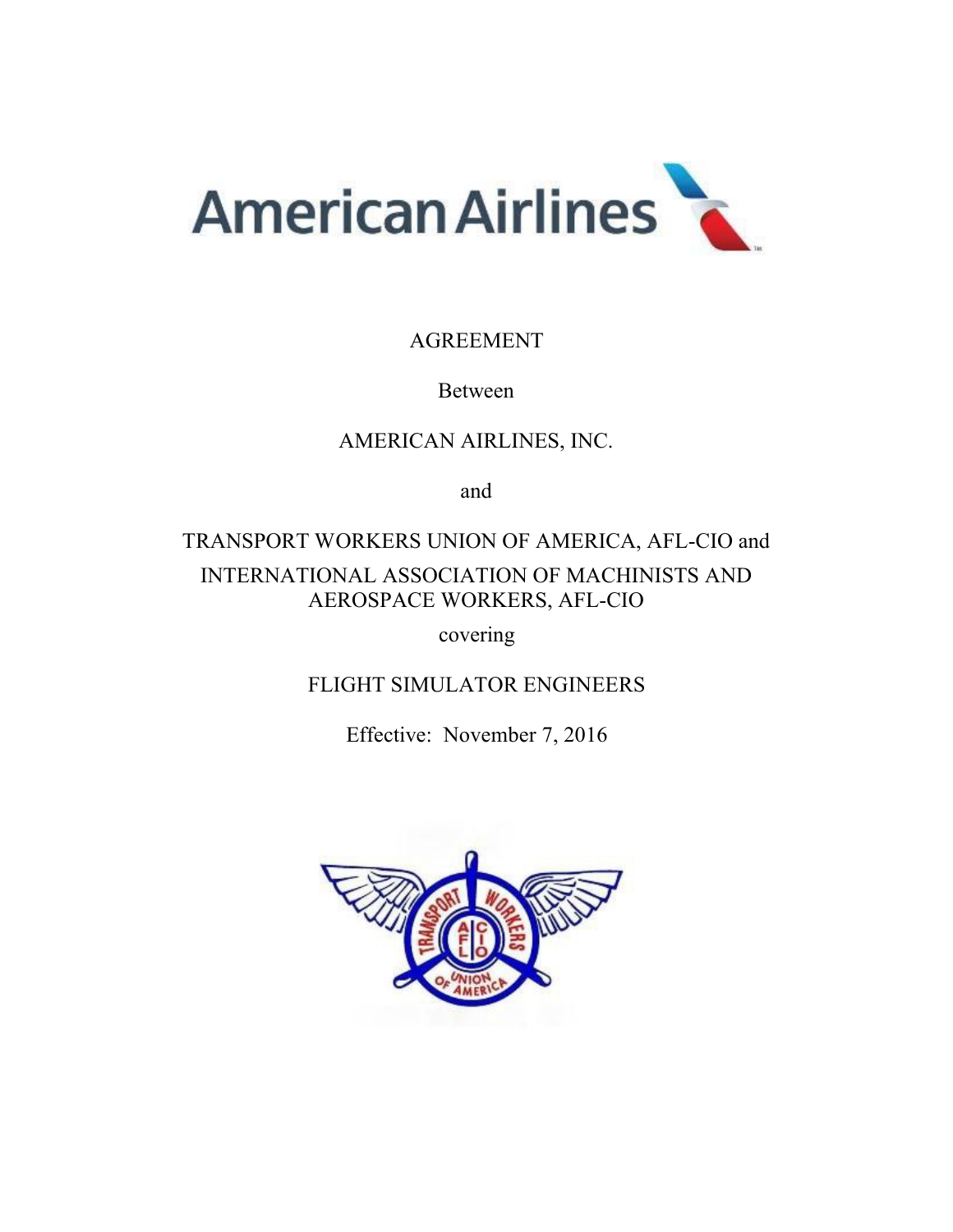American Airlines

AGREEMENT

Between

AMERICAN AIRLINES, INC.

and

TRANSPORT WORKERS UNION OF AMERICA, AFL-CIO and

INTERNATIONAL ASSOCIATION OF MACHINISTS AND AEROSPACE WORKERS, AFL-CIO

covering

FLIGHT SIMULATOR ENGINEERS

Effective: November 7, 2016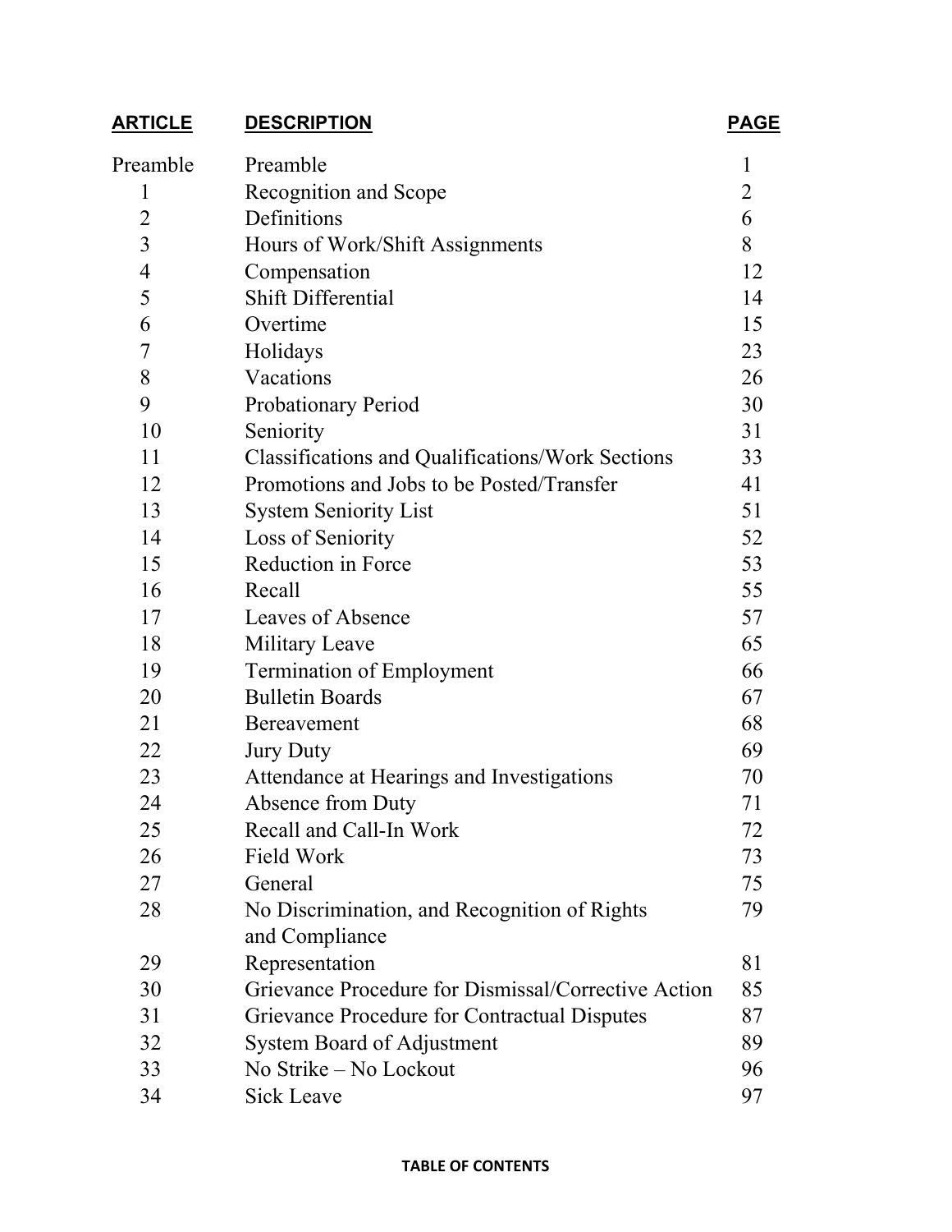| ARTICLE | DESCRIPTION | PAGE |
|---|---|---|
| Preamble | Preamble | 1 |
| 1 | Recognition and Scope | 2 |
| 2 | Definitions | 6 |
| 3 | Hours of Work/Shift Assignments | 8 |
| 4 | Compensation | 12 |
| 5 | Shift Differential | 14 |
| 6 | Overtime | 15 |
| 7 | Holidays | 23 |
| 8 | Vacations | 26 |
| 9 | Probationary Period | 30 |
| 10 | Seniority | 31 |
| 11 | Classifications and Qualifications/Work Sections | 33 |
| 12 | Promotions and Jobs to be Posted/Transfer | 41 |
| 13 | System Seniority List | 51 |
| 14 | Loss of Seniority | 52 |
| 15 | Reduction in Force | 53 |
| 16 | Recall | 55 |
| 17 | Leaves of Absence | 57 |
| 18 | Military Leave | 65 |
| 19 | Termination of Employment | 66 |
| 20 | Bulletin Boards | 67 |
| 21 | Bereavement | 68 |
| 22 | Jury Duty | 69 |
| 23 | Attendance at Hearings and Investigations | 70 |
| 24 | Absence from Duty | 71 |
| 25 | Recall and Call-In Work | 72 |
| 26 | Field Work | 73 |
| 27 | General | 75 |
| 28 | No Discrimination, and Recognition of Rights and Compliance | 79 |
| 29 | Representation | 81 |
| 30 | Grievance Procedure for Dismissal/Corrective Action | 85 |
| 31 | Grievance Procedure for Contractual Disputes | 87 |
| 32 | System Board of Adjustment | 89 |
| 33 | No Strike – No Lockout | 96 |
| 34 | Sick Leave | 97 |

TABLE OF CONTENTS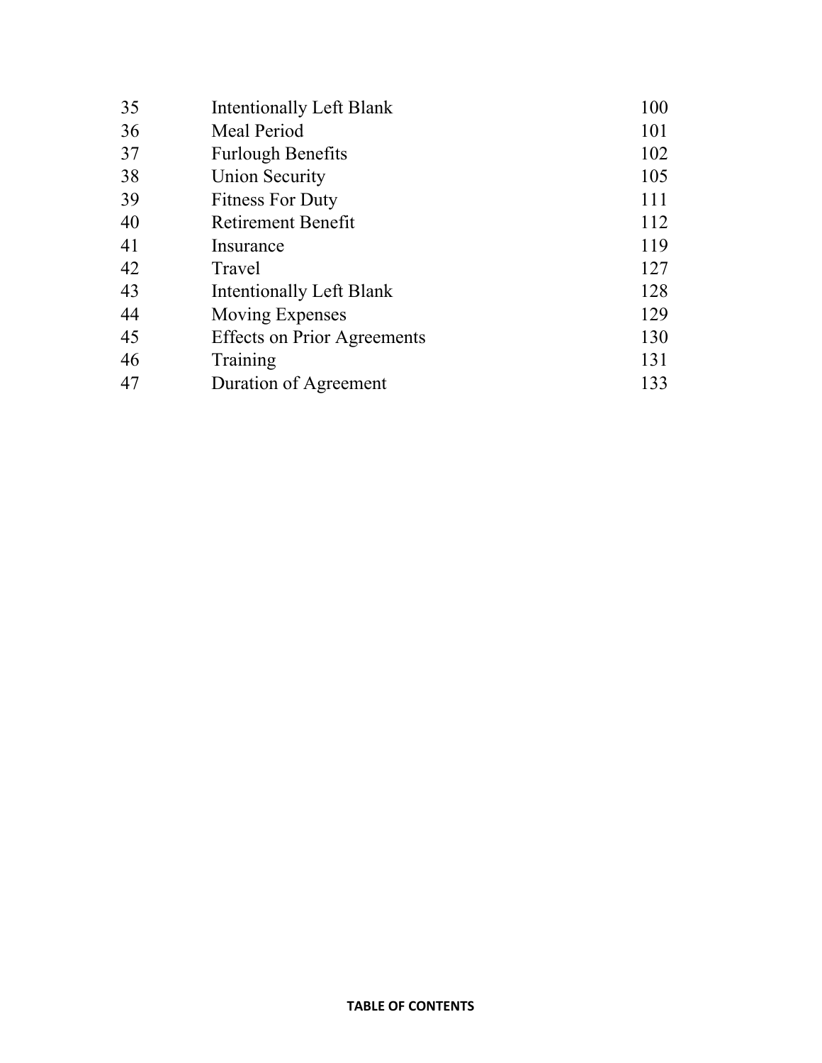| | | |
|---|---|---|
| 35 | Intentionally Left Blank | 100 |
| 36 | Meal Period | 101 |
| 37 | Furlough Benefits | 102 |
| 38 | Union Security | 105 |
| 39 | Fitness For Duty | 111 |
| 40 | Retirement Benefit | 112 |
| 41 | Insurance | 119 |
| 42 | Travel | 127 |
| 43 | Intentionally Left Blank | 128 |
| 44 | Moving Expenses | 129 |
| 45 | Effects on Prior Agreements | 130 |
| 46 | Training | 131 |
| 47 | Duration of Agreement | 133 |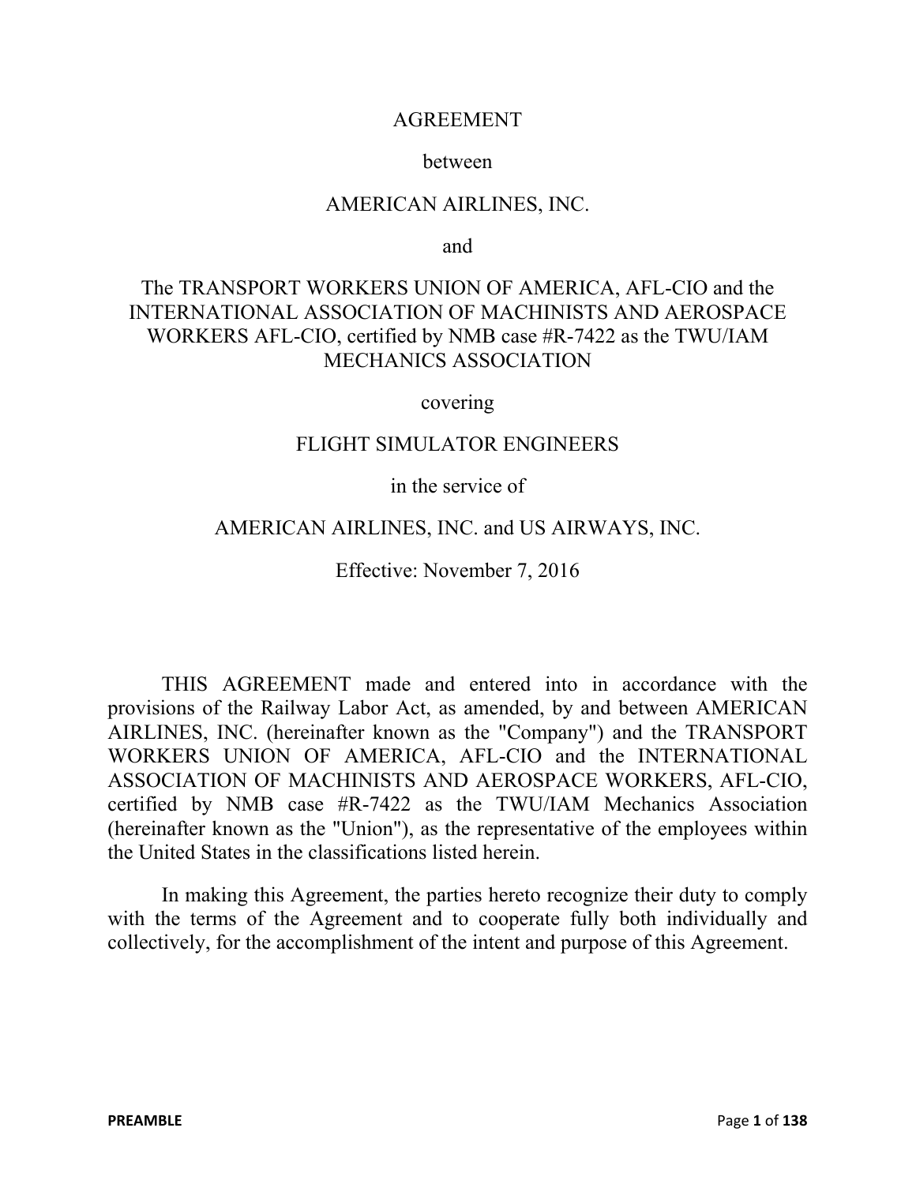AGREEMENT

between

AMERICAN AIRLINES, INC.

and

The TRANSPORT WORKERS UNION OF AMERICA, AFL-CIO and the INTERNATIONAL ASSOCIATION OF MACHINISTS AND AEROSPACE WORKERS AFL-CIO, certified by NMB case #R-7422 as the TWU/IAM MECHANICS ASSOCIATION

covering

FLIGHT SIMULATOR ENGINEERS

in the service of

AMERICAN AIRLINES, INC. and US AIRWAYS, INC.

Effective: November 7, 2016

THIS AGREEMENT made and entered into in accordance with the provisions of the Railway Labor Act, as amended, by and between AMERICAN AIRLINES, INC. (hereinafter known as the "Company") and the TRANSPORT WORKERS UNION OF AMERICA, AFL-CIO and the INTERNATIONAL ASSOCIATION OF MACHINISTS AND AEROSPACE WORKERS, AFL-CIO, certified by NMB case #R-7422 as the TWU/IAM Mechanics Association (hereinafter known as the "Union"), as the representative of the employees within the United States in the classifications listed herein.

In making this Agreement, the parties hereto recognize their duty to comply with the terms of the Agreement and to cooperate fully both individually and collectively, for the accomplishment of the intent and purpose of this Agreement.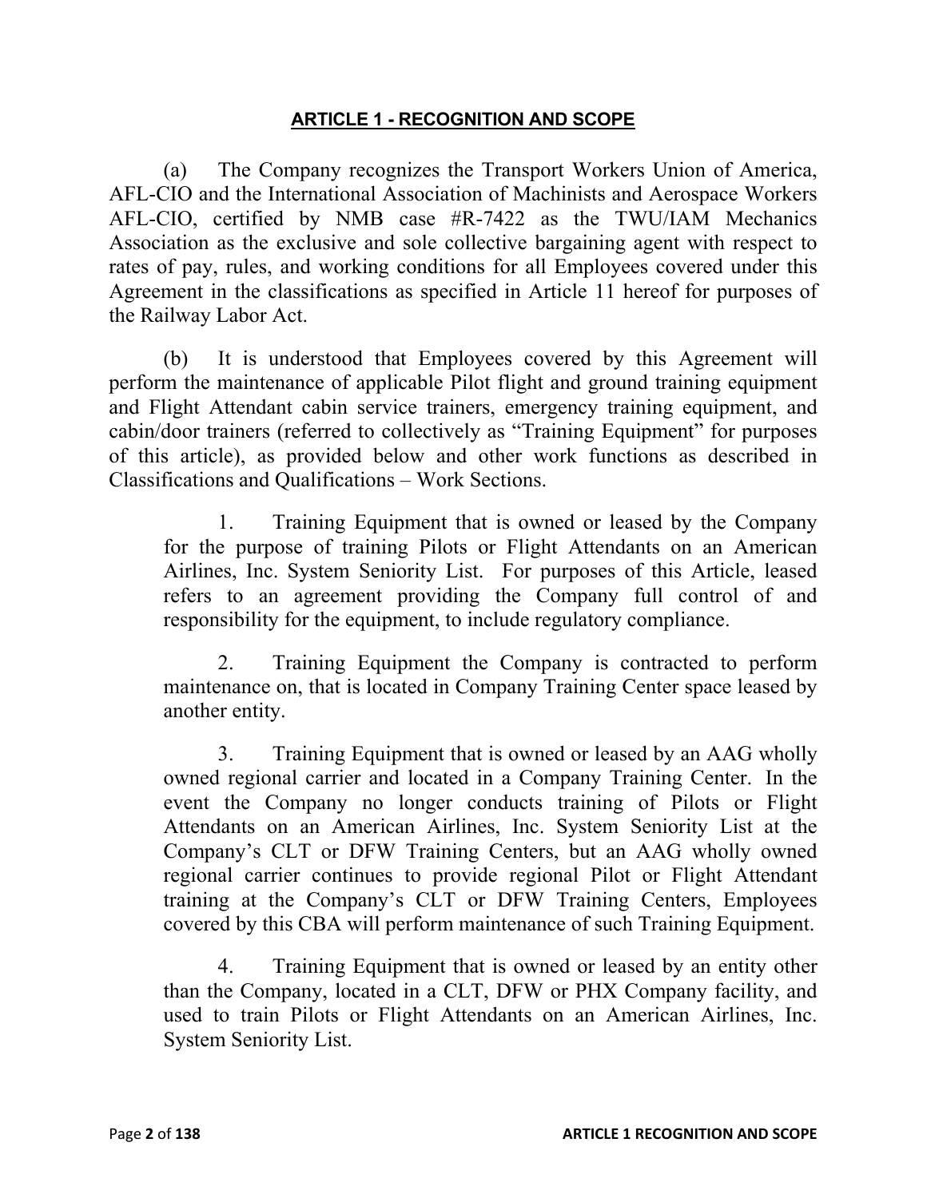## ARTICLE 1 - RECOGNITION AND SCOPE

(a) The Company recognizes the Transport Workers Union of America, AFL-CIO and the International Association of Machinists and Aerospace Workers AFL-CIO, certified by NMB case #R-7422 as the TWU/IAM Mechanics Association as the exclusive and sole collective bargaining agent with respect to rates of pay, rules, and working conditions for all Employees covered under this Agreement in the classifications as specified in Article 11 hereof for purposes of the Railway Labor Act.

(b) It is understood that Employees covered by this Agreement will perform the maintenance of applicable Pilot flight and ground training equipment and Flight Attendant cabin service trainers, emergency training equipment, and cabin/door trainers (referred to collectively as "Training Equipment" for purposes of this article), as provided below and other work functions as described in Classifications and Qualifications – Work Sections.

1. Training Equipment that is owned or leased by the Company for the purpose of training Pilots or Flight Attendants on an American Airlines, Inc. System Seniority List. For purposes of this Article, leased refers to an agreement providing the Company full control of and responsibility for the equipment, to include regulatory compliance.

2. Training Equipment the Company is contracted to perform maintenance on, that is located in Company Training Center space leased by another entity.

3. Training Equipment that is owned or leased by an AAG wholly owned regional carrier and located in a Company Training Center. In the event the Company no longer conducts training of Pilots or Flight Attendants on an American Airlines, Inc. System Seniority List at the Company's CLT or DFW Training Centers, but an AAG wholly owned regional carrier continues to provide regional Pilot or Flight Attendant training at the Company's CLT or DFW Training Centers, Employees covered by this CBA will perform maintenance of such Training Equipment.

4. Training Equipment that is owned or leased by an entity other than the Company, located in a CLT, DFW or PHX Company facility, and used to train Pilots or Flight Attendants on an American Airlines, Inc. System Seniority List.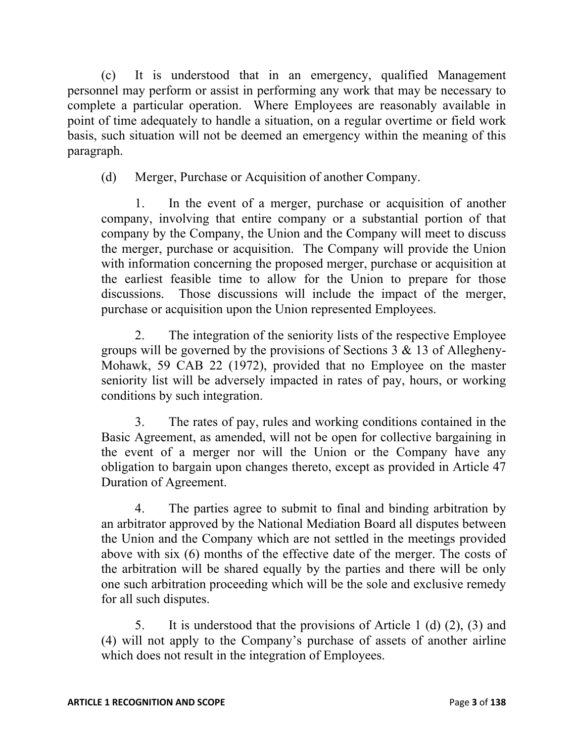(c) It is understood that in an emergency, qualified Management personnel may perform or assist in performing any work that may be necessary to complete a particular operation. Where Employees are reasonably available in point of time adequately to handle a situation, on a regular overtime or field work basis, such situation will not be deemed an emergency within the meaning of this paragraph.

(d) Merger, Purchase or Acquisition of another Company.

1. In the event of a merger, purchase or acquisition of another company, involving that entire company or a substantial portion of that company by the Company, the Union and the Company will meet to discuss the merger, purchase or acquisition. The Company will provide the Union with information concerning the proposed merger, purchase or acquisition at the earliest feasible time to allow for the Union to prepare for those discussions. Those discussions will include the impact of the merger, purchase or acquisition upon the Union represented Employees.

2. The integration of the seniority lists of the respective Employee groups will be governed by the provisions of Sections 3 & 13 of Allegheny-Mohawk, 59 CAB 22 (1972), provided that no Employee on the master seniority list will be adversely impacted in rates of pay, hours, or working conditions by such integration.

3. The rates of pay, rules and working conditions contained in the Basic Agreement, as amended, will not be open for collective bargaining in the event of a merger nor will the Union or the Company have any obligation to bargain upon changes thereto, except as provided in Article 47 Duration of Agreement.

4. The parties agree to submit to final and binding arbitration by an arbitrator approved by the National Mediation Board all disputes between the Union and the Company which are not settled in the meetings provided above with six (6) months of the effective date of the merger. The costs of the arbitration will be shared equally by the parties and there will be only one such arbitration proceeding which will be the sole and exclusive remedy for all such disputes.

5. It is understood that the provisions of Article 1 (d) (2), (3) and (4) will not apply to the Company's purchase of assets of another airline which does not result in the integration of Employees.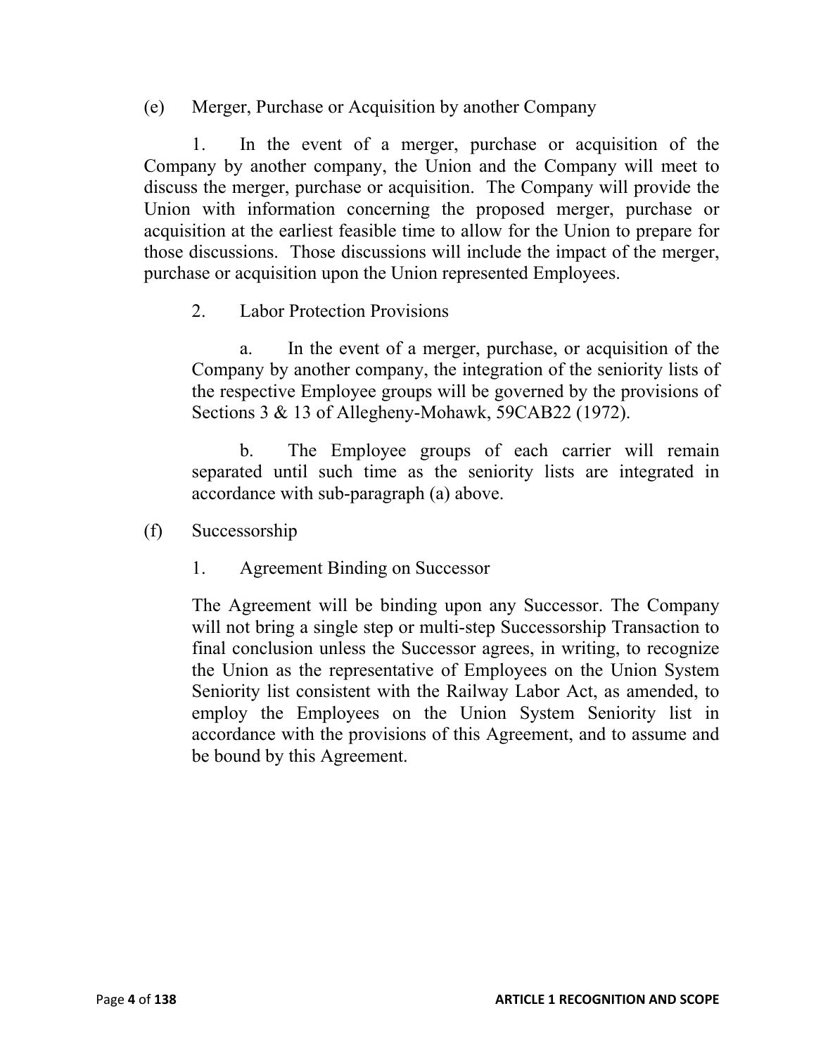(e) Merger, Purchase or Acquisition by another Company

1. In the event of a merger, purchase or acquisition of the Company by another company, the Union and the Company will meet to discuss the merger, purchase or acquisition. The Company will provide the Union with information concerning the proposed merger, purchase or acquisition at the earliest feasible time to allow for the Union to prepare for those discussions. Those discussions will include the impact of the merger, purchase or acquisition upon the Union represented Employees.

2. Labor Protection Provisions

a. In the event of a merger, purchase, or acquisition of the Company by another company, the integration of the seniority lists of the respective Employee groups will be governed by the provisions of Sections 3 & 13 of Allegheny-Mohawk, 59CAB22 (1972).

b. The Employee groups of each carrier will remain separated until such time as the seniority lists are integrated in accordance with sub-paragraph (a) above.

(f) Successorship

1. Agreement Binding on Successor

The Agreement will be binding upon any Successor. The Company will not bring a single step or multi-step Successorship Transaction to final conclusion unless the Successor agrees, in writing, to recognize the Union as the representative of Employees on the Union System Seniority list consistent with the Railway Labor Act, as amended, to employ the Employees on the Union System Seniority list in accordance with the provisions of this Agreement, and to assume and be bound by this Agreement.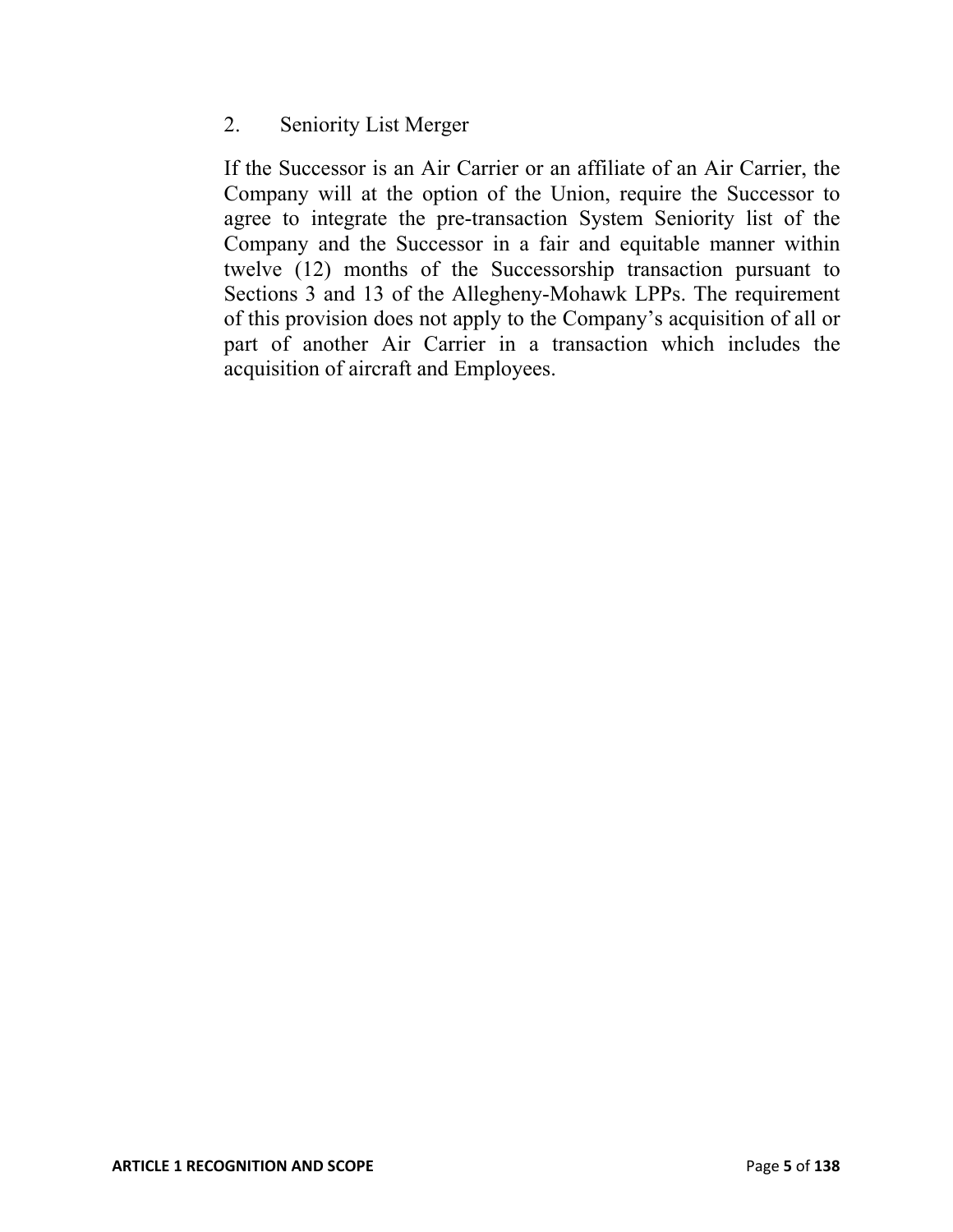2. Seniority List Merger

If the Successor is an Air Carrier or an affiliate of an Air Carrier, the Company will at the option of the Union, require the Successor to agree to integrate the pre-transaction System Seniority list of the Company and the Successor in a fair and equitable manner within twelve (12) months of the Successorship transaction pursuant to Sections 3 and 13 of the Allegheny-Mohawk LPPs. The requirement of this provision does not apply to the Company's acquisition of all or part of another Air Carrier in a transaction which includes the acquisition of aircraft and Employees.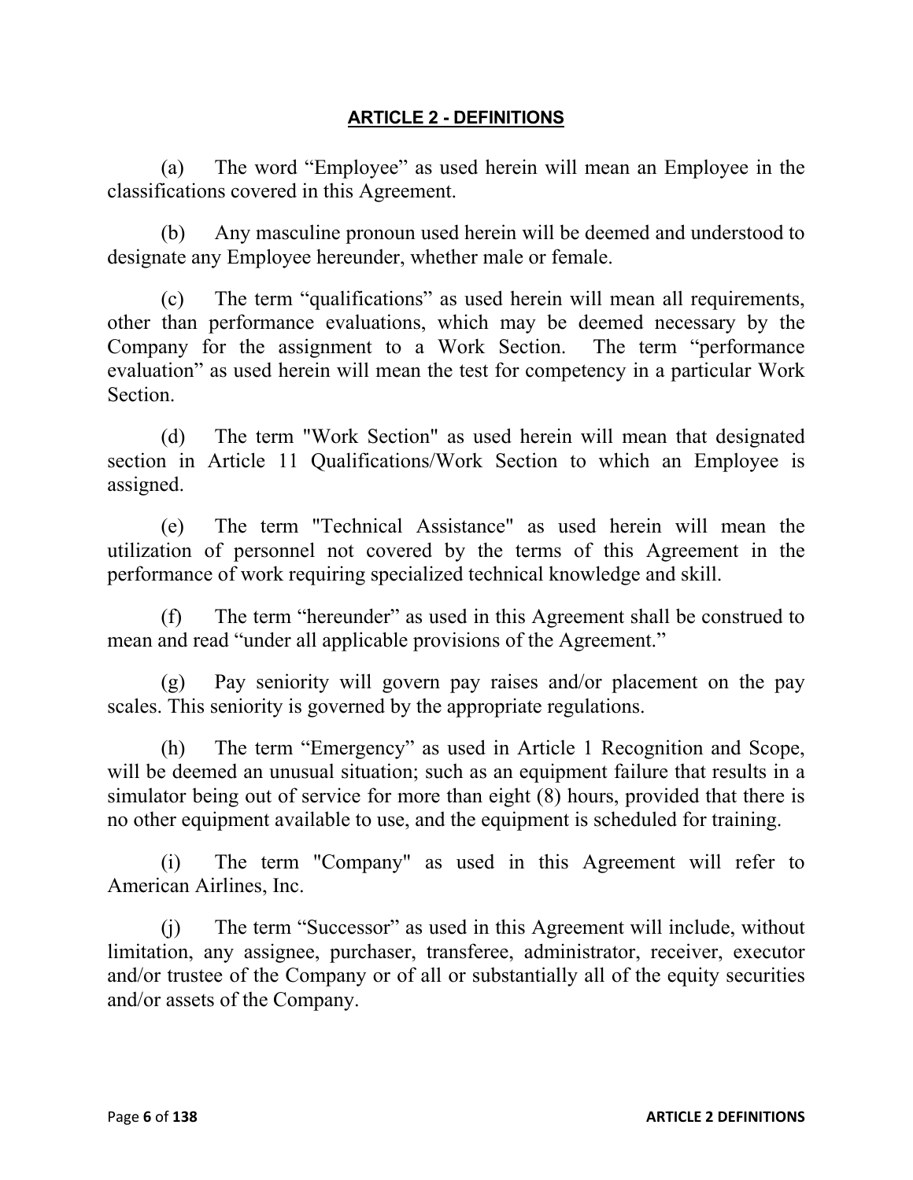## ARTICLE 2 - DEFINITIONS

(a) The word “Employee” as used herein will mean an Employee in the classifications covered in this Agreement.

(b) Any masculine pronoun used herein will be deemed and understood to designate any Employee hereunder, whether male or female.

(c) The term “qualifications” as used herein will mean all requirements, other than performance evaluations, which may be deemed necessary by the Company for the assignment to a Work Section. The term “performance evaluation” as used herein will mean the test for competency in a particular Work Section.

(d) The term "Work Section" as used herein will mean that designated section in Article 11 Qualifications/Work Section to which an Employee is assigned.

(e) The term "Technical Assistance" as used herein will mean the utilization of personnel not covered by the terms of this Agreement in the performance of work requiring specialized technical knowledge and skill.

(f) The term “hereunder” as used in this Agreement shall be construed to mean and read “under all applicable provisions of the Agreement.”

(g) Pay seniority will govern pay raises and/or placement on the pay scales. This seniority is governed by the appropriate regulations.

(h) The term “Emergency” as used in Article 1 Recognition and Scope, will be deemed an unusual situation; such as an equipment failure that results in a simulator being out of service for more than eight (8) hours, provided that there is no other equipment available to use, and the equipment is scheduled for training.

(i) The term "Company" as used in this Agreement will refer to American Airlines, Inc.

(j) The term “Successor” as used in this Agreement will include, without limitation, any assignee, purchaser, transferee, administrator, receiver, executor and/or trustee of the Company or of all or substantially all of the equity securities and/or assets of the Company.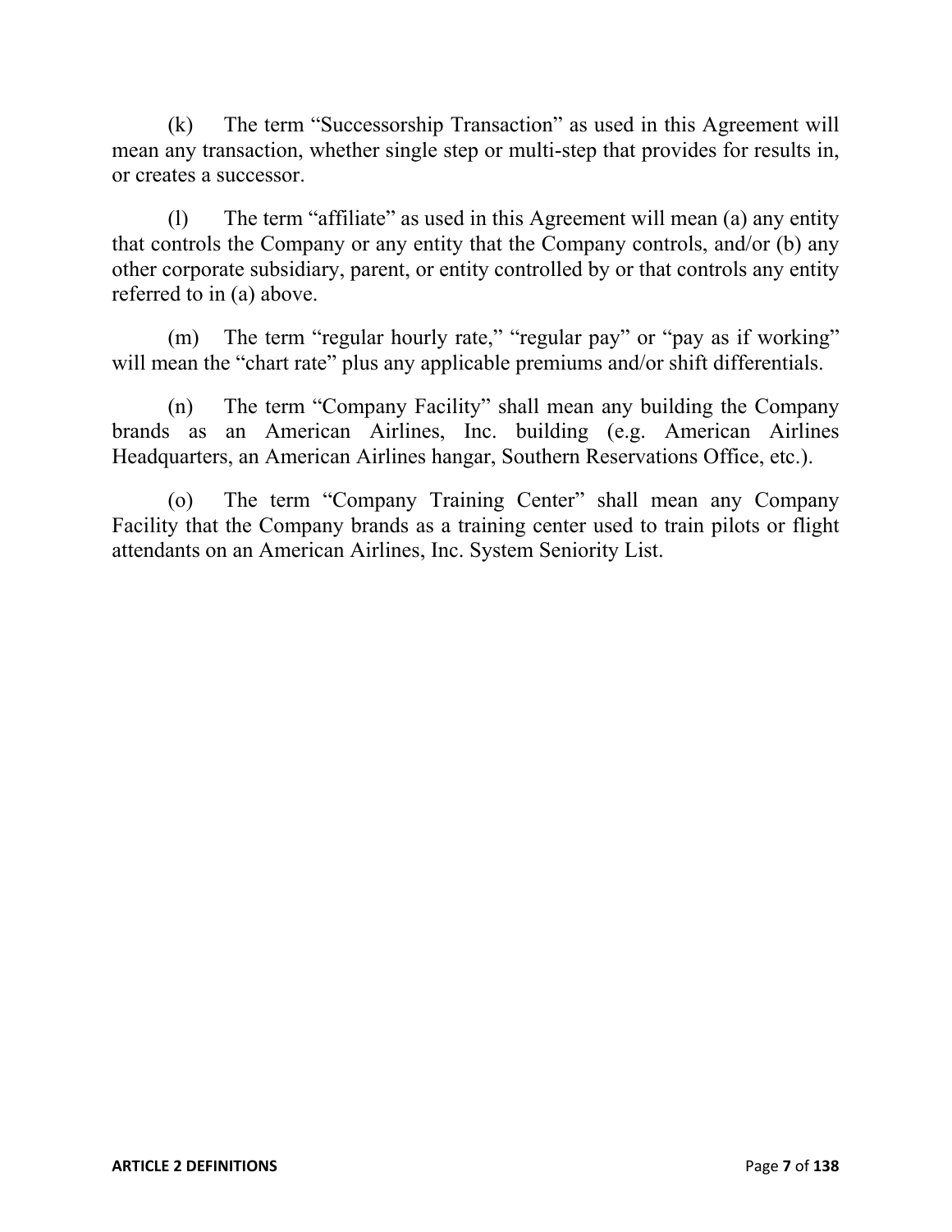(k) The term "Successorship Transaction" as used in this Agreement will mean any transaction, whether single step or multi-step that provides for results in, or creates a successor.

(l) The term "affiliate" as used in this Agreement will mean (a) any entity that controls the Company or any entity that the Company controls, and/or (b) any other corporate subsidiary, parent, or entity controlled by or that controls any entity referred to in (a) above.

(m) The term "regular hourly rate," "regular pay" or "pay as if working" will mean the "chart rate" plus any applicable premiums and/or shift differentials.

(n) The term "Company Facility" shall mean any building the Company brands as an American Airlines, Inc. building (e.g. American Airlines Headquarters, an American Airlines hangar, Southern Reservations Office, etc.).

(o) The term "Company Training Center" shall mean any Company Facility that the Company brands as a training center used to train pilots or flight attendants on an American Airlines, Inc. System Seniority List.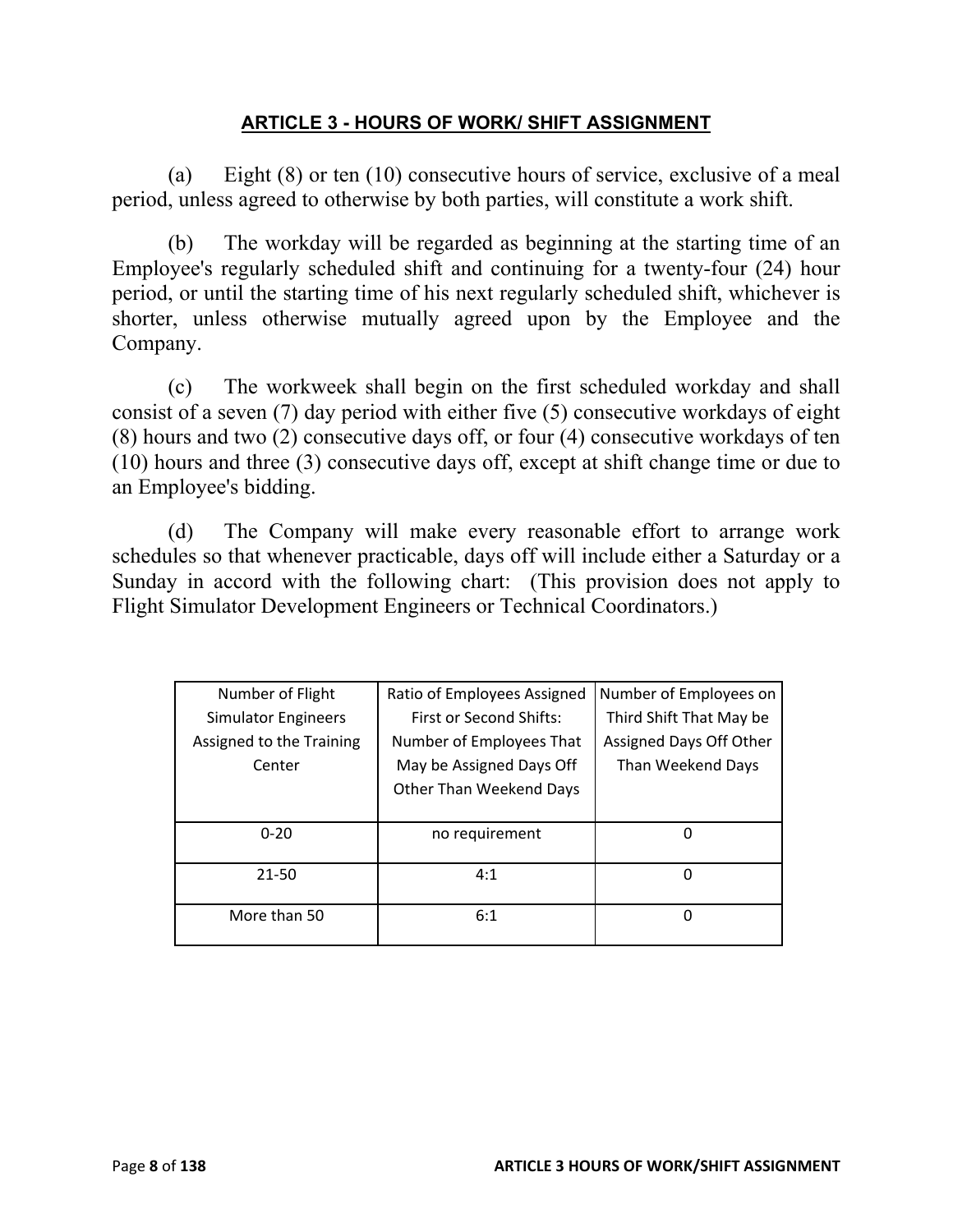## ARTICLE 3 - HOURS OF WORK/ SHIFT ASSIGNMENT

(a) Eight (8) or ten (10) consecutive hours of service, exclusive of a meal period, unless agreed to otherwise by both parties, will constitute a work shift.

(b) The workday will be regarded as beginning at the starting time of an Employee's regularly scheduled shift and continuing for a twenty-four (24) hour period, or until the starting time of his next regularly scheduled shift, whichever is shorter, unless otherwise mutually agreed upon by the Employee and the Company.

(c) The workweek shall begin on the first scheduled workday and shall consist of a seven (7) day period with either five (5) consecutive workdays of eight (8) hours and two (2) consecutive days off, or four (4) consecutive workdays of ten (10) hours and three (3) consecutive days off, except at shift change time or due to an Employee's bidding.

(d) The Company will make every reasonable effort to arrange work schedules so that whenever practicable, days off will include either a Saturday or a Sunday in accord with the following chart: (This provision does not apply to Flight Simulator Development Engineers or Technical Coordinators.)

| Number of Flight Simulator Engineers Assigned to the Training Center | Ratio of Employees Assigned First or Second Shifts: Number of Employees That May be Assigned Days Off Other Than Weekend Days | Number of Employees on Third Shift That May be Assigned Days Off Other Than Weekend Days |
|---|---|---|
| 0-20 | no requirement | 0 |
| 21-50 | 4:1 | 0 |
| More than 50 | 6:1 | 0 |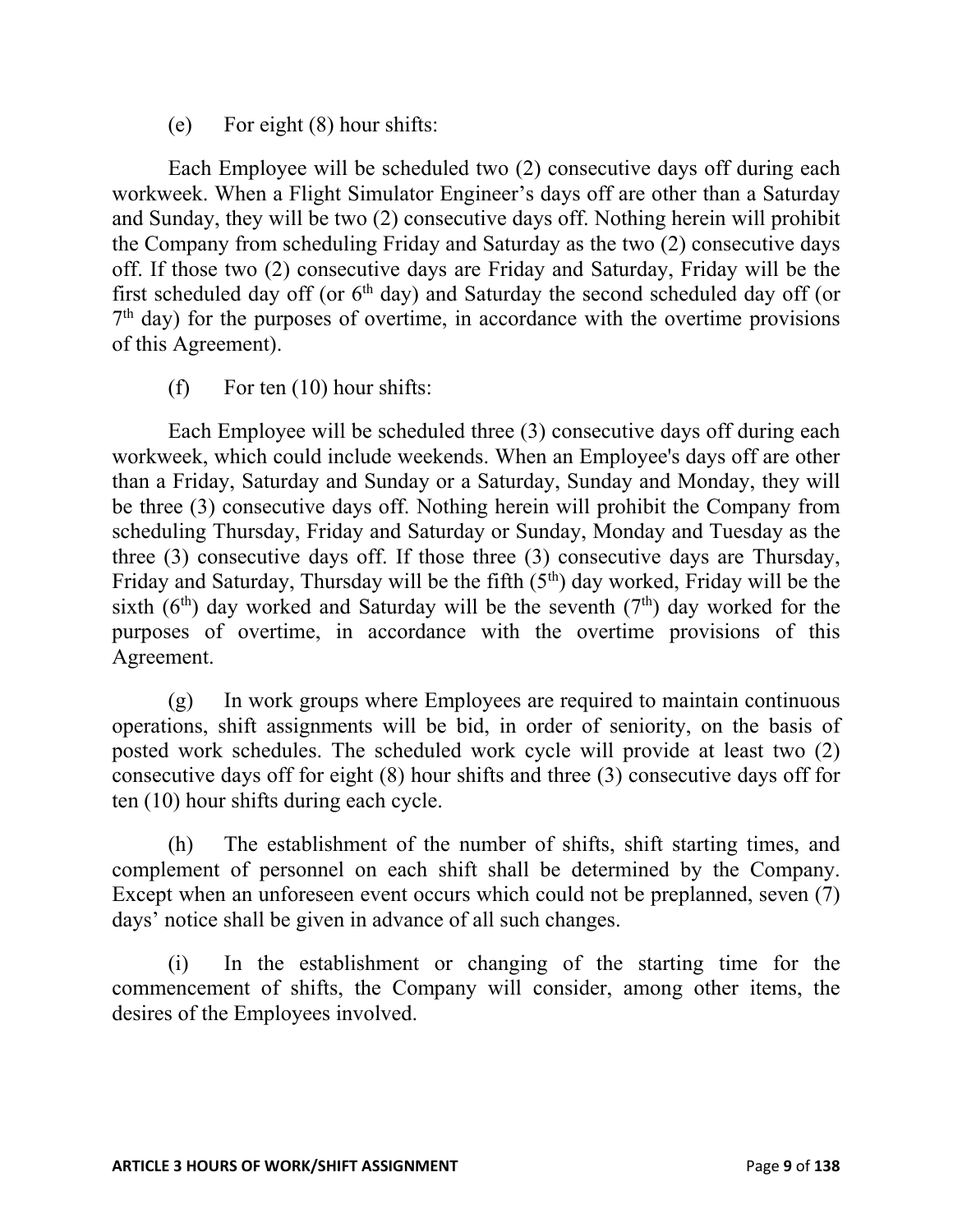(e) For eight (8) hour shifts:

Each Employee will be scheduled two (2) consecutive days off during each workweek. When a Flight Simulator Engineer's days off are other than a Saturday and Sunday, they will be two (2) consecutive days off. Nothing herein will prohibit the Company from scheduling Friday and Saturday as the two (2) consecutive days off. If those two (2) consecutive days are Friday and Saturday, Friday will be the first scheduled day off (or 6th day) and Saturday the second scheduled day off (or 7th day) for the purposes of overtime, in accordance with the overtime provisions of this Agreement).

(f) For ten (10) hour shifts:

Each Employee will be scheduled three (3) consecutive days off during each workweek, which could include weekends. When an Employee's days off are other than a Friday, Saturday and Sunday or a Saturday, Sunday and Monday, they will be three (3) consecutive days off. Nothing herein will prohibit the Company from scheduling Thursday, Friday and Saturday or Sunday, Monday and Tuesday as the three (3) consecutive days off. If those three (3) consecutive days are Thursday, Friday and Saturday, Thursday will be the fifth (5th) day worked, Friday will be the sixth (6th) day worked and Saturday will be the seventh (7th) day worked for the purposes of overtime, in accordance with the overtime provisions of this Agreement.

(g) In work groups where Employees are required to maintain continuous operations, shift assignments will be bid, in order of seniority, on the basis of posted work schedules. The scheduled work cycle will provide at least two (2) consecutive days off for eight (8) hour shifts and three (3) consecutive days off for ten (10) hour shifts during each cycle.

(h) The establishment of the number of shifts, shift starting times, and complement of personnel on each shift shall be determined by the Company. Except when an unforeseen event occurs which could not be preplanned, seven (7) days' notice shall be given in advance of all such changes.

(i) In the establishment or changing of the starting time for the commencement of shifts, the Company will consider, among other items, the desires of the Employees involved.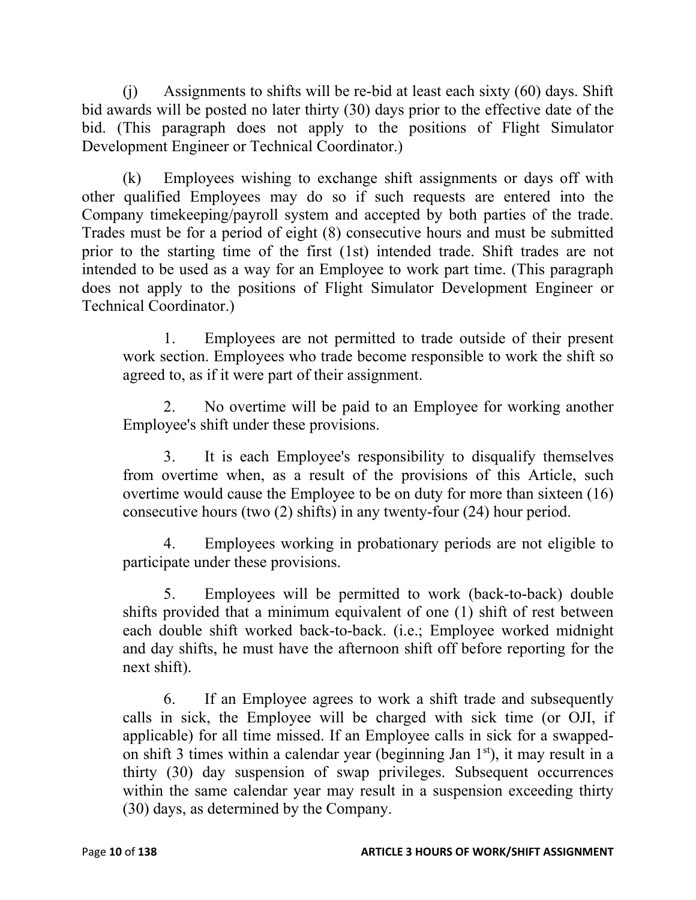(j) Assignments to shifts will be re-bid at least each sixty (60) days. Shift bid awards will be posted no later thirty (30) days prior to the effective date of the bid. (This paragraph does not apply to the positions of Flight Simulator Development Engineer or Technical Coordinator.)

(k) Employees wishing to exchange shift assignments or days off with other qualified Employees may do so if such requests are entered into the Company timekeeping/payroll system and accepted by both parties of the trade. Trades must be for a period of eight (8) consecutive hours and must be submitted prior to the starting time of the first (1st) intended trade. Shift trades are not intended to be used as a way for an Employee to work part time. (This paragraph does not apply to the positions of Flight Simulator Development Engineer or Technical Coordinator.)

1. Employees are not permitted to trade outside of their present work section. Employees who trade become responsible to work the shift so agreed to, as if it were part of their assignment.

2. No overtime will be paid to an Employee for working another Employee's shift under these provisions.

3. It is each Employee's responsibility to disqualify themselves from overtime when, as a result of the provisions of this Article, such overtime would cause the Employee to be on duty for more than sixteen (16) consecutive hours (two (2) shifts) in any twenty-four (24) hour period.

4. Employees working in probationary periods are not eligible to participate under these provisions.

5. Employees will be permitted to work (back-to-back) double shifts provided that a minimum equivalent of one (1) shift of rest between each double shift worked back-to-back. (i.e.; Employee worked midnight and day shifts, he must have the afternoon shift off before reporting for the next shift).

6. If an Employee agrees to work a shift trade and subsequently calls in sick, the Employee will be charged with sick time (or OJI, if applicable) for all time missed. If an Employee calls in sick for a swapped-on shift 3 times within a calendar year (beginning Jan 1st), it may result in a thirty (30) day suspension of swap privileges. Subsequent occurrences within the same calendar year may result in a suspension exceeding thirty (30) days, as determined by the Company.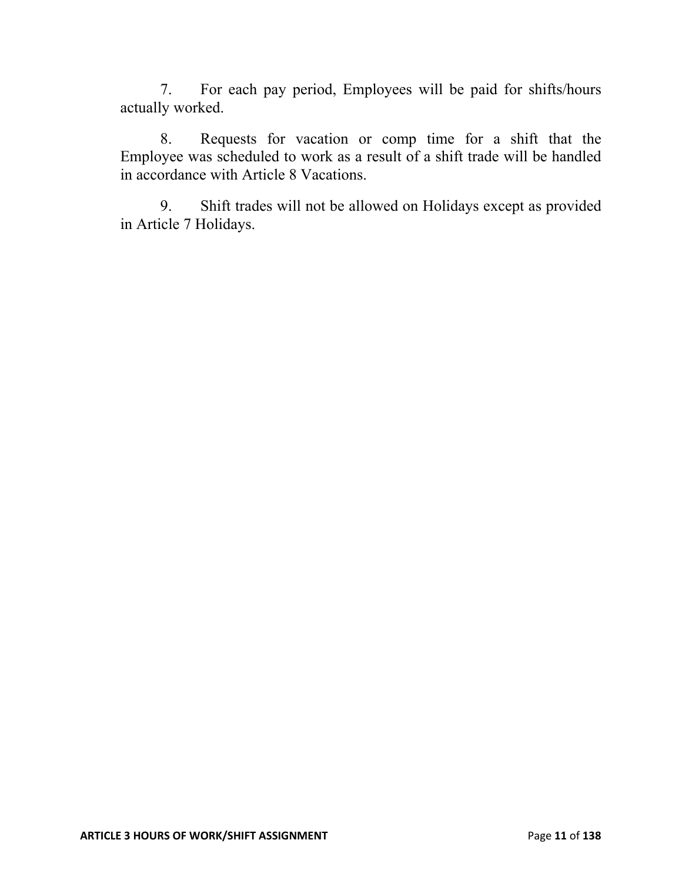7. For each pay period, Employees will be paid for shifts/hours actually worked.

8. Requests for vacation or comp time for a shift that the Employee was scheduled to work as a result of a shift trade will be handled in accordance with Article 8 Vacations.

9. Shift trades will not be allowed on Holidays except as provided in Article 7 Holidays.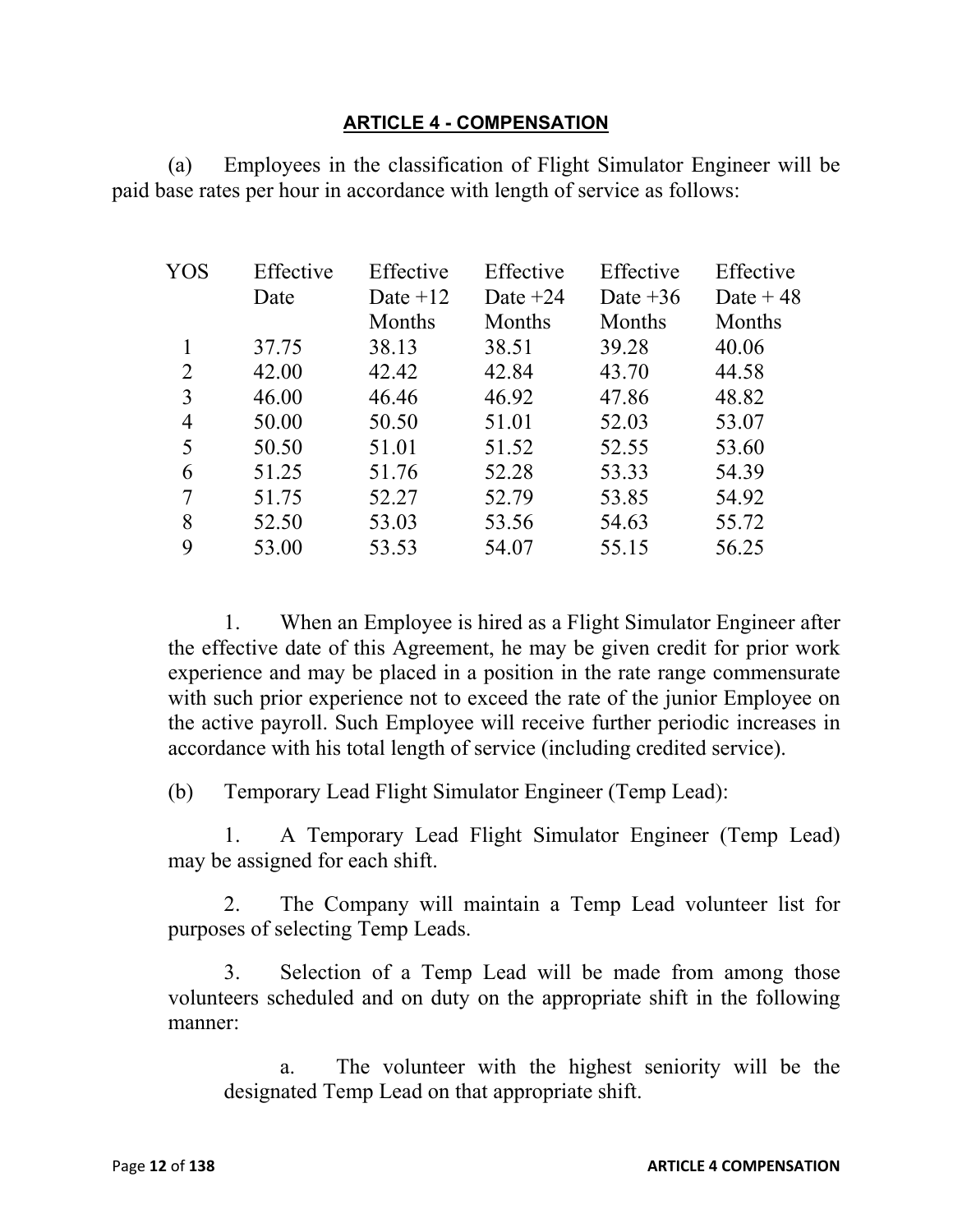## ARTICLE 4 - COMPENSATION

(a) Employees in the classification of Flight Simulator Engineer will be paid base rates per hour in accordance with length of service as follows:

| YOS | Effective Date | Effective Date +12 Months | Effective Date +24 Months | Effective Date +36 Months | Effective Date + 48 Months |
|---|---|---|---|---|---|
| 1 | 37.75 | 38.13 | 38.51 | 39.28 | 40.06 |
| 2 | 42.00 | 42.42 | 42.84 | 43.70 | 44.58 |
| 3 | 46.00 | 46.46 | 46.92 | 47.86 | 48.82 |
| 4 | 50.00 | 50.50 | 51.01 | 52.03 | 53.07 |
| 5 | 50.50 | 51.01 | 51.52 | 52.55 | 53.60 |
| 6 | 51.25 | 51.76 | 52.28 | 53.33 | 54.39 |
| 7 | 51.75 | 52.27 | 52.79 | 53.85 | 54.92 |
| 8 | 52.50 | 53.03 | 53.56 | 54.63 | 55.72 |
| 9 | 53.00 | 53.53 | 54.07 | 55.15 | 56.25 |

1. When an Employee is hired as a Flight Simulator Engineer after the effective date of this Agreement, he may be given credit for prior work experience and may be placed in a position in the rate range commensurate with such prior experience not to exceed the rate of the junior Employee on the active payroll. Such Employee will receive further periodic increases in accordance with his total length of service (including credited service).

(b) Temporary Lead Flight Simulator Engineer (Temp Lead):

1. A Temporary Lead Flight Simulator Engineer (Temp Lead) may be assigned for each shift.

2. The Company will maintain a Temp Lead volunteer list for purposes of selecting Temp Leads.

3. Selection of a Temp Lead will be made from among those volunteers scheduled and on duty on the appropriate shift in the following manner:

a. The volunteer with the highest seniority will be the designated Temp Lead on that appropriate shift.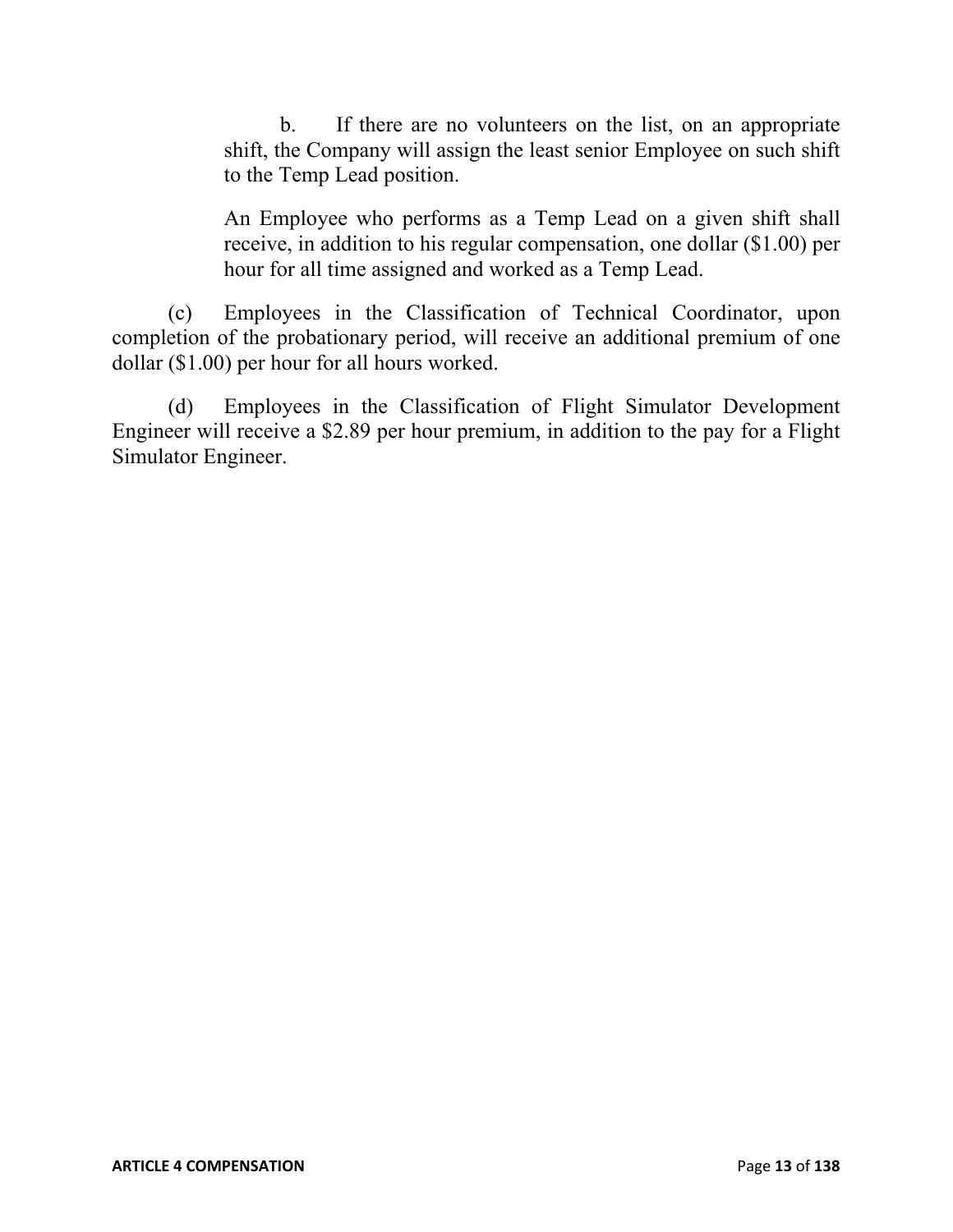b. If there are no volunteers on the list, on an appropriate shift, the Company will assign the least senior Employee on such shift to the Temp Lead position.

An Employee who performs as a Temp Lead on a given shift shall receive, in addition to his regular compensation, one dollar ($1.00) per hour for all time assigned and worked as a Temp Lead.

(c) Employees in the Classification of Technical Coordinator, upon completion of the probationary period, will receive an additional premium of one dollar ($1.00) per hour for all hours worked.

(d) Employees in the Classification of Flight Simulator Development Engineer will receive a $2.89 per hour premium, in addition to the pay for a Flight Simulator Engineer.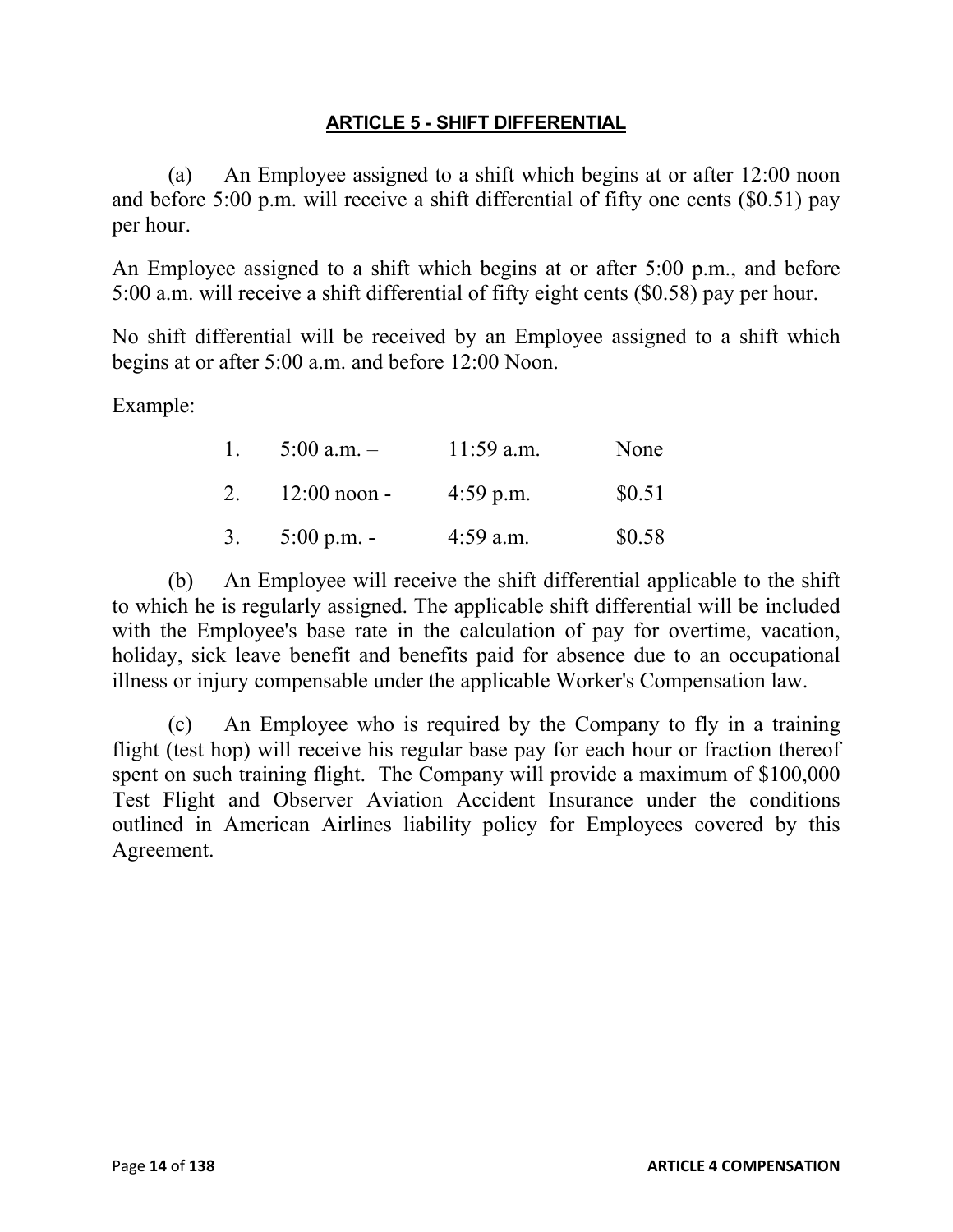## ARTICLE 5 - SHIFT DIFFERENTIAL

(a) An Employee assigned to a shift which begins at or after 12:00 noon and before 5:00 p.m. will receive a shift differential of fifty one cents ($0.51) pay per hour.

An Employee assigned to a shift which begins at or after 5:00 p.m., and before 5:00 a.m. will receive a shift differential of fifty eight cents ($0.58) pay per hour.

No shift differential will be received by an Employee assigned to a shift which begins at or after 5:00 a.m. and before 12:00 Noon.

Example:

| | | | |
|---|---|---|---|
| 1. | 5:00 a.m. – | 11:59 a.m. | None |
| 2. | 12:00 noon - | 4:59 p.m. | $0.51 |
| 3. | 5:00 p.m. - | 4:59 a.m. | $0.58 |

(b) An Employee will receive the shift differential applicable to the shift to which he is regularly assigned. The applicable shift differential will be included with the Employee's base rate in the calculation of pay for overtime, vacation, holiday, sick leave benefit and benefits paid for absence due to an occupational illness or injury compensable under the applicable Worker's Compensation law.

(c) An Employee who is required by the Company to fly in a training flight (test hop) will receive his regular base pay for each hour or fraction thereof spent on such training flight. The Company will provide a maximum of $100,000 Test Flight and Observer Aviation Accident Insurance under the conditions outlined in American Airlines liability policy for Employees covered by this Agreement.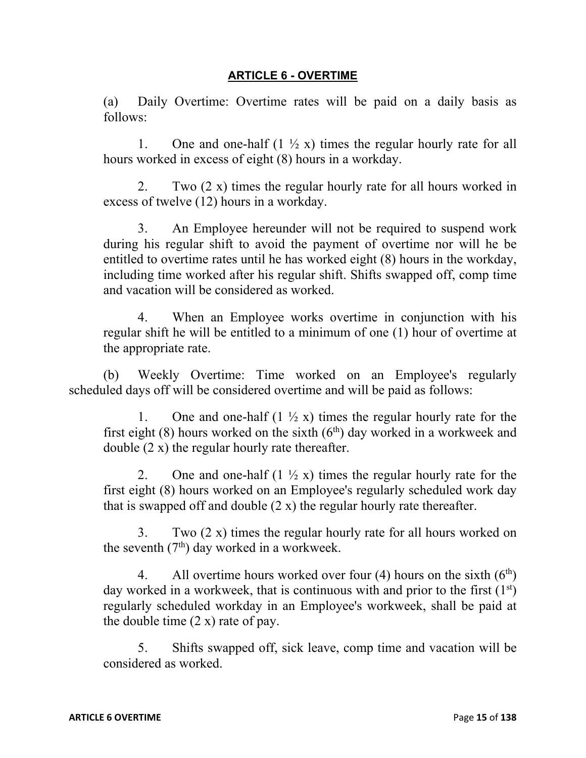## ARTICLE 6 - OVERTIME

(a) Daily Overtime: Overtime rates will be paid on a daily basis as follows:

1. One and one-half (1 ½ x) times the regular hourly rate for all hours worked in excess of eight (8) hours in a workday.

2. Two (2 x) times the regular hourly rate for all hours worked in excess of twelve (12) hours in a workday.

3. An Employee hereunder will not be required to suspend work during his regular shift to avoid the payment of overtime nor will he be entitled to overtime rates until he has worked eight (8) hours in the workday, including time worked after his regular shift. Shifts swapped off, comp time and vacation will be considered as worked.

4. When an Employee works overtime in conjunction with his regular shift he will be entitled to a minimum of one (1) hour of overtime at the appropriate rate.

(b) Weekly Overtime: Time worked on an Employee's regularly scheduled days off will be considered overtime and will be paid as follows:

1. One and one-half (1 ½ x) times the regular hourly rate for the first eight (8) hours worked on the sixth (6th) day worked in a workweek and double (2 x) the regular hourly rate thereafter.

2. One and one-half (1 ½ x) times the regular hourly rate for the first eight (8) hours worked on an Employee's regularly scheduled work day that is swapped off and double (2 x) the regular hourly rate thereafter.

3. Two (2 x) times the regular hourly rate for all hours worked on the seventh (7th) day worked in a workweek.

4. All overtime hours worked over four (4) hours on the sixth (6th) day worked in a workweek, that is continuous with and prior to the first (1st) regularly scheduled workday in an Employee's workweek, shall be paid at the double time (2 x) rate of pay.

5. Shifts swapped off, sick leave, comp time and vacation will be considered as worked.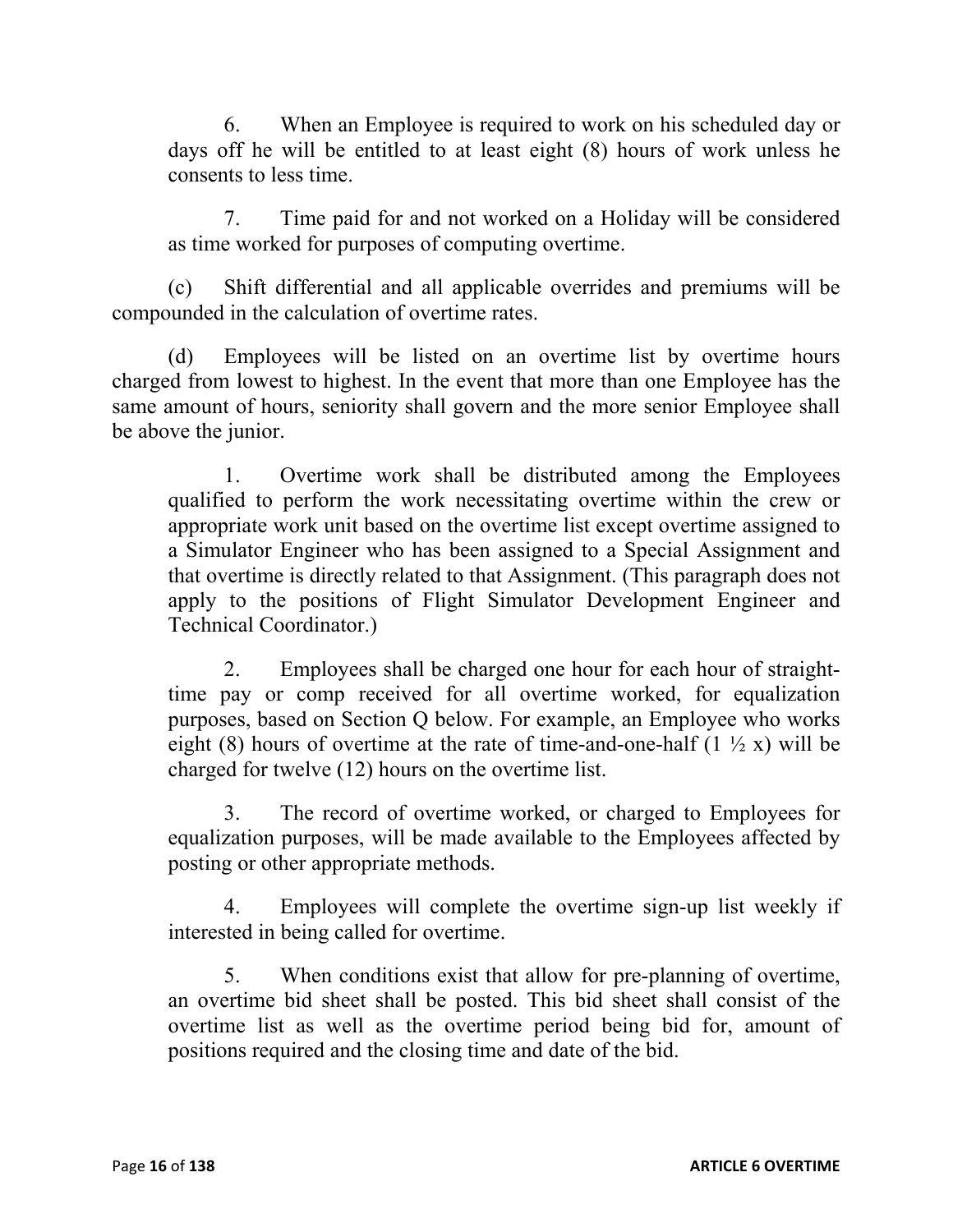6. When an Employee is required to work on his scheduled day or days off he will be entitled to at least eight (8) hours of work unless he consents to less time.

7. Time paid for and not worked on a Holiday will be considered as time worked for purposes of computing overtime.

(c) Shift differential and all applicable overrides and premiums will be compounded in the calculation of overtime rates.

(d) Employees will be listed on an overtime list by overtime hours charged from lowest to highest. In the event that more than one Employee has the same amount of hours, seniority shall govern and the more senior Employee shall be above the junior.

1. Overtime work shall be distributed among the Employees qualified to perform the work necessitating overtime within the crew or appropriate work unit based on the overtime list except overtime assigned to a Simulator Engineer who has been assigned to a Special Assignment and that overtime is directly related to that Assignment. (This paragraph does not apply to the positions of Flight Simulator Development Engineer and Technical Coordinator.)

2. Employees shall be charged one hour for each hour of straight-time pay or comp received for all overtime worked, for equalization purposes, based on Section Q below. For example, an Employee who works eight (8) hours of overtime at the rate of time-and-one-half (1 ½ x) will be charged for twelve (12) hours on the overtime list.

3. The record of overtime worked, or charged to Employees for equalization purposes, will be made available to the Employees affected by posting or other appropriate methods.

4. Employees will complete the overtime sign-up list weekly if interested in being called for overtime.

5. When conditions exist that allow for pre-planning of overtime, an overtime bid sheet shall be posted. This bid sheet shall consist of the overtime list as well as the overtime period being bid for, amount of positions required and the closing time and date of the bid.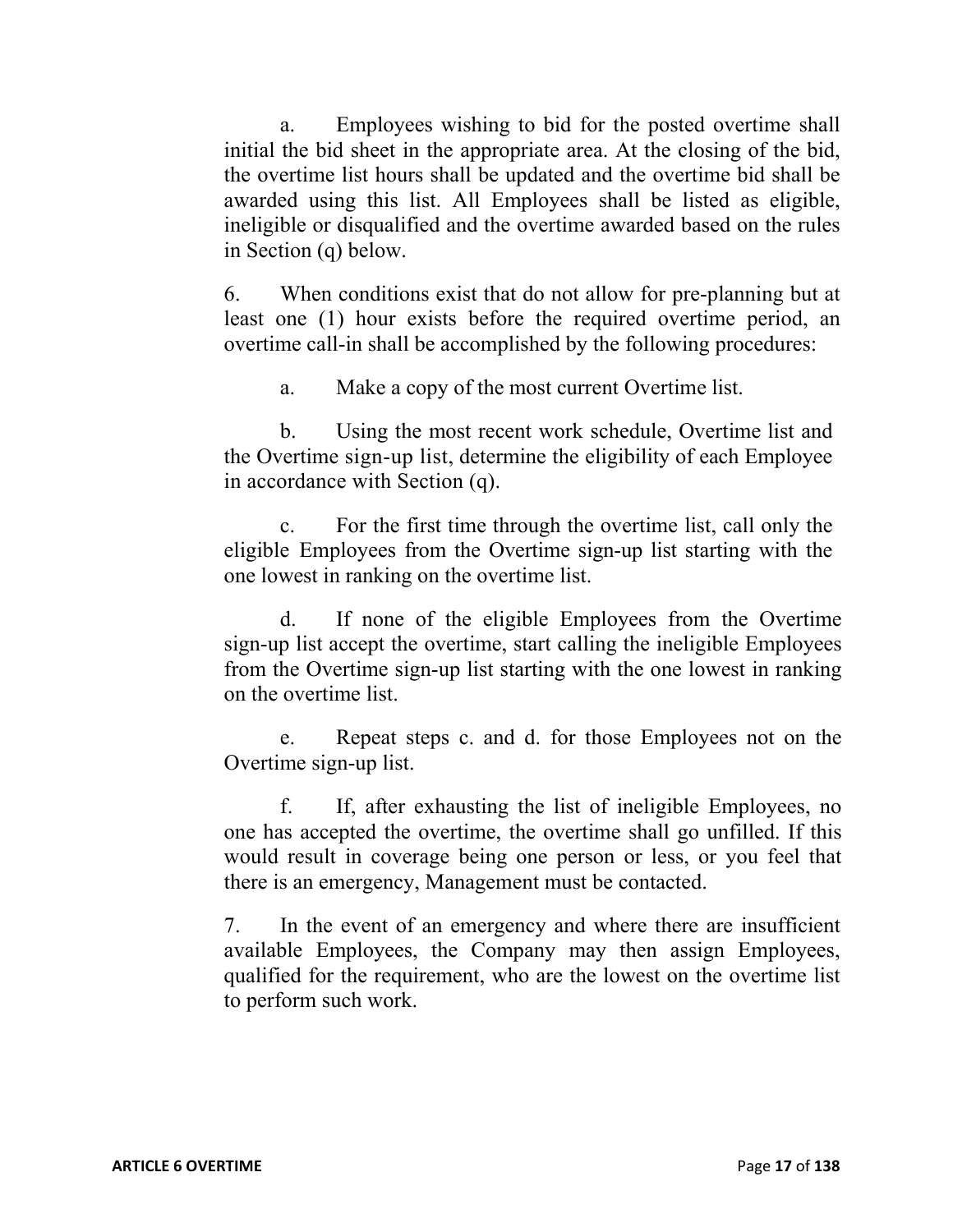a. Employees wishing to bid for the posted overtime shall initial the bid sheet in the appropriate area. At the closing of the bid, the overtime list hours shall be updated and the overtime bid shall be awarded using this list. All Employees shall be listed as eligible, ineligible or disqualified and the overtime awarded based on the rules in Section (q) below.

6. When conditions exist that do not allow for pre-planning but at least one (1) hour exists before the required overtime period, an overtime call-in shall be accomplished by the following procedures:

a. Make a copy of the most current Overtime list.

b. Using the most recent work schedule, Overtime list and the Overtime sign-up list, determine the eligibility of each Employee in accordance with Section (q).

c. For the first time through the overtime list, call only the eligible Employees from the Overtime sign-up list starting with the one lowest in ranking on the overtime list.

d. If none of the eligible Employees from the Overtime sign-up list accept the overtime, start calling the ineligible Employees from the Overtime sign-up list starting with the one lowest in ranking on the overtime list.

e. Repeat steps c. and d. for those Employees not on the Overtime sign-up list.

f. If, after exhausting the list of ineligible Employees, no one has accepted the overtime, the overtime shall go unfilled. If this would result in coverage being one person or less, or you feel that there is an emergency, Management must be contacted.

7. In the event of an emergency and where there are insufficient available Employees, the Company may then assign Employees, qualified for the requirement, who are the lowest on the overtime list to perform such work.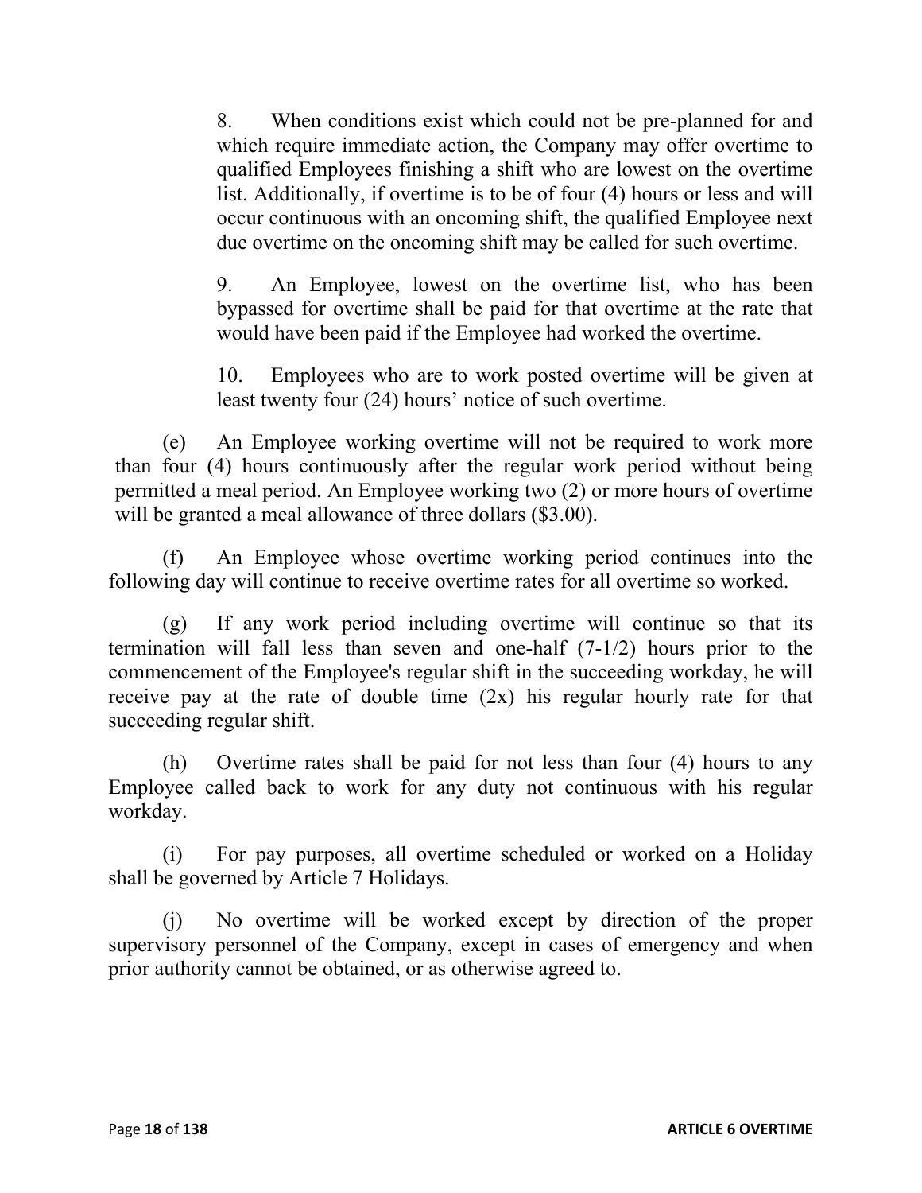8. When conditions exist which could not be pre-planned for and which require immediate action, the Company may offer overtime to qualified Employees finishing a shift who are lowest on the overtime list. Additionally, if overtime is to be of four (4) hours or less and will occur continuous with an oncoming shift, the qualified Employee next due overtime on the oncoming shift may be called for such overtime.

9. An Employee, lowest on the overtime list, who has been bypassed for overtime shall be paid for that overtime at the rate that would have been paid if the Employee had worked the overtime.

10. Employees who are to work posted overtime will be given at least twenty four (24) hours' notice of such overtime.

(e) An Employee working overtime will not be required to work more than four (4) hours continuously after the regular work period without being permitted a meal period. An Employee working two (2) or more hours of overtime will be granted a meal allowance of three dollars ($3.00).

(f) An Employee whose overtime working period continues into the following day will continue to receive overtime rates for all overtime so worked.

(g) If any work period including overtime will continue so that its termination will fall less than seven and one-half (7-1/2) hours prior to the commencement of the Employee's regular shift in the succeeding workday, he will receive pay at the rate of double time (2x) his regular hourly rate for that succeeding regular shift.

(h) Overtime rates shall be paid for not less than four (4) hours to any Employee called back to work for any duty not continuous with his regular workday.

(i) For pay purposes, all overtime scheduled or worked on a Holiday shall be governed by Article 7 Holidays.

(j) No overtime will be worked except by direction of the proper supervisory personnel of the Company, except in cases of emergency and when prior authority cannot be obtained, or as otherwise agreed to.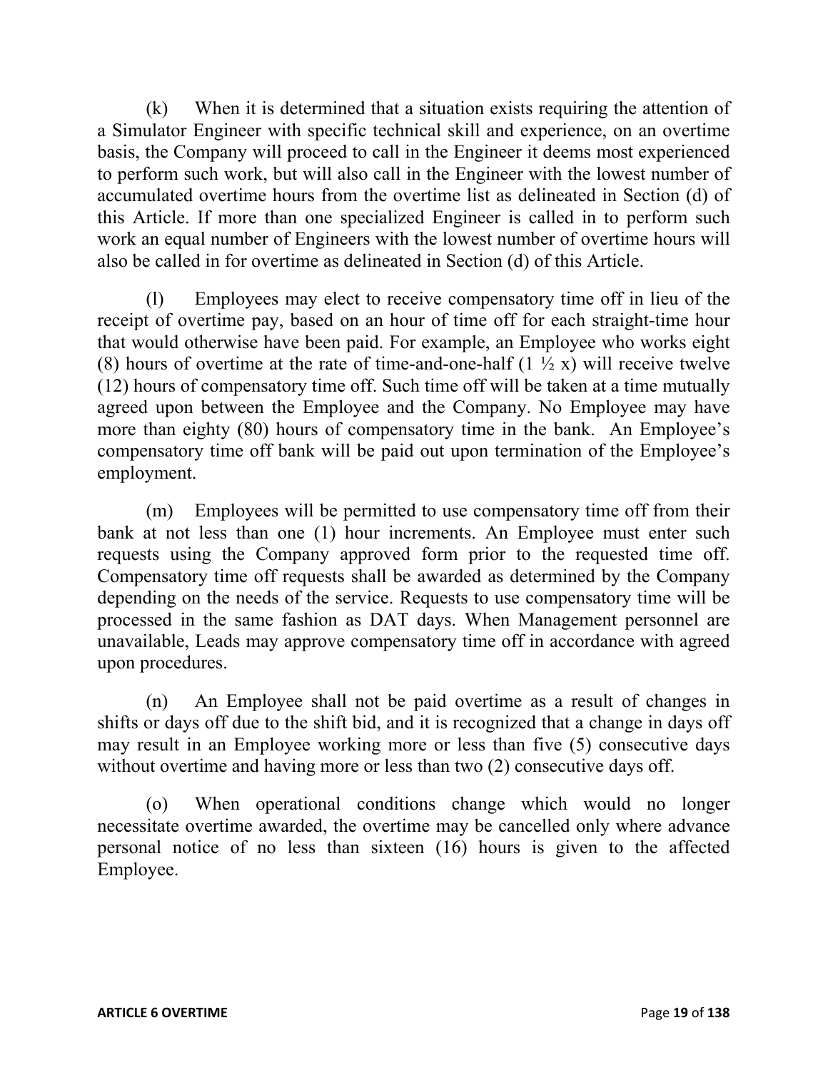(k) When it is determined that a situation exists requiring the attention of a Simulator Engineer with specific technical skill and experience, on an overtime basis, the Company will proceed to call in the Engineer it deems most experienced to perform such work, but will also call in the Engineer with the lowest number of accumulated overtime hours from the overtime list as delineated in Section (d) of this Article. If more than one specialized Engineer is called in to perform such work an equal number of Engineers with the lowest number of overtime hours will also be called in for overtime as delineated in Section (d) of this Article.

(l) Employees may elect to receive compensatory time off in lieu of the receipt of overtime pay, based on an hour of time off for each straight-time hour that would otherwise have been paid. For example, an Employee who works eight (8) hours of overtime at the rate of time-and-one-half (1 ½ x) will receive twelve (12) hours of compensatory time off. Such time off will be taken at a time mutually agreed upon between the Employee and the Company. No Employee may have more than eighty (80) hours of compensatory time in the bank. An Employee's compensatory time off bank will be paid out upon termination of the Employee's employment.

(m) Employees will be permitted to use compensatory time off from their bank at not less than one (1) hour increments. An Employee must enter such requests using the Company approved form prior to the requested time off. Compensatory time off requests shall be awarded as determined by the Company depending on the needs of the service. Requests to use compensatory time will be processed in the same fashion as DAT days. When Management personnel are unavailable, Leads may approve compensatory time off in accordance with agreed upon procedures.

(n) An Employee shall not be paid overtime as a result of changes in shifts or days off due to the shift bid, and it is recognized that a change in days off may result in an Employee working more or less than five (5) consecutive days without overtime and having more or less than two (2) consecutive days off.

(o) When operational conditions change which would no longer necessitate overtime awarded, the overtime may be cancelled only where advance personal notice of no less than sixteen (16) hours is given to the affected Employee.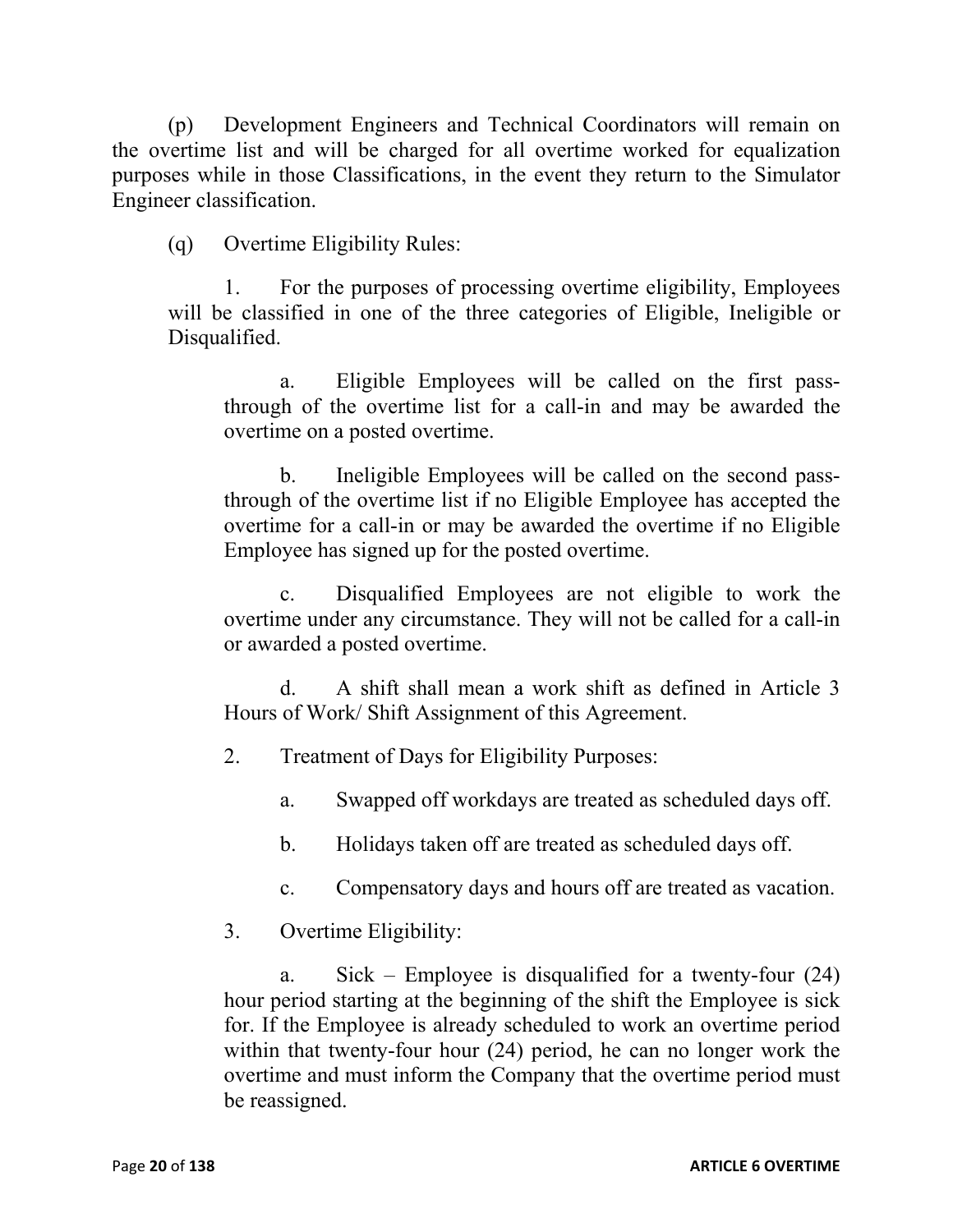(p) Development Engineers and Technical Coordinators will remain on the overtime list and will be charged for all overtime worked for equalization purposes while in those Classifications, in the event they return to the Simulator Engineer classification.

(q) Overtime Eligibility Rules:

1. For the purposes of processing overtime eligibility, Employees will be classified in one of the three categories of Eligible, Ineligible or Disqualified.

   a. Eligible Employees will be called on the first pass-through of the overtime list for a call-in and may be awarded the overtime on a posted overtime.

   b. Ineligible Employees will be called on the second pass-through of the overtime list if no Eligible Employee has accepted the overtime for a call-in or may be awarded the overtime if no Eligible Employee has signed up for the posted overtime.

   c. Disqualified Employees are not eligible to work the overtime under any circumstance. They will not be called for a call-in or awarded a posted overtime.

   d. A shift shall mean a work shift as defined in Article 3 Hours of Work/ Shift Assignment of this Agreement.

2. Treatment of Days for Eligibility Purposes:

   a. Swapped off workdays are treated as scheduled days off.

   b. Holidays taken off are treated as scheduled days off.

   c. Compensatory days and hours off are treated as vacation.

3. Overtime Eligibility:

   a. Sick – Employee is disqualified for a twenty-four (24) hour period starting at the beginning of the shift the Employee is sick for. If the Employee is already scheduled to work an overtime period within that twenty-four hour (24) period, he can no longer work the overtime and must inform the Company that the overtime period must be reassigned.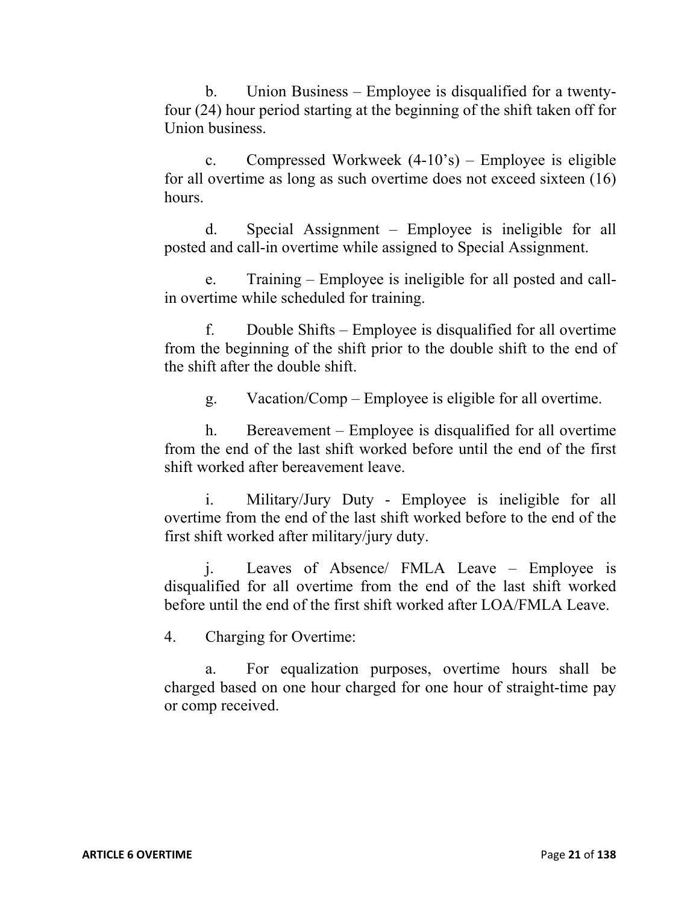b. Union Business – Employee is disqualified for a twenty-four (24) hour period starting at the beginning of the shift taken off for Union business.

c. Compressed Workweek (4-10's) – Employee is eligible for all overtime as long as such overtime does not exceed sixteen (16) hours.

d. Special Assignment – Employee is ineligible for all posted and call-in overtime while assigned to Special Assignment.

e. Training – Employee is ineligible for all posted and call-in overtime while scheduled for training.

f. Double Shifts – Employee is disqualified for all overtime from the beginning of the shift prior to the double shift to the end of the shift after the double shift.

g. Vacation/Comp – Employee is eligible for all overtime.

h. Bereavement – Employee is disqualified for all overtime from the end of the last shift worked before until the end of the first shift worked after bereavement leave.

i. Military/Jury Duty - Employee is ineligible for all overtime from the end of the last shift worked before to the end of the first shift worked after military/jury duty.

j. Leaves of Absence/ FMLA Leave – Employee is disqualified for all overtime from the end of the last shift worked before until the end of the first shift worked after LOA/FMLA Leave.

4. Charging for Overtime:

a. For equalization purposes, overtime hours shall be charged based on one hour charged for one hour of straight-time pay or comp received.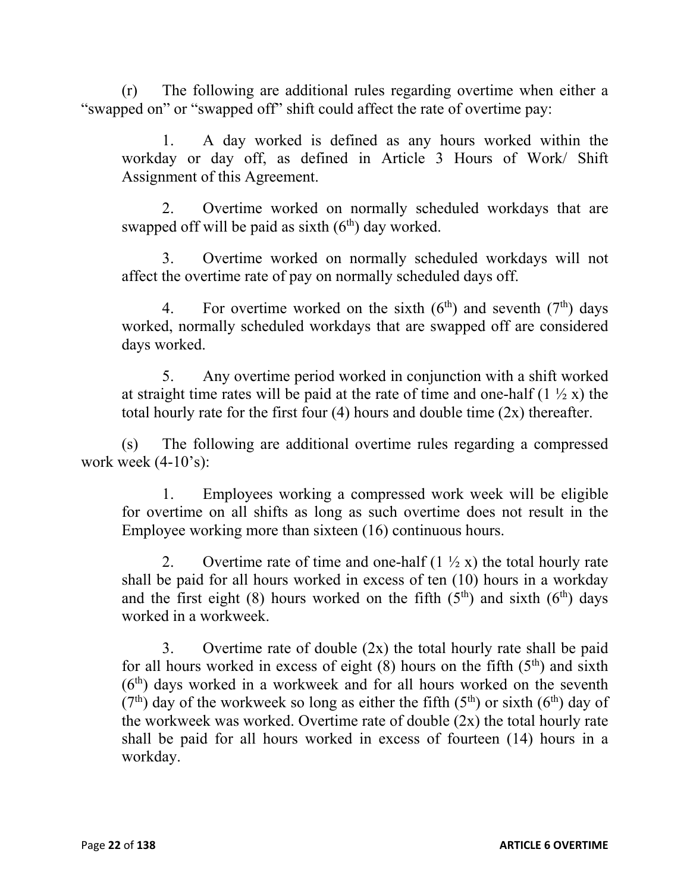(r) The following are additional rules regarding overtime when either a "swapped on" or "swapped off" shift could affect the rate of overtime pay:

1. A day worked is defined as any hours worked within the workday or day off, as defined in Article 3 Hours of Work/ Shift Assignment of this Agreement.

2. Overtime worked on normally scheduled workdays that are swapped off will be paid as sixth ($6^{th}$) day worked.

3. Overtime worked on normally scheduled workdays will not affect the overtime rate of pay on normally scheduled days off.

4. For overtime worked on the sixth ($6^{th}$) and seventh ($7^{th}$) days worked, normally scheduled workdays that are swapped off are considered days worked.

5. Any overtime period worked in conjunction with a shift worked at straight time rates will be paid at the rate of time and one-half (1 ½ x) the total hourly rate for the first four (4) hours and double time (2x) thereafter.

(s) The following are additional overtime rules regarding a compressed work week (4-10's):

1. Employees working a compressed work week will be eligible for overtime on all shifts as long as such overtime does not result in the Employee working more than sixteen (16) continuous hours.

2. Overtime rate of time and one-half (1 ½ x) the total hourly rate shall be paid for all hours worked in excess of ten (10) hours in a workday and the first eight (8) hours worked on the fifth ($5^{th}$) and sixth ($6^{th}$) days worked in a workweek.

3. Overtime rate of double (2x) the total hourly rate shall be paid for all hours worked in excess of eight (8) hours on the fifth ($5^{th}$) and sixth ($6^{th}$) days worked in a workweek and for all hours worked on the seventh ($7^{th}$) day of the workweek so long as either the fifth ($5^{th}$) or sixth ($6^{th}$) day of the workweek was worked. Overtime rate of double (2x) the total hourly rate shall be paid for all hours worked in excess of fourteen (14) hours in a workday.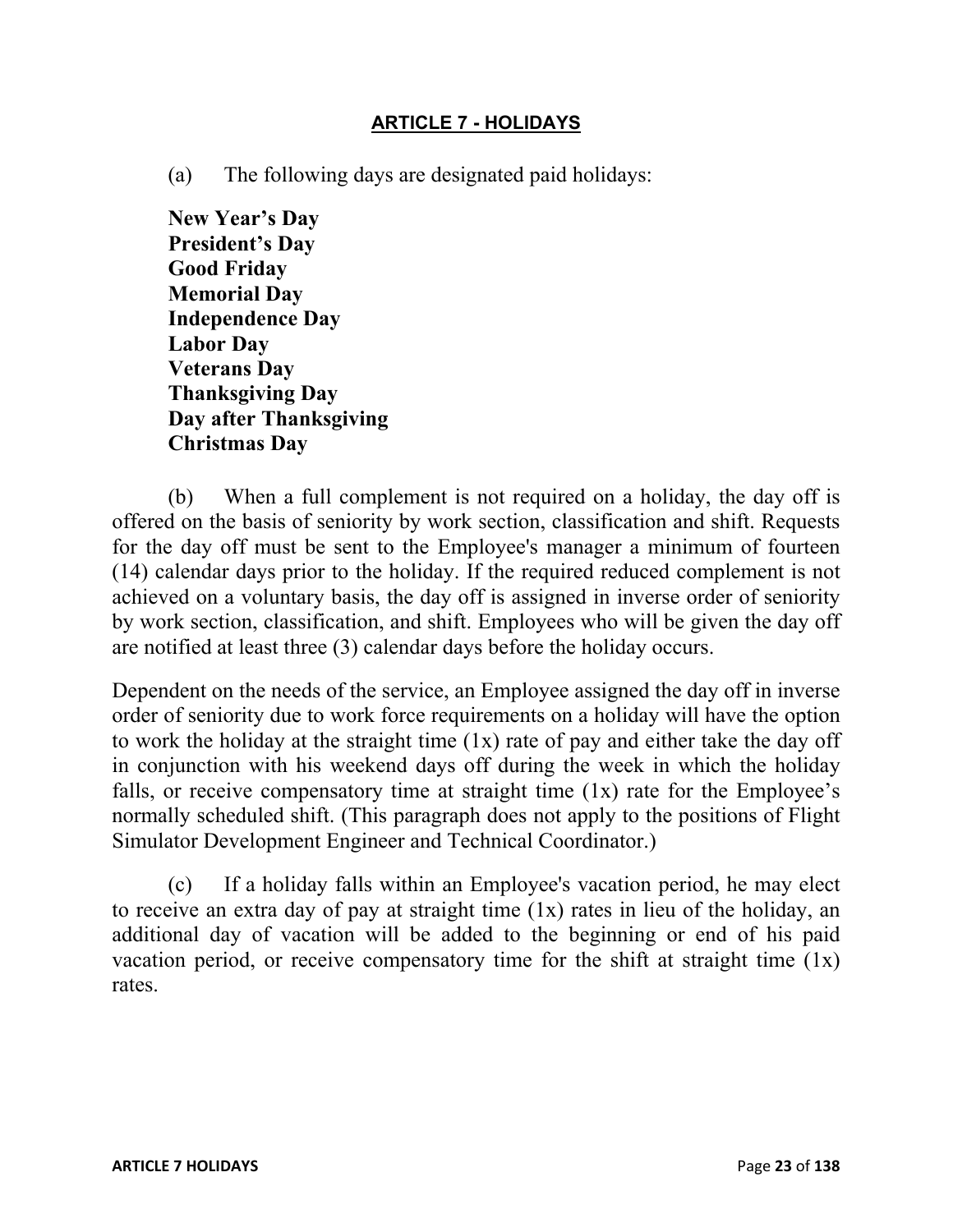## ARTICLE 7 - HOLIDAYS

(a) The following days are designated paid holidays:

**New Year's Day**
**President's Day**
**Good Friday**
**Memorial Day**
**Independence Day**
**Labor Day**
**Veterans Day**
**Thanksgiving Day**
**Day after Thanksgiving**
**Christmas Day**

(b) When a full complement is not required on a holiday, the day off is offered on the basis of seniority by work section, classification and shift. Requests for the day off must be sent to the Employee's manager a minimum of fourteen (14) calendar days prior to the holiday. If the required reduced complement is not achieved on a voluntary basis, the day off is assigned in inverse order of seniority by work section, classification, and shift. Employees who will be given the day off are notified at least three (3) calendar days before the holiday occurs.

Dependent on the needs of the service, an Employee assigned the day off in inverse order of seniority due to work force requirements on a holiday will have the option to work the holiday at the straight time (1x) rate of pay and either take the day off in conjunction with his weekend days off during the week in which the holiday falls, or receive compensatory time at straight time (1x) rate for the Employee's normally scheduled shift. (This paragraph does not apply to the positions of Flight Simulator Development Engineer and Technical Coordinator.)

(c) If a holiday falls within an Employee's vacation period, he may elect to receive an extra day of pay at straight time (1x) rates in lieu of the holiday, an additional day of vacation will be added to the beginning or end of his paid vacation period, or receive compensatory time for the shift at straight time (1x) rates.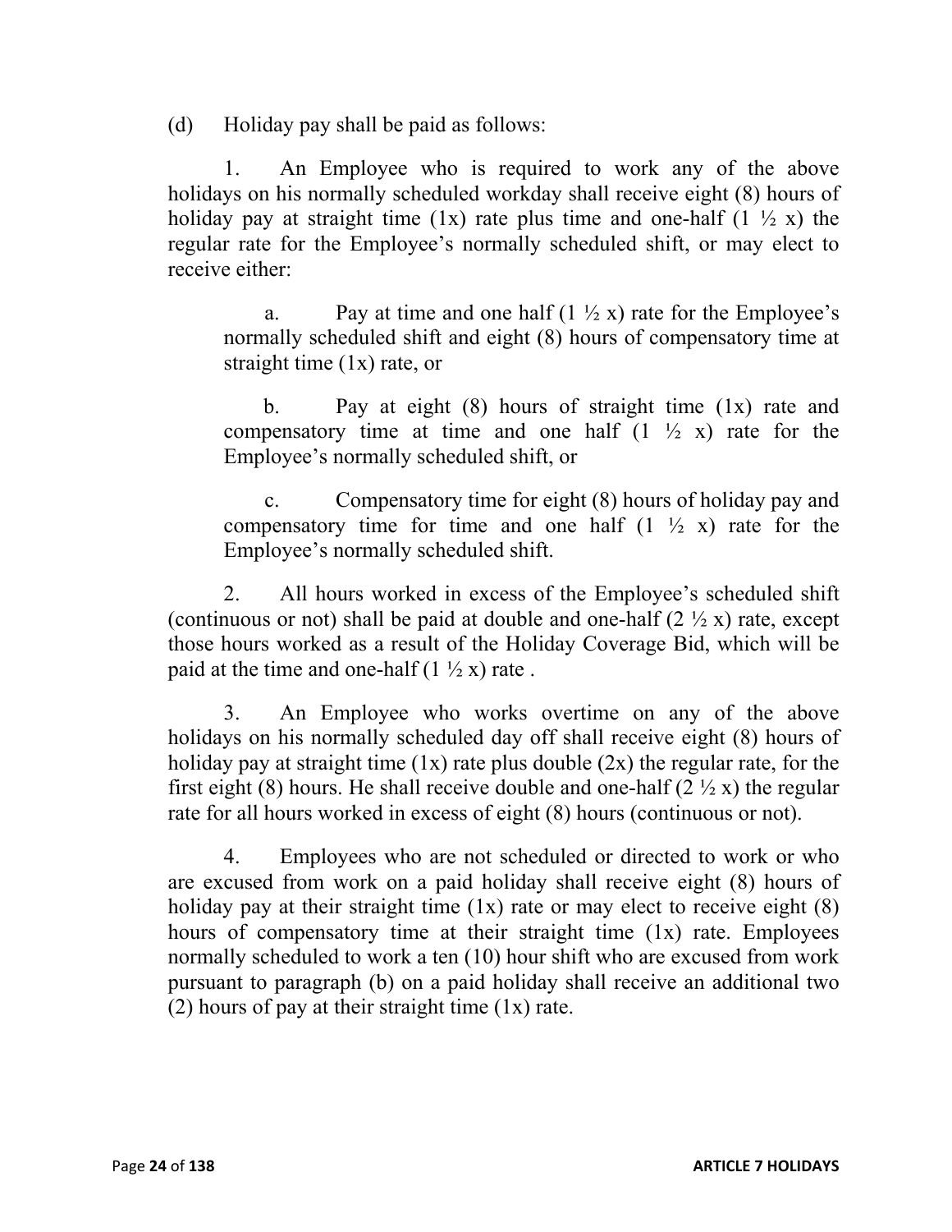(d) Holiday pay shall be paid as follows:

1. An Employee who is required to work any of the above holidays on his normally scheduled workday shall receive eight (8) hours of holiday pay at straight time (1x) rate plus time and one-half (1 ½ x) the regular rate for the Employee's normally scheduled shift, or may elect to receive either:

   a. Pay at time and one half (1 ½ x) rate for the Employee's normally scheduled shift and eight (8) hours of compensatory time at straight time (1x) rate, or

   b. Pay at eight (8) hours of straight time (1x) rate and compensatory time at time and one half (1 ½ x) rate for the Employee's normally scheduled shift, or

   c. Compensatory time for eight (8) hours of holiday pay and compensatory time for time and one half (1 ½ x) rate for the Employee's normally scheduled shift.

2. All hours worked in excess of the Employee's scheduled shift (continuous or not) shall be paid at double and one-half (2 ½ x) rate, except those hours worked as a result of the Holiday Coverage Bid, which will be paid at the time and one-half (1 ½ x) rate .

3. An Employee who works overtime on any of the above holidays on his normally scheduled day off shall receive eight (8) hours of holiday pay at straight time (1x) rate plus double (2x) the regular rate, for the first eight (8) hours. He shall receive double and one-half (2 ½ x) the regular rate for all hours worked in excess of eight (8) hours (continuous or not).

4. Employees who are not scheduled or directed to work or who are excused from work on a paid holiday shall receive eight (8) hours of holiday pay at their straight time (1x) rate or may elect to receive eight (8) hours of compensatory time at their straight time (1x) rate. Employees normally scheduled to work a ten (10) hour shift who are excused from work pursuant to paragraph (b) on a paid holiday shall receive an additional two (2) hours of pay at their straight time (1x) rate.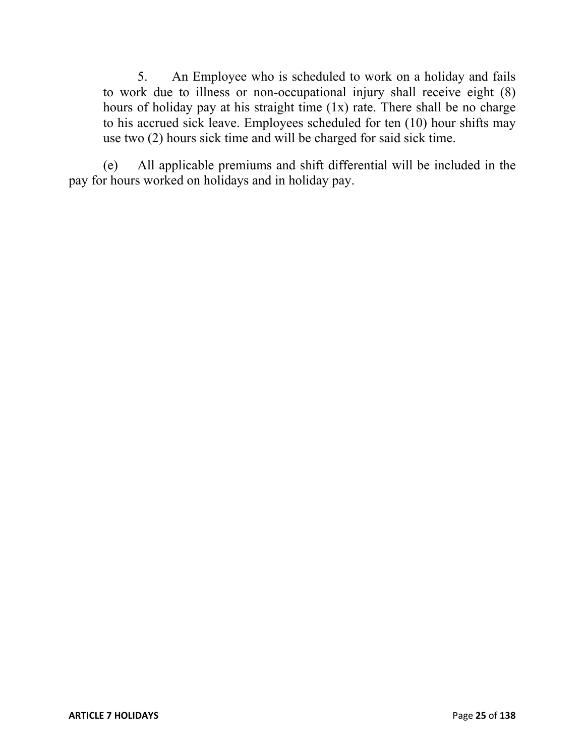5. An Employee who is scheduled to work on a holiday and fails to work due to illness or non-occupational injury shall receive eight (8) hours of holiday pay at his straight time (1x) rate. There shall be no charge to his accrued sick leave. Employees scheduled for ten (10) hour shifts may use two (2) hours sick time and will be charged for said sick time.

(e) All applicable premiums and shift differential will be included in the pay for hours worked on holidays and in holiday pay.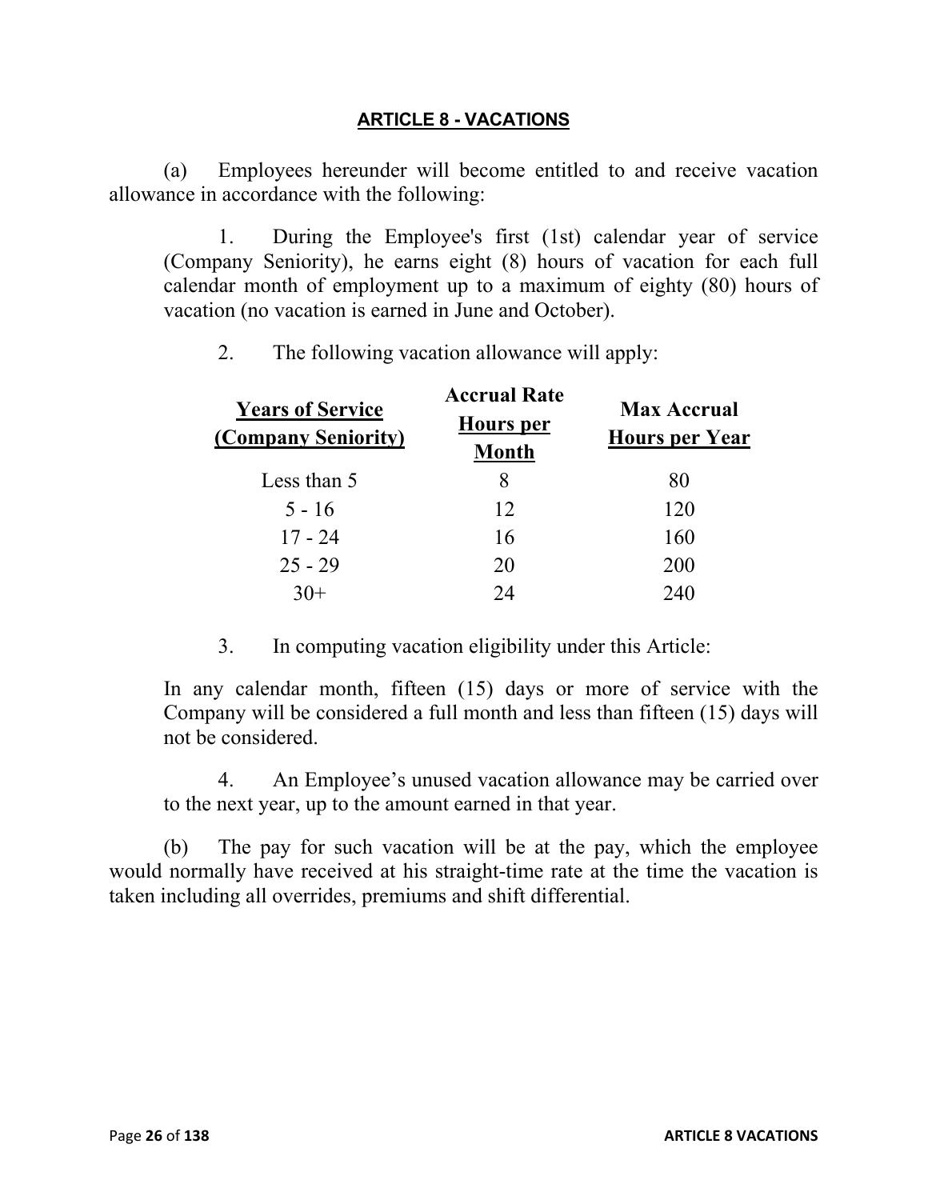## ARTICLE 8 - VACATIONS

(a) Employees hereunder will become entitled to and receive vacation allowance in accordance with the following:

1. During the Employee's first (1st) calendar year of service (Company Seniority), he earns eight (8) hours of vacation for each full calendar month of employment up to a maximum of eighty (80) hours of vacation (no vacation is earned in June and October).

2. The following vacation allowance will apply:

| Years of Service (Company Seniority) | Accrual Rate Hours per Month | Max Accrual Hours per Year |
|---|---|---|
| Less than 5 | 8 | 80 |
| 5 - 16 | 12 | 120 |
| 17 - 24 | 16 | 160 |
| 25 - 29 | 20 | 200 |
| 30+ | 24 | 240 |

3. In computing vacation eligibility under this Article:

In any calendar month, fifteen (15) days or more of service with the Company will be considered a full month and less than fifteen (15) days will not be considered.

4. An Employee's unused vacation allowance may be carried over to the next year, up to the amount earned in that year.

(b) The pay for such vacation will be at the pay, which the employee would normally have received at his straight-time rate at the time the vacation is taken including all overrides, premiums and shift differential.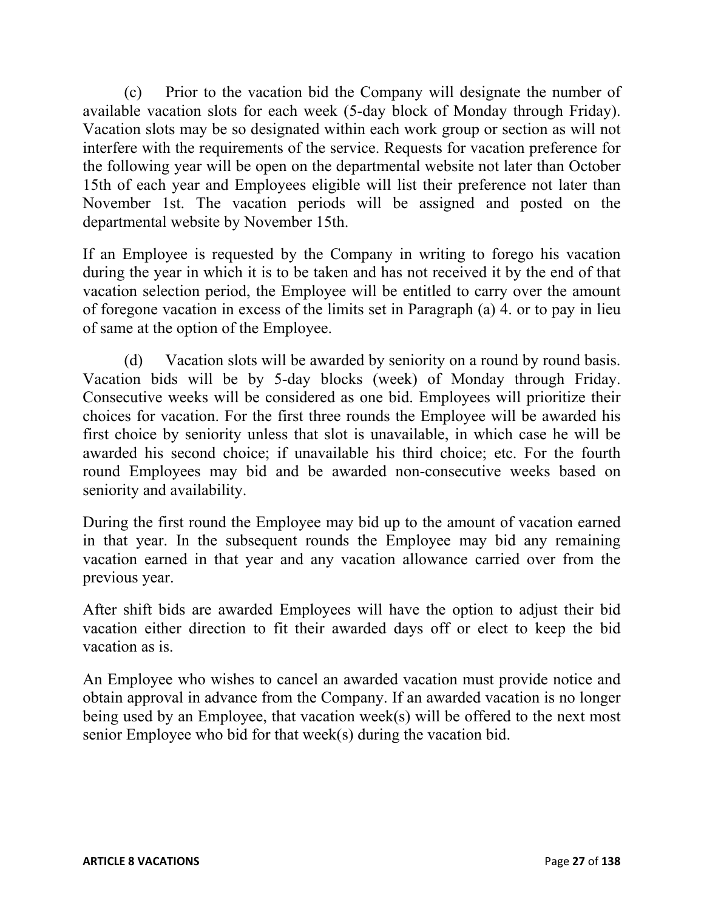(c) Prior to the vacation bid the Company will designate the number of available vacation slots for each week (5-day block of Monday through Friday). Vacation slots may be so designated within each work group or section as will not interfere with the requirements of the service. Requests for vacation preference for the following year will be open on the departmental website not later than October 15th of each year and Employees eligible will list their preference not later than November 1st. The vacation periods will be assigned and posted on the departmental website by November 15th.

If an Employee is requested by the Company in writing to forego his vacation during the year in which it is to be taken and has not received it by the end of that vacation selection period, the Employee will be entitled to carry over the amount of foregone vacation in excess of the limits set in Paragraph (a) 4. or to pay in lieu of same at the option of the Employee.

(d) Vacation slots will be awarded by seniority on a round by round basis. Vacation bids will be by 5-day blocks (week) of Monday through Friday. Consecutive weeks will be considered as one bid. Employees will prioritize their choices for vacation. For the first three rounds the Employee will be awarded his first choice by seniority unless that slot is unavailable, in which case he will be awarded his second choice; if unavailable his third choice; etc. For the fourth round Employees may bid and be awarded non-consecutive weeks based on seniority and availability.

During the first round the Employee may bid up to the amount of vacation earned in that year. In the subsequent rounds the Employee may bid any remaining vacation earned in that year and any vacation allowance carried over from the previous year.

After shift bids are awarded Employees will have the option to adjust their bid vacation either direction to fit their awarded days off or elect to keep the bid vacation as is.

An Employee who wishes to cancel an awarded vacation must provide notice and obtain approval in advance from the Company. If an awarded vacation is no longer being used by an Employee, that vacation week(s) will be offered to the next most senior Employee who bid for that week(s) during the vacation bid.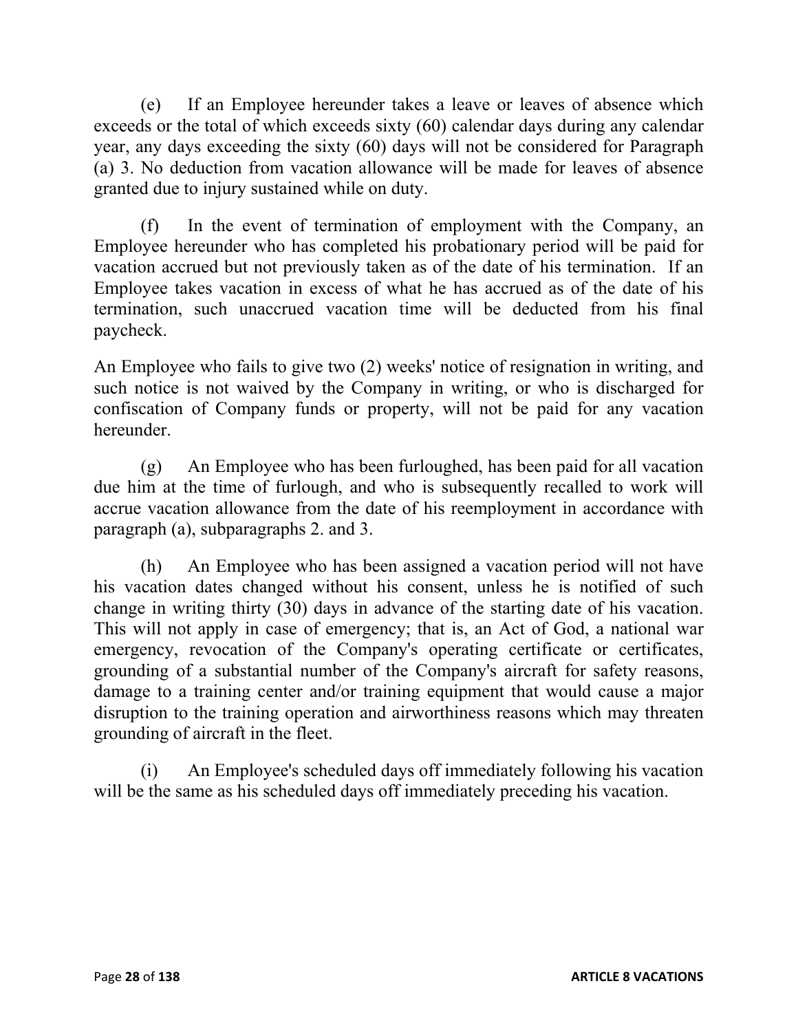(e) If an Employee hereunder takes a leave or leaves of absence which exceeds or the total of which exceeds sixty (60) calendar days during any calendar year, any days exceeding the sixty (60) days will not be considered for Paragraph (a) 3. No deduction from vacation allowance will be made for leaves of absence granted due to injury sustained while on duty.

(f) In the event of termination of employment with the Company, an Employee hereunder who has completed his probationary period will be paid for vacation accrued but not previously taken as of the date of his termination. If an Employee takes vacation in excess of what he has accrued as of the date of his termination, such unaccrued vacation time will be deducted from his final paycheck.

An Employee who fails to give two (2) weeks' notice of resignation in writing, and such notice is not waived by the Company in writing, or who is discharged for confiscation of Company funds or property, will not be paid for any vacation hereunder.

(g) An Employee who has been furloughed, has been paid for all vacation due him at the time of furlough, and who is subsequently recalled to work will accrue vacation allowance from the date of his reemployment in accordance with paragraph (a), subparagraphs 2. and 3.

(h) An Employee who has been assigned a vacation period will not have his vacation dates changed without his consent, unless he is notified of such change in writing thirty (30) days in advance of the starting date of his vacation. This will not apply in case of emergency; that is, an Act of God, a national war emergency, revocation of the Company's operating certificate or certificates, grounding of a substantial number of the Company's aircraft for safety reasons, damage to a training center and/or training equipment that would cause a major disruption to the training operation and airworthiness reasons which may threaten grounding of aircraft in the fleet.

(i) An Employee's scheduled days off immediately following his vacation will be the same as his scheduled days off immediately preceding his vacation.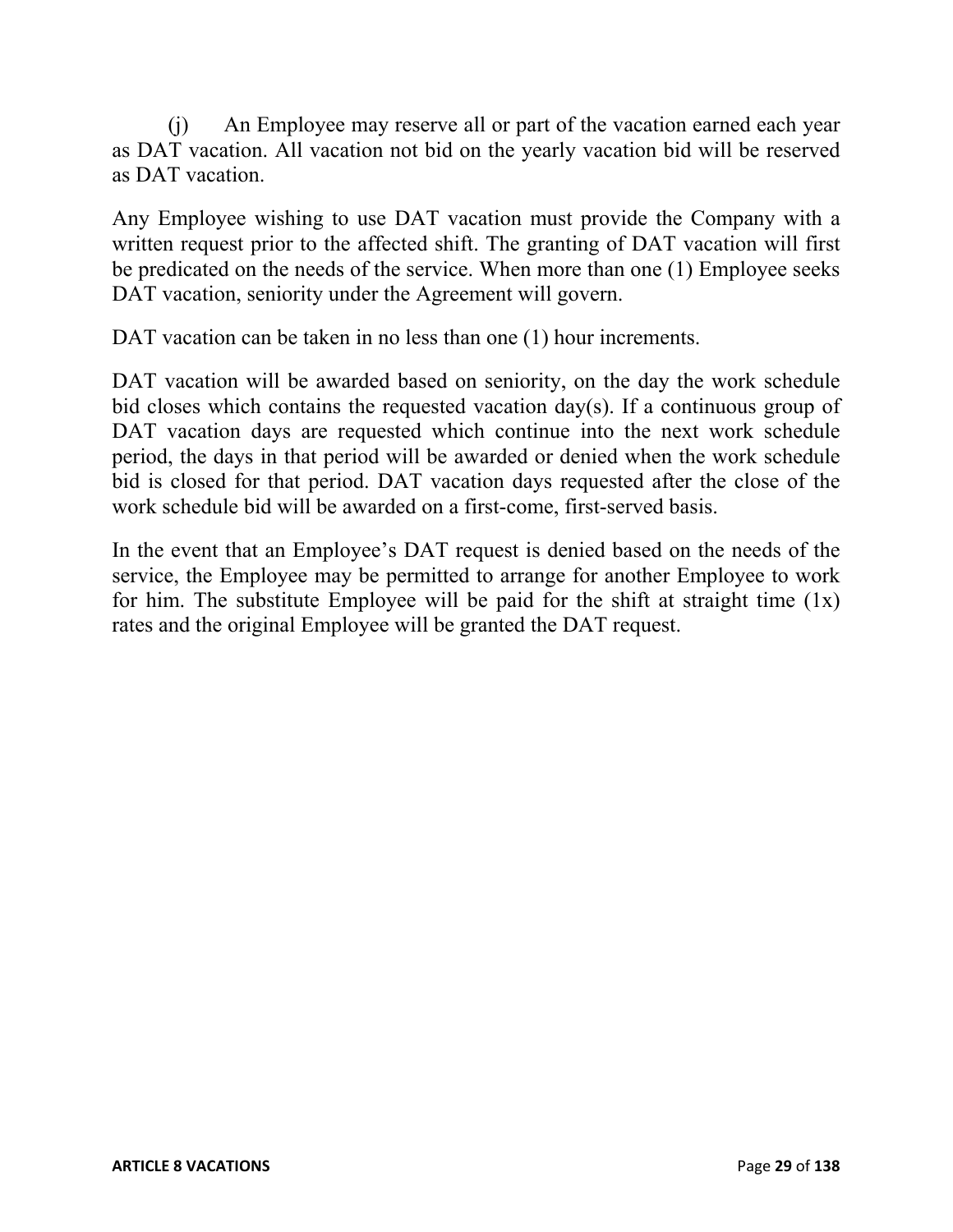(j) An Employee may reserve all or part of the vacation earned each year as DAT vacation. All vacation not bid on the yearly vacation bid will be reserved as DAT vacation.

Any Employee wishing to use DAT vacation must provide the Company with a written request prior to the affected shift. The granting of DAT vacation will first be predicated on the needs of the service. When more than one (1) Employee seeks DAT vacation, seniority under the Agreement will govern.

DAT vacation can be taken in no less than one (1) hour increments.

DAT vacation will be awarded based on seniority, on the day the work schedule bid closes which contains the requested vacation day(s). If a continuous group of DAT vacation days are requested which continue into the next work schedule period, the days in that period will be awarded or denied when the work schedule bid is closed for that period. DAT vacation days requested after the close of the work schedule bid will be awarded on a first-come, first-served basis.

In the event that an Employee's DAT request is denied based on the needs of the service, the Employee may be permitted to arrange for another Employee to work for him. The substitute Employee will be paid for the shift at straight time (1x) rates and the original Employee will be granted the DAT request.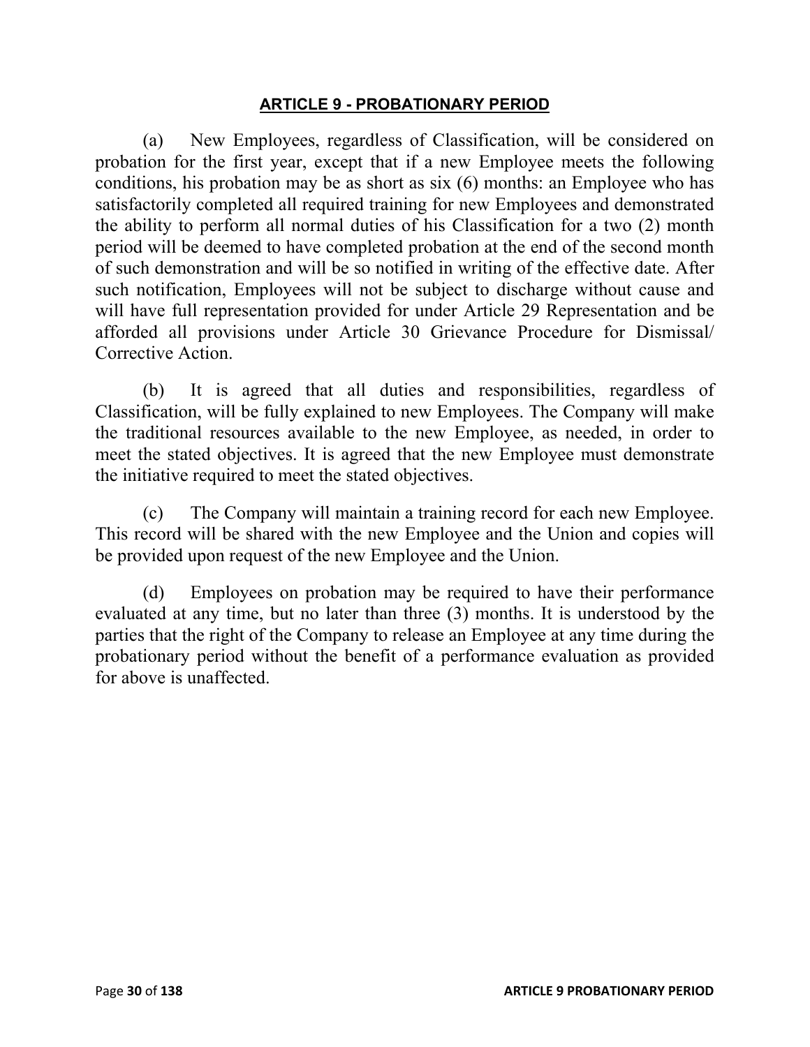## ARTICLE 9 - PROBATIONARY PERIOD

(a) New Employees, regardless of Classification, will be considered on probation for the first year, except that if a new Employee meets the following conditions, his probation may be as short as six (6) months: an Employee who has satisfactorily completed all required training for new Employees and demonstrated the ability to perform all normal duties of his Classification for a two (2) month period will be deemed to have completed probation at the end of the second month of such demonstration and will be so notified in writing of the effective date. After such notification, Employees will not be subject to discharge without cause and will have full representation provided for under Article 29 Representation and be afforded all provisions under Article 30 Grievance Procedure for Dismissal/ Corrective Action.

(b) It is agreed that all duties and responsibilities, regardless of Classification, will be fully explained to new Employees. The Company will make the traditional resources available to the new Employee, as needed, in order to meet the stated objectives. It is agreed that the new Employee must demonstrate the initiative required to meet the stated objectives.

(c) The Company will maintain a training record for each new Employee. This record will be shared with the new Employee and the Union and copies will be provided upon request of the new Employee and the Union.

(d) Employees on probation may be required to have their performance evaluated at any time, but no later than three (3) months. It is understood by the parties that the right of the Company to release an Employee at any time during the probationary period without the benefit of a performance evaluation as provided for above is unaffected.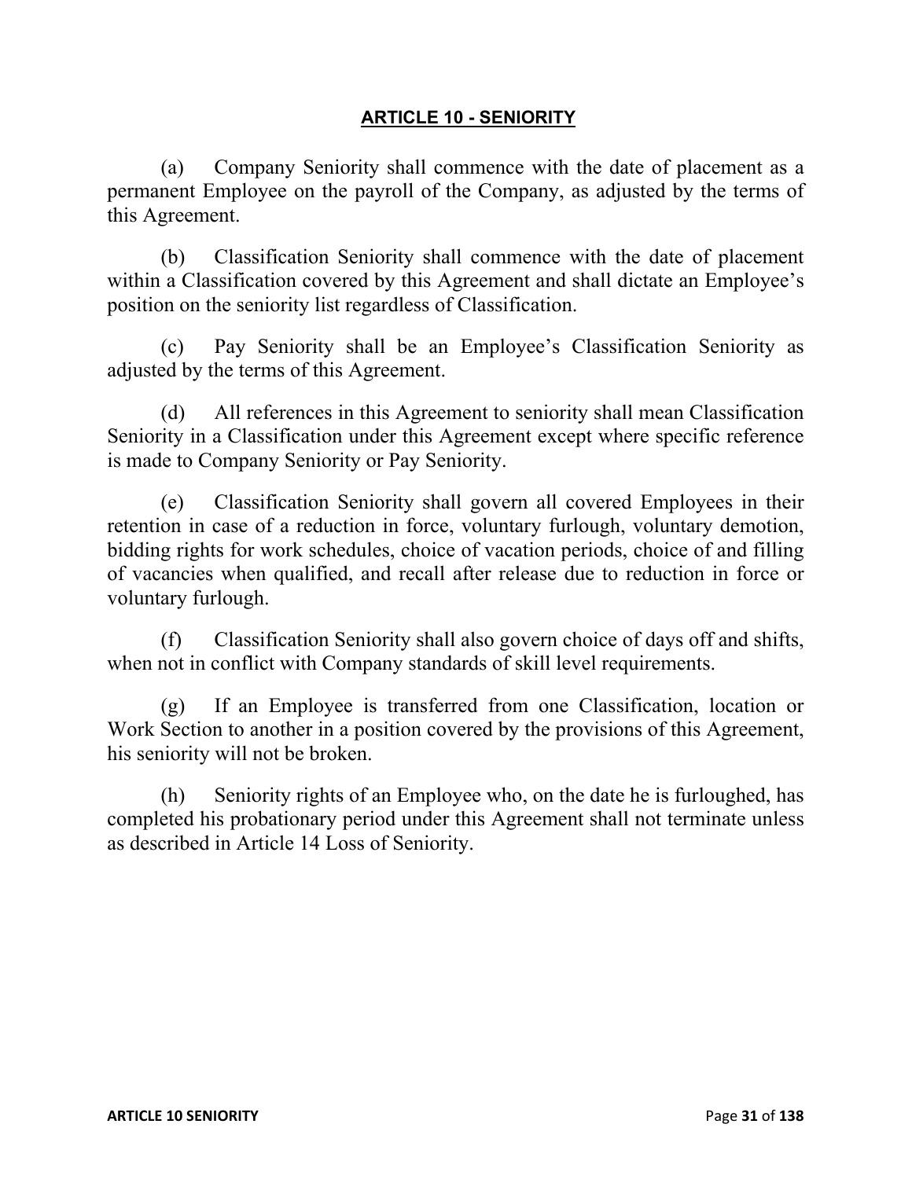## ARTICLE 10 - SENIORITY

(a) Company Seniority shall commence with the date of placement as a permanent Employee on the payroll of the Company, as adjusted by the terms of this Agreement.

(b) Classification Seniority shall commence with the date of placement within a Classification covered by this Agreement and shall dictate an Employee's position on the seniority list regardless of Classification.

(c) Pay Seniority shall be an Employee's Classification Seniority as adjusted by the terms of this Agreement.

(d) All references in this Agreement to seniority shall mean Classification Seniority in a Classification under this Agreement except where specific reference is made to Company Seniority or Pay Seniority.

(e) Classification Seniority shall govern all covered Employees in their retention in case of a reduction in force, voluntary furlough, voluntary demotion, bidding rights for work schedules, choice of vacation periods, choice of and filling of vacancies when qualified, and recall after release due to reduction in force or voluntary furlough.

(f) Classification Seniority shall also govern choice of days off and shifts, when not in conflict with Company standards of skill level requirements.

(g) If an Employee is transferred from one Classification, location or Work Section to another in a position covered by the provisions of this Agreement, his seniority will not be broken.

(h) Seniority rights of an Employee who, on the date he is furloughed, has completed his probationary period under this Agreement shall not terminate unless as described in Article 14 Loss of Seniority.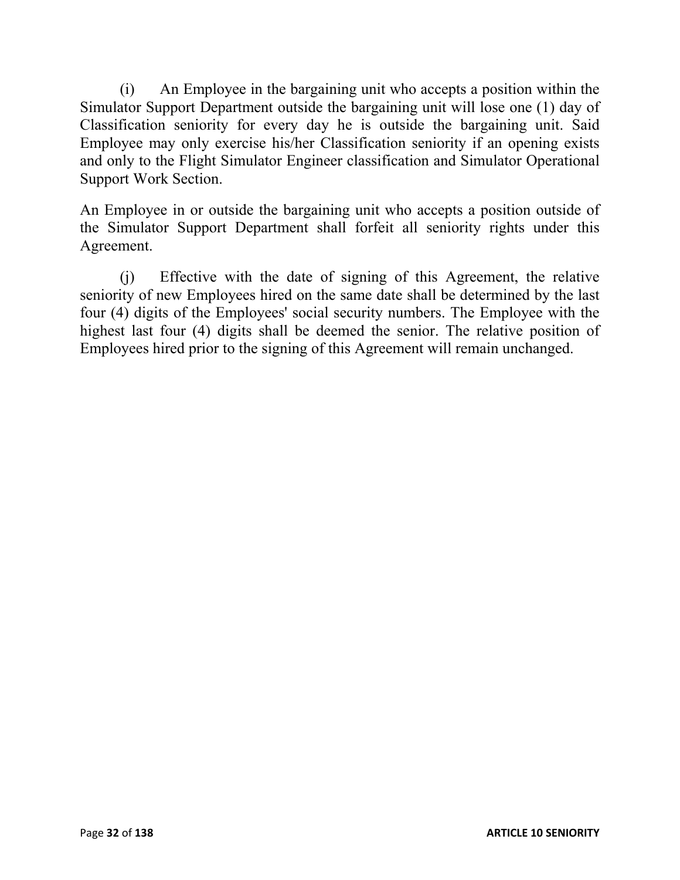(i) An Employee in the bargaining unit who accepts a position within the Simulator Support Department outside the bargaining unit will lose one (1) day of Classification seniority for every day he is outside the bargaining unit. Said Employee may only exercise his/her Classification seniority if an opening exists and only to the Flight Simulator Engineer classification and Simulator Operational Support Work Section.

An Employee in or outside the bargaining unit who accepts a position outside of the Simulator Support Department shall forfeit all seniority rights under this Agreement.

(j) Effective with the date of signing of this Agreement, the relative seniority of new Employees hired on the same date shall be determined by the last four (4) digits of the Employees' social security numbers. The Employee with the highest last four (4) digits shall be deemed the senior. The relative position of Employees hired prior to the signing of this Agreement will remain unchanged.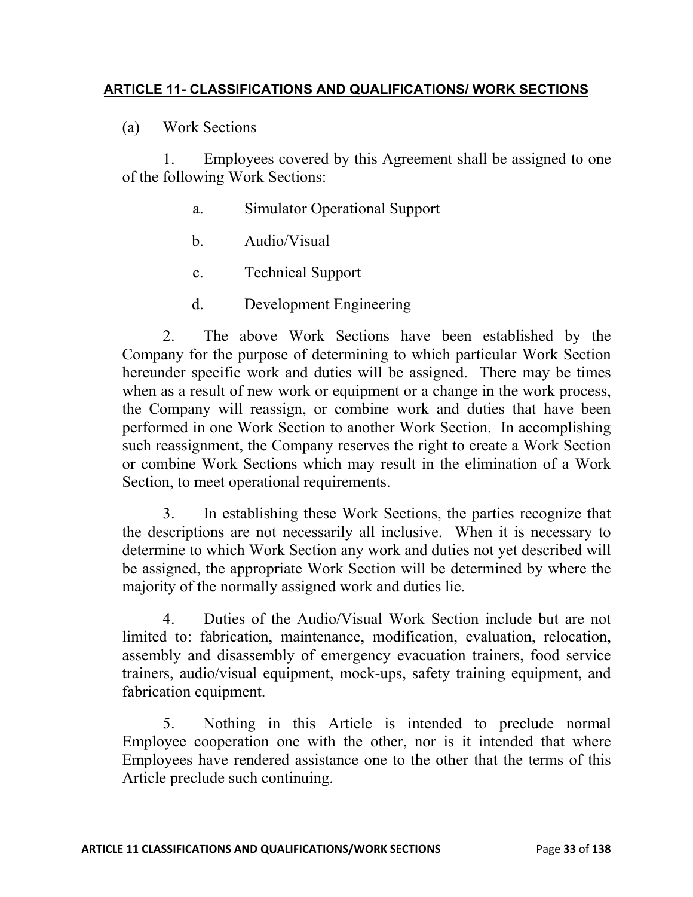## ARTICLE 11- CLASSIFICATIONS AND QUALIFICATIONS/ WORK SECTIONS

(a) Work Sections

1. Employees covered by this Agreement shall be assigned to one of the following Work Sections:

   a. Simulator Operational Support

   b. Audio/Visual

   c. Technical Support

   d. Development Engineering

2. The above Work Sections have been established by the Company for the purpose of determining to which particular Work Section hereunder specific work and duties will be assigned. There may be times when as a result of new work or equipment or a change in the work process, the Company will reassign, or combine work and duties that have been performed in one Work Section to another Work Section. In accomplishing such reassignment, the Company reserves the right to create a Work Section or combine Work Sections which may result in the elimination of a Work Section, to meet operational requirements.

3. In establishing these Work Sections, the parties recognize that the descriptions are not necessarily all inclusive. When it is necessary to determine to which Work Section any work and duties not yet described will be assigned, the appropriate Work Section will be determined by where the majority of the normally assigned work and duties lie.

4. Duties of the Audio/Visual Work Section include but are not limited to: fabrication, maintenance, modification, evaluation, relocation, assembly and disassembly of emergency evacuation trainers, food service trainers, audio/visual equipment, mock-ups, safety training equipment, and fabrication equipment.

5. Nothing in this Article is intended to preclude normal Employee cooperation one with the other, nor is it intended that where Employees have rendered assistance one to the other that the terms of this Article preclude such continuing.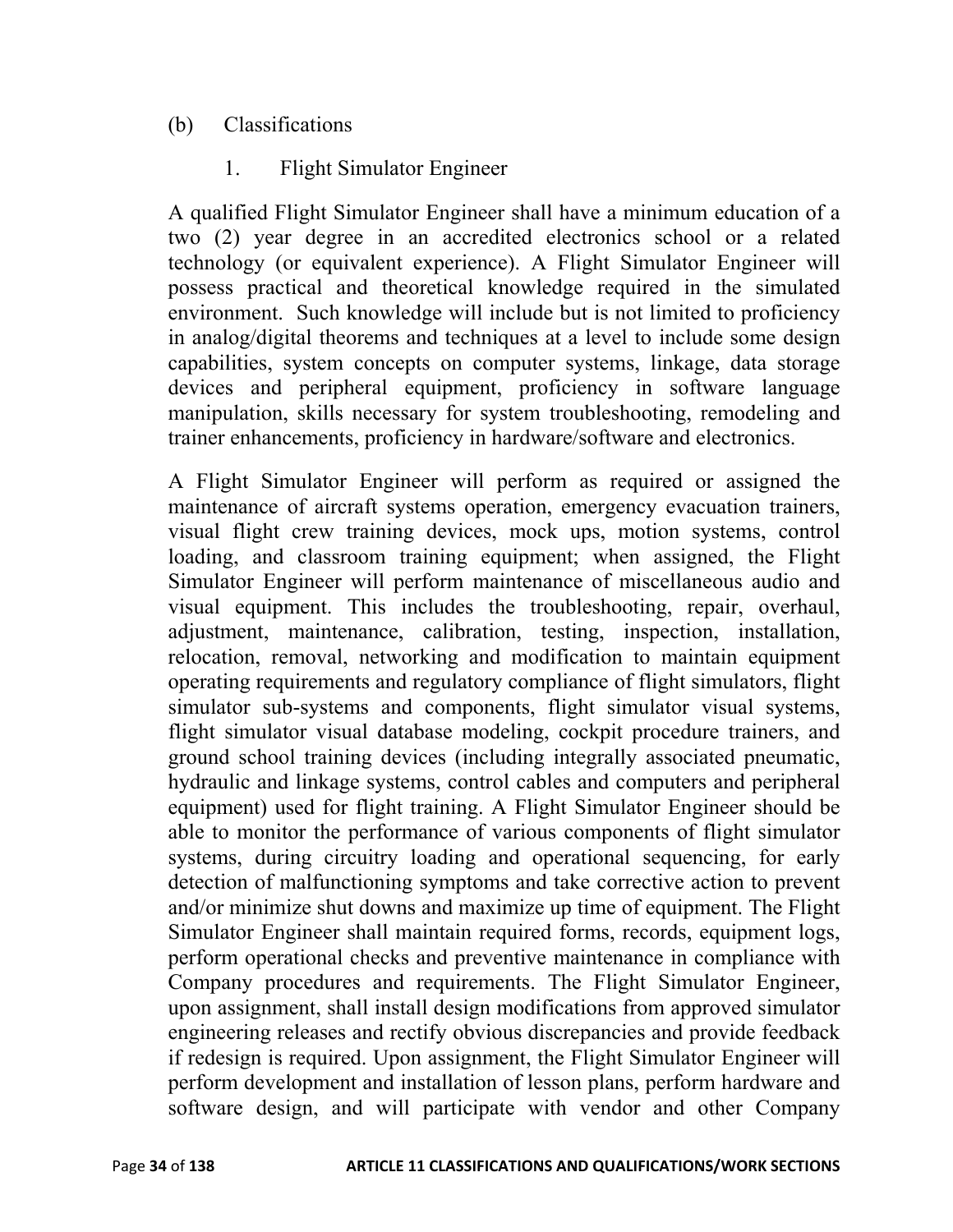(b) Classifications

1. Flight Simulator Engineer

A qualified Flight Simulator Engineer shall have a minimum education of a two (2) year degree in an accredited electronics school or a related technology (or equivalent experience). A Flight Simulator Engineer will possess practical and theoretical knowledge required in the simulated environment. Such knowledge will include but is not limited to proficiency in analog/digital theorems and techniques at a level to include some design capabilities, system concepts on computer systems, linkage, data storage devices and peripheral equipment, proficiency in software language manipulation, skills necessary for system troubleshooting, remodeling and trainer enhancements, proficiency in hardware/software and electronics.

A Flight Simulator Engineer will perform as required or assigned the maintenance of aircraft systems operation, emergency evacuation trainers, visual flight crew training devices, mock ups, motion systems, control loading, and classroom training equipment; when assigned, the Flight Simulator Engineer will perform maintenance of miscellaneous audio and visual equipment. This includes the troubleshooting, repair, overhaul, adjustment, maintenance, calibration, testing, inspection, installation, relocation, removal, networking and modification to maintain equipment operating requirements and regulatory compliance of flight simulators, flight simulator sub-systems and components, flight simulator visual systems, flight simulator visual database modeling, cockpit procedure trainers, and ground school training devices (including integrally associated pneumatic, hydraulic and linkage systems, control cables and computers and peripheral equipment) used for flight training. A Flight Simulator Engineer should be able to monitor the performance of various components of flight simulator systems, during circuitry loading and operational sequencing, for early detection of malfunctioning symptoms and take corrective action to prevent and/or minimize shut downs and maximize up time of equipment. The Flight Simulator Engineer shall maintain required forms, records, equipment logs, perform operational checks and preventive maintenance in compliance with Company procedures and requirements. The Flight Simulator Engineer, upon assignment, shall install design modifications from approved simulator engineering releases and rectify obvious discrepancies and provide feedback if redesign is required. Upon assignment, the Flight Simulator Engineer will perform development and installation of lesson plans, perform hardware and software design, and will participate with vendor and other Company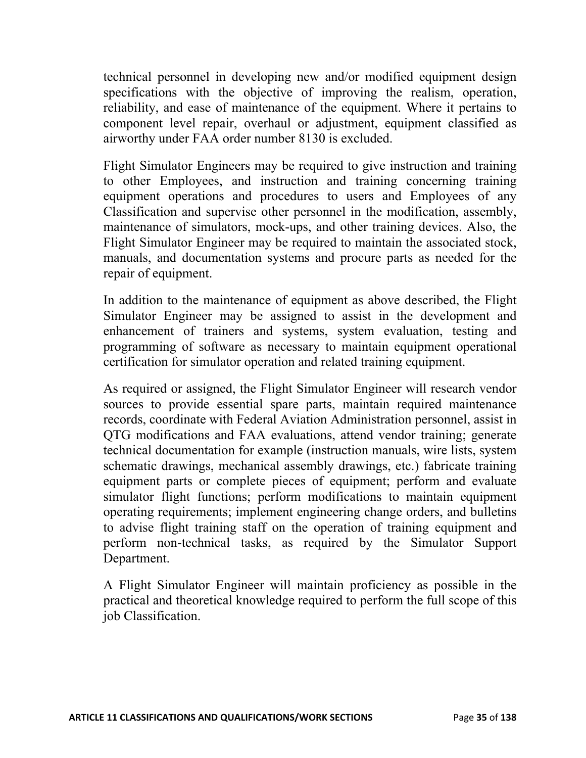technical personnel in developing new and/or modified equipment design specifications with the objective of improving the realism, operation, reliability, and ease of maintenance of the equipment. Where it pertains to component level repair, overhaul or adjustment, equipment classified as airworthy under FAA order number 8130 is excluded.

Flight Simulator Engineers may be required to give instruction and training to other Employees, and instruction and training concerning training equipment operations and procedures to users and Employees of any Classification and supervise other personnel in the modification, assembly, maintenance of simulators, mock-ups, and other training devices. Also, the Flight Simulator Engineer may be required to maintain the associated stock, manuals, and documentation systems and procure parts as needed for the repair of equipment.

In addition to the maintenance of equipment as above described, the Flight Simulator Engineer may be assigned to assist in the development and enhancement of trainers and systems, system evaluation, testing and programming of software as necessary to maintain equipment operational certification for simulator operation and related training equipment.

As required or assigned, the Flight Simulator Engineer will research vendor sources to provide essential spare parts, maintain required maintenance records, coordinate with Federal Aviation Administration personnel, assist in QTG modifications and FAA evaluations, attend vendor training; generate technical documentation for example (instruction manuals, wire lists, system schematic drawings, mechanical assembly drawings, etc.) fabricate training equipment parts or complete pieces of equipment; perform and evaluate simulator flight functions; perform modifications to maintain equipment operating requirements; implement engineering change orders, and bulletins to advise flight training staff on the operation of training equipment and perform non-technical tasks, as required by the Simulator Support Department.

A Flight Simulator Engineer will maintain proficiency as possible in the practical and theoretical knowledge required to perform the full scope of this job Classification.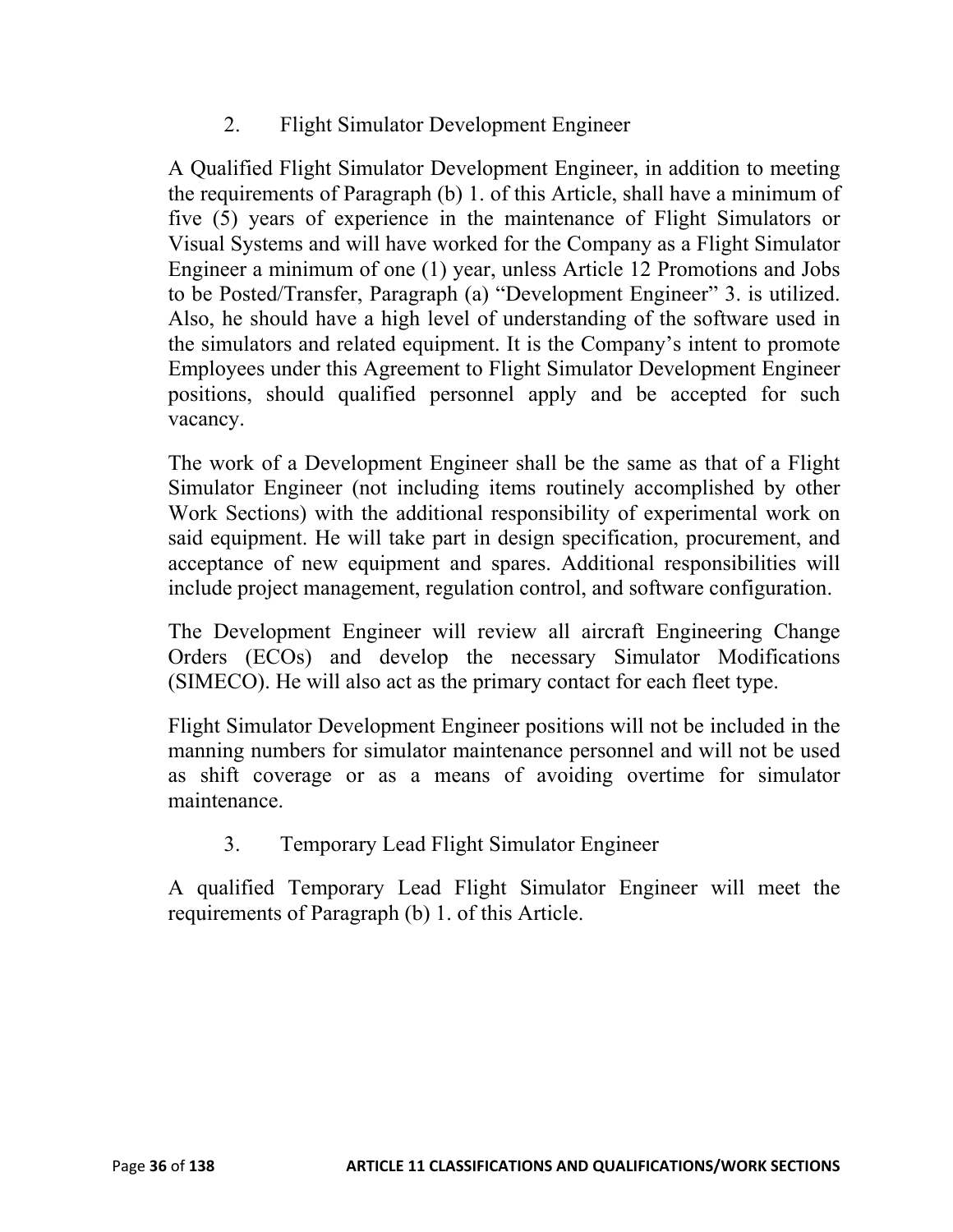2. Flight Simulator Development Engineer

A Qualified Flight Simulator Development Engineer, in addition to meeting the requirements of Paragraph (b) 1. of this Article, shall have a minimum of five (5) years of experience in the maintenance of Flight Simulators or Visual Systems and will have worked for the Company as a Flight Simulator Engineer a minimum of one (1) year, unless Article 12 Promotions and Jobs to be Posted/Transfer, Paragraph (a) "Development Engineer" 3. is utilized. Also, he should have a high level of understanding of the software used in the simulators and related equipment. It is the Company's intent to promote Employees under this Agreement to Flight Simulator Development Engineer positions, should qualified personnel apply and be accepted for such vacancy.

The work of a Development Engineer shall be the same as that of a Flight Simulator Engineer (not including items routinely accomplished by other Work Sections) with the additional responsibility of experimental work on said equipment. He will take part in design specification, procurement, and acceptance of new equipment and spares. Additional responsibilities will include project management, regulation control, and software configuration.

The Development Engineer will review all aircraft Engineering Change Orders (ECOs) and develop the necessary Simulator Modifications (SIMECO). He will also act as the primary contact for each fleet type.

Flight Simulator Development Engineer positions will not be included in the manning numbers for simulator maintenance personnel and will not be used as shift coverage or as a means of avoiding overtime for simulator maintenance.

3. Temporary Lead Flight Simulator Engineer

A qualified Temporary Lead Flight Simulator Engineer will meet the requirements of Paragraph (b) 1. of this Article.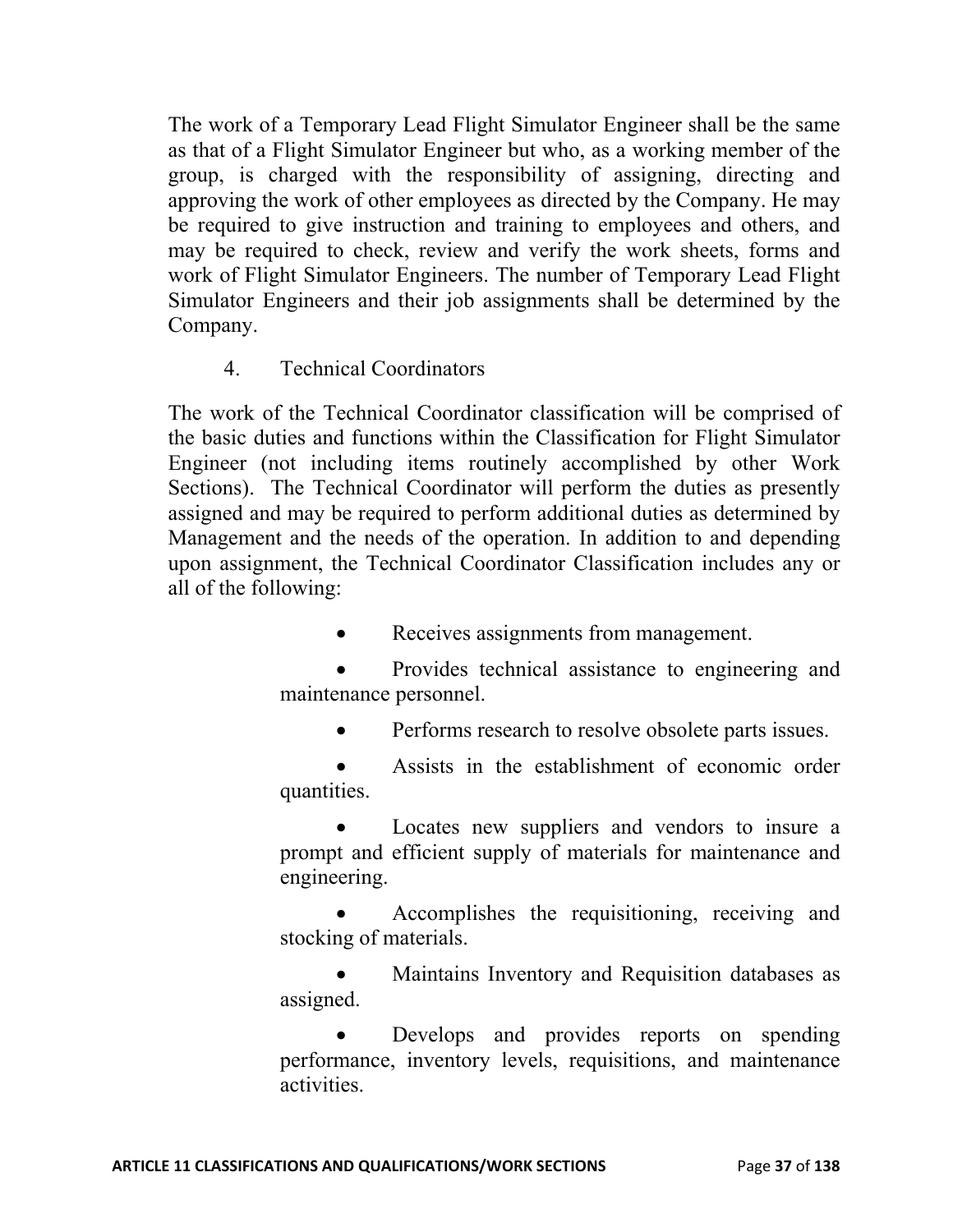The work of a Temporary Lead Flight Simulator Engineer shall be the same as that of a Flight Simulator Engineer but who, as a working member of the group, is charged with the responsibility of assigning, directing and approving the work of other employees as directed by the Company. He may be required to give instruction and training to employees and others, and may be required to check, review and verify the work sheets, forms and work of Flight Simulator Engineers. The number of Temporary Lead Flight Simulator Engineers and their job assignments shall be determined by the Company.

4. Technical Coordinators

The work of the Technical Coordinator classification will be comprised of the basic duties and functions within the Classification for Flight Simulator Engineer (not including items routinely accomplished by other Work Sections). The Technical Coordinator will perform the duties as presently assigned and may be required to perform additional duties as determined by Management and the needs of the operation. In addition to and depending upon assignment, the Technical Coordinator Classification includes any or all of the following:

- Receives assignments from management.
- Provides technical assistance to engineering and maintenance personnel.
- Performs research to resolve obsolete parts issues.
- Assists in the establishment of economic order quantities.
- Locates new suppliers and vendors to insure a prompt and efficient supply of materials for maintenance and engineering.
- Accomplishes the requisitioning, receiving and stocking of materials.
- Maintains Inventory and Requisition databases as assigned.
- Develops and provides reports on spending performance, inventory levels, requisitions, and maintenance activities.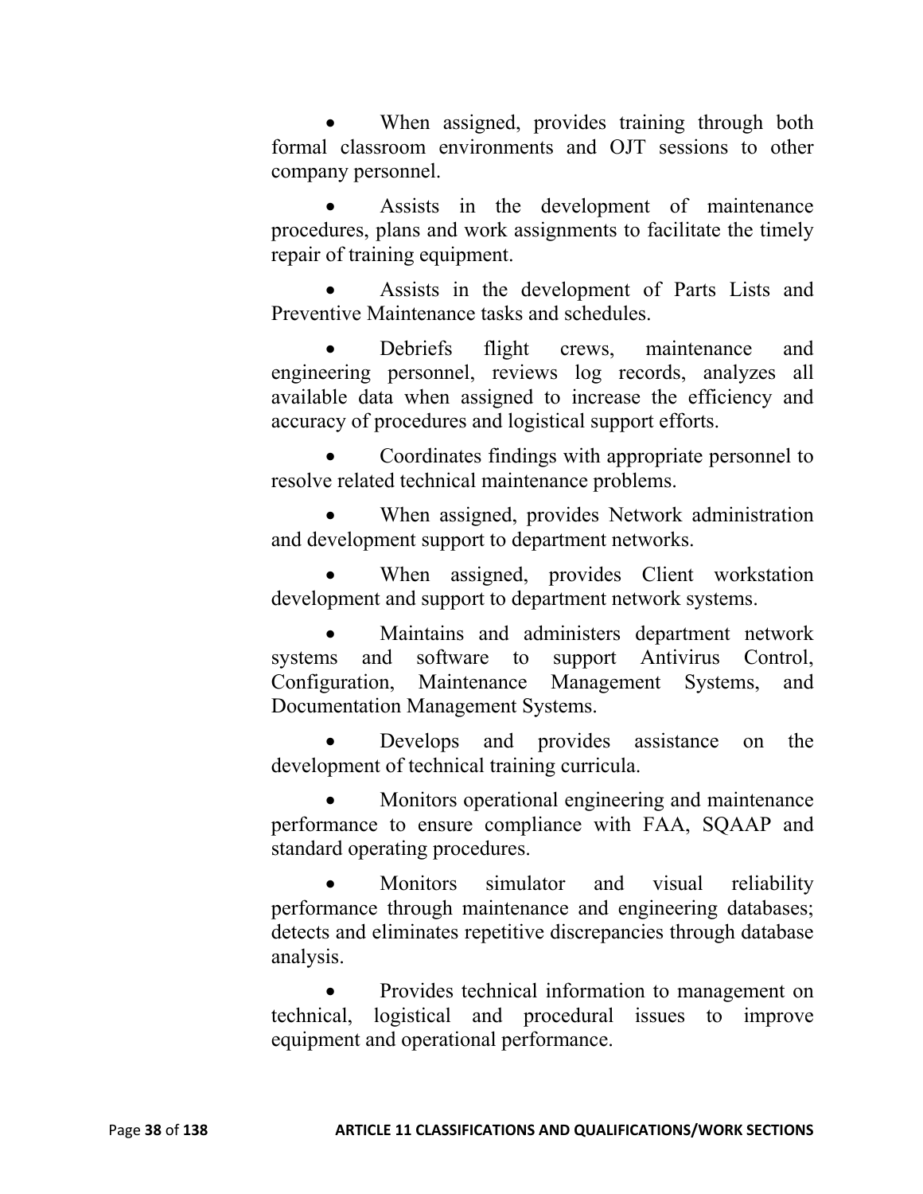- When assigned, provides training through both formal classroom environments and OJT sessions to other company personnel.

- Assists in the development of maintenance procedures, plans and work assignments to facilitate the timely repair of training equipment.

- Assists in the development of Parts Lists and Preventive Maintenance tasks and schedules.

- Debriefs flight crews, maintenance and engineering personnel, reviews log records, analyzes all available data when assigned to increase the efficiency and accuracy of procedures and logistical support efforts.

- Coordinates findings with appropriate personnel to resolve related technical maintenance problems.

- When assigned, provides Network administration and development support to department networks.

- When assigned, provides Client workstation development and support to department network systems.

- Maintains and administers department network systems and software to support Antivirus Control, Configuration, Maintenance Management Systems, and Documentation Management Systems.

- Develops and provides assistance on the development of technical training curricula.

- Monitors operational engineering and maintenance performance to ensure compliance with FAA, SQAAP and standard operating procedures.

- Monitors simulator and visual reliability performance through maintenance and engineering databases; detects and eliminates repetitive discrepancies through database analysis.

- Provides technical information to management on technical, logistical and procedural issues to improve equipment and operational performance.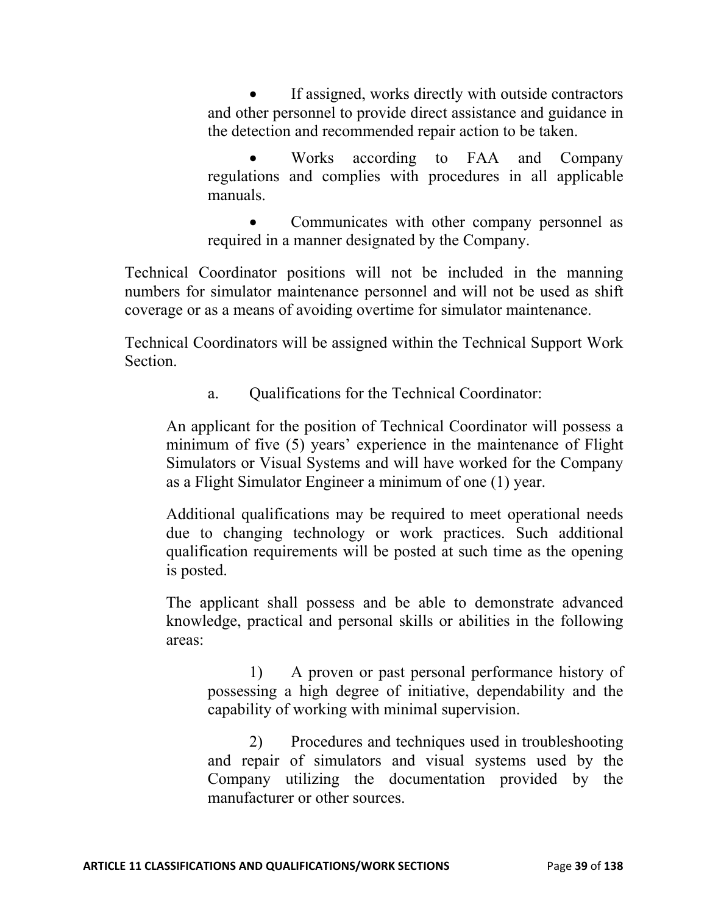- If assigned, works directly with outside contractors and other personnel to provide direct assistance and guidance in the detection and recommended repair action to be taken.
- Works according to FAA and Company regulations and complies with procedures in all applicable manuals.
- Communicates with other company personnel as required in a manner designated by the Company.

Technical Coordinator positions will not be included in the manning numbers for simulator maintenance personnel and will not be used as shift coverage or as a means of avoiding overtime for simulator maintenance.

Technical Coordinators will be assigned within the Technical Support Work Section.

a. Qualifications for the Technical Coordinator:

An applicant for the position of Technical Coordinator will possess a minimum of five (5) years' experience in the maintenance of Flight Simulators or Visual Systems and will have worked for the Company as a Flight Simulator Engineer a minimum of one (1) year.

Additional qualifications may be required to meet operational needs due to changing technology or work practices. Such additional qualification requirements will be posted at such time as the opening is posted.

The applicant shall possess and be able to demonstrate advanced knowledge, practical and personal skills or abilities in the following areas:

1) A proven or past personal performance history of possessing a high degree of initiative, dependability and the capability of working with minimal supervision.

2) Procedures and techniques used in troubleshooting and repair of simulators and visual systems used by the Company utilizing the documentation provided by the manufacturer or other sources.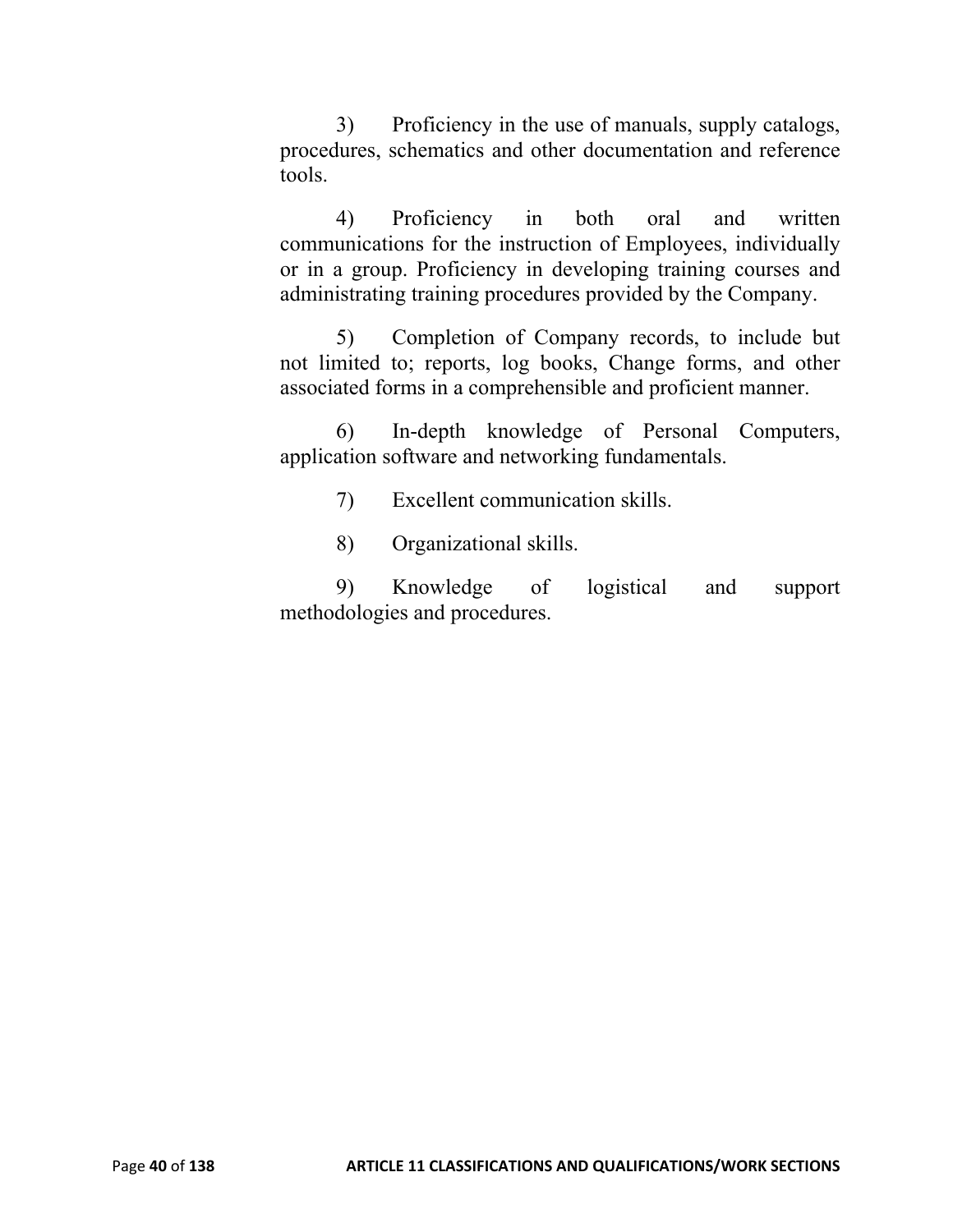3) Proficiency in the use of manuals, supply catalogs, procedures, schematics and other documentation and reference tools.

4) Proficiency in both oral and written communications for the instruction of Employees, individually or in a group. Proficiency in developing training courses and administrating training procedures provided by the Company.

5) Completion of Company records, to include but not limited to; reports, log books, Change forms, and other associated forms in a comprehensible and proficient manner.

6) In-depth knowledge of Personal Computers, application software and networking fundamentals.

7) Excellent communication skills.

8) Organizational skills.

9) Knowledge of logistical and support methodologies and procedures.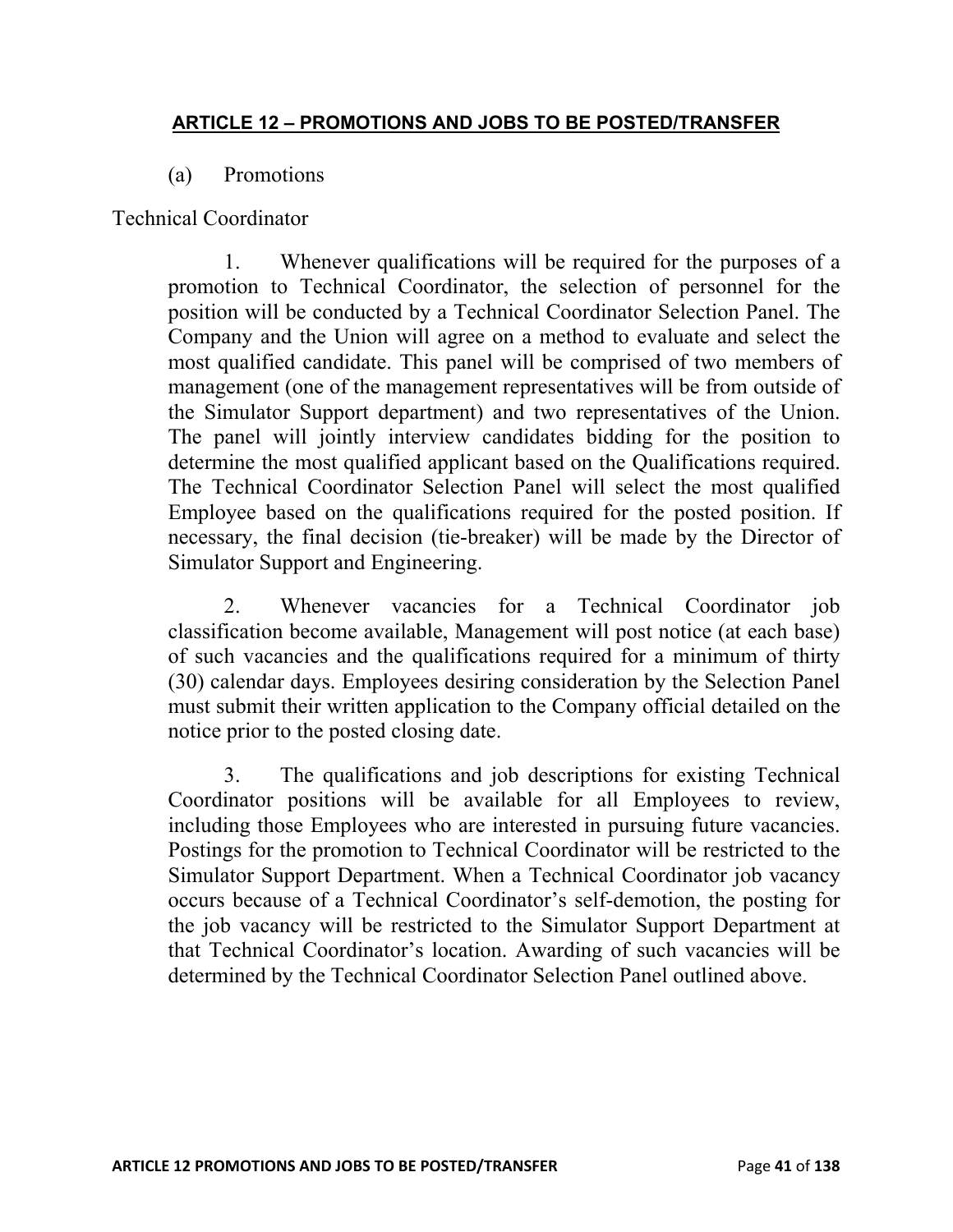## ARTICLE 12 – PROMOTIONS AND JOBS TO BE POSTED/TRANSFER

(a) Promotions

Technical Coordinator

1. Whenever qualifications will be required for the purposes of a promotion to Technical Coordinator, the selection of personnel for the position will be conducted by a Technical Coordinator Selection Panel. The Company and the Union will agree on a method to evaluate and select the most qualified candidate. This panel will be comprised of two members of management (one of the management representatives will be from outside of the Simulator Support department) and two representatives of the Union. The panel will jointly interview candidates bidding for the position to determine the most qualified applicant based on the Qualifications required. The Technical Coordinator Selection Panel will select the most qualified Employee based on the qualifications required for the posted position. If necessary, the final decision (tie-breaker) will be made by the Director of Simulator Support and Engineering.

2. Whenever vacancies for a Technical Coordinator job classification become available, Management will post notice (at each base) of such vacancies and the qualifications required for a minimum of thirty (30) calendar days. Employees desiring consideration by the Selection Panel must submit their written application to the Company official detailed on the notice prior to the posted closing date.

3. The qualifications and job descriptions for existing Technical Coordinator positions will be available for all Employees to review, including those Employees who are interested in pursuing future vacancies. Postings for the promotion to Technical Coordinator will be restricted to the Simulator Support Department. When a Technical Coordinator job vacancy occurs because of a Technical Coordinator's self-demotion, the posting for the job vacancy will be restricted to the Simulator Support Department at that Technical Coordinator's location. Awarding of such vacancies will be determined by the Technical Coordinator Selection Panel outlined above.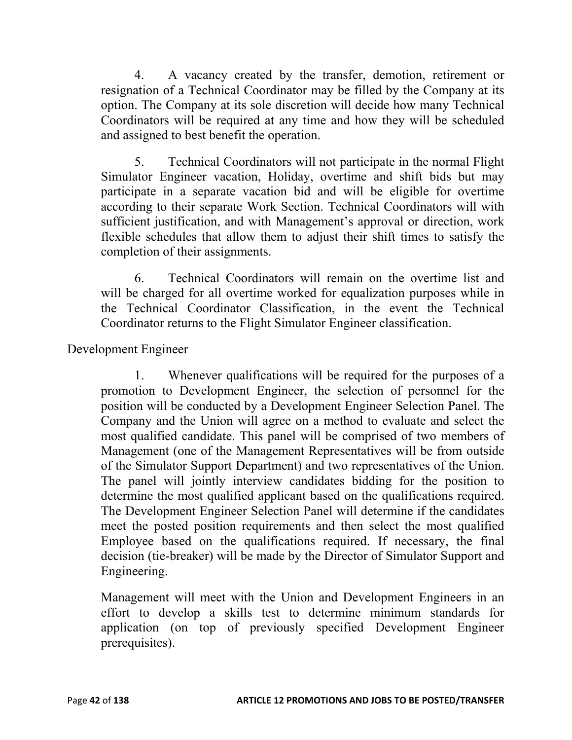4. A vacancy created by the transfer, demotion, retirement or resignation of a Technical Coordinator may be filled by the Company at its option. The Company at its sole discretion will decide how many Technical Coordinators will be required at any time and how they will be scheduled and assigned to best benefit the operation.

5. Technical Coordinators will not participate in the normal Flight Simulator Engineer vacation, Holiday, overtime and shift bids but may participate in a separate vacation bid and will be eligible for overtime according to their separate Work Section. Technical Coordinators will with sufficient justification, and with Management's approval or direction, work flexible schedules that allow them to adjust their shift times to satisfy the completion of their assignments.

6. Technical Coordinators will remain on the overtime list and will be charged for all overtime worked for equalization purposes while in the Technical Coordinator Classification, in the event the Technical Coordinator returns to the Flight Simulator Engineer classification.

Development Engineer

1. Whenever qualifications will be required for the purposes of a promotion to Development Engineer, the selection of personnel for the position will be conducted by a Development Engineer Selection Panel. The Company and the Union will agree on a method to evaluate and select the most qualified candidate. This panel will be comprised of two members of Management (one of the Management Representatives will be from outside of the Simulator Support Department) and two representatives of the Union. The panel will jointly interview candidates bidding for the position to determine the most qualified applicant based on the qualifications required. The Development Engineer Selection Panel will determine if the candidates meet the posted position requirements and then select the most qualified Employee based on the qualifications required. If necessary, the final decision (tie-breaker) will be made by the Director of Simulator Support and Engineering.

Management will meet with the Union and Development Engineers in an effort to develop a skills test to determine minimum standards for application (on top of previously specified Development Engineer prerequisites).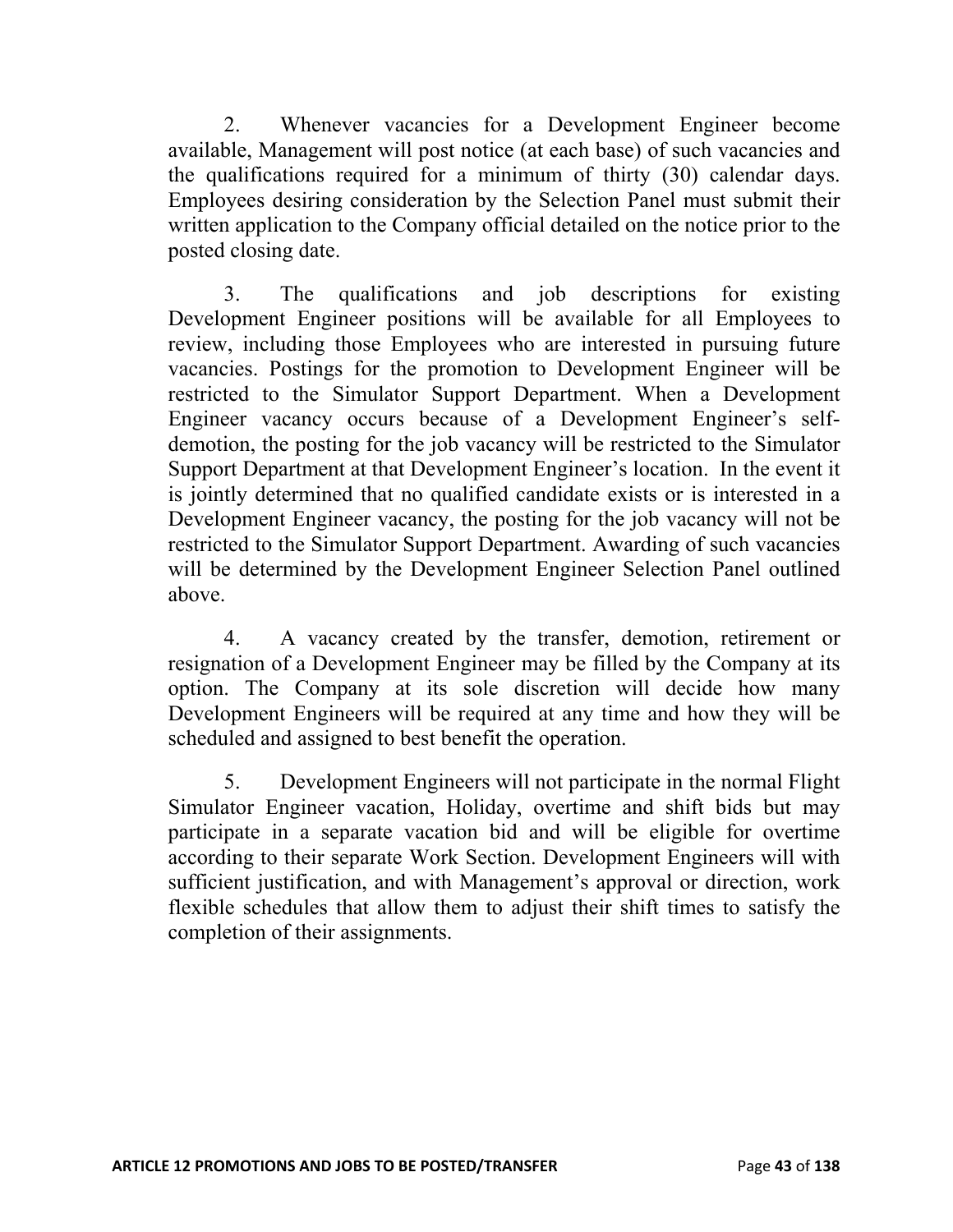2. Whenever vacancies for a Development Engineer become available, Management will post notice (at each base) of such vacancies and the qualifications required for a minimum of thirty (30) calendar days. Employees desiring consideration by the Selection Panel must submit their written application to the Company official detailed on the notice prior to the posted closing date.

3. The qualifications and job descriptions for existing Development Engineer positions will be available for all Employees to review, including those Employees who are interested in pursuing future vacancies. Postings for the promotion to Development Engineer will be restricted to the Simulator Support Department. When a Development Engineer vacancy occurs because of a Development Engineer's self-demotion, the posting for the job vacancy will be restricted to the Simulator Support Department at that Development Engineer's location. In the event it is jointly determined that no qualified candidate exists or is interested in a Development Engineer vacancy, the posting for the job vacancy will not be restricted to the Simulator Support Department. Awarding of such vacancies will be determined by the Development Engineer Selection Panel outlined above.

4. A vacancy created by the transfer, demotion, retirement or resignation of a Development Engineer may be filled by the Company at its option. The Company at its sole discretion will decide how many Development Engineers will be required at any time and how they will be scheduled and assigned to best benefit the operation.

5. Development Engineers will not participate in the normal Flight Simulator Engineer vacation, Holiday, overtime and shift bids but may participate in a separate vacation bid and will be eligible for overtime according to their separate Work Section. Development Engineers will with sufficient justification, and with Management's approval or direction, work flexible schedules that allow them to adjust their shift times to satisfy the completion of their assignments.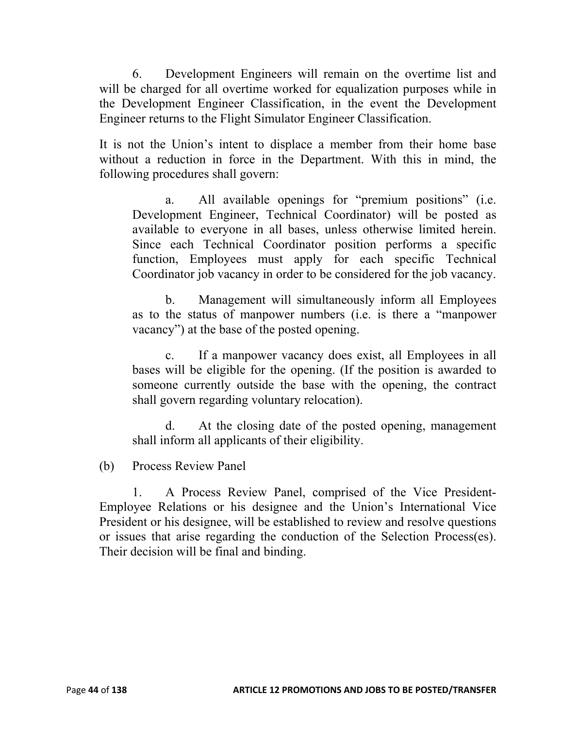6. Development Engineers will remain on the overtime list and will be charged for all overtime worked for equalization purposes while in the Development Engineer Classification, in the event the Development Engineer returns to the Flight Simulator Engineer Classification.

It is not the Union's intent to displace a member from their home base without a reduction in force in the Department. With this in mind, the following procedures shall govern:

> a. All available openings for "premium positions" (i.e. Development Engineer, Technical Coordinator) will be posted as available to everyone in all bases, unless otherwise limited herein. Since each Technical Coordinator position performs a specific function, Employees must apply for each specific Technical Coordinator job vacancy in order to be considered for the job vacancy.
>
> b. Management will simultaneously inform all Employees as to the status of manpower numbers (i.e. is there a "manpower vacancy") at the base of the posted opening.
>
> c. If a manpower vacancy does exist, all Employees in all bases will be eligible for the opening. (If the position is awarded to someone currently outside the base with the opening, the contract shall govern regarding voluntary relocation).
>
> d. At the closing date of the posted opening, management shall inform all applicants of their eligibility.

(b) Process Review Panel

1. A Process Review Panel, comprised of the Vice President-Employee Relations or his designee and the Union's International Vice President or his designee, will be established to review and resolve questions or issues that arise regarding the conduction of the Selection Process(es). Their decision will be final and binding.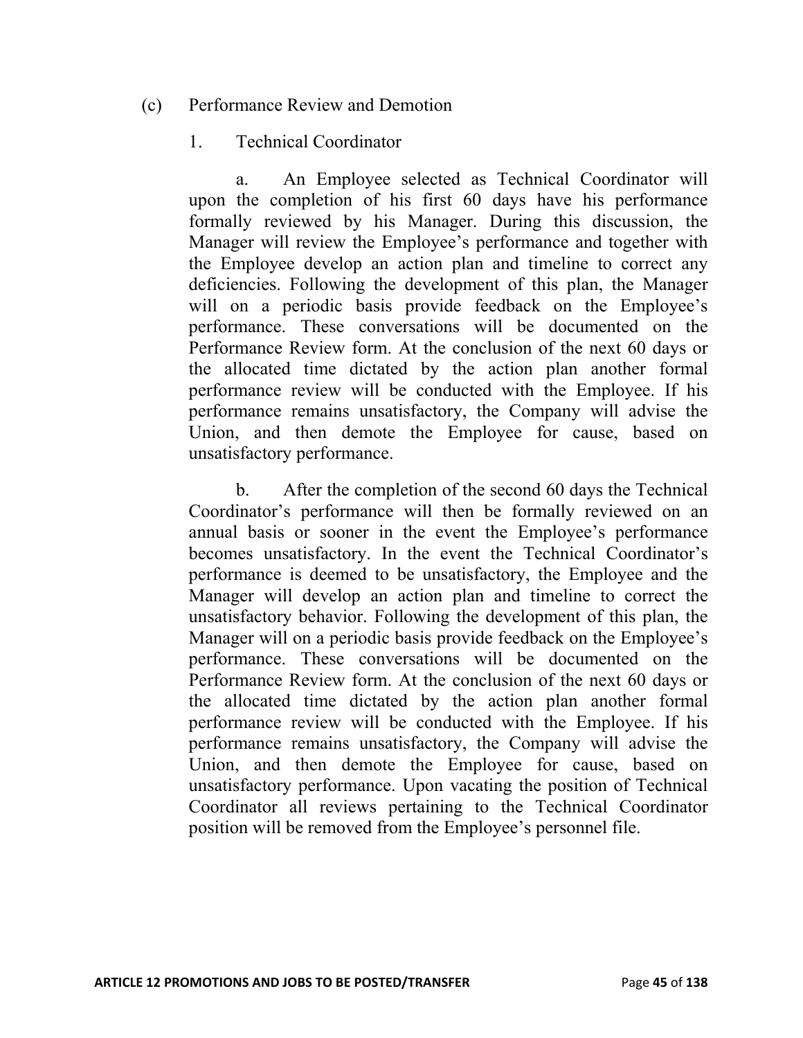(c) Performance Review and Demotion

1. Technical Coordinator

a. An Employee selected as Technical Coordinator will upon the completion of his first 60 days have his performance formally reviewed by his Manager. During this discussion, the Manager will review the Employee's performance and together with the Employee develop an action plan and timeline to correct any deficiencies. Following the development of this plan, the Manager will on a periodic basis provide feedback on the Employee's performance. These conversations will be documented on the Performance Review form. At the conclusion of the next 60 days or the allocated time dictated by the action plan another formal performance review will be conducted with the Employee. If his performance remains unsatisfactory, the Company will advise the Union, and then demote the Employee for cause, based on unsatisfactory performance.

b. After the completion of the second 60 days the Technical Coordinator's performance will then be formally reviewed on an annual basis or sooner in the event the Employee's performance becomes unsatisfactory. In the event the Technical Coordinator's performance is deemed to be unsatisfactory, the Employee and the Manager will develop an action plan and timeline to correct the unsatisfactory behavior. Following the development of this plan, the Manager will on a periodic basis provide feedback on the Employee's performance. These conversations will be documented on the Performance Review form. At the conclusion of the next 60 days or the allocated time dictated by the action plan another formal performance review will be conducted with the Employee. If his performance remains unsatisfactory, the Company will advise the Union, and then demote the Employee for cause, based on unsatisfactory performance. Upon vacating the position of Technical Coordinator all reviews pertaining to the Technical Coordinator position will be removed from the Employee's personnel file.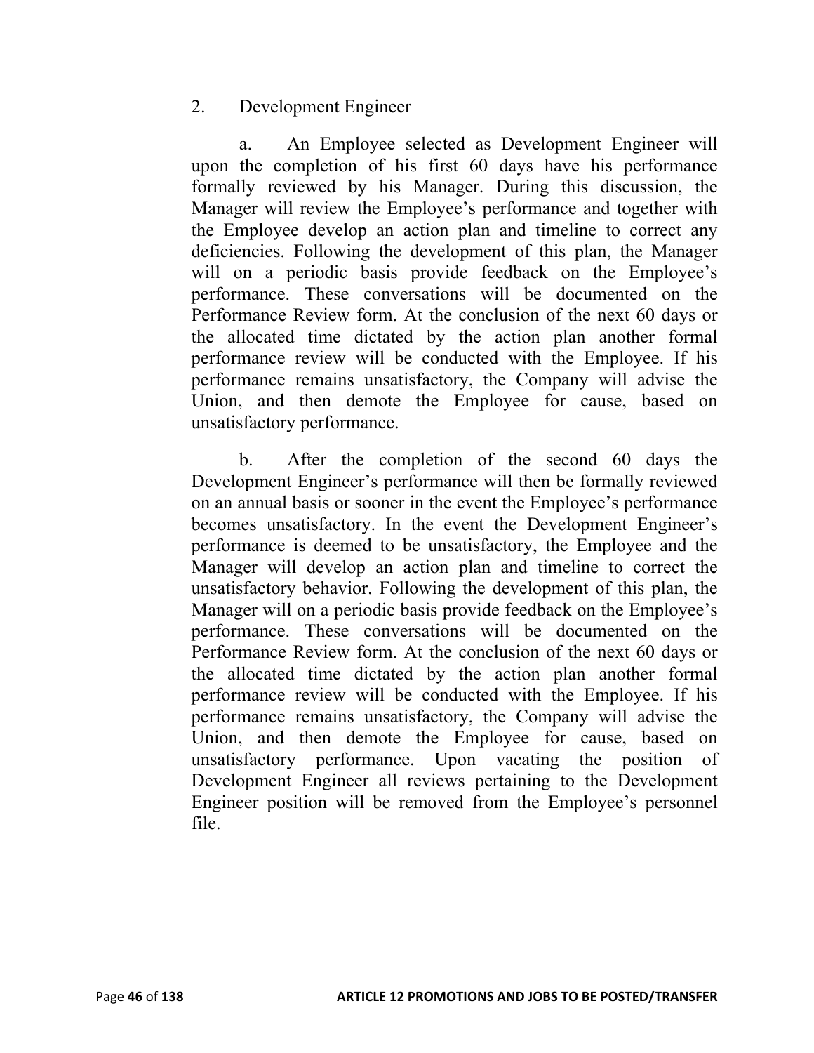2. Development Engineer

a. An Employee selected as Development Engineer will upon the completion of his first 60 days have his performance formally reviewed by his Manager. During this discussion, the Manager will review the Employee's performance and together with the Employee develop an action plan and timeline to correct any deficiencies. Following the development of this plan, the Manager will on a periodic basis provide feedback on the Employee's performance. These conversations will be documented on the Performance Review form. At the conclusion of the next 60 days or the allocated time dictated by the action plan another formal performance review will be conducted with the Employee. If his performance remains unsatisfactory, the Company will advise the Union, and then demote the Employee for cause, based on unsatisfactory performance.

b. After the completion of the second 60 days the Development Engineer's performance will then be formally reviewed on an annual basis or sooner in the event the Employee's performance becomes unsatisfactory. In the event the Development Engineer's performance is deemed to be unsatisfactory, the Employee and the Manager will develop an action plan and timeline to correct the unsatisfactory behavior. Following the development of this plan, the Manager will on a periodic basis provide feedback on the Employee's performance. These conversations will be documented on the Performance Review form. At the conclusion of the next 60 days or the allocated time dictated by the action plan another formal performance review will be conducted with the Employee. If his performance remains unsatisfactory, the Company will advise the Union, and then demote the Employee for cause, based on unsatisfactory performance. Upon vacating the position of Development Engineer all reviews pertaining to the Development Engineer position will be removed from the Employee's personnel file.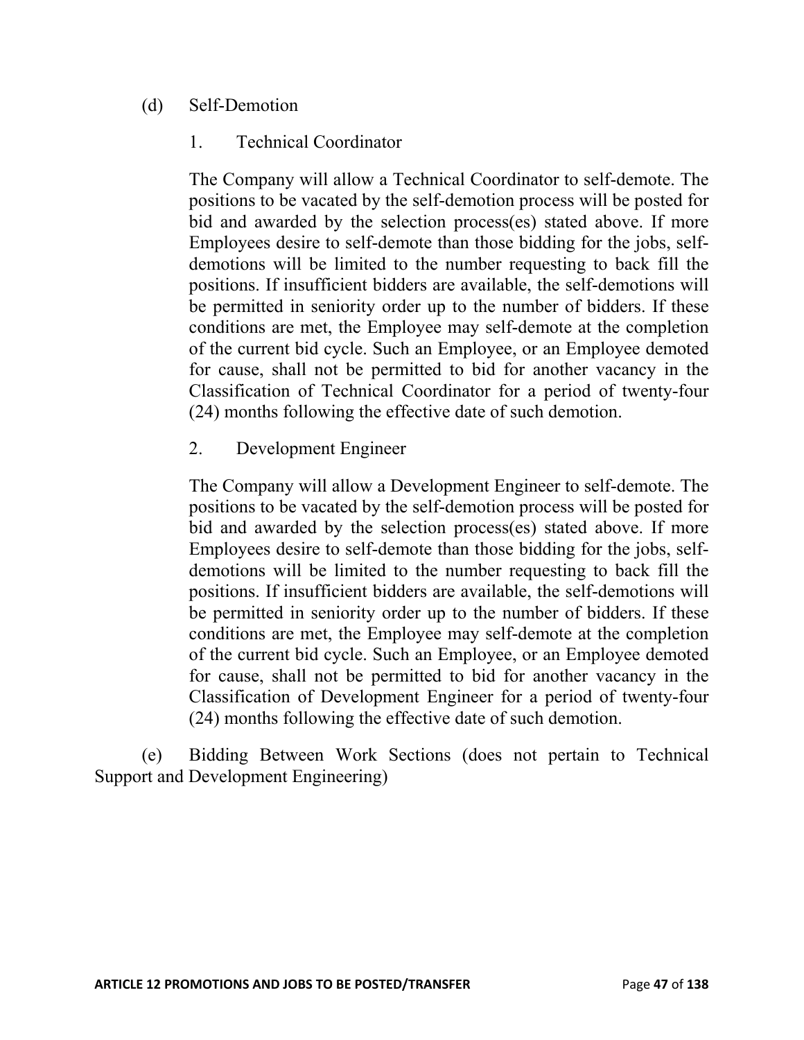(d) Self-Demotion

1. Technical Coordinator

The Company will allow a Technical Coordinator to self-demote. The positions to be vacated by the self-demotion process will be posted for bid and awarded by the selection process(es) stated above. If more Employees desire to self-demote than those bidding for the jobs, self-demotions will be limited to the number requesting to back fill the positions. If insufficient bidders are available, the self-demotions will be permitted in seniority order up to the number of bidders. If these conditions are met, the Employee may self-demote at the completion of the current bid cycle. Such an Employee, or an Employee demoted for cause, shall not be permitted to bid for another vacancy in the Classification of Technical Coordinator for a period of twenty-four (24) months following the effective date of such demotion.

2. Development Engineer

The Company will allow a Development Engineer to self-demote. The positions to be vacated by the self-demotion process will be posted for bid and awarded by the selection process(es) stated above. If more Employees desire to self-demote than those bidding for the jobs, self-demotions will be limited to the number requesting to back fill the positions. If insufficient bidders are available, the self-demotions will be permitted in seniority order up to the number of bidders. If these conditions are met, the Employee may self-demote at the completion of the current bid cycle. Such an Employee, or an Employee demoted for cause, shall not be permitted to bid for another vacancy in the Classification of Development Engineer for a period of twenty-four (24) months following the effective date of such demotion.

(e) Bidding Between Work Sections (does not pertain to Technical Support and Development Engineering)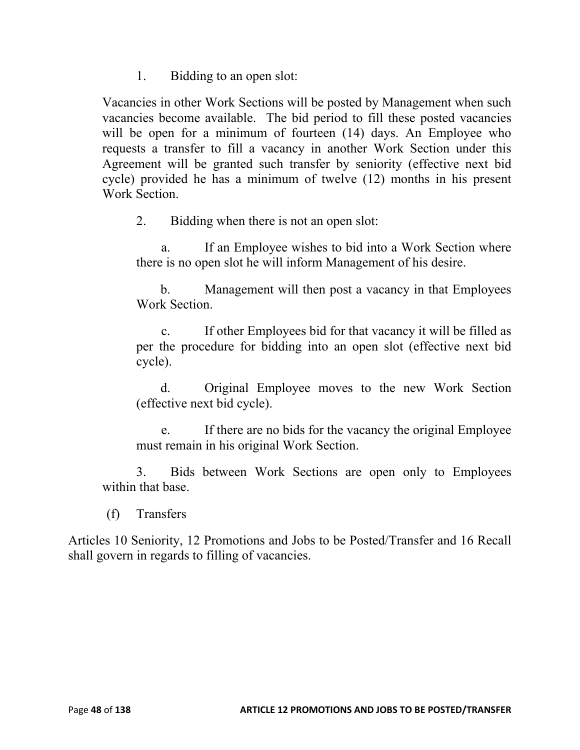1. Bidding to an open slot:

Vacancies in other Work Sections will be posted by Management when such vacancies become available. The bid period to fill these posted vacancies will be open for a minimum of fourteen (14) days. An Employee who requests a transfer to fill a vacancy in another Work Section under this Agreement will be granted such transfer by seniority (effective next bid cycle) provided he has a minimum of twelve (12) months in his present Work Section.

2. Bidding when there is not an open slot:

a. If an Employee wishes to bid into a Work Section where there is no open slot he will inform Management of his desire.

b. Management will then post a vacancy in that Employees Work Section.

c. If other Employees bid for that vacancy it will be filled as per the procedure for bidding into an open slot (effective next bid cycle).

d. Original Employee moves to the new Work Section (effective next bid cycle).

e. If there are no bids for the vacancy the original Employee must remain in his original Work Section.

3. Bids between Work Sections are open only to Employees within that base.

(f) Transfers

Articles 10 Seniority, 12 Promotions and Jobs to be Posted/Transfer and 16 Recall shall govern in regards to filling of vacancies.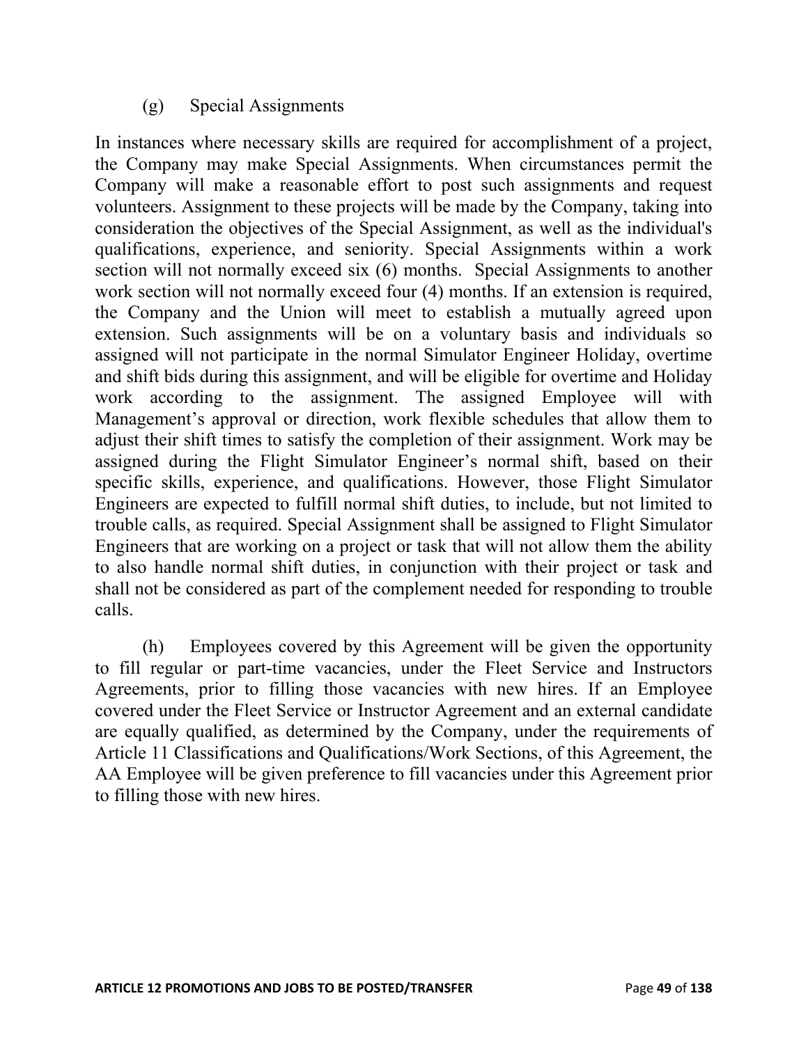(g) Special Assignments

In instances where necessary skills are required for accomplishment of a project, the Company may make Special Assignments. When circumstances permit the Company will make a reasonable effort to post such assignments and request volunteers. Assignment to these projects will be made by the Company, taking into consideration the objectives of the Special Assignment, as well as the individual's qualifications, experience, and seniority. Special Assignments within a work section will not normally exceed six (6) months. Special Assignments to another work section will not normally exceed four (4) months. If an extension is required, the Company and the Union will meet to establish a mutually agreed upon extension. Such assignments will be on a voluntary basis and individuals so assigned will not participate in the normal Simulator Engineer Holiday, overtime and shift bids during this assignment, and will be eligible for overtime and Holiday work according to the assignment. The assigned Employee will with Management's approval or direction, work flexible schedules that allow them to adjust their shift times to satisfy the completion of their assignment. Work may be assigned during the Flight Simulator Engineer's normal shift, based on their specific skills, experience, and qualifications. However, those Flight Simulator Engineers are expected to fulfill normal shift duties, to include, but not limited to trouble calls, as required. Special Assignment shall be assigned to Flight Simulator Engineers that are working on a project or task that will not allow them the ability to also handle normal shift duties, in conjunction with their project or task and shall not be considered as part of the complement needed for responding to trouble calls.

(h) Employees covered by this Agreement will be given the opportunity to fill regular or part-time vacancies, under the Fleet Service and Instructors Agreements, prior to filling those vacancies with new hires. If an Employee covered under the Fleet Service or Instructor Agreement and an external candidate are equally qualified, as determined by the Company, under the requirements of Article 11 Classifications and Qualifications/Work Sections, of this Agreement, the AA Employee will be given preference to fill vacancies under this Agreement prior to filling those with new hires.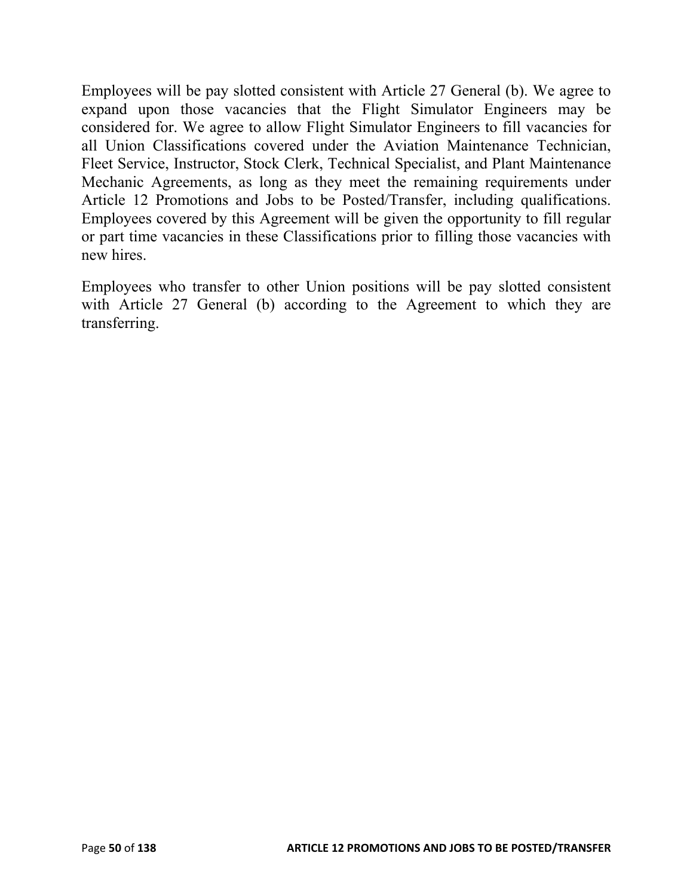Employees will be pay slotted consistent with Article 27 General (b). We agree to expand upon those vacancies that the Flight Simulator Engineers may be considered for. We agree to allow Flight Simulator Engineers to fill vacancies for all Union Classifications covered under the Aviation Maintenance Technician, Fleet Service, Instructor, Stock Clerk, Technical Specialist, and Plant Maintenance Mechanic Agreements, as long as they meet the remaining requirements under Article 12 Promotions and Jobs to be Posted/Transfer, including qualifications. Employees covered by this Agreement will be given the opportunity to fill regular or part time vacancies in these Classifications prior to filling those vacancies with new hires.

Employees who transfer to other Union positions will be pay slotted consistent with Article 27 General (b) according to the Agreement to which they are transferring.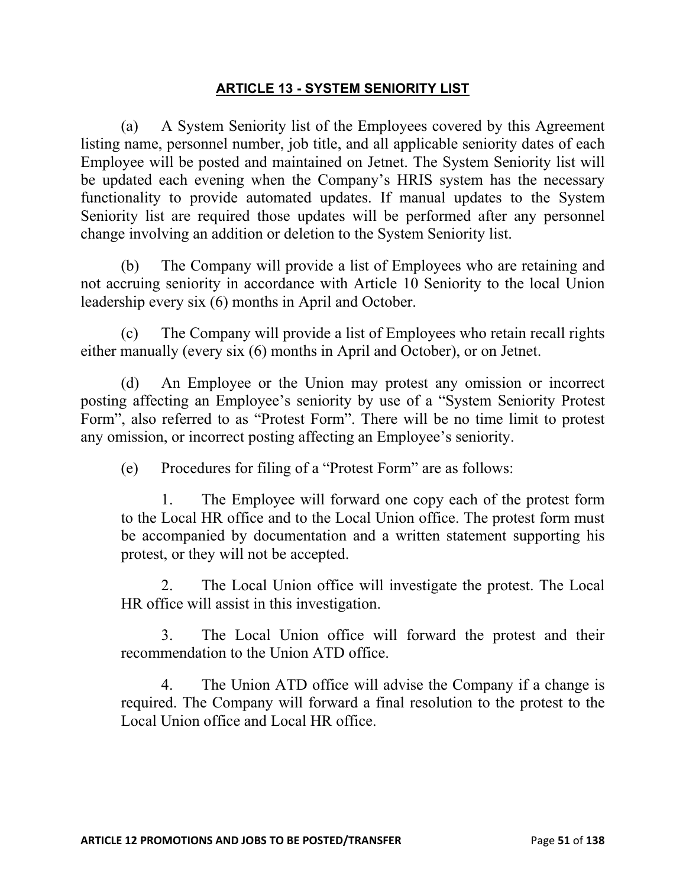## ARTICLE 13 - SYSTEM SENIORITY LIST

(a) A System Seniority list of the Employees covered by this Agreement listing name, personnel number, job title, and all applicable seniority dates of each Employee will be posted and maintained on Jetnet. The System Seniority list will be updated each evening when the Company's HRIS system has the necessary functionality to provide automated updates. If manual updates to the System Seniority list are required those updates will be performed after any personnel change involving an addition or deletion to the System Seniority list.

(b) The Company will provide a list of Employees who are retaining and not accruing seniority in accordance with Article 10 Seniority to the local Union leadership every six (6) months in April and October.

(c) The Company will provide a list of Employees who retain recall rights either manually (every six (6) months in April and October), or on Jetnet.

(d) An Employee or the Union may protest any omission or incorrect posting affecting an Employee's seniority by use of a "System Seniority Protest Form", also referred to as "Protest Form". There will be no time limit to protest any omission, or incorrect posting affecting an Employee's seniority.

(e) Procedures for filing of a "Protest Form" are as follows:

1. The Employee will forward one copy each of the protest form to the Local HR office and to the Local Union office. The protest form must be accompanied by documentation and a written statement supporting his protest, or they will not be accepted.

2. The Local Union office will investigate the protest. The Local HR office will assist in this investigation.

3. The Local Union office will forward the protest and their recommendation to the Union ATD office.

4. The Union ATD office will advise the Company if a change is required. The Company will forward a final resolution to the protest to the Local Union office and Local HR office.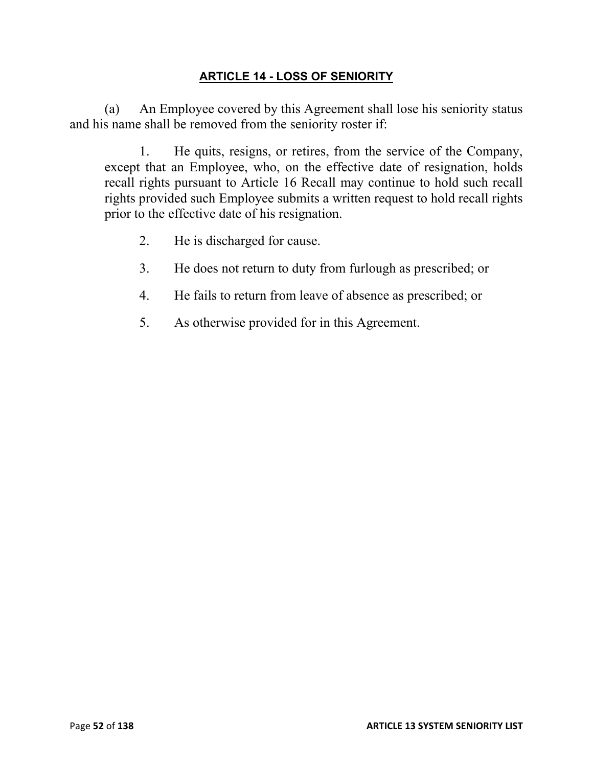## ARTICLE 14 - LOSS OF SENIORITY

(a) An Employee covered by this Agreement shall lose his seniority status and his name shall be removed from the seniority roster if:

1. He quits, resigns, or retires, from the service of the Company, except that an Employee, who, on the effective date of resignation, holds recall rights pursuant to Article 16 Recall may continue to hold such recall rights provided such Employee submits a written request to hold recall rights prior to the effective date of his resignation.

2. He is discharged for cause.

3. He does not return to duty from furlough as prescribed; or

4. He fails to return from leave of absence as prescribed; or

5. As otherwise provided for in this Agreement.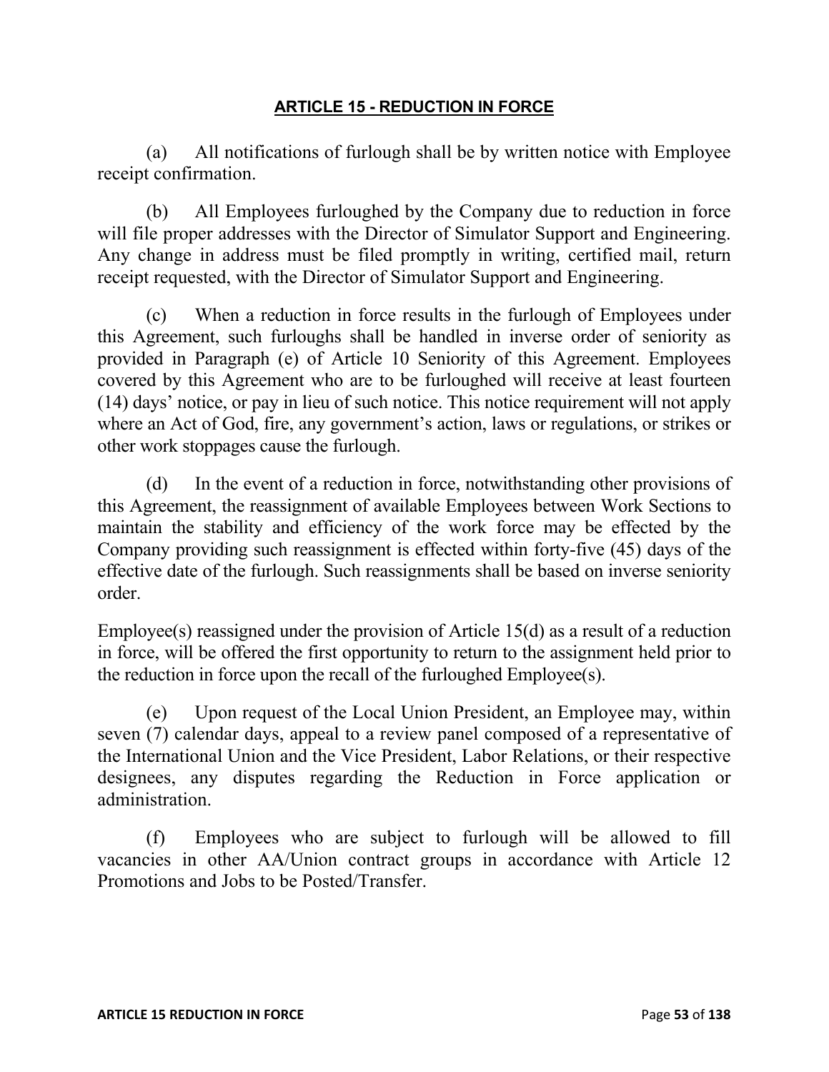## ARTICLE 15 - REDUCTION IN FORCE

(a) All notifications of furlough shall be by written notice with Employee receipt confirmation.

(b) All Employees furloughed by the Company due to reduction in force will file proper addresses with the Director of Simulator Support and Engineering. Any change in address must be filed promptly in writing, certified mail, return receipt requested, with the Director of Simulator Support and Engineering.

(c) When a reduction in force results in the furlough of Employees under this Agreement, such furloughs shall be handled in inverse order of seniority as provided in Paragraph (e) of Article 10 Seniority of this Agreement. Employees covered by this Agreement who are to be furloughed will receive at least fourteen (14) days' notice, or pay in lieu of such notice. This notice requirement will not apply where an Act of God, fire, any government's action, laws or regulations, or strikes or other work stoppages cause the furlough.

(d) In the event of a reduction in force, notwithstanding other provisions of this Agreement, the reassignment of available Employees between Work Sections to maintain the stability and efficiency of the work force may be effected by the Company providing such reassignment is effected within forty-five (45) days of the effective date of the furlough. Such reassignments shall be based on inverse seniority order.

Employee(s) reassigned under the provision of Article 15(d) as a result of a reduction in force, will be offered the first opportunity to return to the assignment held prior to the reduction in force upon the recall of the furloughed Employee(s).

(e) Upon request of the Local Union President, an Employee may, within seven (7) calendar days, appeal to a review panel composed of a representative of the International Union and the Vice President, Labor Relations, or their respective designees, any disputes regarding the Reduction in Force application or administration.

(f) Employees who are subject to furlough will be allowed to fill vacancies in other AA/Union contract groups in accordance with Article 12 Promotions and Jobs to be Posted/Transfer.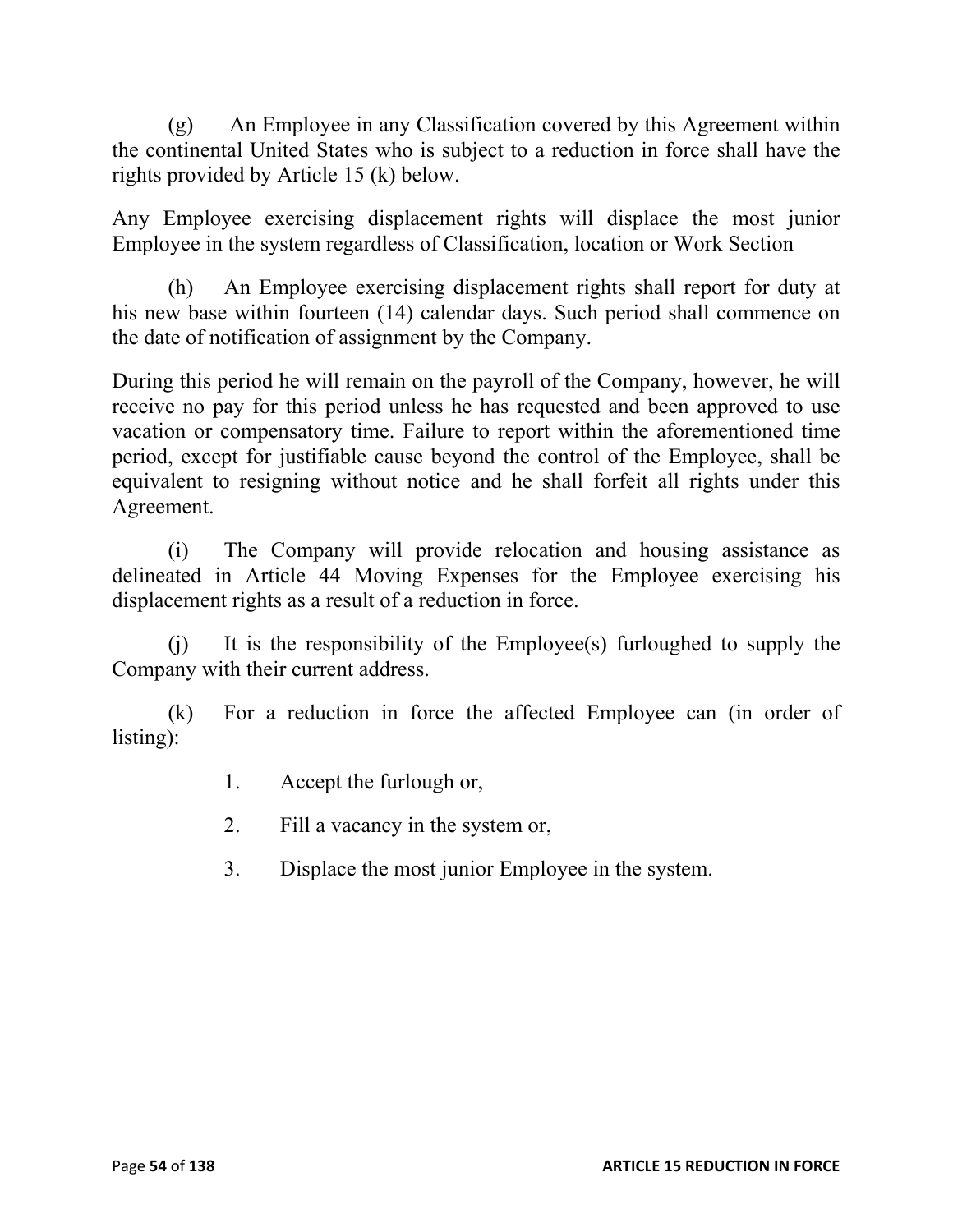(g) An Employee in any Classification covered by this Agreement within the continental United States who is subject to a reduction in force shall have the rights provided by Article 15 (k) below.

Any Employee exercising displacement rights will displace the most junior Employee in the system regardless of Classification, location or Work Section

(h) An Employee exercising displacement rights shall report for duty at his new base within fourteen (14) calendar days. Such period shall commence on the date of notification of assignment by the Company.

During this period he will remain on the payroll of the Company, however, he will receive no pay for this period unless he has requested and been approved to use vacation or compensatory time. Failure to report within the aforementioned time period, except for justifiable cause beyond the control of the Employee, shall be equivalent to resigning without notice and he shall forfeit all rights under this Agreement.

(i) The Company will provide relocation and housing assistance as delineated in Article 44 Moving Expenses for the Employee exercising his displacement rights as a result of a reduction in force.

(j) It is the responsibility of the Employee(s) furloughed to supply the Company with their current address.

(k) For a reduction in force the affected Employee can (in order of listing):

1. Accept the furlough or,
2. Fill a vacancy in the system or,
3. Displace the most junior Employee in the system.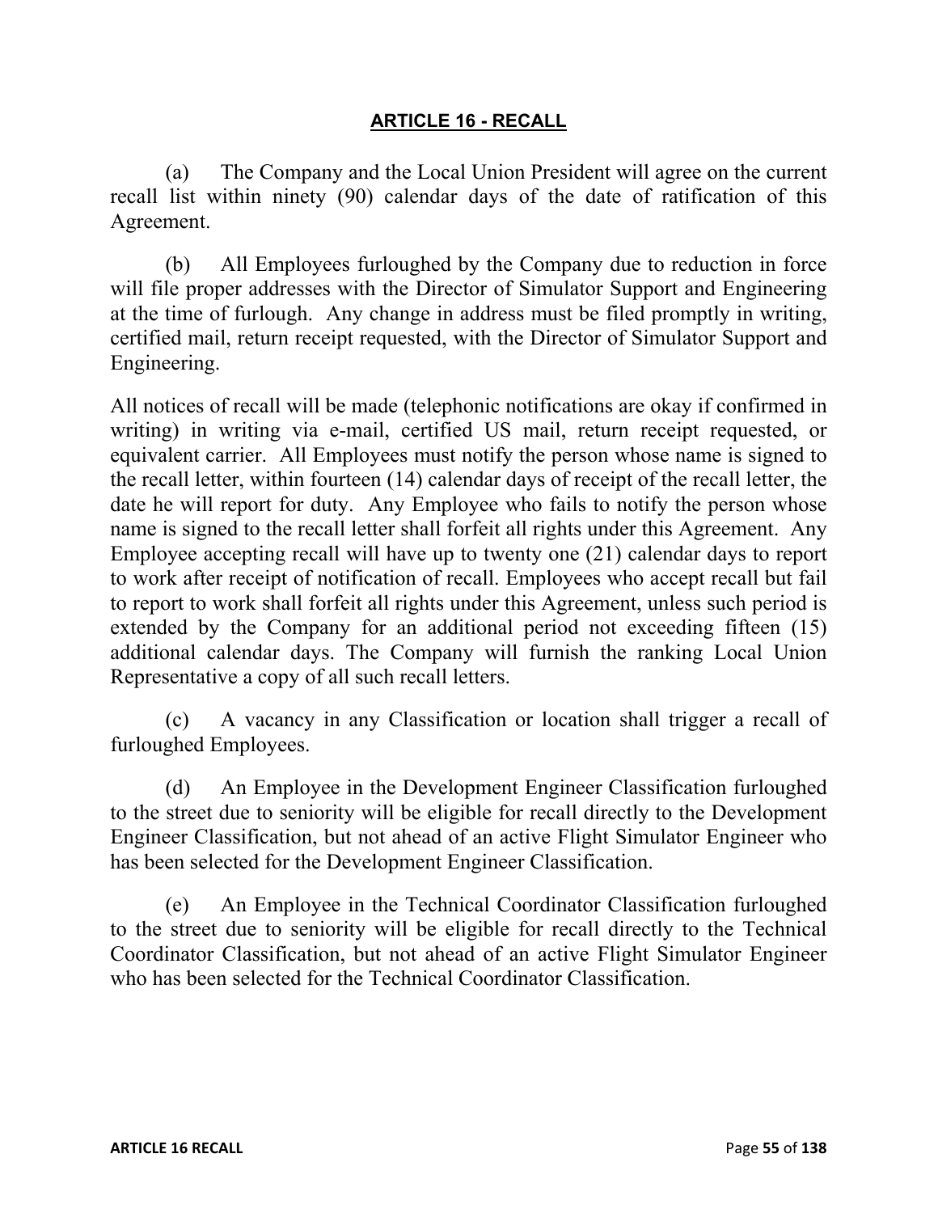# ARTICLE 16 - RECALL

(a) The Company and the Local Union President will agree on the current recall list within ninety (90) calendar days of the date of ratification of this Agreement.

(b) All Employees furloughed by the Company due to reduction in force will file proper addresses with the Director of Simulator Support and Engineering at the time of furlough. Any change in address must be filed promptly in writing, certified mail, return receipt requested, with the Director of Simulator Support and Engineering.

All notices of recall will be made (telephonic notifications are okay if confirmed in writing) in writing via e-mail, certified US mail, return receipt requested, or equivalent carrier. All Employees must notify the person whose name is signed to the recall letter, within fourteen (14) calendar days of receipt of the recall letter, the date he will report for duty. Any Employee who fails to notify the person whose name is signed to the recall letter shall forfeit all rights under this Agreement. Any Employee accepting recall will have up to twenty one (21) calendar days to report to work after receipt of notification of recall. Employees who accept recall but fail to report to work shall forfeit all rights under this Agreement, unless such period is extended by the Company for an additional period not exceeding fifteen (15) additional calendar days. The Company will furnish the ranking Local Union Representative a copy of all such recall letters.

(c) A vacancy in any Classification or location shall trigger a recall of furloughed Employees.

(d) An Employee in the Development Engineer Classification furloughed to the street due to seniority will be eligible for recall directly to the Development Engineer Classification, but not ahead of an active Flight Simulator Engineer who has been selected for the Development Engineer Classification.

(e) An Employee in the Technical Coordinator Classification furloughed to the street due to seniority will be eligible for recall directly to the Technical Coordinator Classification, but not ahead of an active Flight Simulator Engineer who has been selected for the Technical Coordinator Classification.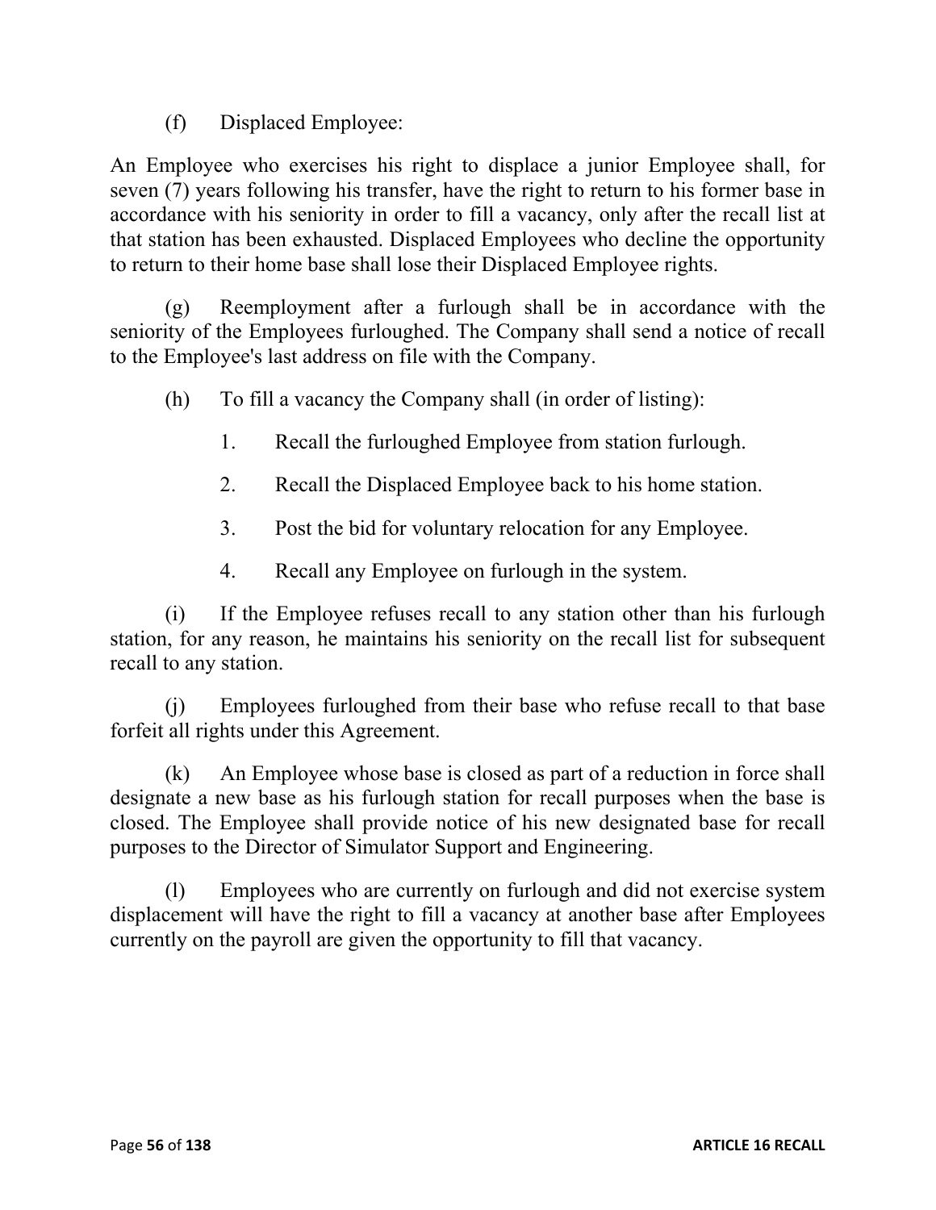(f) Displaced Employee:

An Employee who exercises his right to displace a junior Employee shall, for seven (7) years following his transfer, have the right to return to his former base in accordance with his seniority in order to fill a vacancy, only after the recall list at that station has been exhausted. Displaced Employees who decline the opportunity to return to their home base shall lose their Displaced Employee rights.

(g) Reemployment after a furlough shall be in accordance with the seniority of the Employees furloughed. The Company shall send a notice of recall to the Employee's last address on file with the Company.

(h) To fill a vacancy the Company shall (in order of listing):

1. Recall the furloughed Employee from station furlough.
2. Recall the Displaced Employee back to his home station.
3. Post the bid for voluntary relocation for any Employee.
4. Recall any Employee on furlough in the system.

(i) If the Employee refuses recall to any station other than his furlough station, for any reason, he maintains his seniority on the recall list for subsequent recall to any station.

(j) Employees furloughed from their base who refuse recall to that base forfeit all rights under this Agreement.

(k) An Employee whose base is closed as part of a reduction in force shall designate a new base as his furlough station for recall purposes when the base is closed. The Employee shall provide notice of his new designated base for recall purposes to the Director of Simulator Support and Engineering.

(l) Employees who are currently on furlough and did not exercise system displacement will have the right to fill a vacancy at another base after Employees currently on the payroll are given the opportunity to fill that vacancy.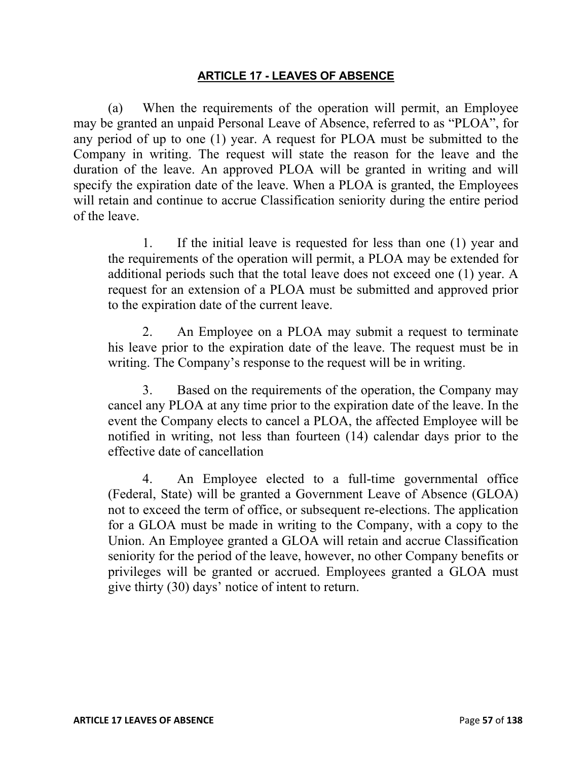## ARTICLE 17 - LEAVES OF ABSENCE

(a) When the requirements of the operation will permit, an Employee may be granted an unpaid Personal Leave of Absence, referred to as "PLOA", for any period of up to one (1) year. A request for PLOA must be submitted to the Company in writing. The request will state the reason for the leave and the duration of the leave. An approved PLOA will be granted in writing and will specify the expiration date of the leave. When a PLOA is granted, the Employees will retain and continue to accrue Classification seniority during the entire period of the leave.

1. If the initial leave is requested for less than one (1) year and the requirements of the operation will permit, a PLOA may be extended for additional periods such that the total leave does not exceed one (1) year. A request for an extension of a PLOA must be submitted and approved prior to the expiration date of the current leave.

2. An Employee on a PLOA may submit a request to terminate his leave prior to the expiration date of the leave. The request must be in writing. The Company's response to the request will be in writing.

3. Based on the requirements of the operation, the Company may cancel any PLOA at any time prior to the expiration date of the leave. In the event the Company elects to cancel a PLOA, the affected Employee will be notified in writing, not less than fourteen (14) calendar days prior to the effective date of cancellation

4. An Employee elected to a full-time governmental office (Federal, State) will be granted a Government Leave of Absence (GLOA) not to exceed the term of office, or subsequent re-elections. The application for a GLOA must be made in writing to the Company, with a copy to the Union. An Employee granted a GLOA will retain and accrue Classification seniority for the period of the leave, however, no other Company benefits or privileges will be granted or accrued. Employees granted a GLOA must give thirty (30) days' notice of intent to return.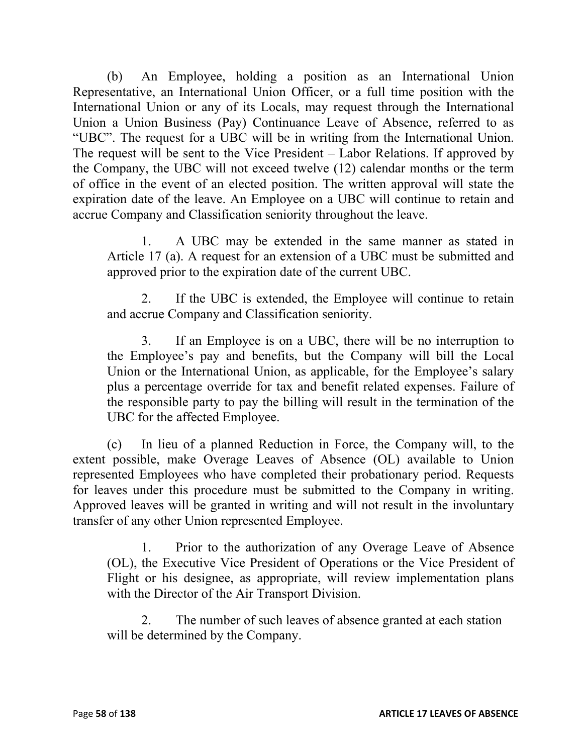(b) An Employee, holding a position as an International Union Representative, an International Union Officer, or a full time position with the International Union or any of its Locals, may request through the International Union a Union Business (Pay) Continuance Leave of Absence, referred to as "UBC". The request for a UBC will be in writing from the International Union. The request will be sent to the Vice President – Labor Relations. If approved by the Company, the UBC will not exceed twelve (12) calendar months or the term of office in the event of an elected position. The written approval will state the expiration date of the leave. An Employee on a UBC will continue to retain and accrue Company and Classification seniority throughout the leave.

> 1. A UBC may be extended in the same manner as stated in Article 17 (a). A request for an extension of a UBC must be submitted and approved prior to the expiration date of the current UBC.
>
> 2. If the UBC is extended, the Employee will continue to retain and accrue Company and Classification seniority.
>
> 3. If an Employee is on a UBC, there will be no interruption to the Employee's pay and benefits, but the Company will bill the Local Union or the International Union, as applicable, for the Employee's salary plus a percentage override for tax and benefit related expenses. Failure of the responsible party to pay the billing will result in the termination of the UBC for the affected Employee.

(c) In lieu of a planned Reduction in Force, the Company will, to the extent possible, make Overage Leaves of Absence (OL) available to Union represented Employees who have completed their probationary period. Requests for leaves under this procedure must be submitted to the Company in writing. Approved leaves will be granted in writing and will not result in the involuntary transfer of any other Union represented Employee.

> 1. Prior to the authorization of any Overage Leave of Absence (OL), the Executive Vice President of Operations or the Vice President of Flight or his designee, as appropriate, will review implementation plans with the Director of the Air Transport Division.
>
> 2. The number of such leaves of absence granted at each station will be determined by the Company.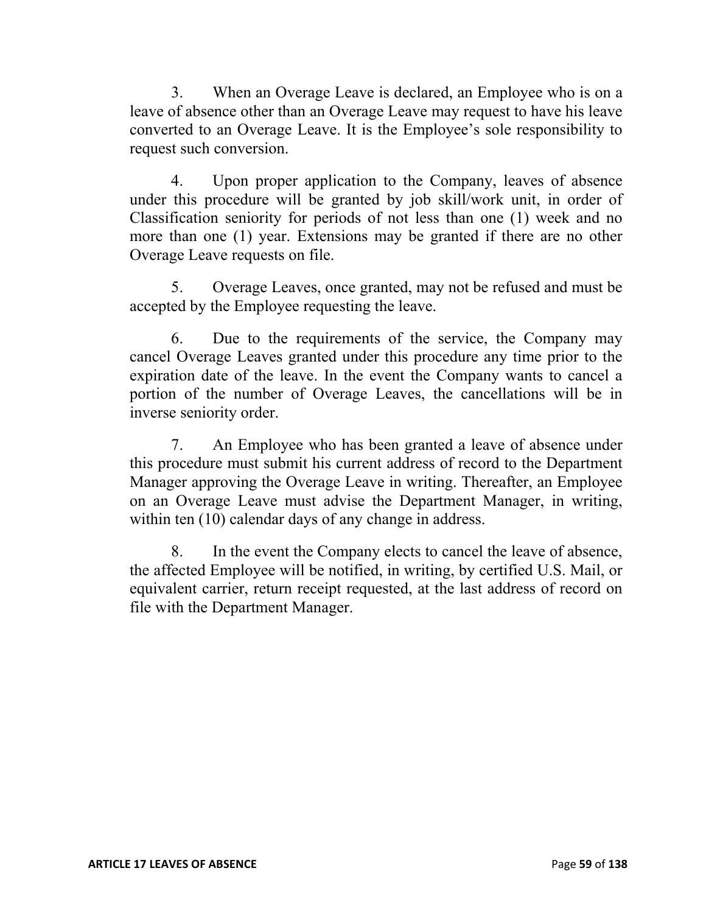3. When an Overage Leave is declared, an Employee who is on a leave of absence other than an Overage Leave may request to have his leave converted to an Overage Leave. It is the Employee's sole responsibility to request such conversion.

4. Upon proper application to the Company, leaves of absence under this procedure will be granted by job skill/work unit, in order of Classification seniority for periods of not less than one (1) week and no more than one (1) year. Extensions may be granted if there are no other Overage Leave requests on file.

5. Overage Leaves, once granted, may not be refused and must be accepted by the Employee requesting the leave.

6. Due to the requirements of the service, the Company may cancel Overage Leaves granted under this procedure any time prior to the expiration date of the leave. In the event the Company wants to cancel a portion of the number of Overage Leaves, the cancellations will be in inverse seniority order.

7. An Employee who has been granted a leave of absence under this procedure must submit his current address of record to the Department Manager approving the Overage Leave in writing. Thereafter, an Employee on an Overage Leave must advise the Department Manager, in writing, within ten (10) calendar days of any change in address.

8. In the event the Company elects to cancel the leave of absence, the affected Employee will be notified, in writing, by certified U.S. Mail, or equivalent carrier, return receipt requested, at the last address of record on file with the Department Manager.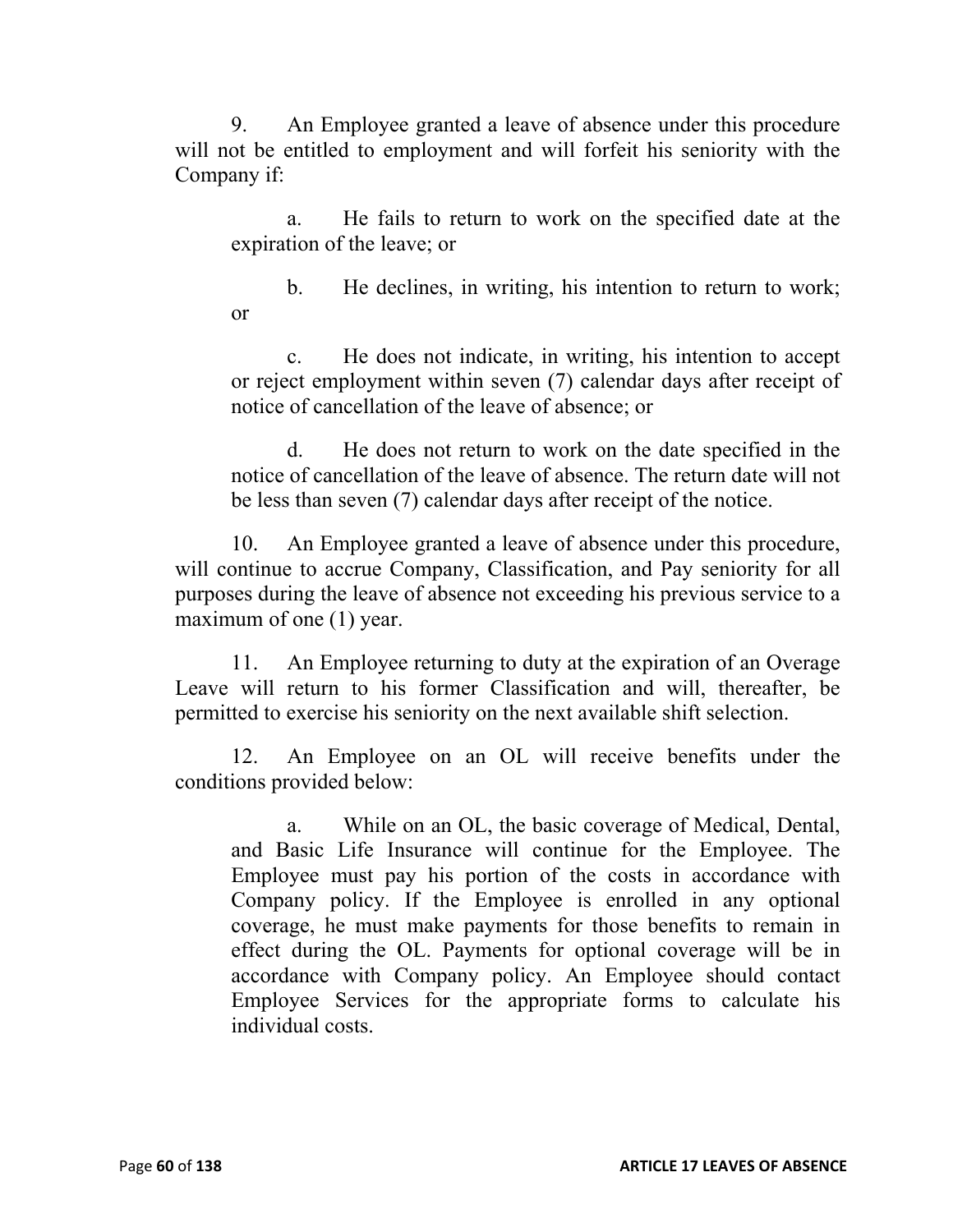9. An Employee granted a leave of absence under this procedure will not be entitled to employment and will forfeit his seniority with the Company if:

   a. He fails to return to work on the specified date at the expiration of the leave; or

   b. He declines, in writing, his intention to return to work; or

   c. He does not indicate, in writing, his intention to accept or reject employment within seven (7) calendar days after receipt of notice of cancellation of the leave of absence; or

   d. He does not return to work on the date specified in the notice of cancellation of the leave of absence. The return date will not be less than seven (7) calendar days after receipt of the notice.

10. An Employee granted a leave of absence under this procedure, will continue to accrue Company, Classification, and Pay seniority for all purposes during the leave of absence not exceeding his previous service to a maximum of one (1) year.

11. An Employee returning to duty at the expiration of an Overage Leave will return to his former Classification and will, thereafter, be permitted to exercise his seniority on the next available shift selection.

12. An Employee on an OL will receive benefits under the conditions provided below:

   a. While on an OL, the basic coverage of Medical, Dental, and Basic Life Insurance will continue for the Employee. The Employee must pay his portion of the costs in accordance with Company policy. If the Employee is enrolled in any optional coverage, he must make payments for those benefits to remain in effect during the OL. Payments for optional coverage will be in accordance with Company policy. An Employee should contact Employee Services for the appropriate forms to calculate his individual costs.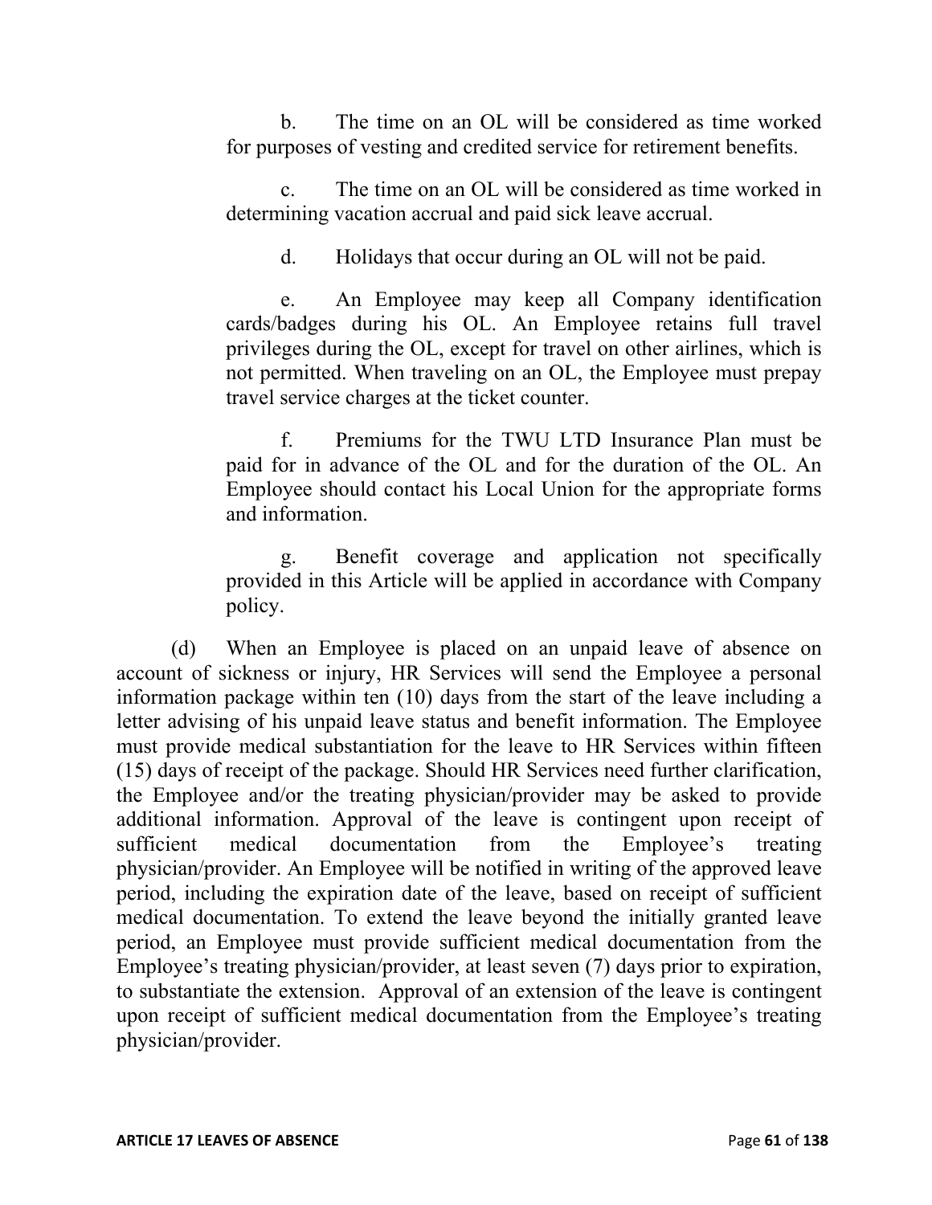b. The time on an OL will be considered as time worked for purposes of vesting and credited service for retirement benefits.

c. The time on an OL will be considered as time worked in determining vacation accrual and paid sick leave accrual.

d. Holidays that occur during an OL will not be paid.

e. An Employee may keep all Company identification cards/badges during his OL. An Employee retains full travel privileges during the OL, except for travel on other airlines, which is not permitted. When traveling on an OL, the Employee must prepay travel service charges at the ticket counter.

f. Premiums for the TWU LTD Insurance Plan must be paid for in advance of the OL and for the duration of the OL. An Employee should contact his Local Union for the appropriate forms and information.

g. Benefit coverage and application not specifically provided in this Article will be applied in accordance with Company policy.

(d) When an Employee is placed on an unpaid leave of absence on account of sickness or injury, HR Services will send the Employee a personal information package within ten (10) days from the start of the leave including a letter advising of his unpaid leave status and benefit information. The Employee must provide medical substantiation for the leave to HR Services within fifteen (15) days of receipt of the package. Should HR Services need further clarification, the Employee and/or the treating physician/provider may be asked to provide additional information. Approval of the leave is contingent upon receipt of sufficient medical documentation from the Employee's treating physician/provider. An Employee will be notified in writing of the approved leave period, including the expiration date of the leave, based on receipt of sufficient medical documentation. To extend the leave beyond the initially granted leave period, an Employee must provide sufficient medical documentation from the Employee's treating physician/provider, at least seven (7) days prior to expiration, to substantiate the extension. Approval of an extension of the leave is contingent upon receipt of sufficient medical documentation from the Employee's treating physician/provider.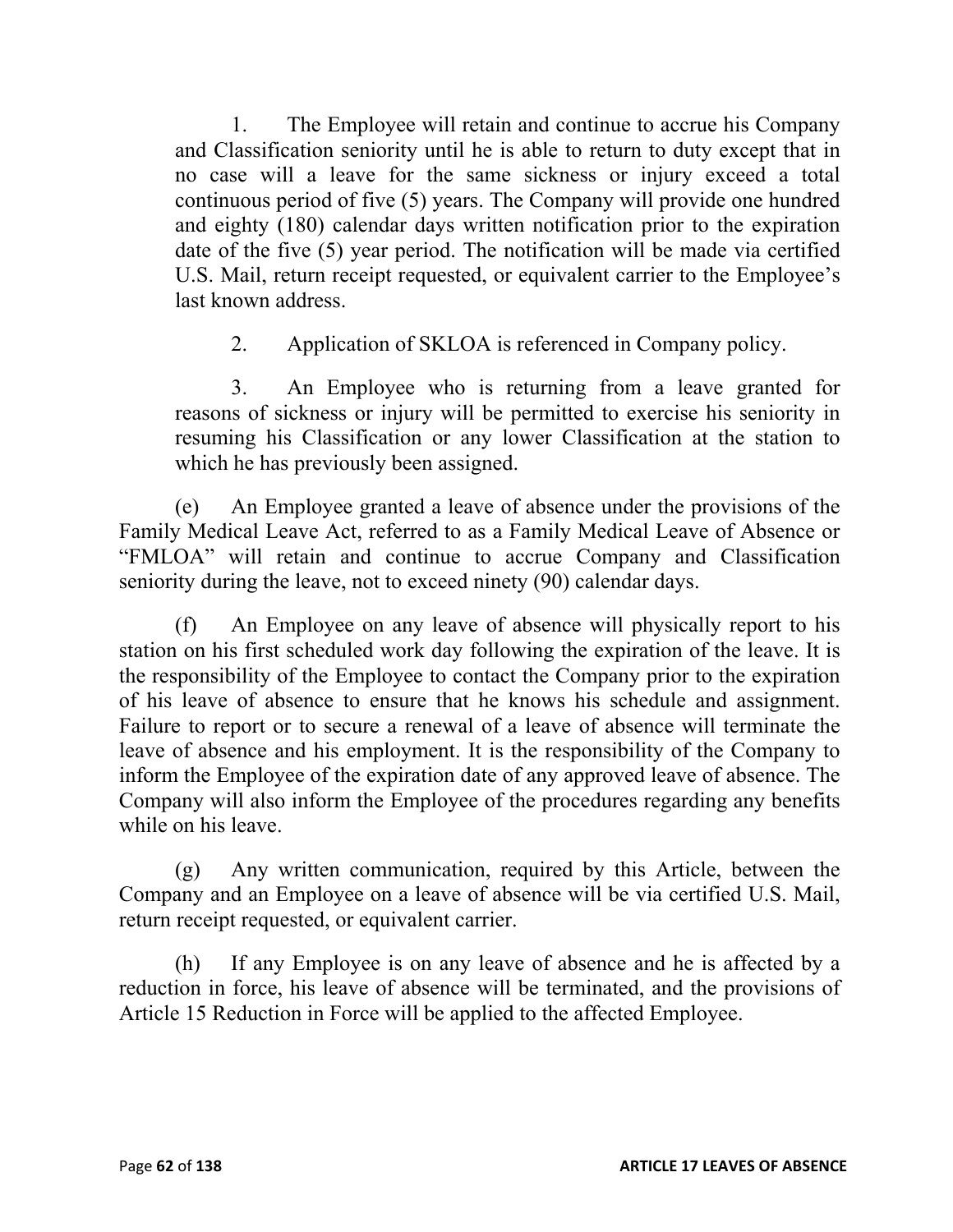1. The Employee will retain and continue to accrue his Company and Classification seniority until he is able to return to duty except that in no case will a leave for the same sickness or injury exceed a total continuous period of five (5) years. The Company will provide one hundred and eighty (180) calendar days written notification prior to the expiration date of the five (5) year period. The notification will be made via certified U.S. Mail, return receipt requested, or equivalent carrier to the Employee's last known address.

2. Application of SKLOA is referenced in Company policy.

3. An Employee who is returning from a leave granted for reasons of sickness or injury will be permitted to exercise his seniority in resuming his Classification or any lower Classification at the station to which he has previously been assigned.

(e) An Employee granted a leave of absence under the provisions of the Family Medical Leave Act, referred to as a Family Medical Leave of Absence or "FMLOA" will retain and continue to accrue Company and Classification seniority during the leave, not to exceed ninety (90) calendar days.

(f) An Employee on any leave of absence will physically report to his station on his first scheduled work day following the expiration of the leave. It is the responsibility of the Employee to contact the Company prior to the expiration of his leave of absence to ensure that he knows his schedule and assignment. Failure to report or to secure a renewal of a leave of absence will terminate the leave of absence and his employment. It is the responsibility of the Company to inform the Employee of the expiration date of any approved leave of absence. The Company will also inform the Employee of the procedures regarding any benefits while on his leave.

(g) Any written communication, required by this Article, between the Company and an Employee on a leave of absence will be via certified U.S. Mail, return receipt requested, or equivalent carrier.

(h) If any Employee is on any leave of absence and he is affected by a reduction in force, his leave of absence will be terminated, and the provisions of Article 15 Reduction in Force will be applied to the affected Employee.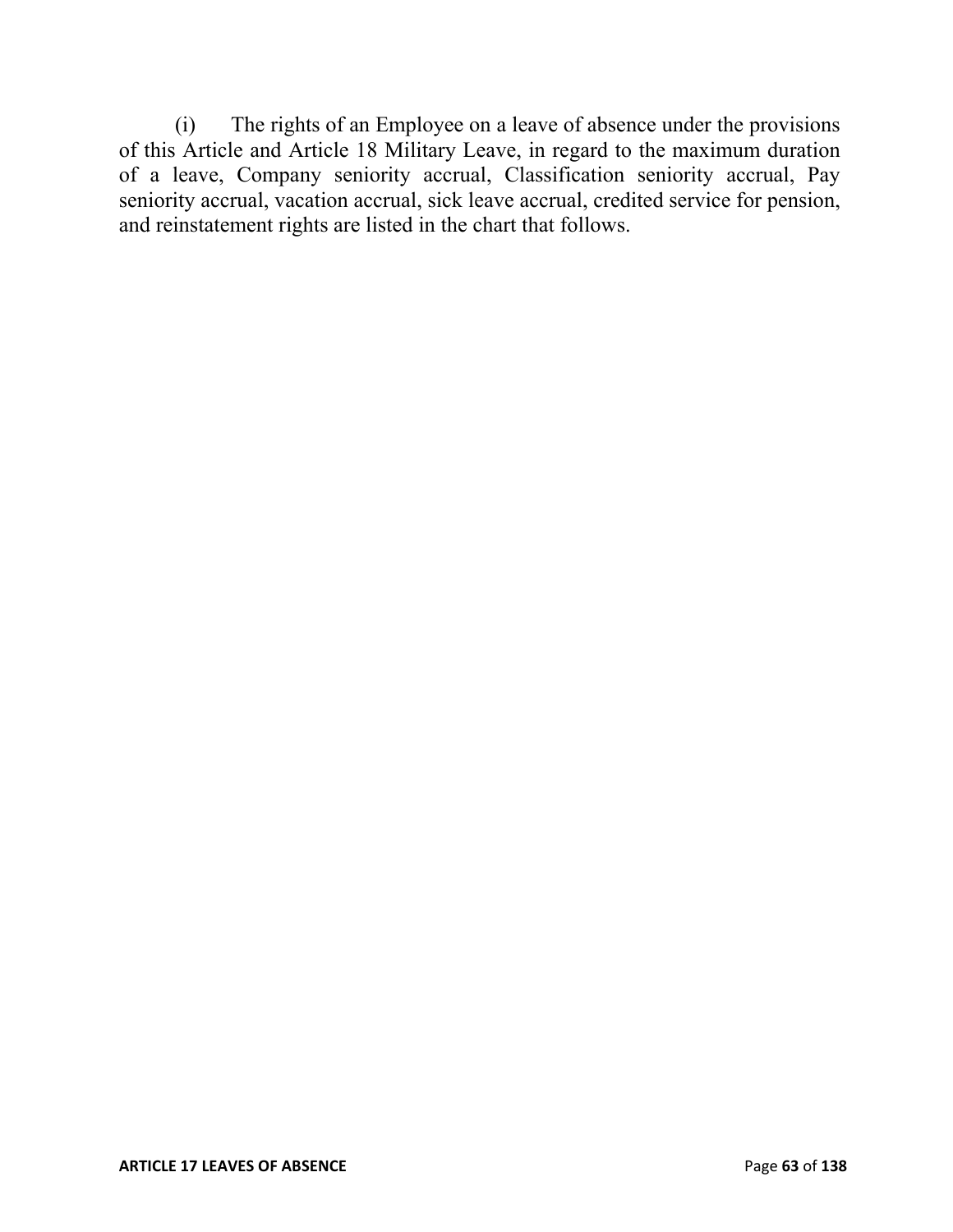(i) The rights of an Employee on a leave of absence under the provisions of this Article and Article 18 Military Leave, in regard to the maximum duration of a leave, Company seniority accrual, Classification seniority accrual, Pay seniority accrual, vacation accrual, sick leave accrual, credited service for pension, and reinstatement rights are listed in the chart that follows.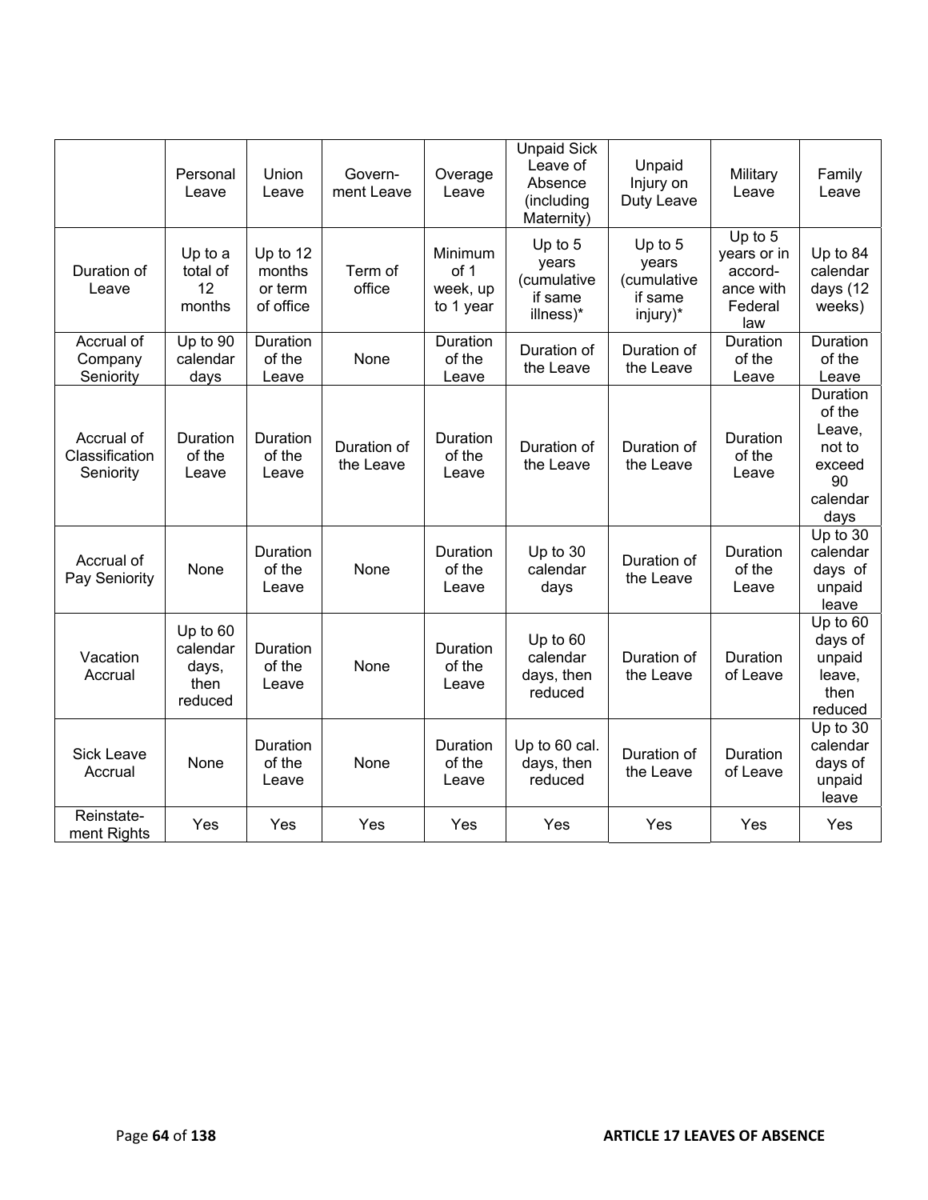| | Personal Leave | Union Leave | Govern-ment Leave | Overage Leave | Unpaid Sick Leave of Absence (including Maternity) | Unpaid Injury on Duty Leave | Military Leave | Family Leave |
|---|---|---|---|---|---|---|---|---|
| Duration of Leave | Up to a total of 12 months | Up to 12 months or term of office | Term of office | Minimum of 1 week, up to 1 year | Up to 5 years (cumulative if same illness)* | Up to 5 years (cumulative if same injury)* | Up to 5 years or in accord-ance with Federal law | Up to 84 calendar days (12 weeks) |
| Accrual of Company Seniority | Up to 90 calendar days | Duration of the Leave | None | Duration of the Leave | Duration of the Leave | Duration of the Leave | Duration of the Leave | Duration of the Leave |
| Accrual of Classification Seniority | Duration of the Leave | Duration of the Leave | Duration of the Leave | Duration of the Leave | Duration of the Leave | Duration of the Leave | Duration of the Leave | Duration of the Leave, not to exceed 90 calendar days |
| Accrual of Pay Seniority | None | Duration of the Leave | None | Duration of the Leave | Up to 30 calendar days | Duration of the Leave | Duration of the Leave | Up to 30 calendar days of unpaid leave |
| Vacation Accrual | Up to 60 calendar days, then reduced | Duration of the Leave | None | Duration of the Leave | Up to 60 calendar days, then reduced | Duration of the Leave | Duration of Leave | Up to 60 days of unpaid leave, then reduced |
| Sick Leave Accrual | None | Duration of the Leave | None | Duration of the Leave | Up to 60 cal. days, then reduced | Duration of the Leave | Duration of Leave | Up to 30 calendar days of unpaid leave |
| Reinstate-ment Rights | Yes | Yes | Yes | Yes | Yes | Yes | Yes | Yes |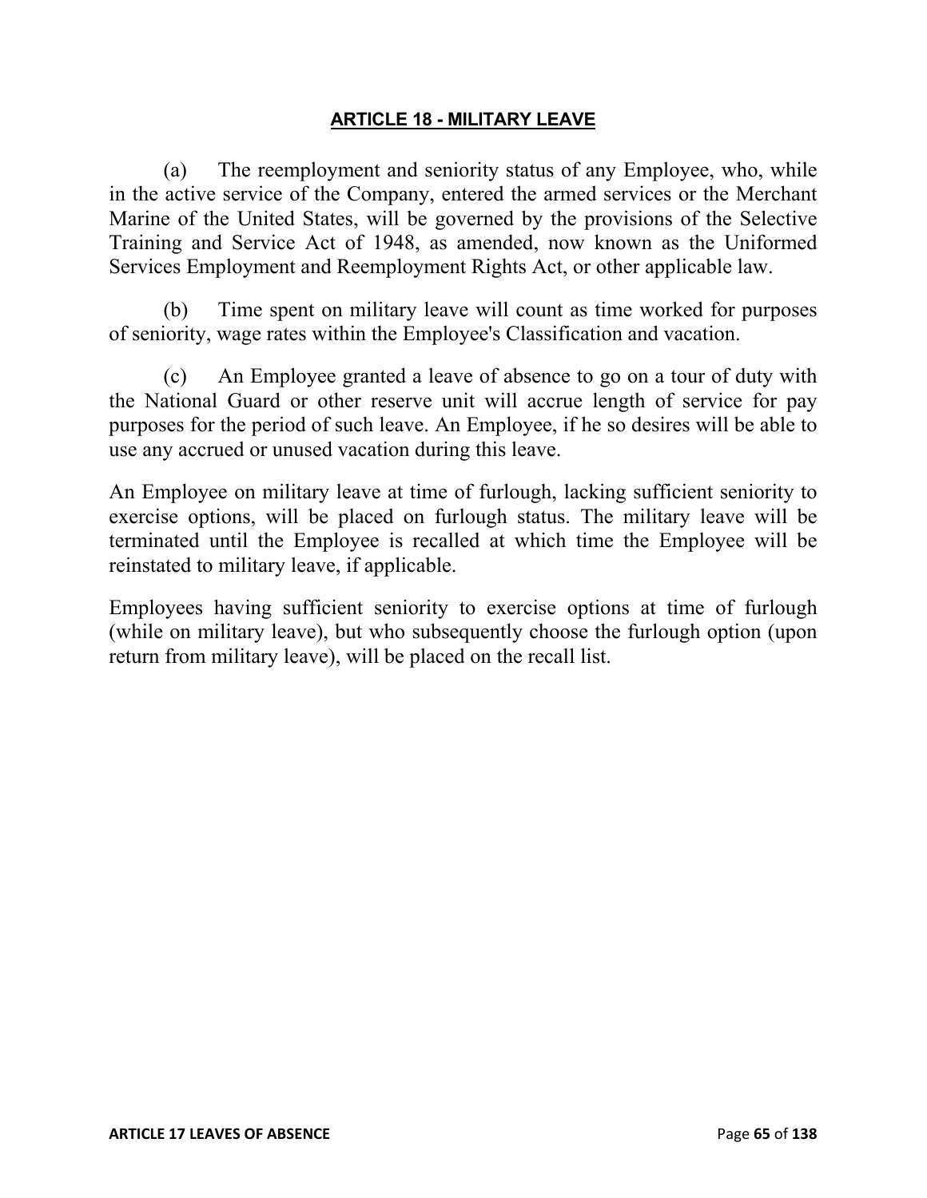## ARTICLE 18 - MILITARY LEAVE

(a) The reemployment and seniority status of any Employee, who, while in the active service of the Company, entered the armed services or the Merchant Marine of the United States, will be governed by the provisions of the Selective Training and Service Act of 1948, as amended, now known as the Uniformed Services Employment and Reemployment Rights Act, or other applicable law.

(b) Time spent on military leave will count as time worked for purposes of seniority, wage rates within the Employee's Classification and vacation.

(c) An Employee granted a leave of absence to go on a tour of duty with the National Guard or other reserve unit will accrue length of service for pay purposes for the period of such leave. An Employee, if he so desires will be able to use any accrued or unused vacation during this leave.

An Employee on military leave at time of furlough, lacking sufficient seniority to exercise options, will be placed on furlough status. The military leave will be terminated until the Employee is recalled at which time the Employee will be reinstated to military leave, if applicable.

Employees having sufficient seniority to exercise options at time of furlough (while on military leave), but who subsequently choose the furlough option (upon return from military leave), will be placed on the recall list.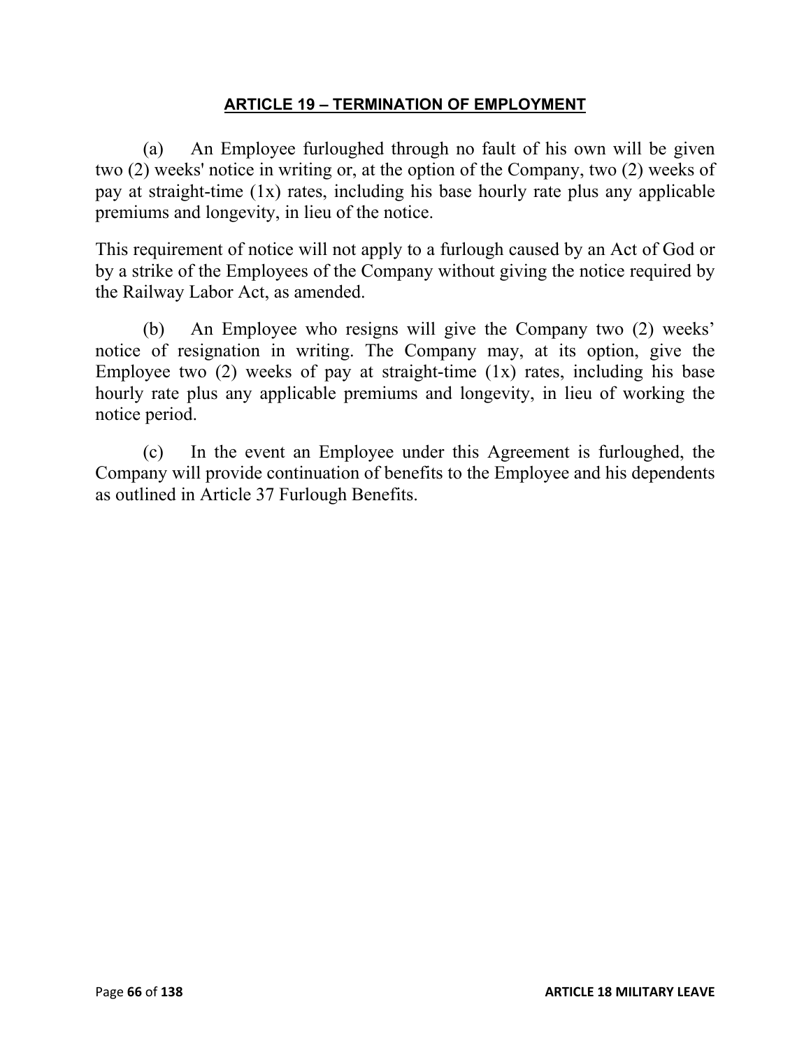## ARTICLE 19 – TERMINATION OF EMPLOYMENT

(a) An Employee furloughed through no fault of his own will be given two (2) weeks' notice in writing or, at the option of the Company, two (2) weeks of pay at straight-time (1x) rates, including his base hourly rate plus any applicable premiums and longevity, in lieu of the notice.

This requirement of notice will not apply to a furlough caused by an Act of God or by a strike of the Employees of the Company without giving the notice required by the Railway Labor Act, as amended.

(b) An Employee who resigns will give the Company two (2) weeks' notice of resignation in writing. The Company may, at its option, give the Employee two (2) weeks of pay at straight-time (1x) rates, including his base hourly rate plus any applicable premiums and longevity, in lieu of working the notice period.

(c) In the event an Employee under this Agreement is furloughed, the Company will provide continuation of benefits to the Employee and his dependents as outlined in Article 37 Furlough Benefits.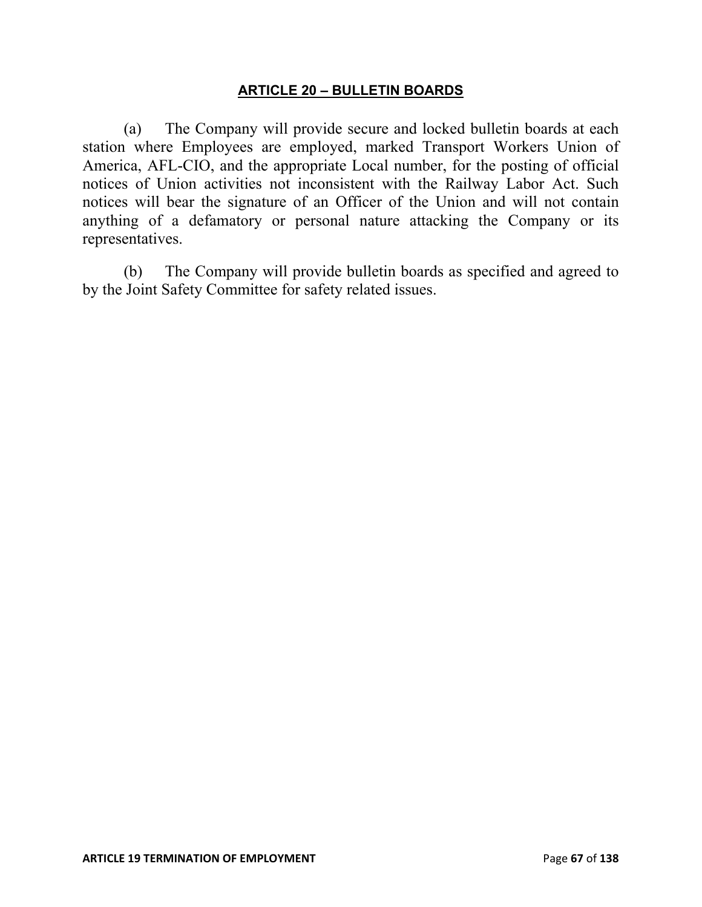## ARTICLE 20 – BULLETIN BOARDS

(a) The Company will provide secure and locked bulletin boards at each station where Employees are employed, marked Transport Workers Union of America, AFL-CIO, and the appropriate Local number, for the posting of official notices of Union activities not inconsistent with the Railway Labor Act. Such notices will bear the signature of an Officer of the Union and will not contain anything of a defamatory or personal nature attacking the Company or its representatives.

(b) The Company will provide bulletin boards as specified and agreed to by the Joint Safety Committee for safety related issues.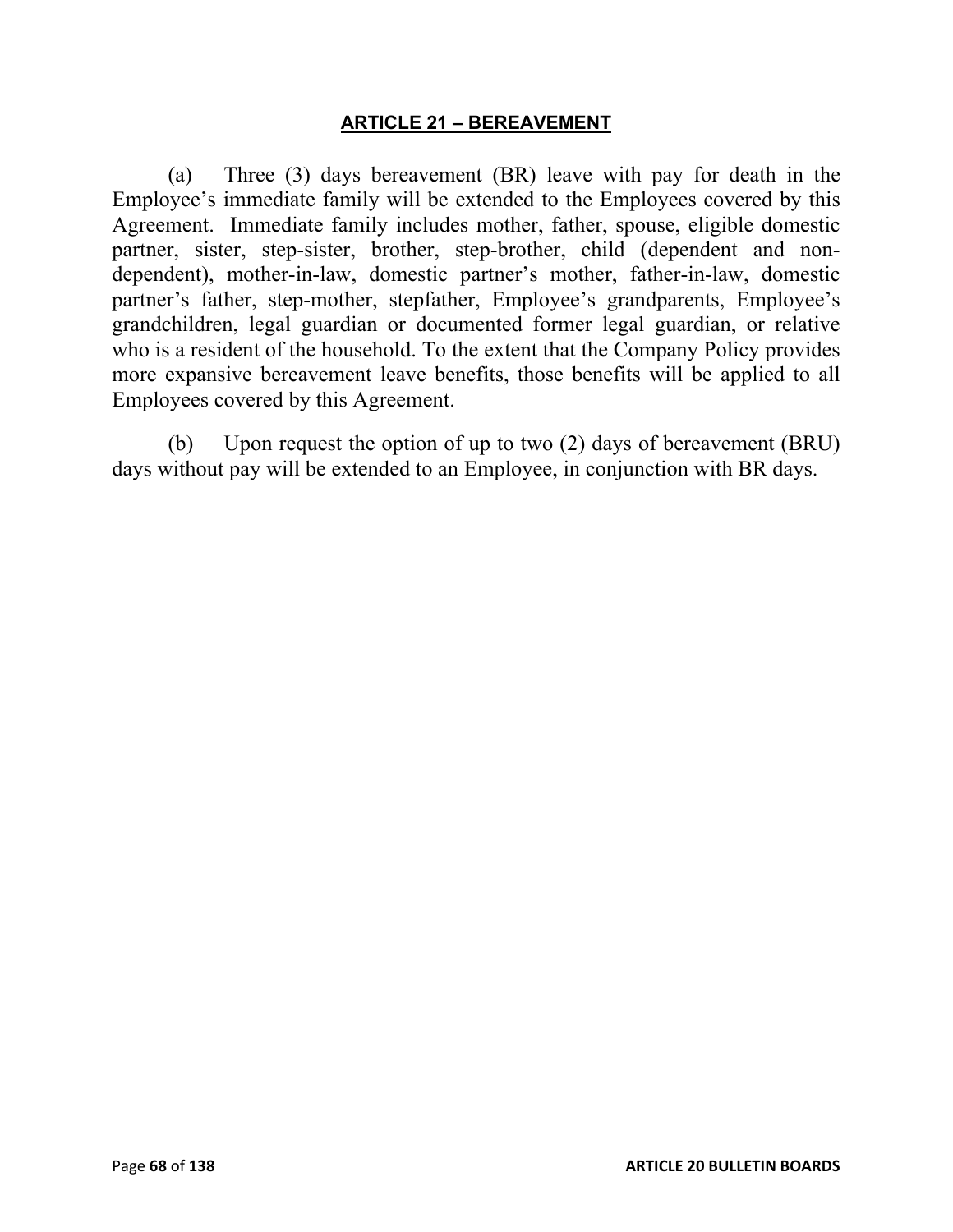## ARTICLE 21 – BEREAVEMENT

(a) Three (3) days bereavement (BR) leave with pay for death in the Employee's immediate family will be extended to the Employees covered by this Agreement. Immediate family includes mother, father, spouse, eligible domestic partner, sister, step-sister, brother, step-brother, child (dependent and non-dependent), mother-in-law, domestic partner's mother, father-in-law, domestic partner's father, step-mother, stepfather, Employee's grandparents, Employee's grandchildren, legal guardian or documented former legal guardian, or relative who is a resident of the household. To the extent that the Company Policy provides more expansive bereavement leave benefits, those benefits will be applied to all Employees covered by this Agreement.

(b) Upon request the option of up to two (2) days of bereavement (BRU) days without pay will be extended to an Employee, in conjunction with BR days.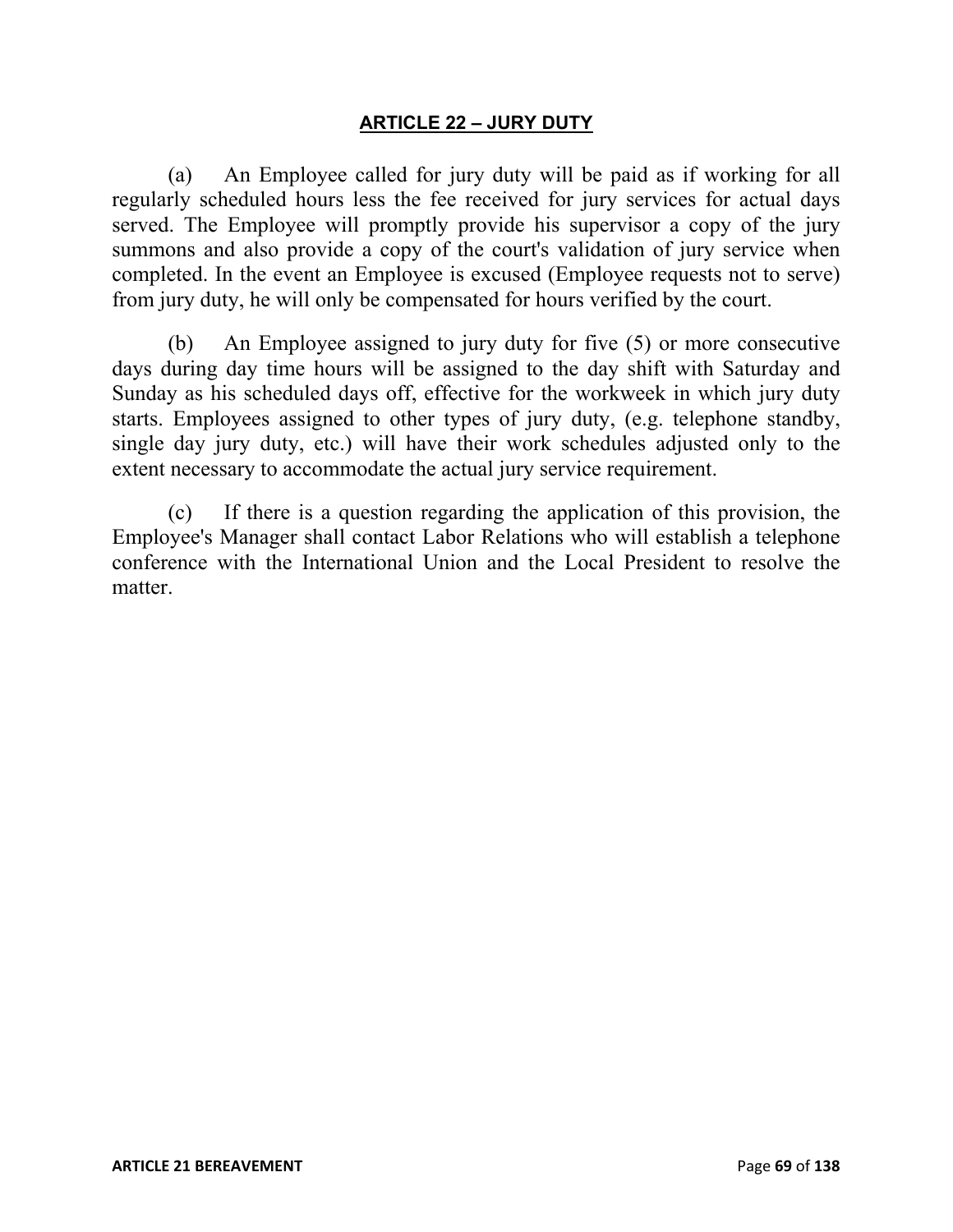## ARTICLE 22 – JURY DUTY

(a) An Employee called for jury duty will be paid as if working for all regularly scheduled hours less the fee received for jury services for actual days served. The Employee will promptly provide his supervisor a copy of the jury summons and also provide a copy of the court's validation of jury service when completed. In the event an Employee is excused (Employee requests not to serve) from jury duty, he will only be compensated for hours verified by the court.

(b) An Employee assigned to jury duty for five (5) or more consecutive days during day time hours will be assigned to the day shift with Saturday and Sunday as his scheduled days off, effective for the workweek in which jury duty starts. Employees assigned to other types of jury duty, (e.g. telephone standby, single day jury duty, etc.) will have their work schedules adjusted only to the extent necessary to accommodate the actual jury service requirement.

(c) If there is a question regarding the application of this provision, the Employee's Manager shall contact Labor Relations who will establish a telephone conference with the International Union and the Local President to resolve the matter.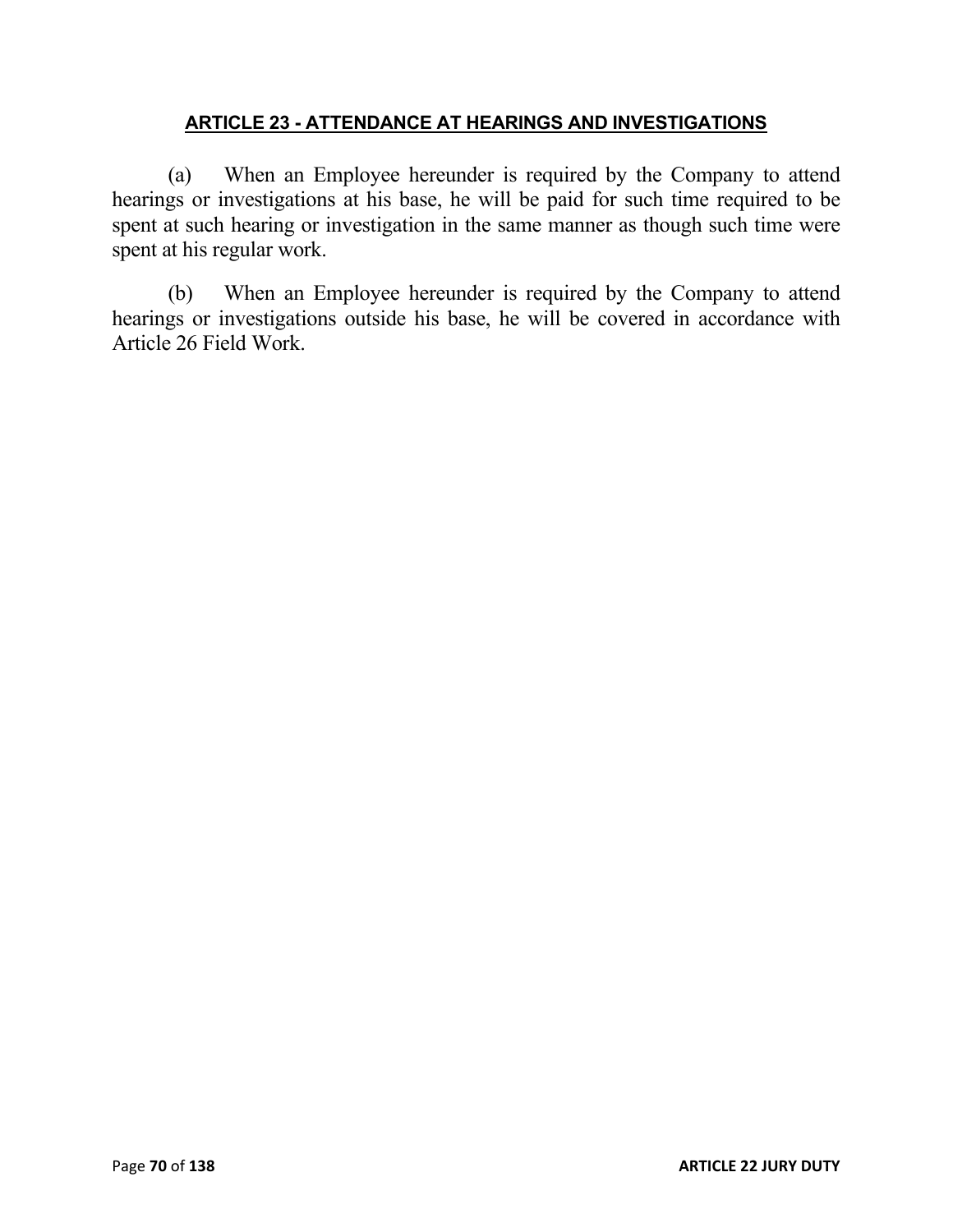## ARTICLE 23 - ATTENDANCE AT HEARINGS AND INVESTIGATIONS

(a) When an Employee hereunder is required by the Company to attend hearings or investigations at his base, he will be paid for such time required to be spent at such hearing or investigation in the same manner as though such time were spent at his regular work.

(b) When an Employee hereunder is required by the Company to attend hearings or investigations outside his base, he will be covered in accordance with Article 26 Field Work.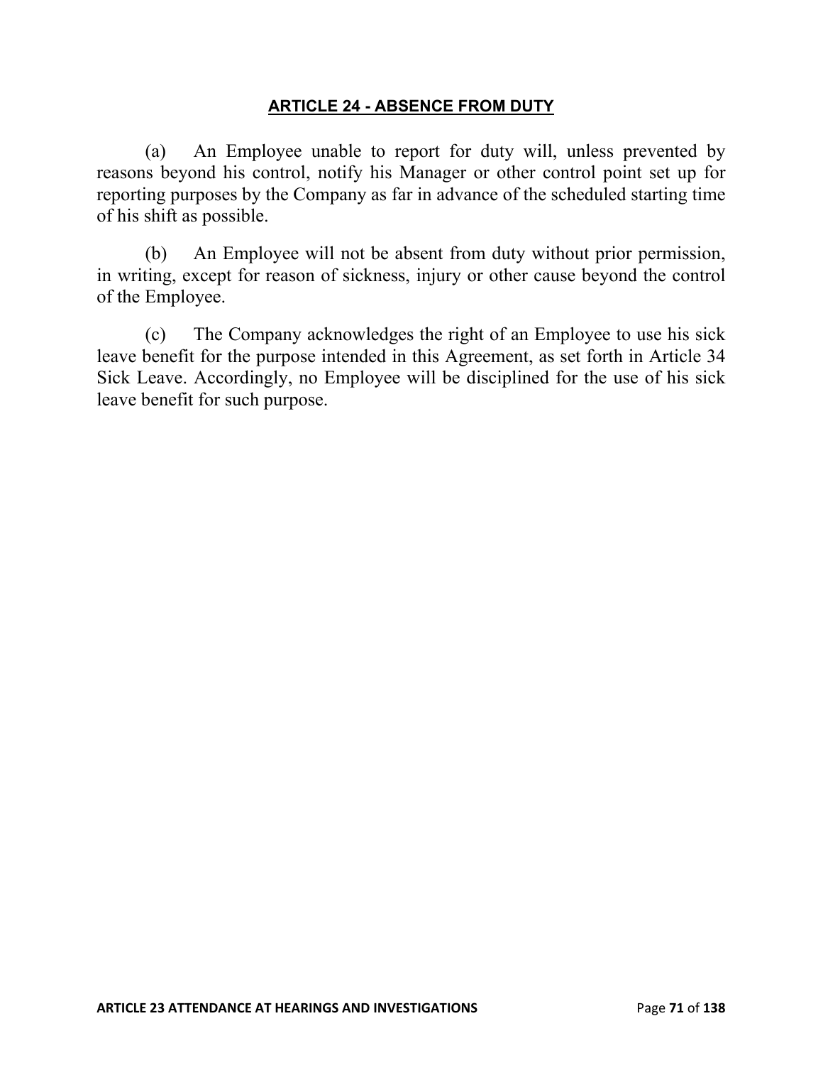## ARTICLE 24 - ABSENCE FROM DUTY

(a) An Employee unable to report for duty will, unless prevented by reasons beyond his control, notify his Manager or other control point set up for reporting purposes by the Company as far in advance of the scheduled starting time of his shift as possible.

(b) An Employee will not be absent from duty without prior permission, in writing, except for reason of sickness, injury or other cause beyond the control of the Employee.

(c) The Company acknowledges the right of an Employee to use his sick leave benefit for the purpose intended in this Agreement, as set forth in Article 34 Sick Leave. Accordingly, no Employee will be disciplined for the use of his sick leave benefit for such purpose.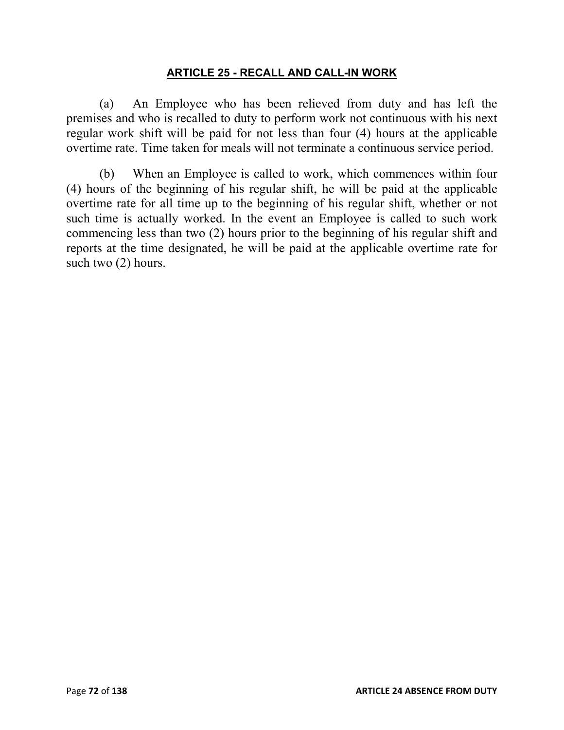## ARTICLE 25 - RECALL AND CALL-IN WORK

(a) An Employee who has been relieved from duty and has left the premises and who is recalled to duty to perform work not continuous with his next regular work shift will be paid for not less than four (4) hours at the applicable overtime rate. Time taken for meals will not terminate a continuous service period.

(b) When an Employee is called to work, which commences within four (4) hours of the beginning of his regular shift, he will be paid at the applicable overtime rate for all time up to the beginning of his regular shift, whether or not such time is actually worked. In the event an Employee is called to such work commencing less than two (2) hours prior to the beginning of his regular shift and reports at the time designated, he will be paid at the applicable overtime rate for such two (2) hours.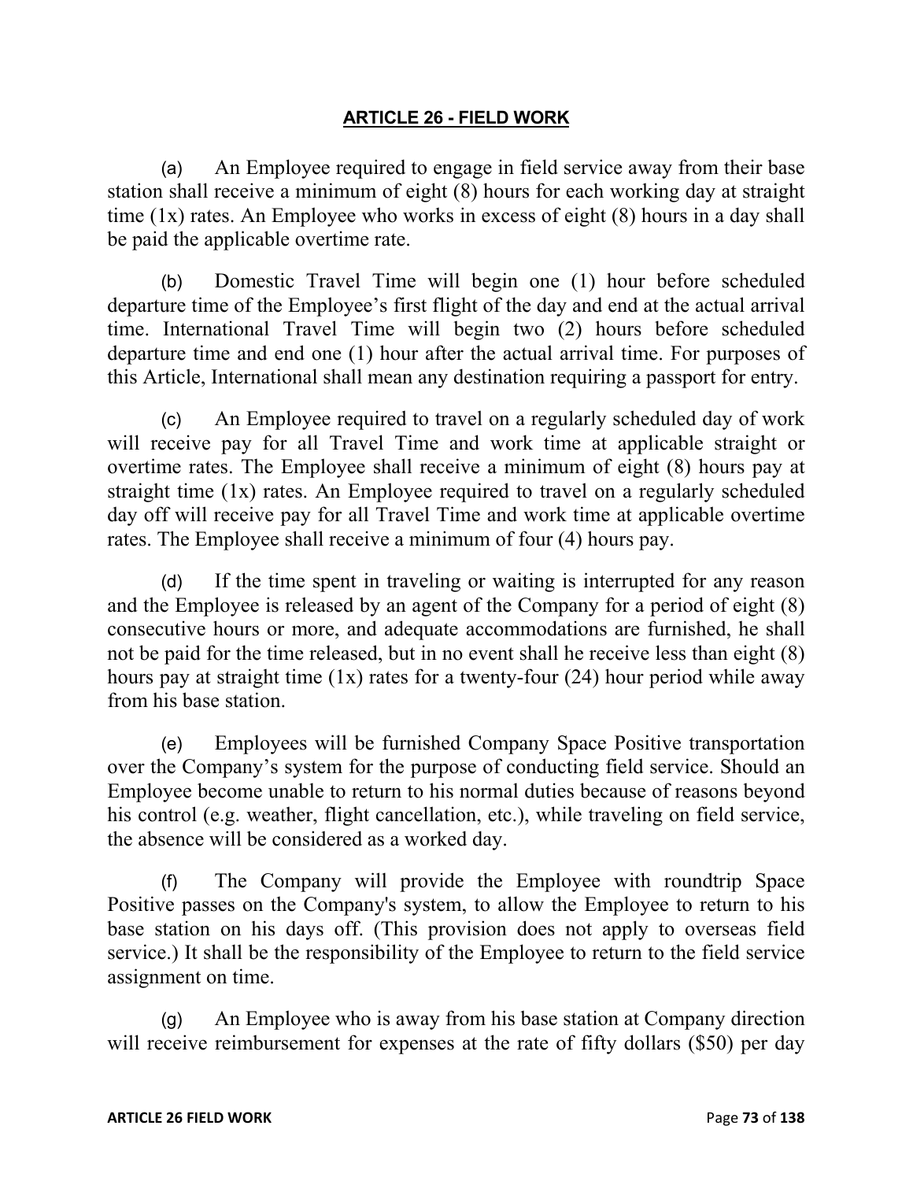## ARTICLE 26 - FIELD WORK

(a) An Employee required to engage in field service away from their base station shall receive a minimum of eight (8) hours for each working day at straight time (1x) rates. An Employee who works in excess of eight (8) hours in a day shall be paid the applicable overtime rate.

(b) Domestic Travel Time will begin one (1) hour before scheduled departure time of the Employee's first flight of the day and end at the actual arrival time. International Travel Time will begin two (2) hours before scheduled departure time and end one (1) hour after the actual arrival time. For purposes of this Article, International shall mean any destination requiring a passport for entry.

(c) An Employee required to travel on a regularly scheduled day of work will receive pay for all Travel Time and work time at applicable straight or overtime rates. The Employee shall receive a minimum of eight (8) hours pay at straight time (1x) rates. An Employee required to travel on a regularly scheduled day off will receive pay for all Travel Time and work time at applicable overtime rates. The Employee shall receive a minimum of four (4) hours pay.

(d) If the time spent in traveling or waiting is interrupted for any reason and the Employee is released by an agent of the Company for a period of eight (8) consecutive hours or more, and adequate accommodations are furnished, he shall not be paid for the time released, but in no event shall he receive less than eight (8) hours pay at straight time (1x) rates for a twenty-four (24) hour period while away from his base station.

(e) Employees will be furnished Company Space Positive transportation over the Company's system for the purpose of conducting field service. Should an Employee become unable to return to his normal duties because of reasons beyond his control (e.g. weather, flight cancellation, etc.), while traveling on field service, the absence will be considered as a worked day.

(f) The Company will provide the Employee with roundtrip Space Positive passes on the Company's system, to allow the Employee to return to his base station on his days off. (This provision does not apply to overseas field service.) It shall be the responsibility of the Employee to return to the field service assignment on time.

(g) An Employee who is away from his base station at Company direction will receive reimbursement for expenses at the rate of fifty dollars ($50) per day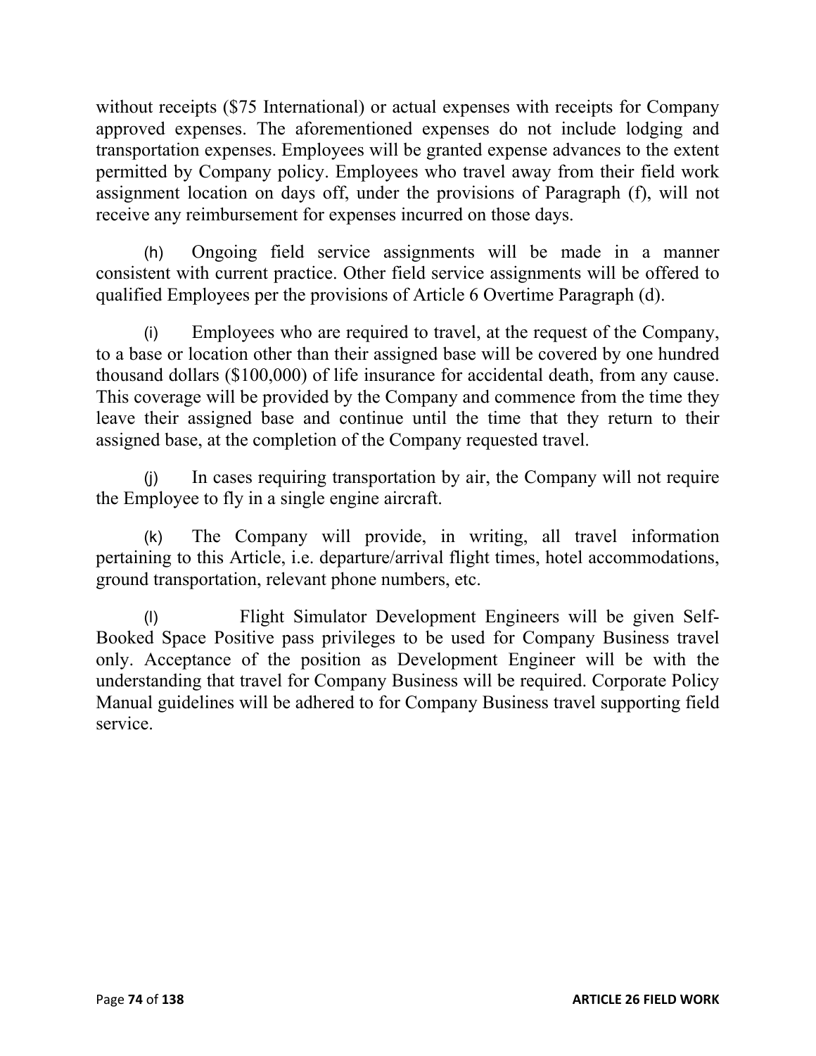without receipts ($75 International) or actual expenses with receipts for Company approved expenses. The aforementioned expenses do not include lodging and transportation expenses. Employees will be granted expense advances to the extent permitted by Company policy. Employees who travel away from their field work assignment location on days off, under the provisions of Paragraph (f), will not receive any reimbursement for expenses incurred on those days.

(h) Ongoing field service assignments will be made in a manner consistent with current practice. Other field service assignments will be offered to qualified Employees per the provisions of Article 6 Overtime Paragraph (d).

(i) Employees who are required to travel, at the request of the Company, to a base or location other than their assigned base will be covered by one hundred thousand dollars ($100,000) of life insurance for accidental death, from any cause. This coverage will be provided by the Company and commence from the time they leave their assigned base and continue until the time that they return to their assigned base, at the completion of the Company requested travel.

(j) In cases requiring transportation by air, the Company will not require the Employee to fly in a single engine aircraft.

(k) The Company will provide, in writing, all travel information pertaining to this Article, i.e. departure/arrival flight times, hotel accommodations, ground transportation, relevant phone numbers, etc.

(l) Flight Simulator Development Engineers will be given Self-Booked Space Positive pass privileges to be used for Company Business travel only. Acceptance of the position as Development Engineer will be with the understanding that travel for Company Business will be required. Corporate Policy Manual guidelines will be adhered to for Company Business travel supporting field service.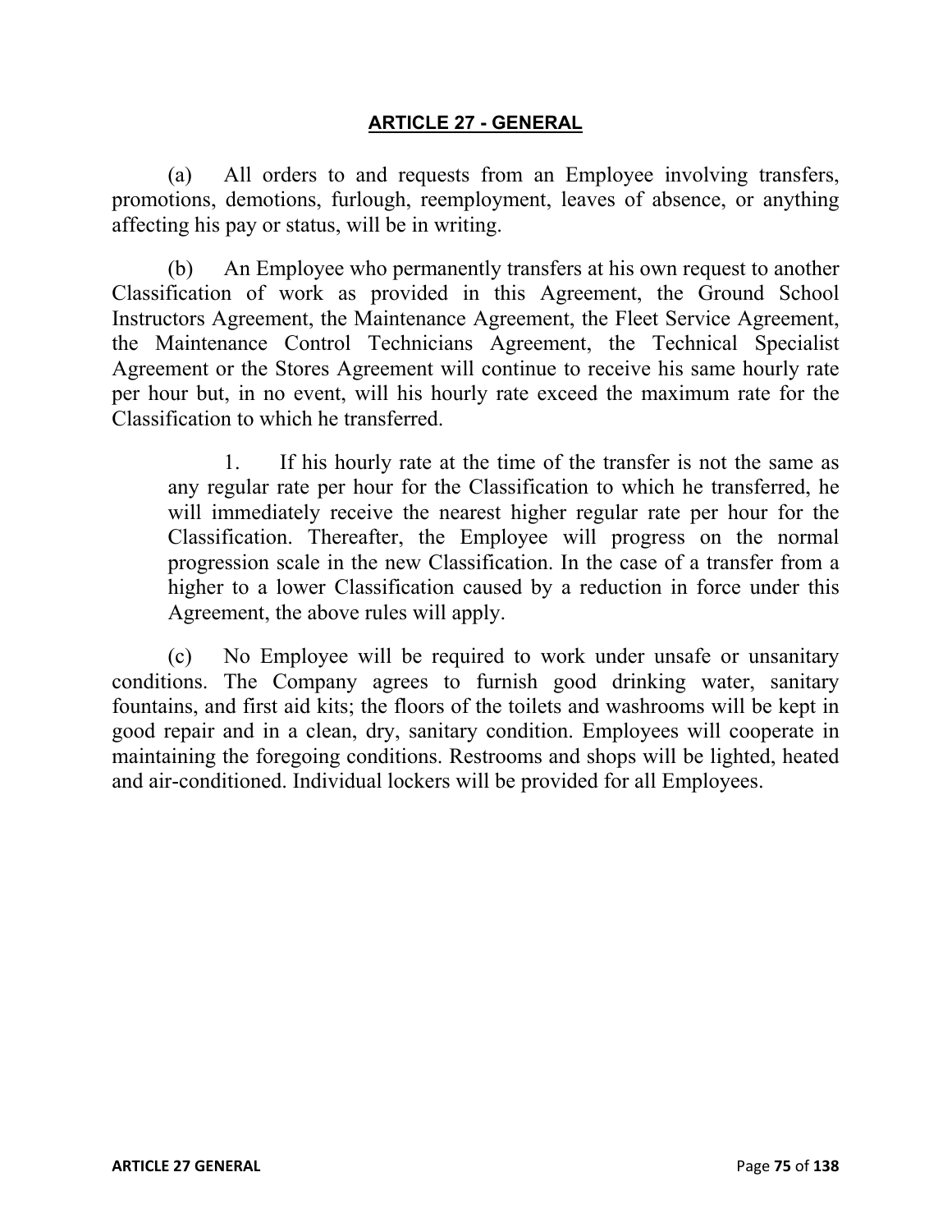## ARTICLE 27 - GENERAL

(a) All orders to and requests from an Employee involving transfers, promotions, demotions, furlough, reemployment, leaves of absence, or anything affecting his pay or status, will be in writing.

(b) An Employee who permanently transfers at his own request to another Classification of work as provided in this Agreement, the Ground School Instructors Agreement, the Maintenance Agreement, the Fleet Service Agreement, the Maintenance Control Technicians Agreement, the Technical Specialist Agreement or the Stores Agreement will continue to receive his same hourly rate per hour but, in no event, will his hourly rate exceed the maximum rate for the Classification to which he transferred.

> 1. If his hourly rate at the time of the transfer is not the same as any regular rate per hour for the Classification to which he transferred, he will immediately receive the nearest higher regular rate per hour for the Classification. Thereafter, the Employee will progress on the normal progression scale in the new Classification. In the case of a transfer from a higher to a lower Classification caused by a reduction in force under this Agreement, the above rules will apply.

(c) No Employee will be required to work under unsafe or unsanitary conditions. The Company agrees to furnish good drinking water, sanitary fountains, and first aid kits; the floors of the toilets and washrooms will be kept in good repair and in a clean, dry, sanitary condition. Employees will cooperate in maintaining the foregoing conditions. Restrooms and shops will be lighted, heated and air-conditioned. Individual lockers will be provided for all Employees.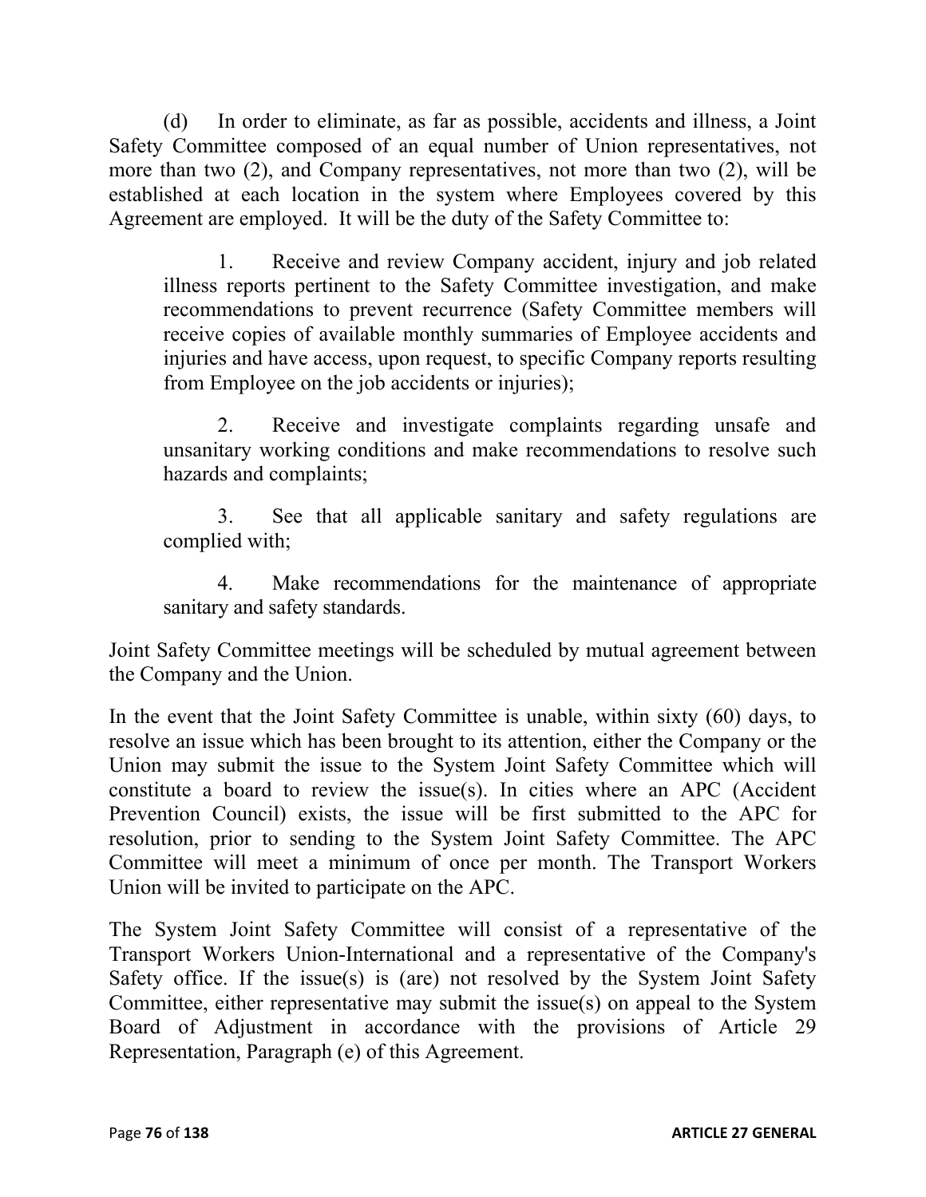(d) In order to eliminate, as far as possible, accidents and illness, a Joint Safety Committee composed of an equal number of Union representatives, not more than two (2), and Company representatives, not more than two (2), will be established at each location in the system where Employees covered by this Agreement are employed. It will be the duty of the Safety Committee to:

1. Receive and review Company accident, injury and job related illness reports pertinent to the Safety Committee investigation, and make recommendations to prevent recurrence (Safety Committee members will receive copies of available monthly summaries of Employee accidents and injuries and have access, upon request, to specific Company reports resulting from Employee on the job accidents or injuries);

2. Receive and investigate complaints regarding unsafe and unsanitary working conditions and make recommendations to resolve such hazards and complaints;

3. See that all applicable sanitary and safety regulations are complied with;

4. Make recommendations for the maintenance of appropriate sanitary and safety standards.

Joint Safety Committee meetings will be scheduled by mutual agreement between the Company and the Union.

In the event that the Joint Safety Committee is unable, within sixty (60) days, to resolve an issue which has been brought to its attention, either the Company or the Union may submit the issue to the System Joint Safety Committee which will constitute a board to review the issue(s). In cities where an APC (Accident Prevention Council) exists, the issue will be first submitted to the APC for resolution, prior to sending to the System Joint Safety Committee. The APC Committee will meet a minimum of once per month. The Transport Workers Union will be invited to participate on the APC.

The System Joint Safety Committee will consist of a representative of the Transport Workers Union-International and a representative of the Company's Safety office. If the issue(s) is (are) not resolved by the System Joint Safety Committee, either representative may submit the issue(s) on appeal to the System Board of Adjustment in accordance with the provisions of Article 29 Representation, Paragraph (e) of this Agreement.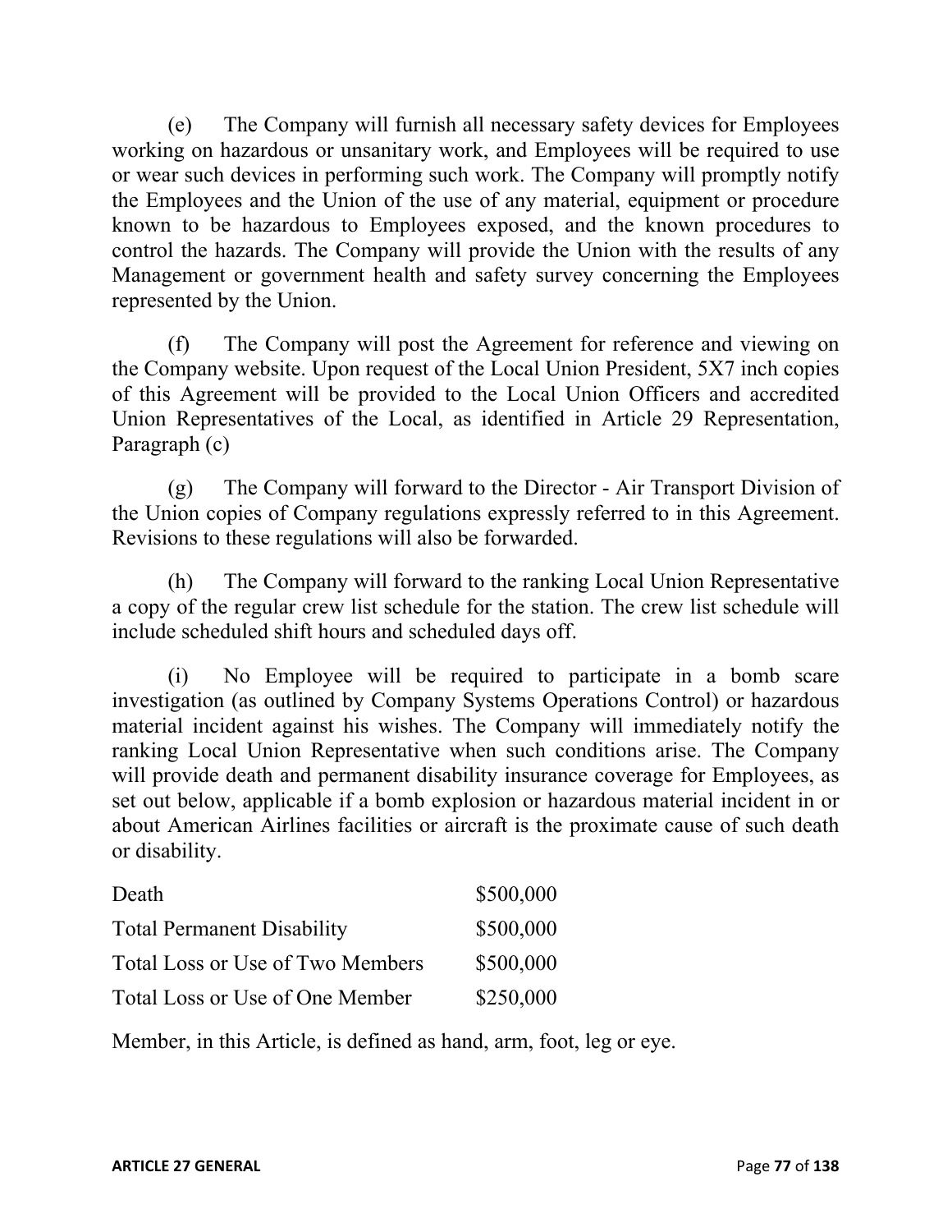(e) The Company will furnish all necessary safety devices for Employees working on hazardous or unsanitary work, and Employees will be required to use or wear such devices in performing such work. The Company will promptly notify the Employees and the Union of the use of any material, equipment or procedure known to be hazardous to Employees exposed, and the known procedures to control the hazards. The Company will provide the Union with the results of any Management or government health and safety survey concerning the Employees represented by the Union.

(f) The Company will post the Agreement for reference and viewing on the Company website. Upon request of the Local Union President, 5X7 inch copies of this Agreement will be provided to the Local Union Officers and accredited Union Representatives of the Local, as identified in Article 29 Representation, Paragraph (c)

(g) The Company will forward to the Director - Air Transport Division of the Union copies of Company regulations expressly referred to in this Agreement. Revisions to these regulations will also be forwarded.

(h) The Company will forward to the ranking Local Union Representative a copy of the regular crew list schedule for the station. The crew list schedule will include scheduled shift hours and scheduled days off.

(i) No Employee will be required to participate in a bomb scare investigation (as outlined by Company Systems Operations Control) or hazardous material incident against his wishes. The Company will immediately notify the ranking Local Union Representative when such conditions arise. The Company will provide death and permanent disability insurance coverage for Employees, as set out below, applicable if a bomb explosion or hazardous material incident in or about American Airlines facilities or aircraft is the proximate cause of such death or disability.

| | |
|---|---|
| Death | $500,000 |
| Total Permanent Disability | $500,000 |
| Total Loss or Use of Two Members | $500,000 |
| Total Loss or Use of One Member | $250,000 |

Member, in this Article, is defined as hand, arm, foot, leg or eye.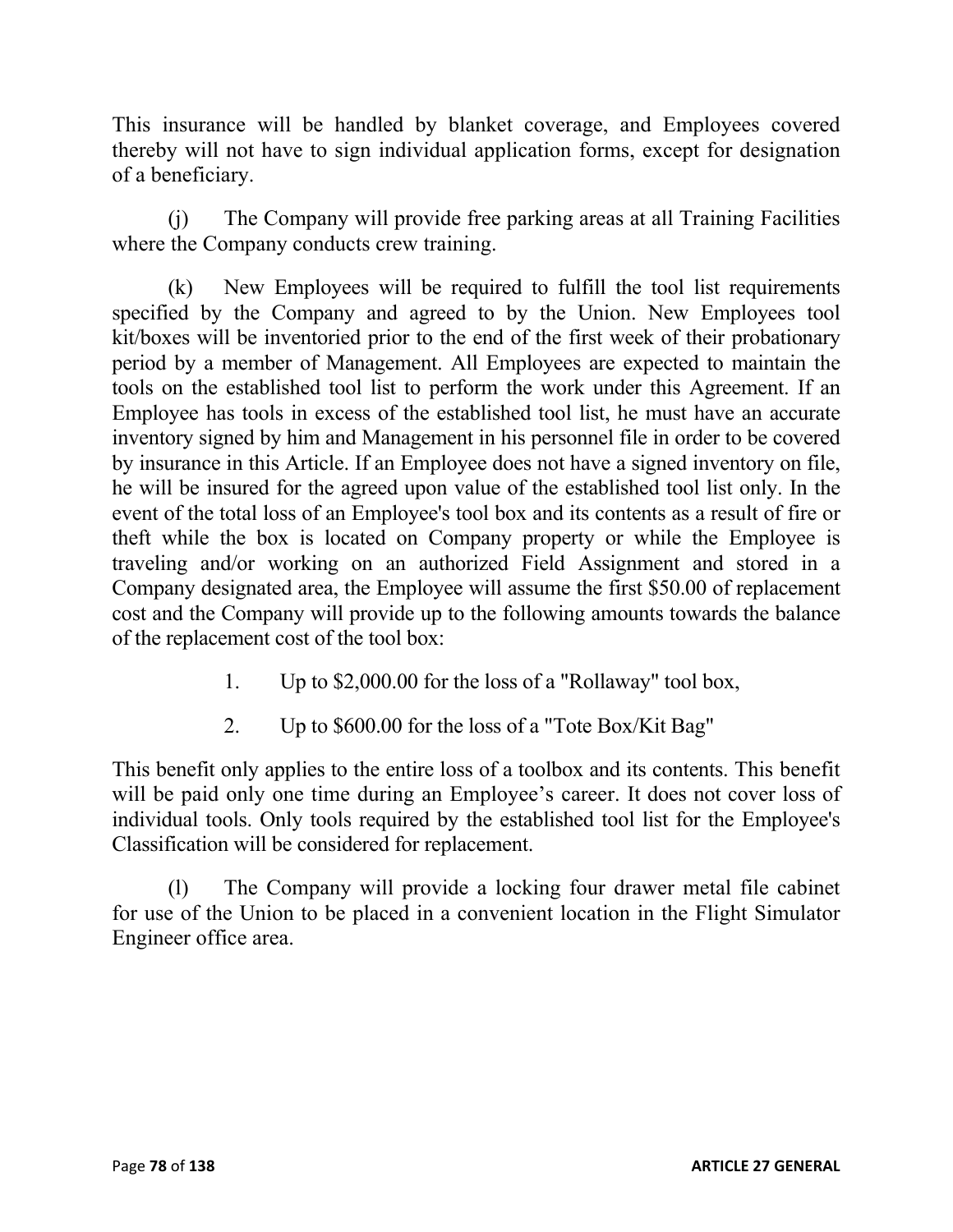This insurance will be handled by blanket coverage, and Employees covered thereby will not have to sign individual application forms, except for designation of a beneficiary.

(j) The Company will provide free parking areas at all Training Facilities where the Company conducts crew training.

(k) New Employees will be required to fulfill the tool list requirements specified by the Company and agreed to by the Union. New Employees tool kit/boxes will be inventoried prior to the end of the first week of their probationary period by a member of Management. All Employees are expected to maintain the tools on the established tool list to perform the work under this Agreement. If an Employee has tools in excess of the established tool list, he must have an accurate inventory signed by him and Management in his personnel file in order to be covered by insurance in this Article. If an Employee does not have a signed inventory on file, he will be insured for the agreed upon value of the established tool list only. In the event of the total loss of an Employee's tool box and its contents as a result of fire or theft while the box is located on Company property or while the Employee is traveling and/or working on an authorized Field Assignment and stored in a Company designated area, the Employee will assume the first $50.00 of replacement cost and the Company will provide up to the following amounts towards the balance of the replacement cost of the tool box:

1. Up to $2,000.00 for the loss of a "Rollaway" tool box,
2. Up to $600.00 for the loss of a "Tote Box/Kit Bag"

This benefit only applies to the entire loss of a toolbox and its contents. This benefit will be paid only one time during an Employee's career. It does not cover loss of individual tools. Only tools required by the established tool list for the Employee's Classification will be considered for replacement.

(l) The Company will provide a locking four drawer metal file cabinet for use of the Union to be placed in a convenient location in the Flight Simulator Engineer office area.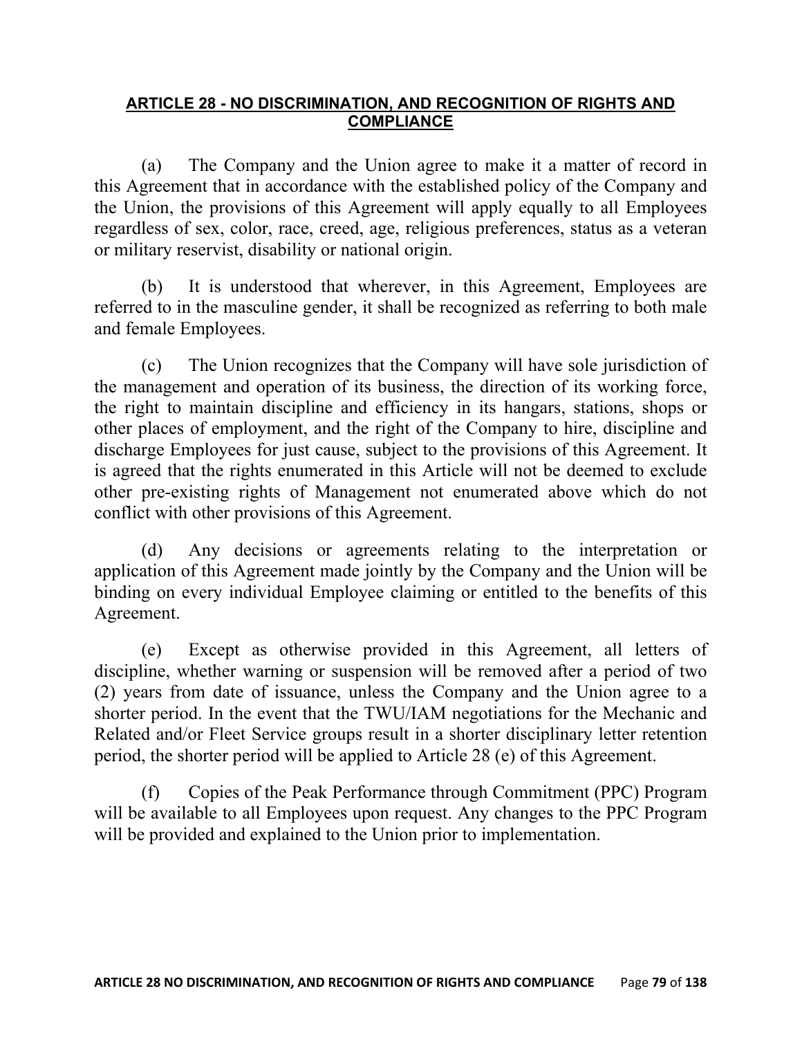## ARTICLE 28 - NO DISCRIMINATION, AND RECOGNITION OF RIGHTS AND COMPLIANCE

(a) The Company and the Union agree to make it a matter of record in this Agreement that in accordance with the established policy of the Company and the Union, the provisions of this Agreement will apply equally to all Employees regardless of sex, color, race, creed, age, religious preferences, status as a veteran or military reservist, disability or national origin.

(b) It is understood that wherever, in this Agreement, Employees are referred to in the masculine gender, it shall be recognized as referring to both male and female Employees.

(c) The Union recognizes that the Company will have sole jurisdiction of the management and operation of its business, the direction of its working force, the right to maintain discipline and efficiency in its hangars, stations, shops or other places of employment, and the right of the Company to hire, discipline and discharge Employees for just cause, subject to the provisions of this Agreement. It is agreed that the rights enumerated in this Article will not be deemed to exclude other pre-existing rights of Management not enumerated above which do not conflict with other provisions of this Agreement.

(d) Any decisions or agreements relating to the interpretation or application of this Agreement made jointly by the Company and the Union will be binding on every individual Employee claiming or entitled to the benefits of this Agreement.

(e) Except as otherwise provided in this Agreement, all letters of discipline, whether warning or suspension will be removed after a period of two (2) years from date of issuance, unless the Company and the Union agree to a shorter period. In the event that the TWU/IAM negotiations for the Mechanic and Related and/or Fleet Service groups result in a shorter disciplinary letter retention period, the shorter period will be applied to Article 28 (e) of this Agreement.

(f) Copies of the Peak Performance through Commitment (PPC) Program will be available to all Employees upon request. Any changes to the PPC Program will be provided and explained to the Union prior to implementation.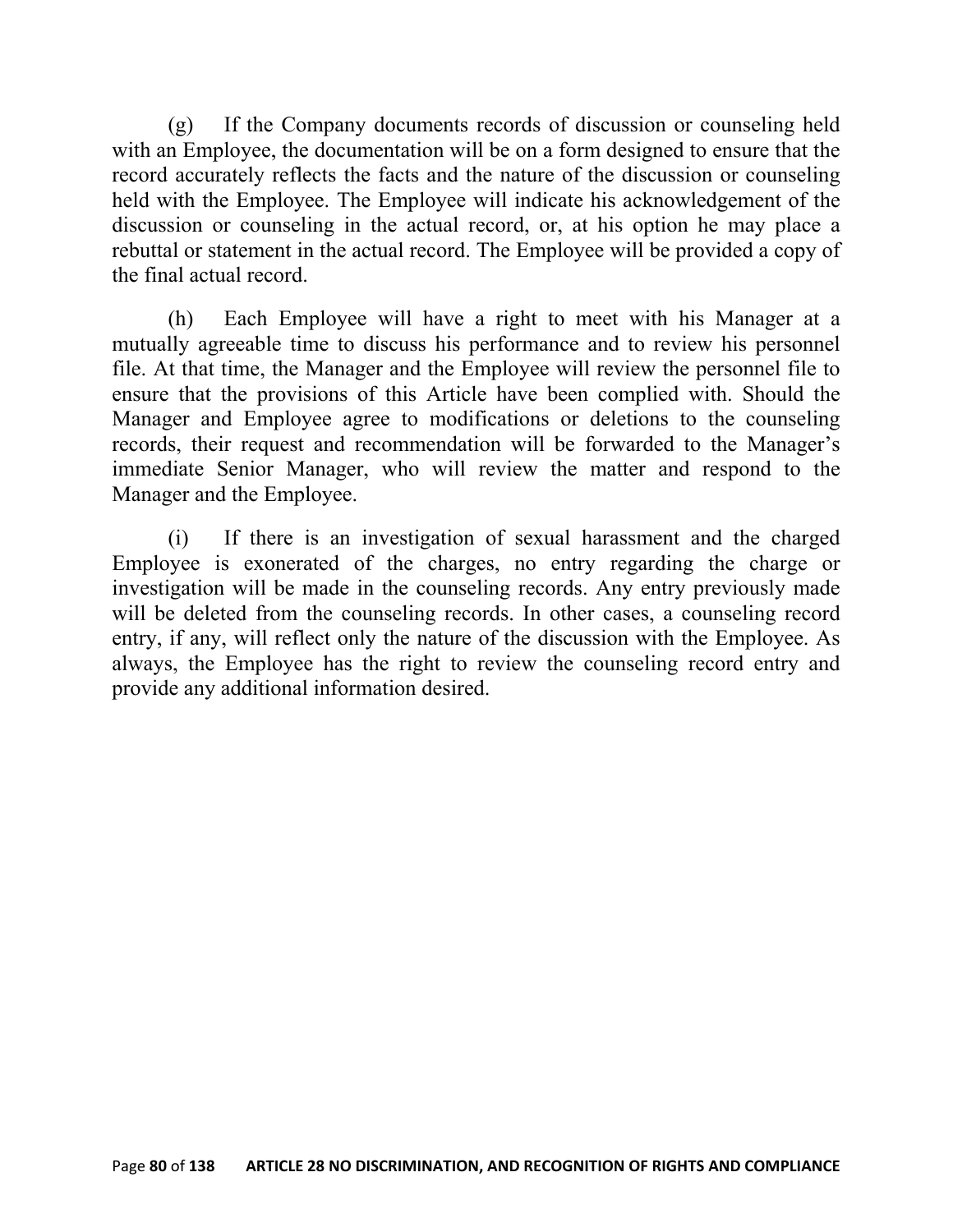(g) If the Company documents records of discussion or counseling held with an Employee, the documentation will be on a form designed to ensure that the record accurately reflects the facts and the nature of the discussion or counseling held with the Employee. The Employee will indicate his acknowledgement of the discussion or counseling in the actual record, or, at his option he may place a rebuttal or statement in the actual record. The Employee will be provided a copy of the final actual record.

(h) Each Employee will have a right to meet with his Manager at a mutually agreeable time to discuss his performance and to review his personnel file. At that time, the Manager and the Employee will review the personnel file to ensure that the provisions of this Article have been complied with. Should the Manager and Employee agree to modifications or deletions to the counseling records, their request and recommendation will be forwarded to the Manager's immediate Senior Manager, who will review the matter and respond to the Manager and the Employee.

(i) If there is an investigation of sexual harassment and the charged Employee is exonerated of the charges, no entry regarding the charge or investigation will be made in the counseling records. Any entry previously made will be deleted from the counseling records. In other cases, a counseling record entry, if any, will reflect only the nature of the discussion with the Employee. As always, the Employee has the right to review the counseling record entry and provide any additional information desired.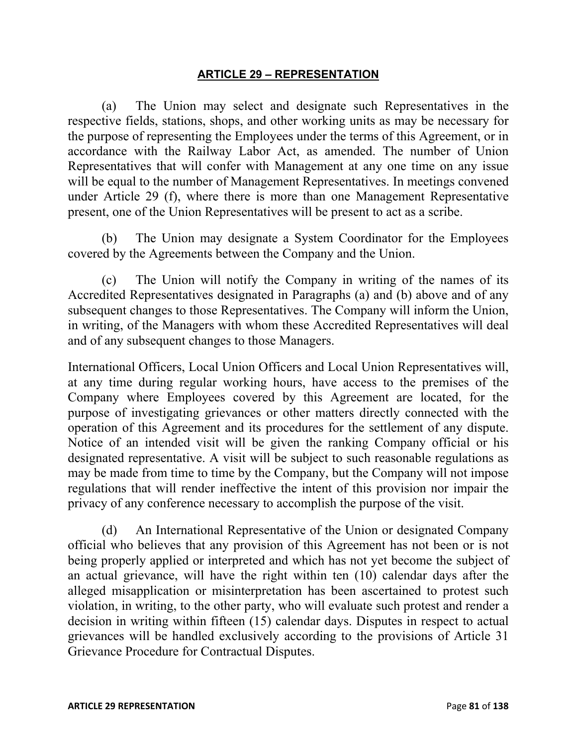## ARTICLE 29 – REPRESENTATION

(a) The Union may select and designate such Representatives in the respective fields, stations, shops, and other working units as may be necessary for the purpose of representing the Employees under the terms of this Agreement, or in accordance with the Railway Labor Act, as amended. The number of Union Representatives that will confer with Management at any one time on any issue will be equal to the number of Management Representatives. In meetings convened under Article 29 (f), where there is more than one Management Representative present, one of the Union Representatives will be present to act as a scribe.

(b) The Union may designate a System Coordinator for the Employees covered by the Agreements between the Company and the Union.

(c) The Union will notify the Company in writing of the names of its Accredited Representatives designated in Paragraphs (a) and (b) above and of any subsequent changes to those Representatives. The Company will inform the Union, in writing, of the Managers with whom these Accredited Representatives will deal and of any subsequent changes to those Managers.

International Officers, Local Union Officers and Local Union Representatives will, at any time during regular working hours, have access to the premises of the Company where Employees covered by this Agreement are located, for the purpose of investigating grievances or other matters directly connected with the operation of this Agreement and its procedures for the settlement of any dispute. Notice of an intended visit will be given the ranking Company official or his designated representative. A visit will be subject to such reasonable regulations as may be made from time to time by the Company, but the Company will not impose regulations that will render ineffective the intent of this provision nor impair the privacy of any conference necessary to accomplish the purpose of the visit.

(d) An International Representative of the Union or designated Company official who believes that any provision of this Agreement has not been or is not being properly applied or interpreted and which has not yet become the subject of an actual grievance, will have the right within ten (10) calendar days after the alleged misapplication or misinterpretation has been ascertained to protest such violation, in writing, to the other party, who will evaluate such protest and render a decision in writing within fifteen (15) calendar days. Disputes in respect to actual grievances will be handled exclusively according to the provisions of Article 31 Grievance Procedure for Contractual Disputes.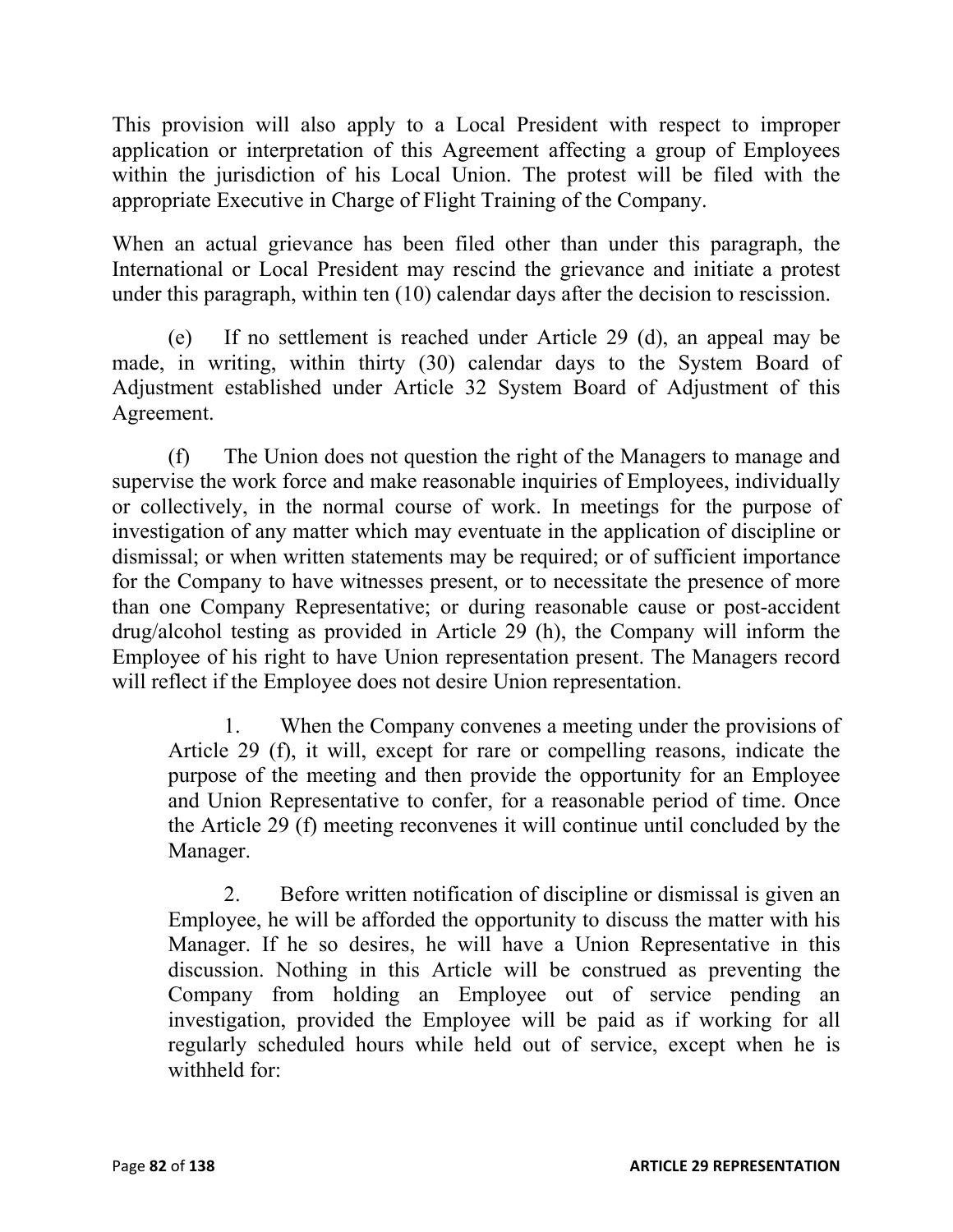This provision will also apply to a Local President with respect to improper application or interpretation of this Agreement affecting a group of Employees within the jurisdiction of his Local Union. The protest will be filed with the appropriate Executive in Charge of Flight Training of the Company.

When an actual grievance has been filed other than under this paragraph, the International or Local President may rescind the grievance and initiate a protest under this paragraph, within ten (10) calendar days after the decision to rescission.

(e) If no settlement is reached under Article 29 (d), an appeal may be made, in writing, within thirty (30) calendar days to the System Board of Adjustment established under Article 32 System Board of Adjustment of this Agreement.

(f) The Union does not question the right of the Managers to manage and supervise the work force and make reasonable inquiries of Employees, individually or collectively, in the normal course of work. In meetings for the purpose of investigation of any matter which may eventuate in the application of discipline or dismissal; or when written statements may be required; or of sufficient importance for the Company to have witnesses present, or to necessitate the presence of more than one Company Representative; or during reasonable cause or post-accident drug/alcohol testing as provided in Article 29 (h), the Company will inform the Employee of his right to have Union representation present. The Managers record will reflect if the Employee does not desire Union representation.

> 1. When the Company convenes a meeting under the provisions of Article 29 (f), it will, except for rare or compelling reasons, indicate the purpose of the meeting and then provide the opportunity for an Employee and Union Representative to confer, for a reasonable period of time. Once the Article 29 (f) meeting reconvenes it will continue until concluded by the Manager.
>
> 2. Before written notification of discipline or dismissal is given an Employee, he will be afforded the opportunity to discuss the matter with his Manager. If he so desires, he will have a Union Representative in this discussion. Nothing in this Article will be construed as preventing the Company from holding an Employee out of service pending an investigation, provided the Employee will be paid as if working for all regularly scheduled hours while held out of service, except when he is withheld for: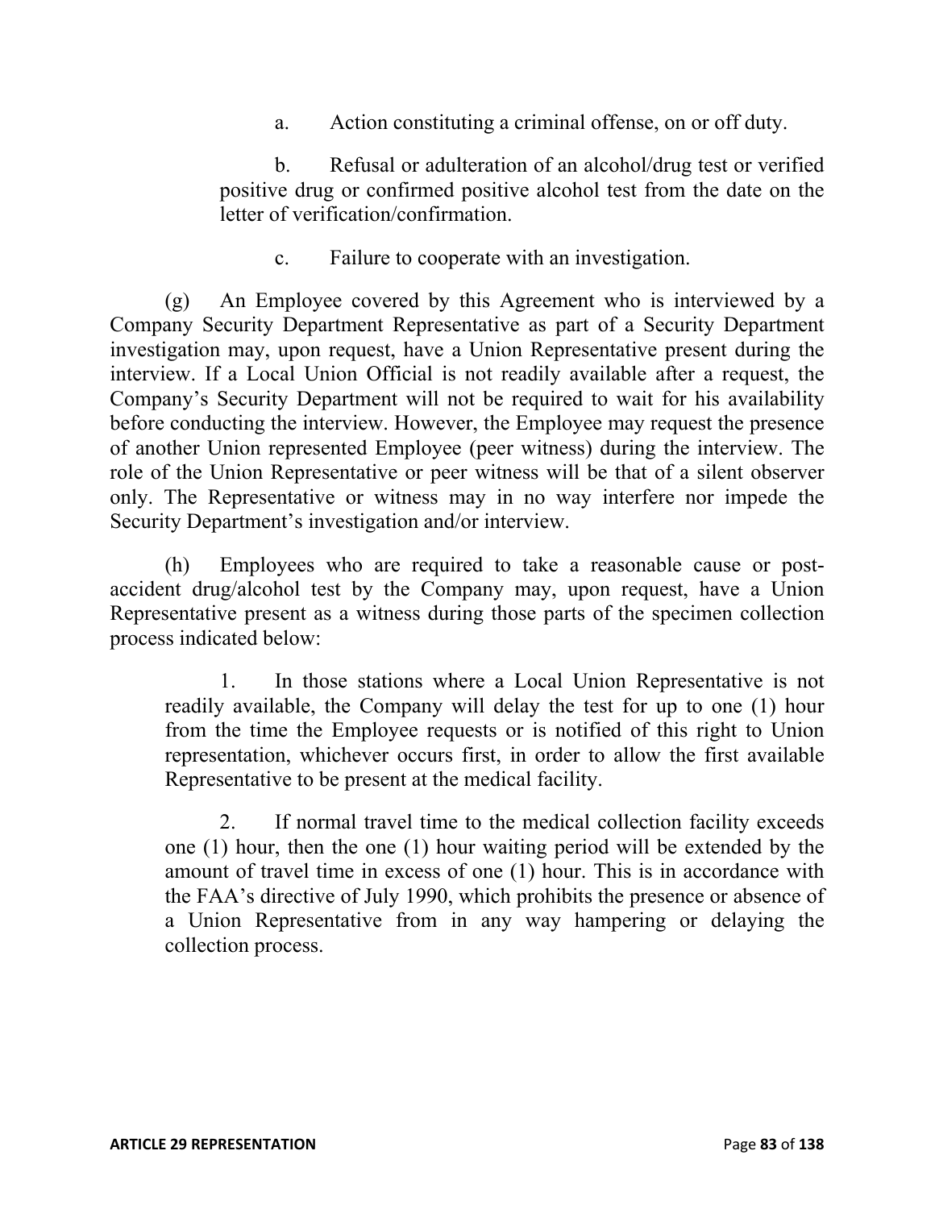a. Action constituting a criminal offense, on or off duty.

b. Refusal or adulteration of an alcohol/drug test or verified positive drug or confirmed positive alcohol test from the date on the letter of verification/confirmation.

c. Failure to cooperate with an investigation.

(g) An Employee covered by this Agreement who is interviewed by a Company Security Department Representative as part of a Security Department investigation may, upon request, have a Union Representative present during the interview. If a Local Union Official is not readily available after a request, the Company's Security Department will not be required to wait for his availability before conducting the interview. However, the Employee may request the presence of another Union represented Employee (peer witness) during the interview. The role of the Union Representative or peer witness will be that of a silent observer only. The Representative or witness may in no way interfere nor impede the Security Department's investigation and/or interview.

(h) Employees who are required to take a reasonable cause or post-accident drug/alcohol test by the Company may, upon request, have a Union Representative present as a witness during those parts of the specimen collection process indicated below:

1. In those stations where a Local Union Representative is not readily available, the Company will delay the test for up to one (1) hour from the time the Employee requests or is notified of this right to Union representation, whichever occurs first, in order to allow the first available Representative to be present at the medical facility.

2. If normal travel time to the medical collection facility exceeds one (1) hour, then the one (1) hour waiting period will be extended by the amount of travel time in excess of one (1) hour. This is in accordance with the FAA's directive of July 1990, which prohibits the presence or absence of a Union Representative from in any way hampering or delaying the collection process.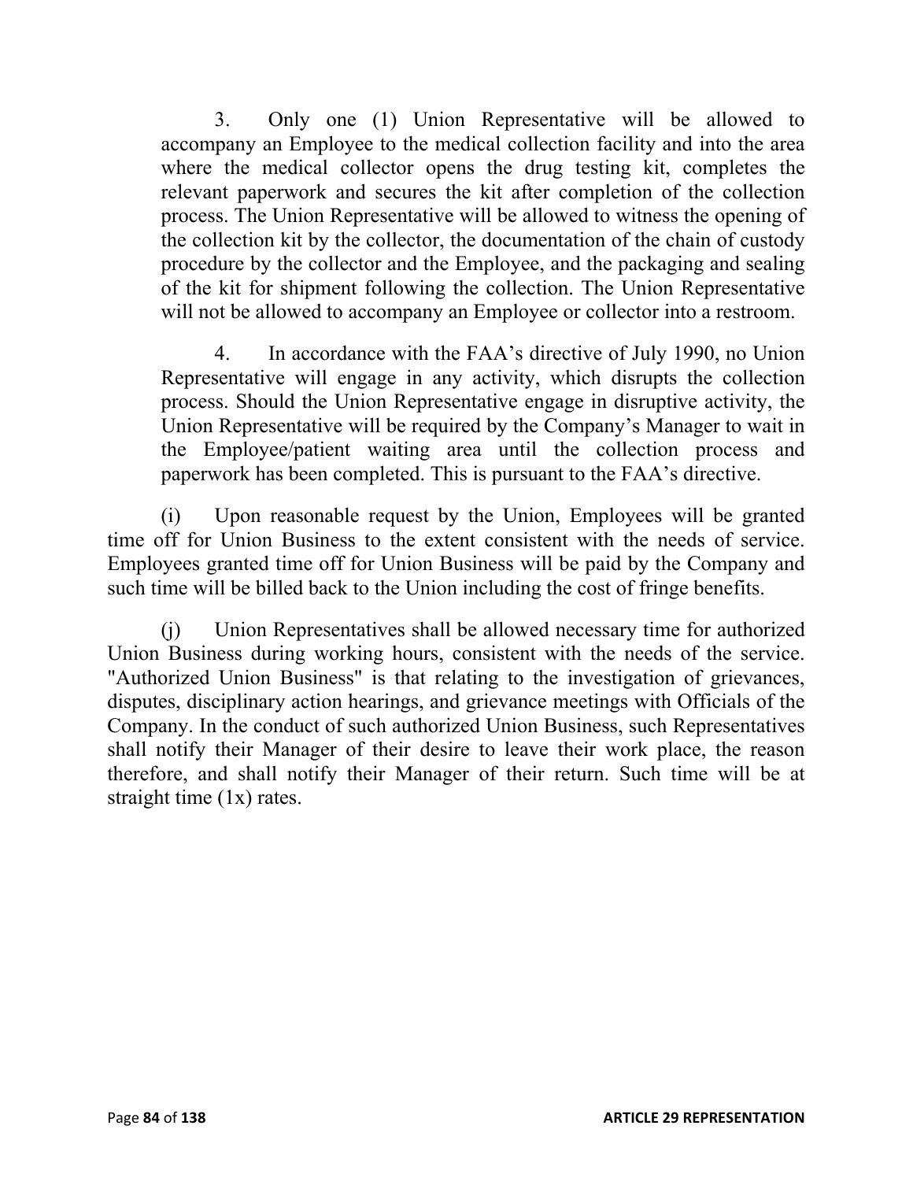3. Only one (1) Union Representative will be allowed to accompany an Employee to the medical collection facility and into the area where the medical collector opens the drug testing kit, completes the relevant paperwork and secures the kit after completion of the collection process. The Union Representative will be allowed to witness the opening of the collection kit by the collector, the documentation of the chain of custody procedure by the collector and the Employee, and the packaging and sealing of the kit for shipment following the collection. The Union Representative will not be allowed to accompany an Employee or collector into a restroom.

4. In accordance with the FAA's directive of July 1990, no Union Representative will engage in any activity, which disrupts the collection process. Should the Union Representative engage in disruptive activity, the Union Representative will be required by the Company's Manager to wait in the Employee/patient waiting area until the collection process and paperwork has been completed. This is pursuant to the FAA's directive.

(i) Upon reasonable request by the Union, Employees will be granted time off for Union Business to the extent consistent with the needs of service. Employees granted time off for Union Business will be paid by the Company and such time will be billed back to the Union including the cost of fringe benefits.

(j) Union Representatives shall be allowed necessary time for authorized Union Business during working hours, consistent with the needs of the service. "Authorized Union Business" is that relating to the investigation of grievances, disputes, disciplinary action hearings, and grievance meetings with Officials of the Company. In the conduct of such authorized Union Business, such Representatives shall notify their Manager of their desire to leave their work place, the reason therefore, and shall notify their Manager of their return. Such time will be at straight time (1x) rates.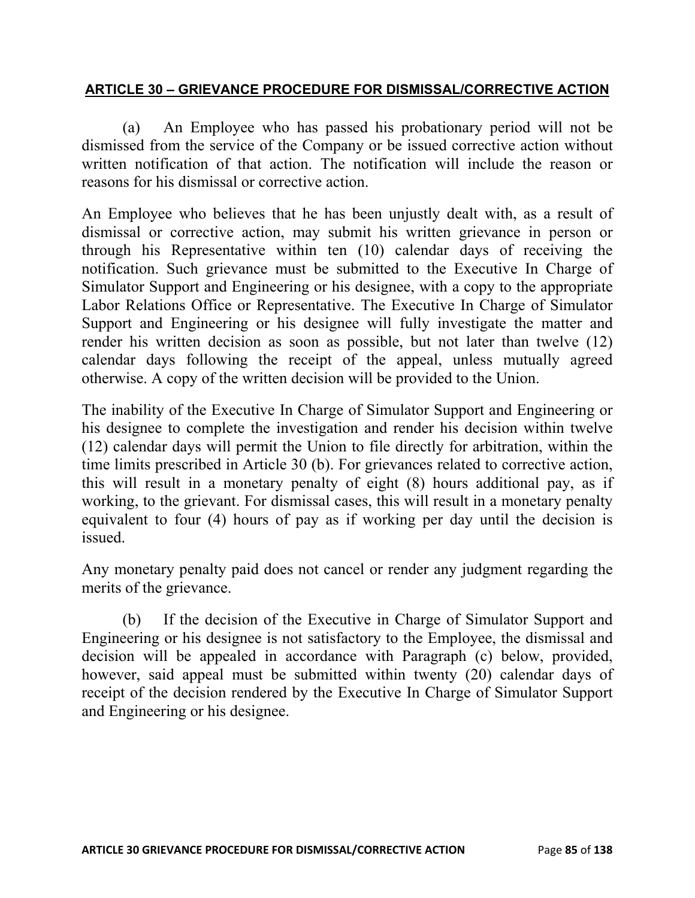## ARTICLE 30 – GRIEVANCE PROCEDURE FOR DISMISSAL/CORRECTIVE ACTION

(a) An Employee who has passed his probationary period will not be dismissed from the service of the Company or be issued corrective action without written notification of that action. The notification will include the reason or reasons for his dismissal or corrective action.

An Employee who believes that he has been unjustly dealt with, as a result of dismissal or corrective action, may submit his written grievance in person or through his Representative within ten (10) calendar days of receiving the notification. Such grievance must be submitted to the Executive In Charge of Simulator Support and Engineering or his designee, with a copy to the appropriate Labor Relations Office or Representative. The Executive In Charge of Simulator Support and Engineering or his designee will fully investigate the matter and render his written decision as soon as possible, but not later than twelve (12) calendar days following the receipt of the appeal, unless mutually agreed otherwise. A copy of the written decision will be provided to the Union.

The inability of the Executive In Charge of Simulator Support and Engineering or his designee to complete the investigation and render his decision within twelve (12) calendar days will permit the Union to file directly for arbitration, within the time limits prescribed in Article 30 (b). For grievances related to corrective action, this will result in a monetary penalty of eight (8) hours additional pay, as if working, to the grievant. For dismissal cases, this will result in a monetary penalty equivalent to four (4) hours of pay as if working per day until the decision is issued.

Any monetary penalty paid does not cancel or render any judgment regarding the merits of the grievance.

(b) If the decision of the Executive in Charge of Simulator Support and Engineering or his designee is not satisfactory to the Employee, the dismissal and decision will be appealed in accordance with Paragraph (c) below, provided, however, said appeal must be submitted within twenty (20) calendar days of receipt of the decision rendered by the Executive In Charge of Simulator Support and Engineering or his designee.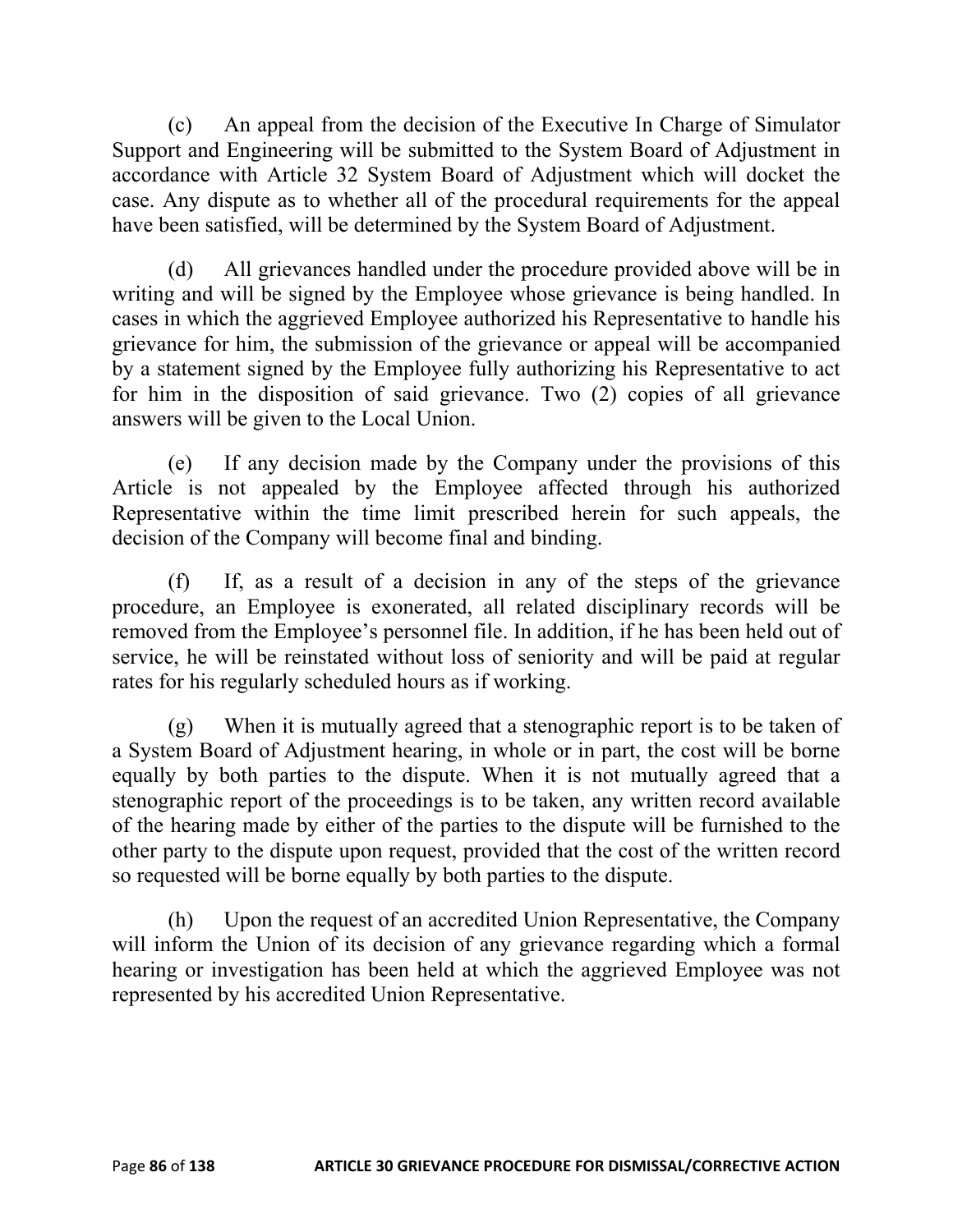(c) An appeal from the decision of the Executive In Charge of Simulator Support and Engineering will be submitted to the System Board of Adjustment in accordance with Article 32 System Board of Adjustment which will docket the case. Any dispute as to whether all of the procedural requirements for the appeal have been satisfied, will be determined by the System Board of Adjustment.

(d) All grievances handled under the procedure provided above will be in writing and will be signed by the Employee whose grievance is being handled. In cases in which the aggrieved Employee authorized his Representative to handle his grievance for him, the submission of the grievance or appeal will be accompanied by a statement signed by the Employee fully authorizing his Representative to act for him in the disposition of said grievance. Two (2) copies of all grievance answers will be given to the Local Union.

(e) If any decision made by the Company under the provisions of this Article is not appealed by the Employee affected through his authorized Representative within the time limit prescribed herein for such appeals, the decision of the Company will become final and binding.

(f) If, as a result of a decision in any of the steps of the grievance procedure, an Employee is exonerated, all related disciplinary records will be removed from the Employee's personnel file. In addition, if he has been held out of service, he will be reinstated without loss of seniority and will be paid at regular rates for his regularly scheduled hours as if working.

(g) When it is mutually agreed that a stenographic report is to be taken of a System Board of Adjustment hearing, in whole or in part, the cost will be borne equally by both parties to the dispute. When it is not mutually agreed that a stenographic report of the proceedings is to be taken, any written record available of the hearing made by either of the parties to the dispute will be furnished to the other party to the dispute upon request, provided that the cost of the written record so requested will be borne equally by both parties to the dispute.

(h) Upon the request of an accredited Union Representative, the Company will inform the Union of its decision of any grievance regarding which a formal hearing or investigation has been held at which the aggrieved Employee was not represented by his accredited Union Representative.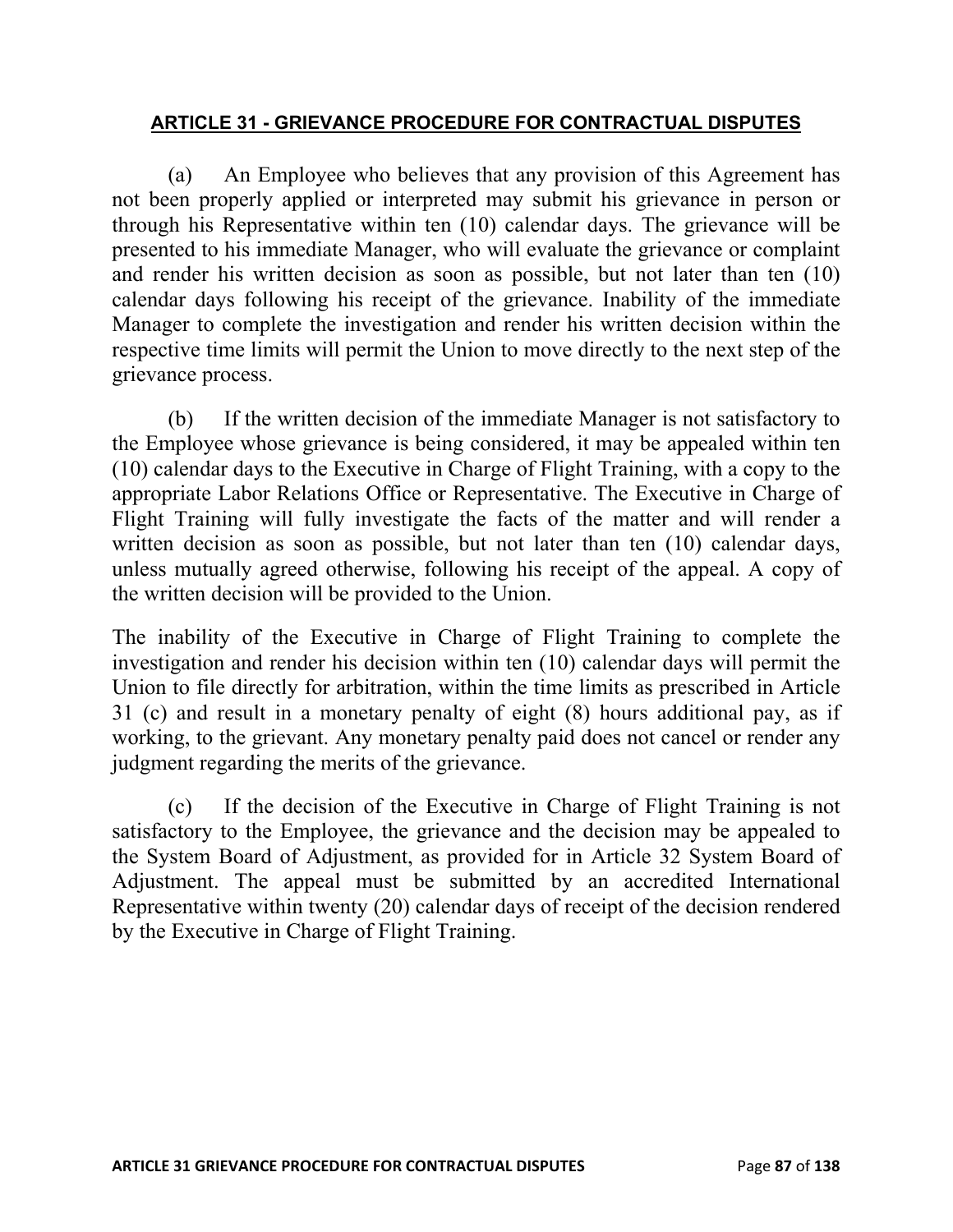## ARTICLE 31 - GRIEVANCE PROCEDURE FOR CONTRACTUAL DISPUTES

(a) An Employee who believes that any provision of this Agreement has not been properly applied or interpreted may submit his grievance in person or through his Representative within ten (10) calendar days. The grievance will be presented to his immediate Manager, who will evaluate the grievance or complaint and render his written decision as soon as possible, but not later than ten (10) calendar days following his receipt of the grievance. Inability of the immediate Manager to complete the investigation and render his written decision within the respective time limits will permit the Union to move directly to the next step of the grievance process.

(b) If the written decision of the immediate Manager is not satisfactory to the Employee whose grievance is being considered, it may be appealed within ten (10) calendar days to the Executive in Charge of Flight Training, with a copy to the appropriate Labor Relations Office or Representative. The Executive in Charge of Flight Training will fully investigate the facts of the matter and will render a written decision as soon as possible, but not later than ten (10) calendar days, unless mutually agreed otherwise, following his receipt of the appeal. A copy of the written decision will be provided to the Union.

The inability of the Executive in Charge of Flight Training to complete the investigation and render his decision within ten (10) calendar days will permit the Union to file directly for arbitration, within the time limits as prescribed in Article 31 (c) and result in a monetary penalty of eight (8) hours additional pay, as if working, to the grievant. Any monetary penalty paid does not cancel or render any judgment regarding the merits of the grievance.

(c) If the decision of the Executive in Charge of Flight Training is not satisfactory to the Employee, the grievance and the decision may be appealed to the System Board of Adjustment, as provided for in Article 32 System Board of Adjustment. The appeal must be submitted by an accredited International Representative within twenty (20) calendar days of receipt of the decision rendered by the Executive in Charge of Flight Training.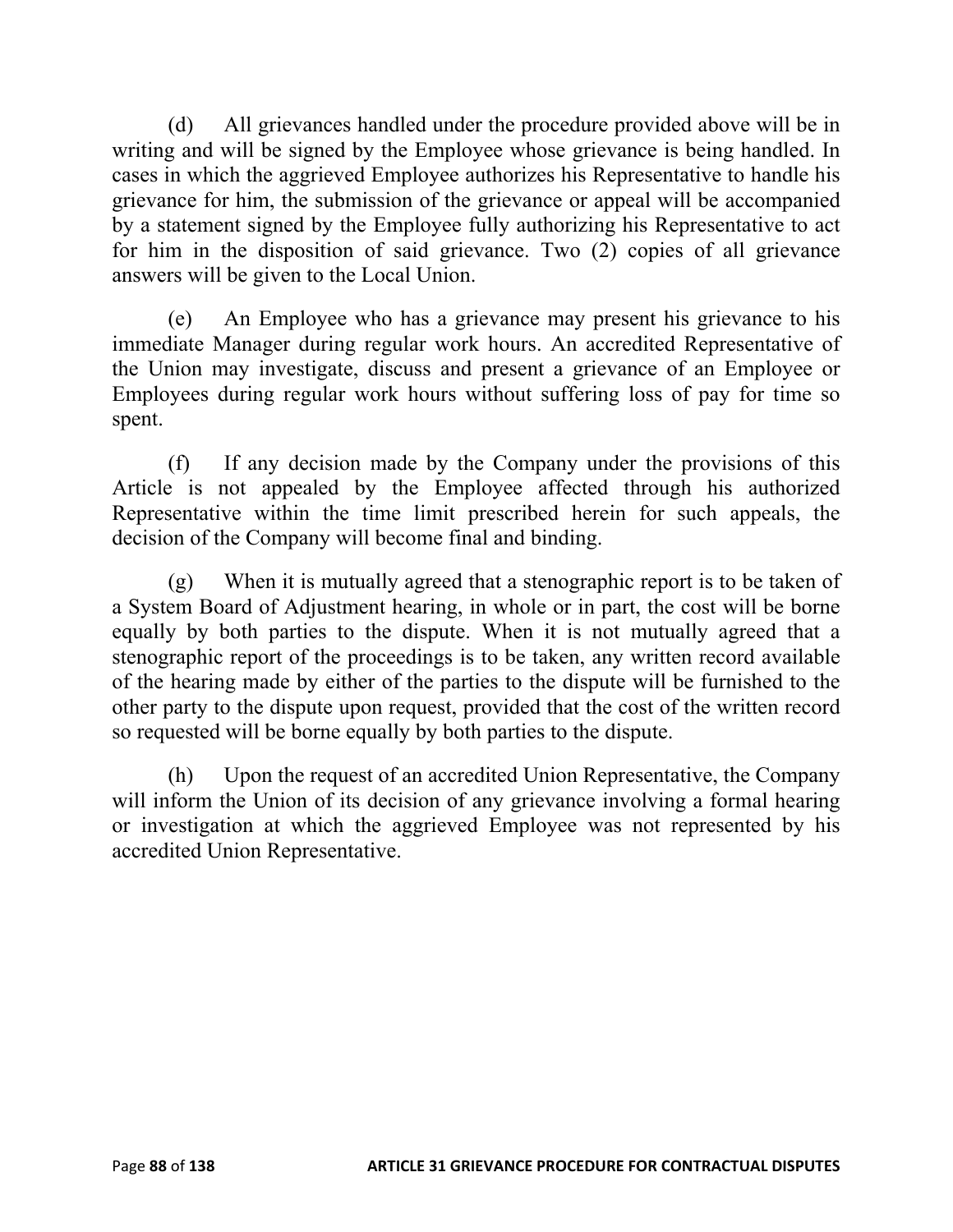(d) All grievances handled under the procedure provided above will be in writing and will be signed by the Employee whose grievance is being handled. In cases in which the aggrieved Employee authorizes his Representative to handle his grievance for him, the submission of the grievance or appeal will be accompanied by a statement signed by the Employee fully authorizing his Representative to act for him in the disposition of said grievance. Two (2) copies of all grievance answers will be given to the Local Union.

(e) An Employee who has a grievance may present his grievance to his immediate Manager during regular work hours. An accredited Representative of the Union may investigate, discuss and present a grievance of an Employee or Employees during regular work hours without suffering loss of pay for time so spent.

(f) If any decision made by the Company under the provisions of this Article is not appealed by the Employee affected through his authorized Representative within the time limit prescribed herein for such appeals, the decision of the Company will become final and binding.

(g) When it is mutually agreed that a stenographic report is to be taken of a System Board of Adjustment hearing, in whole or in part, the cost will be borne equally by both parties to the dispute. When it is not mutually agreed that a stenographic report of the proceedings is to be taken, any written record available of the hearing made by either of the parties to the dispute will be furnished to the other party to the dispute upon request, provided that the cost of the written record so requested will be borne equally by both parties to the dispute.

(h) Upon the request of an accredited Union Representative, the Company will inform the Union of its decision of any grievance involving a formal hearing or investigation at which the aggrieved Employee was not represented by his accredited Union Representative.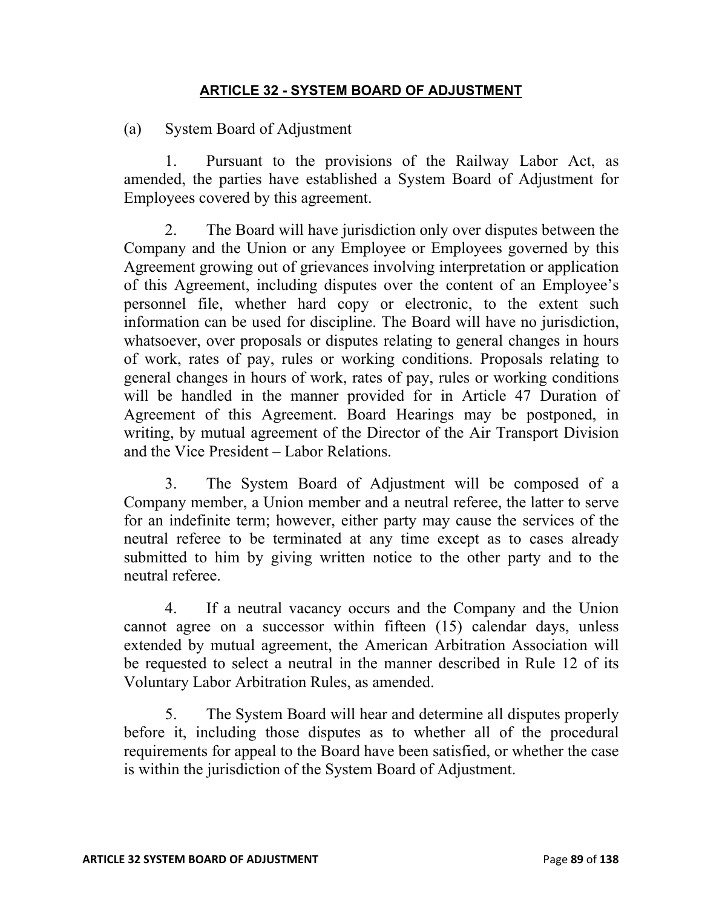## ARTICLE 32 - SYSTEM BOARD OF ADJUSTMENT

(a) System Board of Adjustment

1. Pursuant to the provisions of the Railway Labor Act, as amended, the parties have established a System Board of Adjustment for Employees covered by this agreement.

2. The Board will have jurisdiction only over disputes between the Company and the Union or any Employee or Employees governed by this Agreement growing out of grievances involving interpretation or application of this Agreement, including disputes over the content of an Employee's personnel file, whether hard copy or electronic, to the extent such information can be used for discipline. The Board will have no jurisdiction, whatsoever, over proposals or disputes relating to general changes in hours of work, rates of pay, rules or working conditions. Proposals relating to general changes in hours of work, rates of pay, rules or working conditions will be handled in the manner provided for in Article 47 Duration of Agreement of this Agreement. Board Hearings may be postponed, in writing, by mutual agreement of the Director of the Air Transport Division and the Vice President – Labor Relations.

3. The System Board of Adjustment will be composed of a Company member, a Union member and a neutral referee, the latter to serve for an indefinite term; however, either party may cause the services of the neutral referee to be terminated at any time except as to cases already submitted to him by giving written notice to the other party and to the neutral referee.

4. If a neutral vacancy occurs and the Company and the Union cannot agree on a successor within fifteen (15) calendar days, unless extended by mutual agreement, the American Arbitration Association will be requested to select a neutral in the manner described in Rule 12 of its Voluntary Labor Arbitration Rules, as amended.

5. The System Board will hear and determine all disputes properly before it, including those disputes as to whether all of the procedural requirements for appeal to the Board have been satisfied, or whether the case is within the jurisdiction of the System Board of Adjustment.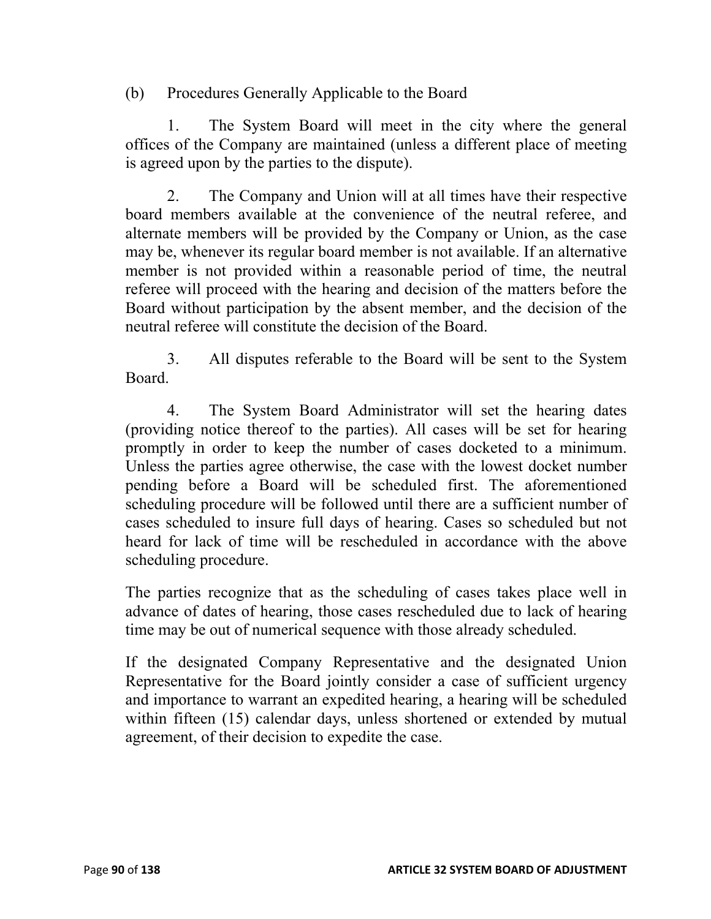(b) Procedures Generally Applicable to the Board

1. The System Board will meet in the city where the general offices of the Company are maintained (unless a different place of meeting is agreed upon by the parties to the dispute).

2. The Company and Union will at all times have their respective board members available at the convenience of the neutral referee, and alternate members will be provided by the Company or Union, as the case may be, whenever its regular board member is not available. If an alternative member is not provided within a reasonable period of time, the neutral referee will proceed with the hearing and decision of the matters before the Board without participation by the absent member, and the decision of the neutral referee will constitute the decision of the Board.

3. All disputes referable to the Board will be sent to the System Board.

4. The System Board Administrator will set the hearing dates (providing notice thereof to the parties). All cases will be set for hearing promptly in order to keep the number of cases docketed to a minimum. Unless the parties agree otherwise, the case with the lowest docket number pending before a Board will be scheduled first. The aforementioned scheduling procedure will be followed until there are a sufficient number of cases scheduled to insure full days of hearing. Cases so scheduled but not heard for lack of time will be rescheduled in accordance with the above scheduling procedure.

The parties recognize that as the scheduling of cases takes place well in advance of dates of hearing, those cases rescheduled due to lack of hearing time may be out of numerical sequence with those already scheduled.

If the designated Company Representative and the designated Union Representative for the Board jointly consider a case of sufficient urgency and importance to warrant an expedited hearing, a hearing will be scheduled within fifteen (15) calendar days, unless shortened or extended by mutual agreement, of their decision to expedite the case.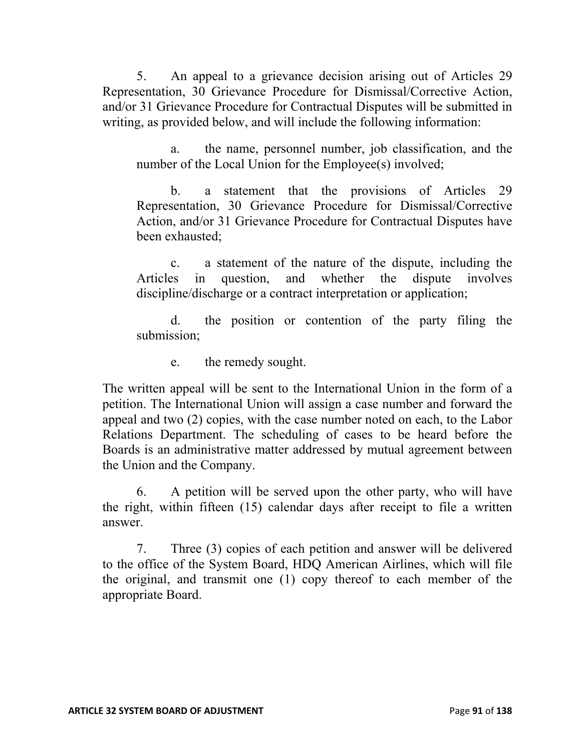5. An appeal to a grievance decision arising out of Articles 29 Representation, 30 Grievance Procedure for Dismissal/Corrective Action, and/or 31 Grievance Procedure for Contractual Disputes will be submitted in writing, as provided below, and will include the following information:

> a. the name, personnel number, job classification, and the number of the Local Union for the Employee(s) involved;
>
> b. a statement that the provisions of Articles 29 Representation, 30 Grievance Procedure for Dismissal/Corrective Action, and/or 31 Grievance Procedure for Contractual Disputes have been exhausted;
>
> c. a statement of the nature of the dispute, including the Articles in question, and whether the dispute involves discipline/discharge or a contract interpretation or application;
>
> d. the position or contention of the party filing the submission;
>
> e. the remedy sought.

The written appeal will be sent to the International Union in the form of a petition. The International Union will assign a case number and forward the appeal and two (2) copies, with the case number noted on each, to the Labor Relations Department. The scheduling of cases to be heard before the Boards is an administrative matter addressed by mutual agreement between the Union and the Company.

6. A petition will be served upon the other party, who will have the right, within fifteen (15) calendar days after receipt to file a written answer.

7. Three (3) copies of each petition and answer will be delivered to the office of the System Board, HDQ American Airlines, which will file the original, and transmit one (1) copy thereof to each member of the appropriate Board.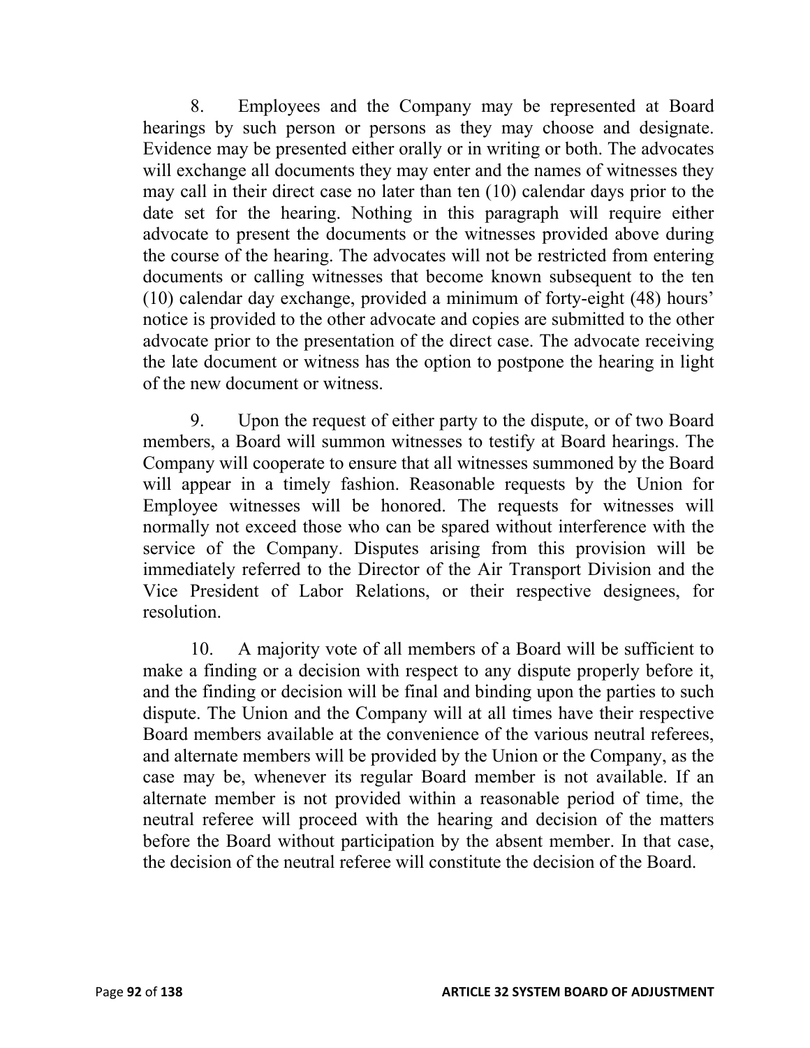8. Employees and the Company may be represented at Board hearings by such person or persons as they may choose and designate. Evidence may be presented either orally or in writing or both. The advocates will exchange all documents they may enter and the names of witnesses they may call in their direct case no later than ten (10) calendar days prior to the date set for the hearing. Nothing in this paragraph will require either advocate to present the documents or the witnesses provided above during the course of the hearing. The advocates will not be restricted from entering documents or calling witnesses that become known subsequent to the ten (10) calendar day exchange, provided a minimum of forty-eight (48) hours' notice is provided to the other advocate and copies are submitted to the other advocate prior to the presentation of the direct case. The advocate receiving the late document or witness has the option to postpone the hearing in light of the new document or witness.

9. Upon the request of either party to the dispute, or of two Board members, a Board will summon witnesses to testify at Board hearings. The Company will cooperate to ensure that all witnesses summoned by the Board will appear in a timely fashion. Reasonable requests by the Union for Employee witnesses will be honored. The requests for witnesses will normally not exceed those who can be spared without interference with the service of the Company. Disputes arising from this provision will be immediately referred to the Director of the Air Transport Division and the Vice President of Labor Relations, or their respective designees, for resolution.

10. A majority vote of all members of a Board will be sufficient to make a finding or a decision with respect to any dispute properly before it, and the finding or decision will be final and binding upon the parties to such dispute. The Union and the Company will at all times have their respective Board members available at the convenience of the various neutral referees, and alternate members will be provided by the Union or the Company, as the case may be, whenever its regular Board member is not available. If an alternate member is not provided within a reasonable period of time, the neutral referee will proceed with the hearing and decision of the matters before the Board without participation by the absent member. In that case, the decision of the neutral referee will constitute the decision of the Board.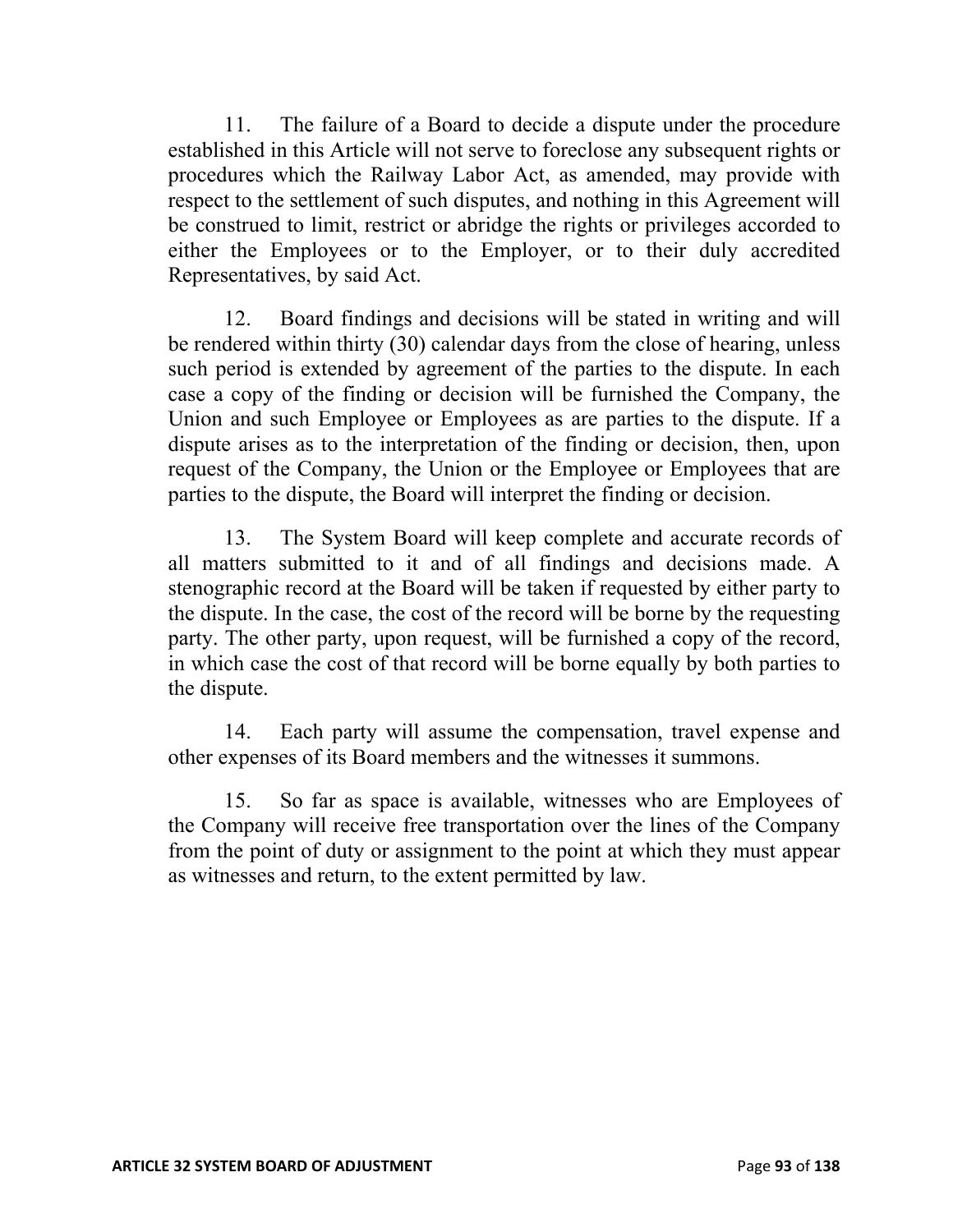11. The failure of a Board to decide a dispute under the procedure established in this Article will not serve to foreclose any subsequent rights or procedures which the Railway Labor Act, as amended, may provide with respect to the settlement of such disputes, and nothing in this Agreement will be construed to limit, restrict or abridge the rights or privileges accorded to either the Employees or to the Employer, or to their duly accredited Representatives, by said Act.

12. Board findings and decisions will be stated in writing and will be rendered within thirty (30) calendar days from the close of hearing, unless such period is extended by agreement of the parties to the dispute. In each case a copy of the finding or decision will be furnished the Company, the Union and such Employee or Employees as are parties to the dispute. If a dispute arises as to the interpretation of the finding or decision, then, upon request of the Company, the Union or the Employee or Employees that are parties to the dispute, the Board will interpret the finding or decision.

13. The System Board will keep complete and accurate records of all matters submitted to it and of all findings and decisions made. A stenographic record at the Board will be taken if requested by either party to the dispute. In the case, the cost of the record will be borne by the requesting party. The other party, upon request, will be furnished a copy of the record, in which case the cost of that record will be borne equally by both parties to the dispute.

14. Each party will assume the compensation, travel expense and other expenses of its Board members and the witnesses it summons.

15. So far as space is available, witnesses who are Employees of the Company will receive free transportation over the lines of the Company from the point of duty or assignment to the point at which they must appear as witnesses and return, to the extent permitted by law.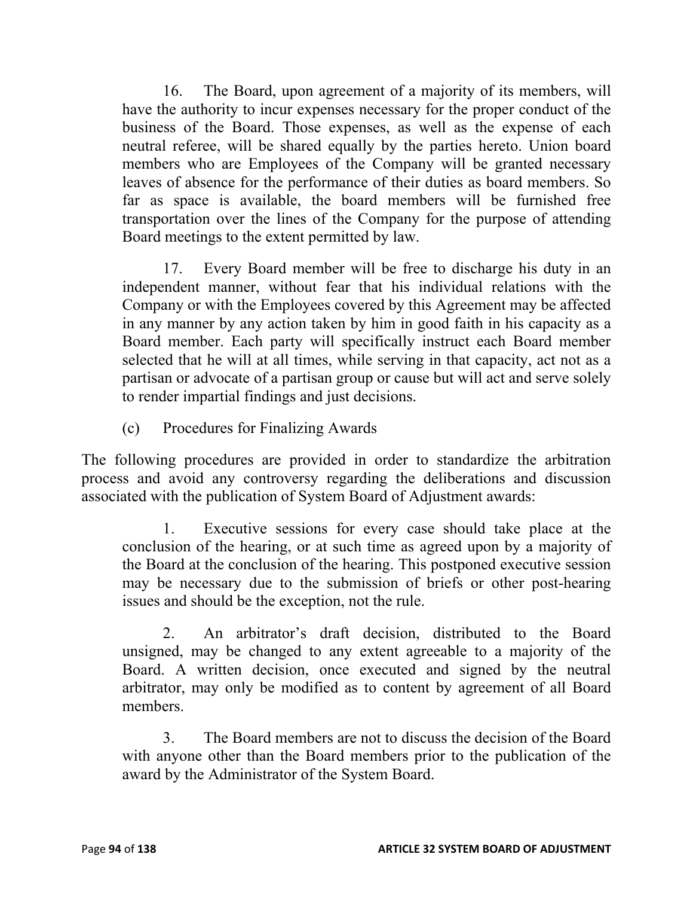16. The Board, upon agreement of a majority of its members, will have the authority to incur expenses necessary for the proper conduct of the business of the Board. Those expenses, as well as the expense of each neutral referee, will be shared equally by the parties hereto. Union board members who are Employees of the Company will be granted necessary leaves of absence for the performance of their duties as board members. So far as space is available, the board members will be furnished free transportation over the lines of the Company for the purpose of attending Board meetings to the extent permitted by law.

17. Every Board member will be free to discharge his duty in an independent manner, without fear that his individual relations with the Company or with the Employees covered by this Agreement may be affected in any manner by any action taken by him in good faith in his capacity as a Board member. Each party will specifically instruct each Board member selected that he will at all times, while serving in that capacity, act not as a partisan or advocate of a partisan group or cause but will act and serve solely to render impartial findings and just decisions.

(c) Procedures for Finalizing Awards

The following procedures are provided in order to standardize the arbitration process and avoid any controversy regarding the deliberations and discussion associated with the publication of System Board of Adjustment awards:

1. Executive sessions for every case should take place at the conclusion of the hearing, or at such time as agreed upon by a majority of the Board at the conclusion of the hearing. This postponed executive session may be necessary due to the submission of briefs or other post-hearing issues and should be the exception, not the rule.

2. An arbitrator's draft decision, distributed to the Board unsigned, may be changed to any extent agreeable to a majority of the Board. A written decision, once executed and signed by the neutral arbitrator, may only be modified as to content by agreement of all Board members.

3. The Board members are not to discuss the decision of the Board with anyone other than the Board members prior to the publication of the award by the Administrator of the System Board.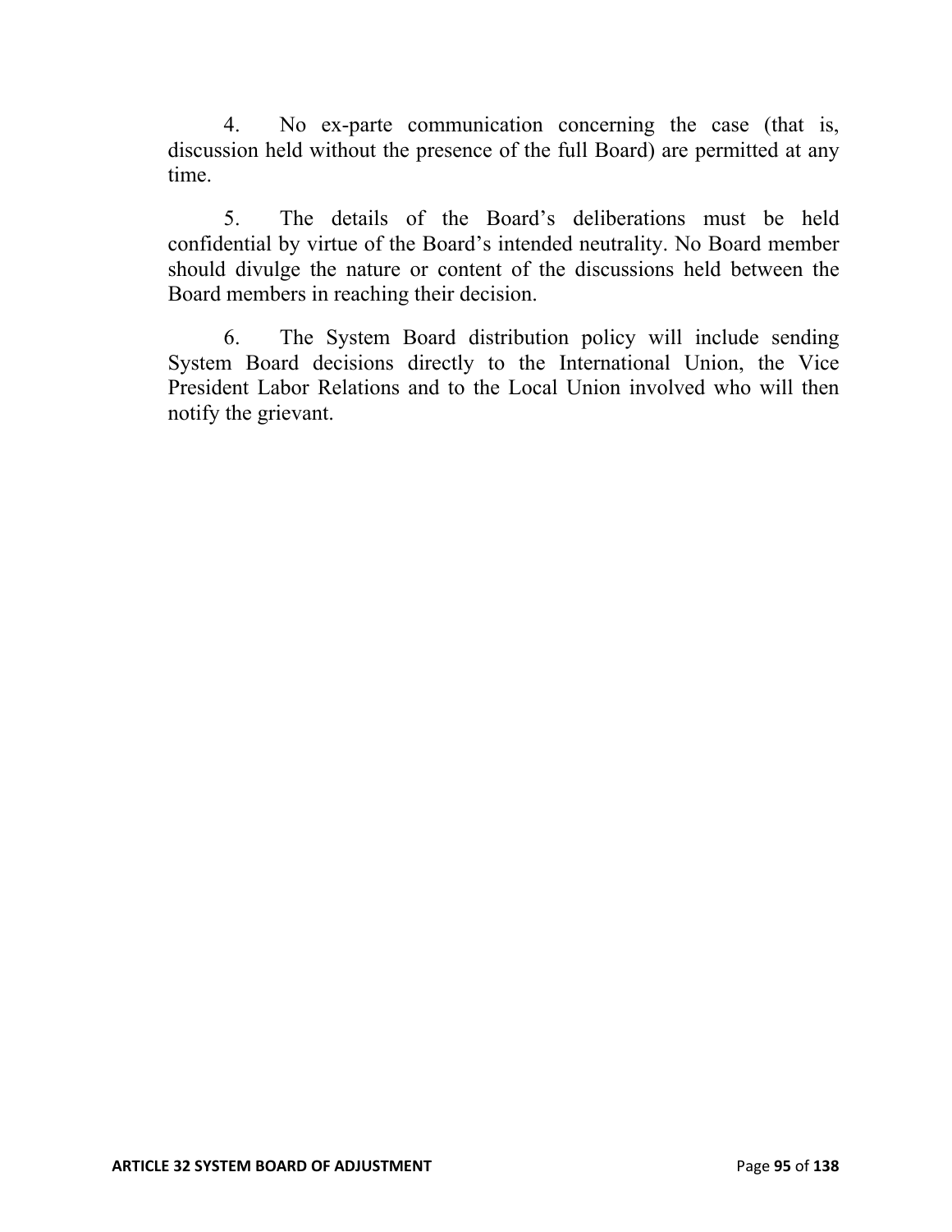4. No ex-parte communication concerning the case (that is, discussion held without the presence of the full Board) are permitted at any time.

5. The details of the Board’s deliberations must be held confidential by virtue of the Board’s intended neutrality. No Board member should divulge the nature or content of the discussions held between the Board members in reaching their decision.

6. The System Board distribution policy will include sending System Board decisions directly to the International Union, the Vice President Labor Relations and to the Local Union involved who will then notify the grievant.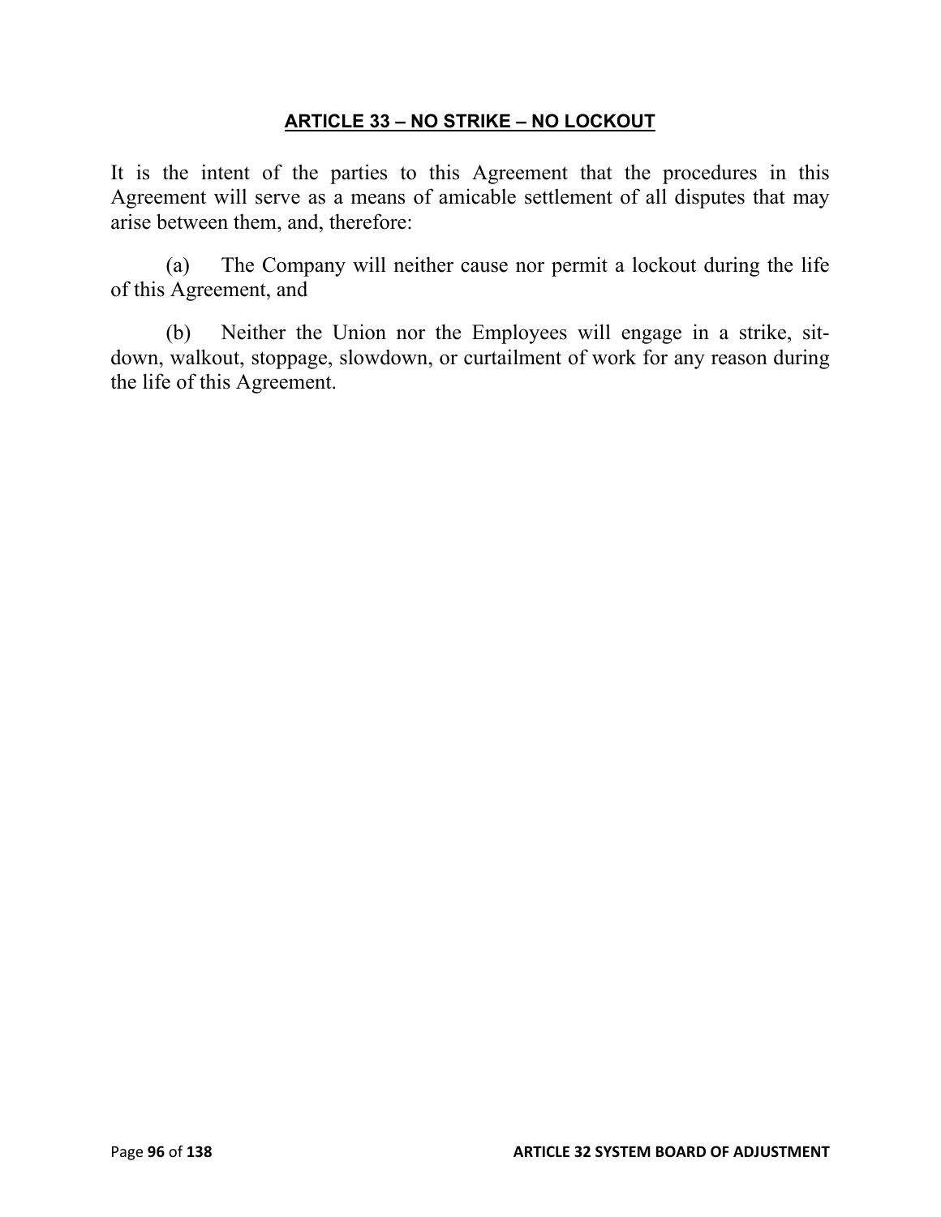## ARTICLE 33 – NO STRIKE – NO LOCKOUT

It is the intent of the parties to this Agreement that the procedures in this Agreement will serve as a means of amicable settlement of all disputes that may arise between them, and, therefore:

(a) The Company will neither cause nor permit a lockout during the life of this Agreement, and

(b) Neither the Union nor the Employees will engage in a strike, sit-down, walkout, stoppage, slowdown, or curtailment of work for any reason during the life of this Agreement.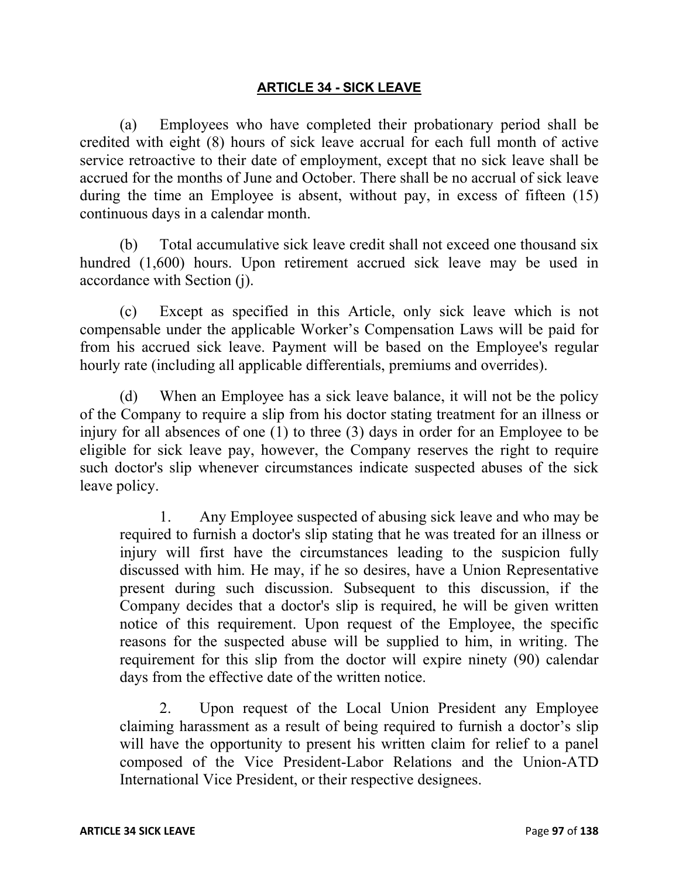## ARTICLE 34 - SICK LEAVE

(a) Employees who have completed their probationary period shall be credited with eight (8) hours of sick leave accrual for each full month of active service retroactive to their date of employment, except that no sick leave shall be accrued for the months of June and October. There shall be no accrual of sick leave during the time an Employee is absent, without pay, in excess of fifteen (15) continuous days in a calendar month.

(b) Total accumulative sick leave credit shall not exceed one thousand six hundred (1,600) hours. Upon retirement accrued sick leave may be used in accordance with Section (j).

(c) Except as specified in this Article, only sick leave which is not compensable under the applicable Worker's Compensation Laws will be paid for from his accrued sick leave. Payment will be based on the Employee's regular hourly rate (including all applicable differentials, premiums and overrides).

(d) When an Employee has a sick leave balance, it will not be the policy of the Company to require a slip from his doctor stating treatment for an illness or injury for all absences of one (1) to three (3) days in order for an Employee to be eligible for sick leave pay, however, the Company reserves the right to require such doctor's slip whenever circumstances indicate suspected abuses of the sick leave policy.

> 1. Any Employee suspected of abusing sick leave and who may be required to furnish a doctor's slip stating that he was treated for an illness or injury will first have the circumstances leading to the suspicion fully discussed with him. He may, if he so desires, have a Union Representative present during such discussion. Subsequent to this discussion, if the Company decides that a doctor's slip is required, he will be given written notice of this requirement. Upon request of the Employee, the specific reasons for the suspected abuse will be supplied to him, in writing. The requirement for this slip from the doctor will expire ninety (90) calendar days from the effective date of the written notice.
>
> 2. Upon request of the Local Union President any Employee claiming harassment as a result of being required to furnish a doctor's slip will have the opportunity to present his written claim for relief to a panel composed of the Vice President-Labor Relations and the Union-ATD International Vice President, or their respective designees.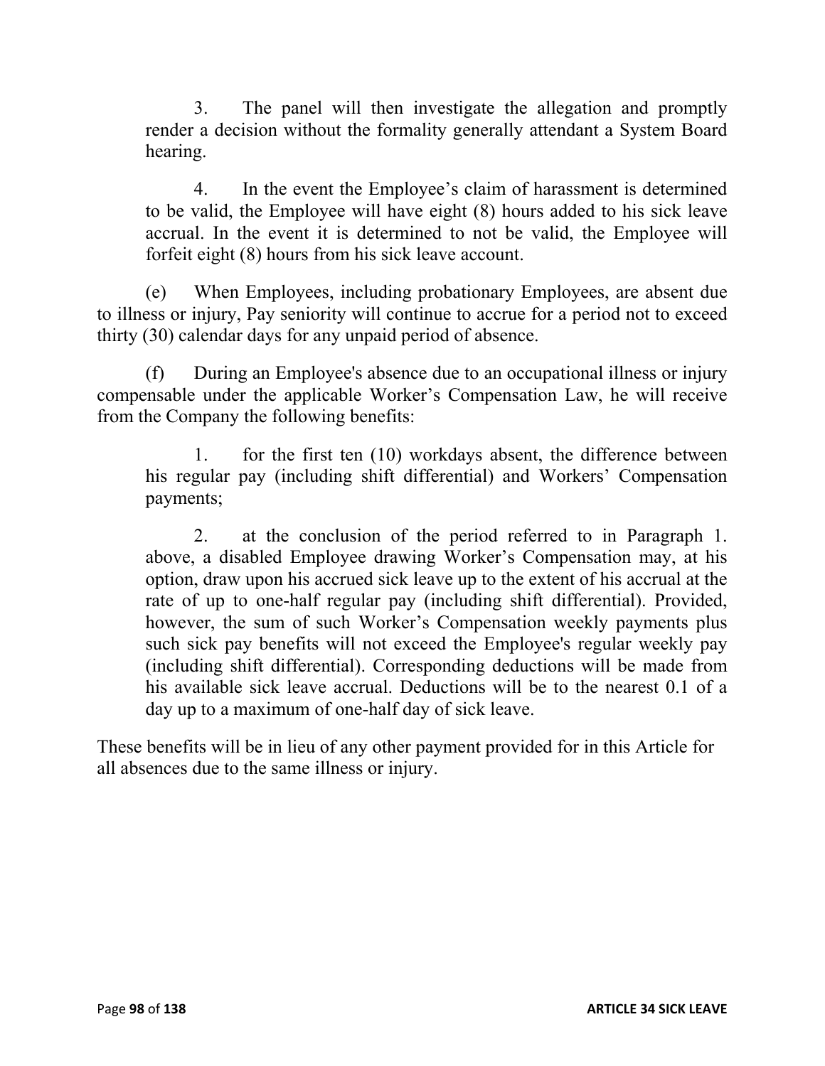3. The panel will then investigate the allegation and promptly render a decision without the formality generally attendant a System Board hearing.

4. In the event the Employee's claim of harassment is determined to be valid, the Employee will have eight (8) hours added to his sick leave accrual. In the event it is determined to not be valid, the Employee will forfeit eight (8) hours from his sick leave account.

(e) When Employees, including probationary Employees, are absent due to illness or injury, Pay seniority will continue to accrue for a period not to exceed thirty (30) calendar days for any unpaid period of absence.

(f) During an Employee's absence due to an occupational illness or injury compensable under the applicable Worker's Compensation Law, he will receive from the Company the following benefits:

1. for the first ten (10) workdays absent, the difference between his regular pay (including shift differential) and Workers' Compensation payments;

2. at the conclusion of the period referred to in Paragraph 1. above, a disabled Employee drawing Worker's Compensation may, at his option, draw upon his accrued sick leave up to the extent of his accrual at the rate of up to one-half regular pay (including shift differential). Provided, however, the sum of such Worker's Compensation weekly payments plus such sick pay benefits will not exceed the Employee's regular weekly pay (including shift differential). Corresponding deductions will be made from his available sick leave accrual. Deductions will be to the nearest 0.1 of a day up to a maximum of one-half day of sick leave.

These benefits will be in lieu of any other payment provided for in this Article for all absences due to the same illness or injury.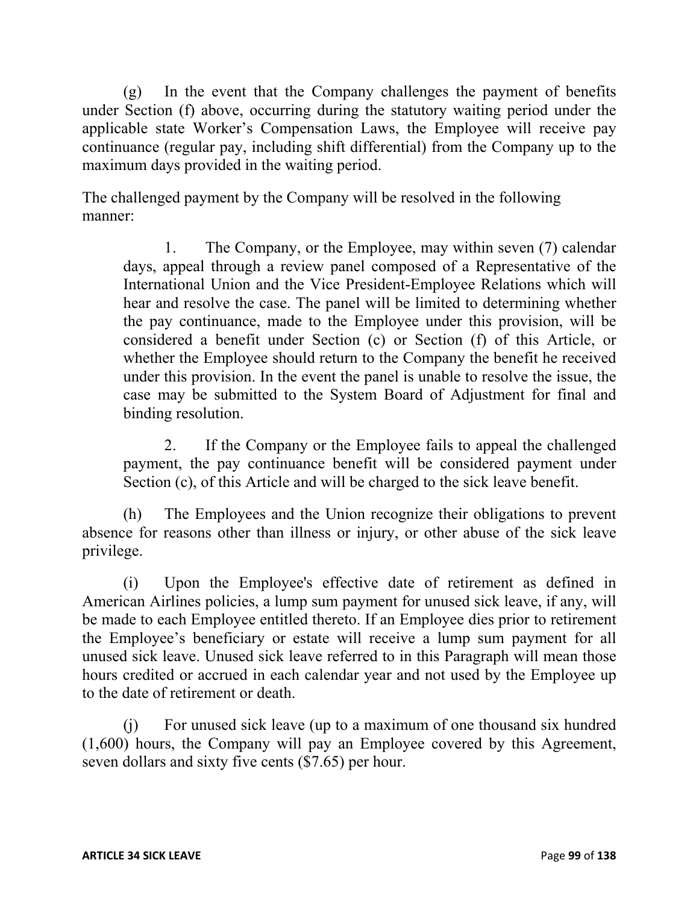(g) In the event that the Company challenges the payment of benefits under Section (f) above, occurring during the statutory waiting period under the applicable state Worker's Compensation Laws, the Employee will receive pay continuance (regular pay, including shift differential) from the Company up to the maximum days provided in the waiting period.

The challenged payment by the Company will be resolved in the following manner:

> 1. The Company, or the Employee, may within seven (7) calendar days, appeal through a review panel composed of a Representative of the International Union and the Vice President-Employee Relations which will hear and resolve the case. The panel will be limited to determining whether the pay continuance, made to the Employee under this provision, will be considered a benefit under Section (c) or Section (f) of this Article, or whether the Employee should return to the Company the benefit he received under this provision. In the event the panel is unable to resolve the issue, the case may be submitted to the System Board of Adjustment for final and binding resolution.
>
> 2. If the Company or the Employee fails to appeal the challenged payment, the pay continuance benefit will be considered payment under Section (c), of this Article and will be charged to the sick leave benefit.

(h) The Employees and the Union recognize their obligations to prevent absence for reasons other than illness or injury, or other abuse of the sick leave privilege.

(i) Upon the Employee's effective date of retirement as defined in American Airlines policies, a lump sum payment for unused sick leave, if any, will be made to each Employee entitled thereto. If an Employee dies prior to retirement the Employee's beneficiary or estate will receive a lump sum payment for all unused sick leave. Unused sick leave referred to in this Paragraph will mean those hours credited or accrued in each calendar year and not used by the Employee up to the date of retirement or death.

(j) For unused sick leave (up to a maximum of one thousand six hundred (1,600) hours, the Company will pay an Employee covered by this Agreement, seven dollars and sixty five cents ($7.65) per hour.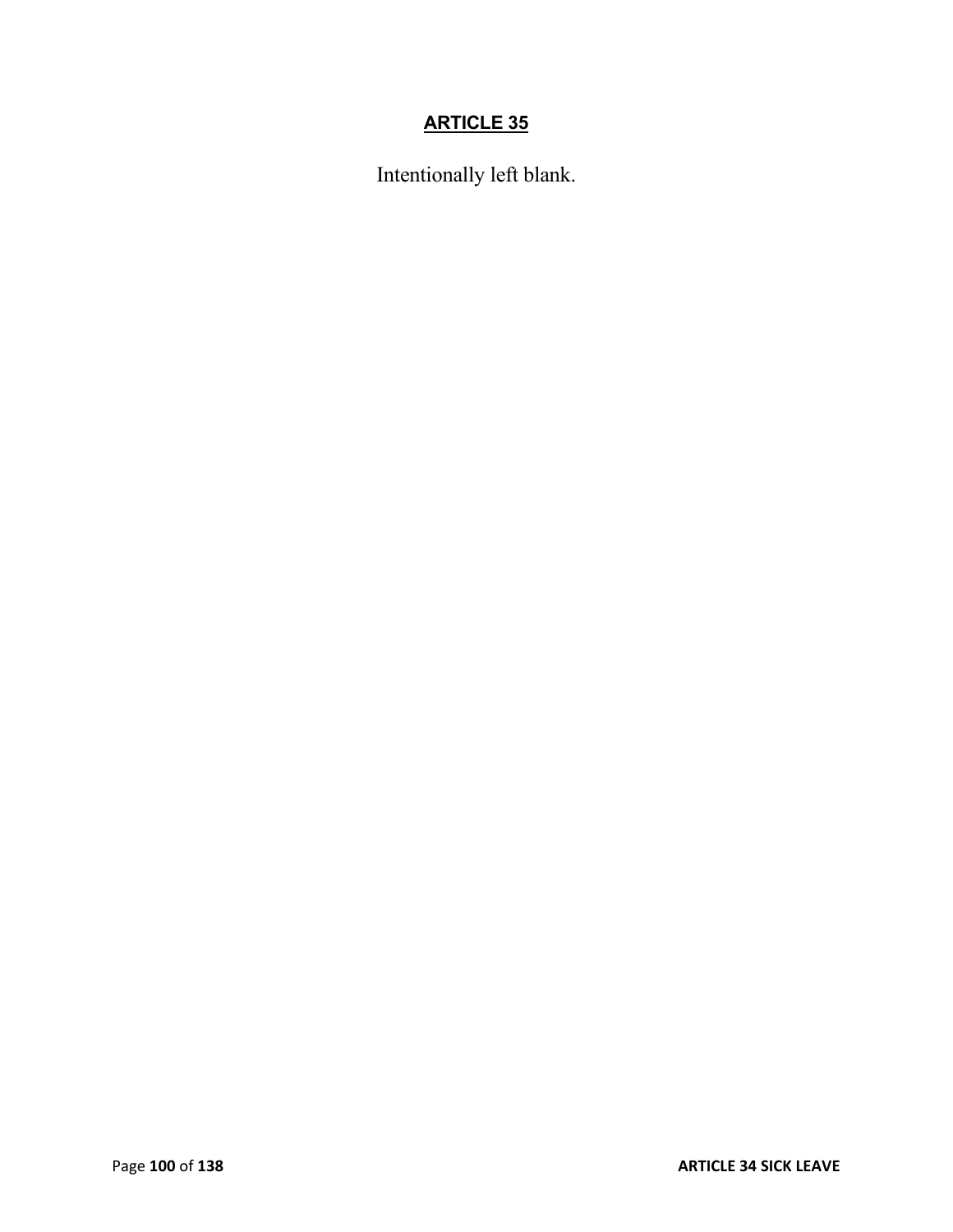# ARTICLE 35

Intentionally left blank.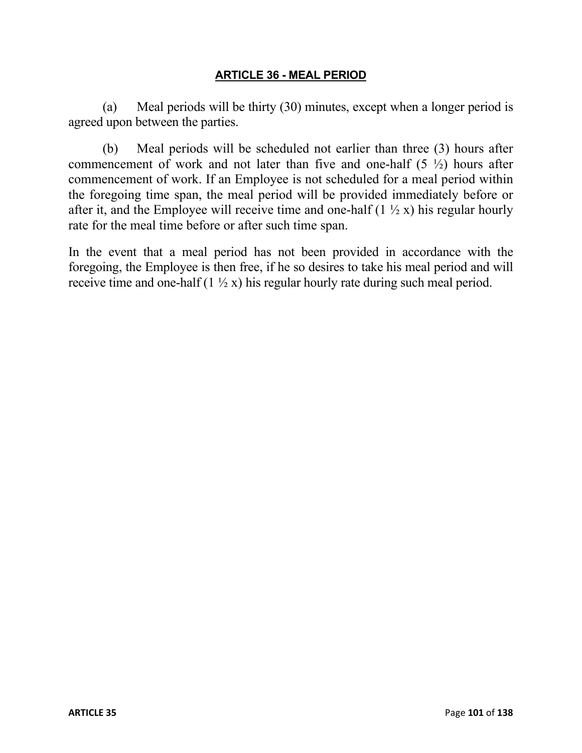## ARTICLE 36 - MEAL PERIOD

(a) Meal periods will be thirty (30) minutes, except when a longer period is agreed upon between the parties.

(b) Meal periods will be scheduled not earlier than three (3) hours after commencement of work and not later than five and one-half (5 ½) hours after commencement of work. If an Employee is not scheduled for a meal period within the foregoing time span, the meal period will be provided immediately before or after it, and the Employee will receive time and one-half (1 ½ x) his regular hourly rate for the meal time before or after such time span.

In the event that a meal period has not been provided in accordance with the foregoing, the Employee is then free, if he so desires to take his meal period and will receive time and one-half (1 ½ x) his regular hourly rate during such meal period.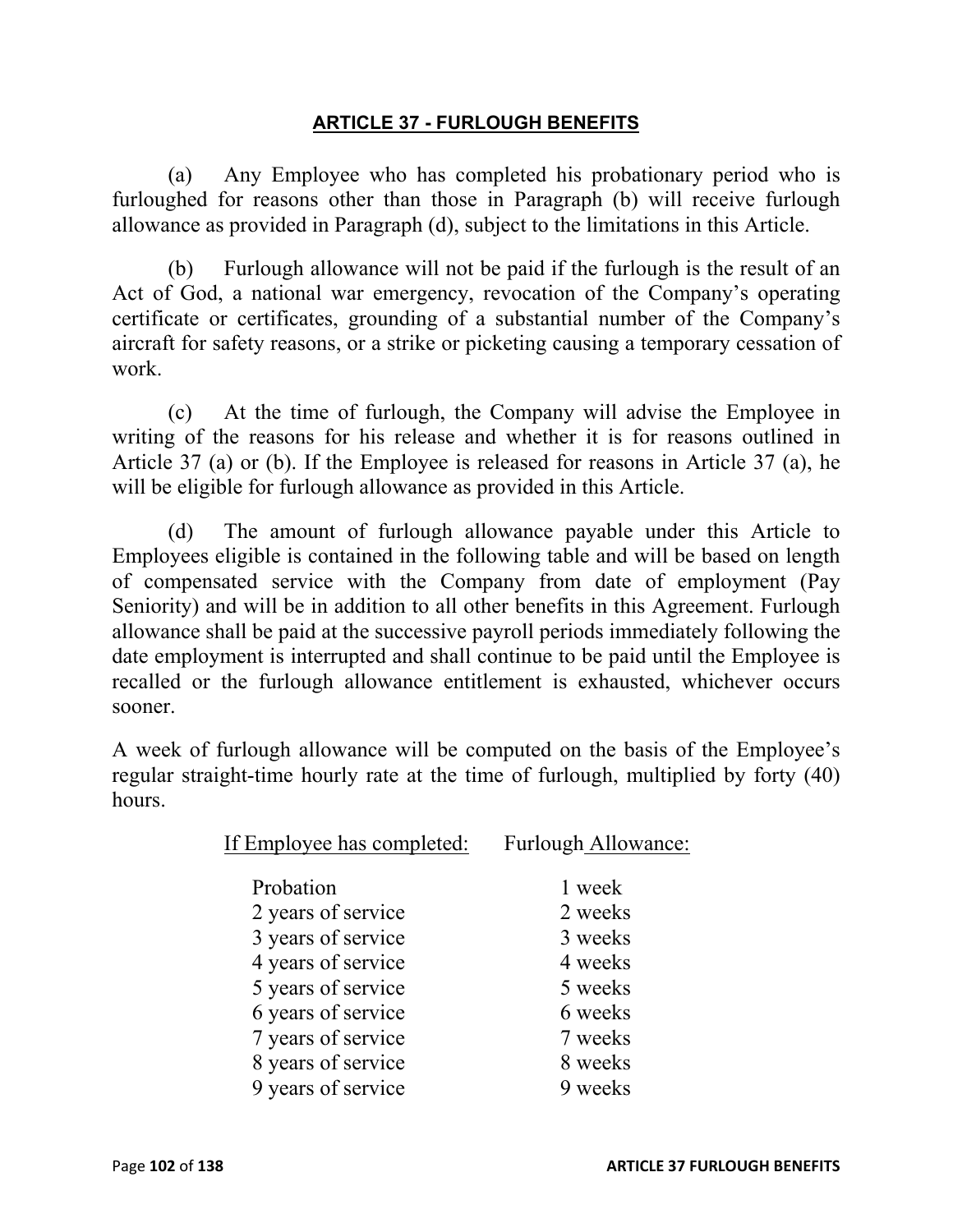## ARTICLE 37 - FURLOUGH BENEFITS

(a) Any Employee who has completed his probationary period who is furloughed for reasons other than those in Paragraph (b) will receive furlough allowance as provided in Paragraph (d), subject to the limitations in this Article.

(b) Furlough allowance will not be paid if the furlough is the result of an Act of God, a national war emergency, revocation of the Company's operating certificate or certificates, grounding of a substantial number of the Company's aircraft for safety reasons, or a strike or picketing causing a temporary cessation of work.

(c) At the time of furlough, the Company will advise the Employee in writing of the reasons for his release and whether it is for reasons outlined in Article 37 (a) or (b). If the Employee is released for reasons in Article 37 (a), he will be eligible for furlough allowance as provided in this Article.

(d) The amount of furlough allowance payable under this Article to Employees eligible is contained in the following table and will be based on length of compensated service with the Company from date of employment (Pay Seniority) and will be in addition to all other benefits in this Agreement. Furlough allowance shall be paid at the successive payroll periods immediately following the date employment is interrupted and shall continue to be paid until the Employee is recalled or the furlough allowance entitlement is exhausted, whichever occurs sooner.

A week of furlough allowance will be computed on the basis of the Employee's regular straight-time hourly rate at the time of furlough, multiplied by forty (40) hours.

| If Employee has completed: | Furlough Allowance: |
| --- | --- |
| Probation | 1 week |
| 2 years of service | 2 weeks |
| 3 years of service | 3 weeks |
| 4 years of service | 4 weeks |
| 5 years of service | 5 weeks |
| 6 years of service | 6 weeks |
| 7 years of service | 7 weeks |
| 8 years of service | 8 weeks |
| 9 years of service | 9 weeks |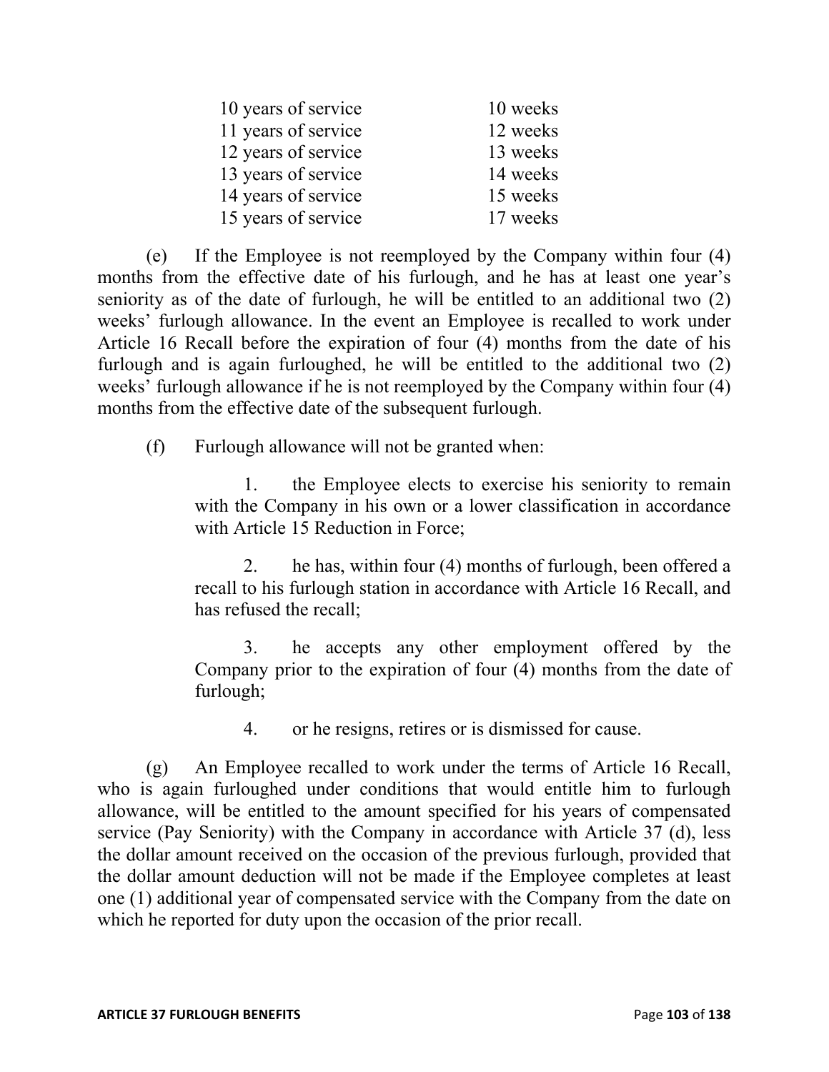| | |
|---|---|
| 10 years of service | 10 weeks |
| 11 years of service | 12 weeks |
| 12 years of service | 13 weeks |
| 13 years of service | 14 weeks |
| 14 years of service | 15 weeks |
| 15 years of service | 17 weeks |

(e) If the Employee is not reemployed by the Company within four (4) months from the effective date of his furlough, and he has at least one year's seniority as of the date of furlough, he will be entitled to an additional two (2) weeks' furlough allowance. In the event an Employee is recalled to work under Article 16 Recall before the expiration of four (4) months from the date of his furlough and is again furloughed, he will be entitled to the additional two (2) weeks' furlough allowance if he is not reemployed by the Company within four (4) months from the effective date of the subsequent furlough.

(f) Furlough allowance will not be granted when:

1. the Employee elects to exercise his seniority to remain with the Company in his own or a lower classification in accordance with Article 15 Reduction in Force;

2. he has, within four (4) months of furlough, been offered a recall to his furlough station in accordance with Article 16 Recall, and has refused the recall;

3. he accepts any other employment offered by the Company prior to the expiration of four (4) months from the date of furlough;

4. or he resigns, retires or is dismissed for cause.

(g) An Employee recalled to work under the terms of Article 16 Recall, who is again furloughed under conditions that would entitle him to furlough allowance, will be entitled to the amount specified for his years of compensated service (Pay Seniority) with the Company in accordance with Article 37 (d), less the dollar amount received on the occasion of the previous furlough, provided that the dollar amount deduction will not be made if the Employee completes at least one (1) additional year of compensated service with the Company from the date on which he reported for duty upon the occasion of the prior recall.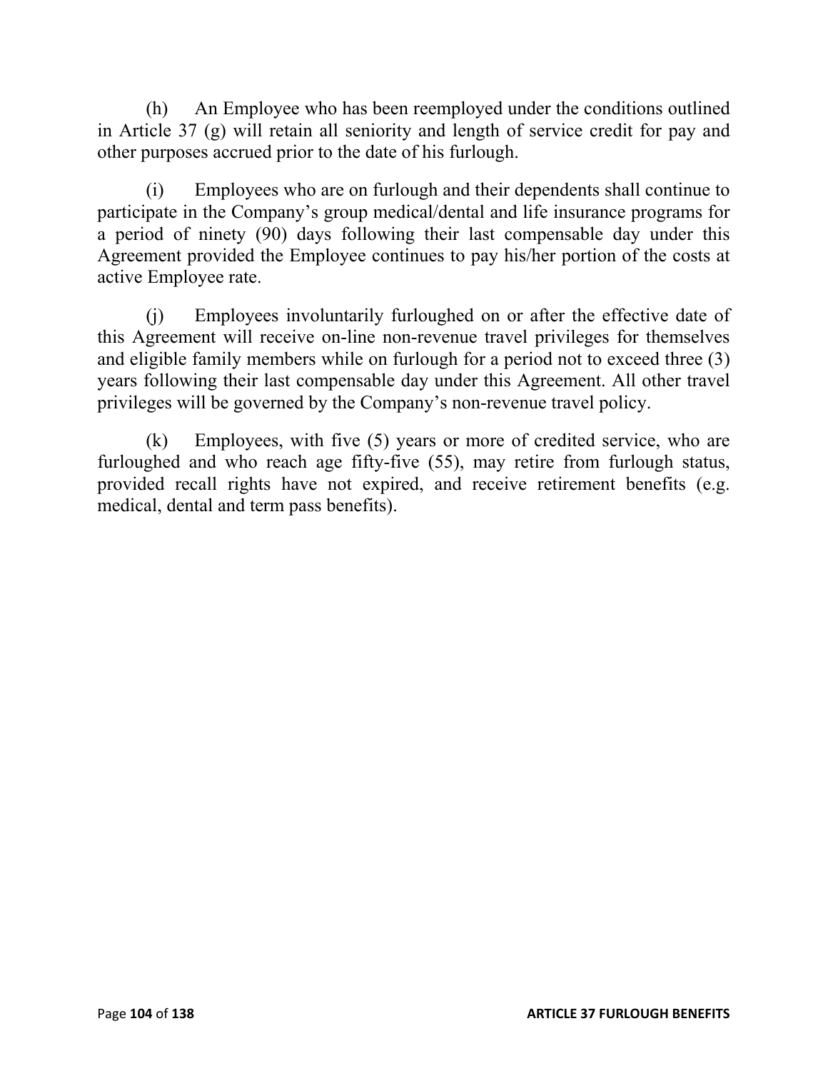(h) An Employee who has been reemployed under the conditions outlined in Article 37 (g) will retain all seniority and length of service credit for pay and other purposes accrued prior to the date of his furlough.

(i) Employees who are on furlough and their dependents shall continue to participate in the Company's group medical/dental and life insurance programs for a period of ninety (90) days following their last compensable day under this Agreement provided the Employee continues to pay his/her portion of the costs at active Employee rate.

(j) Employees involuntarily furloughed on or after the effective date of this Agreement will receive on-line non-revenue travel privileges for themselves and eligible family members while on furlough for a period not to exceed three (3) years following their last compensable day under this Agreement. All other travel privileges will be governed by the Company's non-revenue travel policy.

(k) Employees, with five (5) years or more of credited service, who are furloughed and who reach age fifty-five (55), may retire from furlough status, provided recall rights have not expired, and receive retirement benefits (e.g. medical, dental and term pass benefits).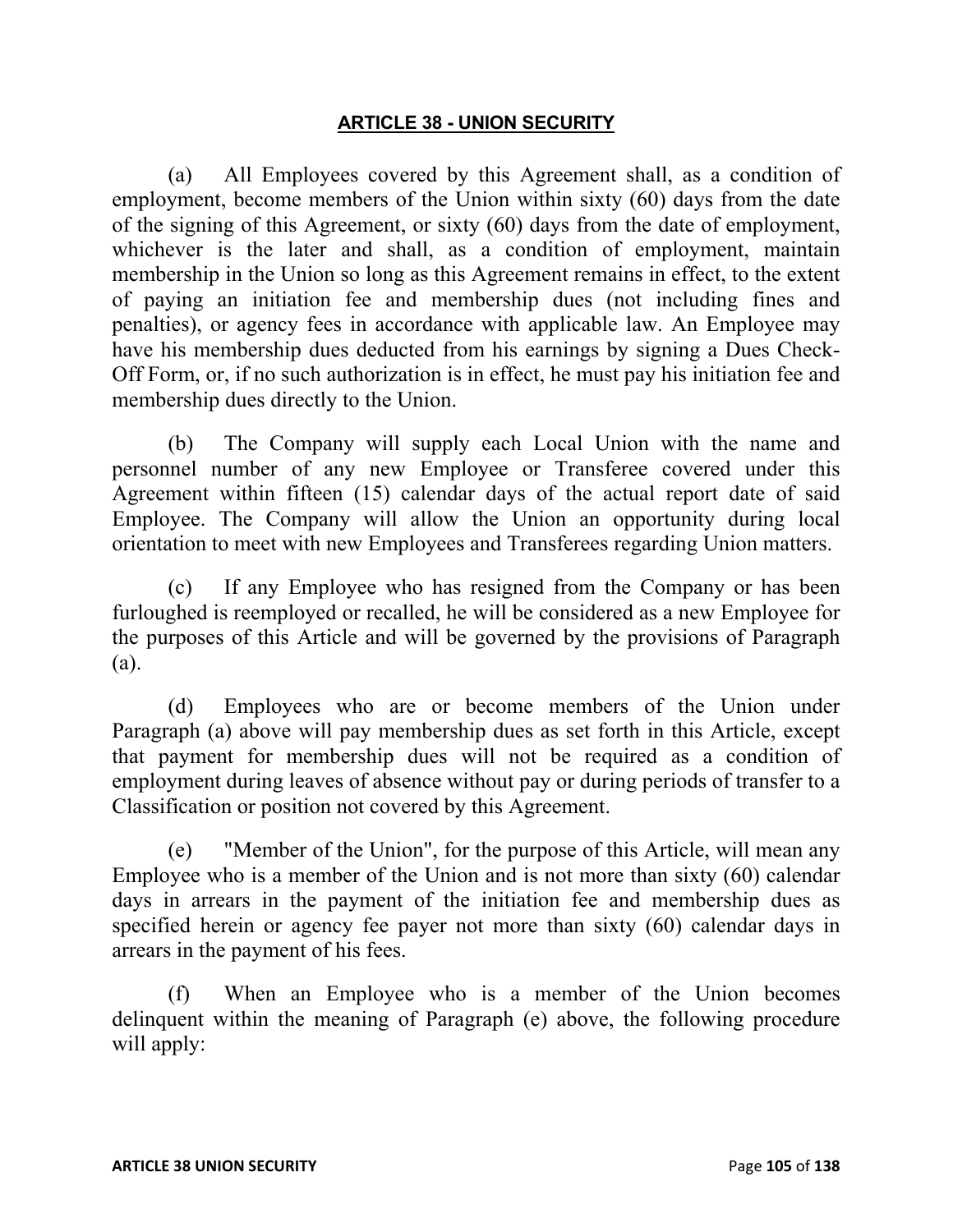## ARTICLE 38 - UNION SECURITY

(a) All Employees covered by this Agreement shall, as a condition of employment, become members of the Union within sixty (60) days from the date of the signing of this Agreement, or sixty (60) days from the date of employment, whichever is the later and shall, as a condition of employment, maintain membership in the Union so long as this Agreement remains in effect, to the extent of paying an initiation fee and membership dues (not including fines and penalties), or agency fees in accordance with applicable law. An Employee may have his membership dues deducted from his earnings by signing a Dues Check-Off Form, or, if no such authorization is in effect, he must pay his initiation fee and membership dues directly to the Union.

(b) The Company will supply each Local Union with the name and personnel number of any new Employee or Transferee covered under this Agreement within fifteen (15) calendar days of the actual report date of said Employee. The Company will allow the Union an opportunity during local orientation to meet with new Employees and Transferees regarding Union matters.

(c) If any Employee who has resigned from the Company or has been furloughed is reemployed or recalled, he will be considered as a new Employee for the purposes of this Article and will be governed by the provisions of Paragraph (a).

(d) Employees who are or become members of the Union under Paragraph (a) above will pay membership dues as set forth in this Article, except that payment for membership dues will not be required as a condition of employment during leaves of absence without pay or during periods of transfer to a Classification or position not covered by this Agreement.

(e) "Member of the Union", for the purpose of this Article, will mean any Employee who is a member of the Union and is not more than sixty (60) calendar days in arrears in the payment of the initiation fee and membership dues as specified herein or agency fee payer not more than sixty (60) calendar days in arrears in the payment of his fees.

(f) When an Employee who is a member of the Union becomes delinquent within the meaning of Paragraph (e) above, the following procedure will apply: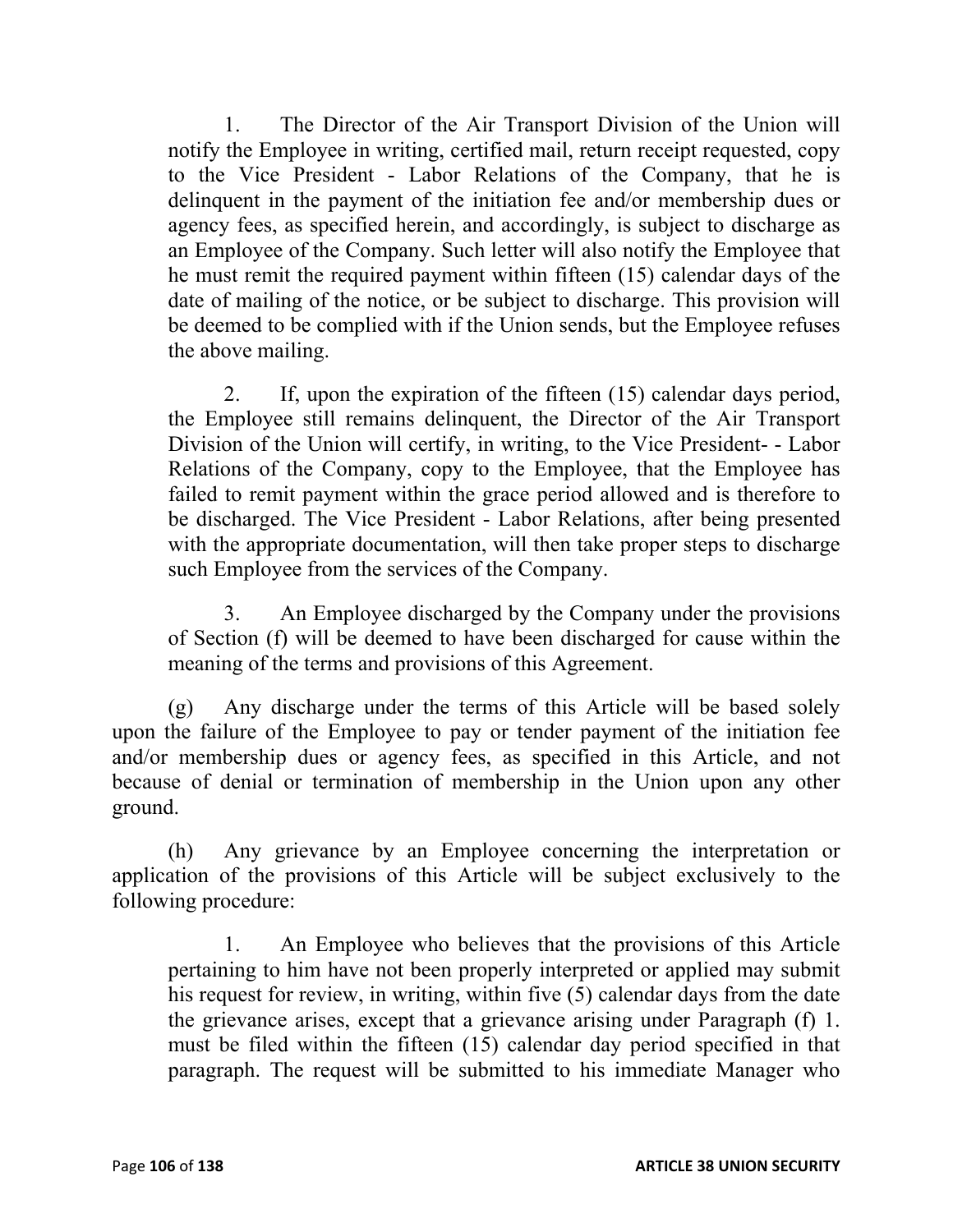1. The Director of the Air Transport Division of the Union will notify the Employee in writing, certified mail, return receipt requested, copy to the Vice President - Labor Relations of the Company, that he is delinquent in the payment of the initiation fee and/or membership dues or agency fees, as specified herein, and accordingly, is subject to discharge as an Employee of the Company. Such letter will also notify the Employee that he must remit the required payment within fifteen (15) calendar days of the date of mailing of the notice, or be subject to discharge. This provision will be deemed to be complied with if the Union sends, but the Employee refuses the above mailing.

2. If, upon the expiration of the fifteen (15) calendar days period, the Employee still remains delinquent, the Director of the Air Transport Division of the Union will certify, in writing, to the Vice President- - Labor Relations of the Company, copy to the Employee, that the Employee has failed to remit payment within the grace period allowed and is therefore to be discharged. The Vice President - Labor Relations, after being presented with the appropriate documentation, will then take proper steps to discharge such Employee from the services of the Company.

3. An Employee discharged by the Company under the provisions of Section (f) will be deemed to have been discharged for cause within the meaning of the terms and provisions of this Agreement.

(g) Any discharge under the terms of this Article will be based solely upon the failure of the Employee to pay or tender payment of the initiation fee and/or membership dues or agency fees, as specified in this Article, and not because of denial or termination of membership in the Union upon any other ground.

(h) Any grievance by an Employee concerning the interpretation or application of the provisions of this Article will be subject exclusively to the following procedure:

1. An Employee who believes that the provisions of this Article pertaining to him have not been properly interpreted or applied may submit his request for review, in writing, within five (5) calendar days from the date the grievance arises, except that a grievance arising under Paragraph (f) 1. must be filed within the fifteen (15) calendar day period specified in that paragraph. The request will be submitted to his immediate Manager who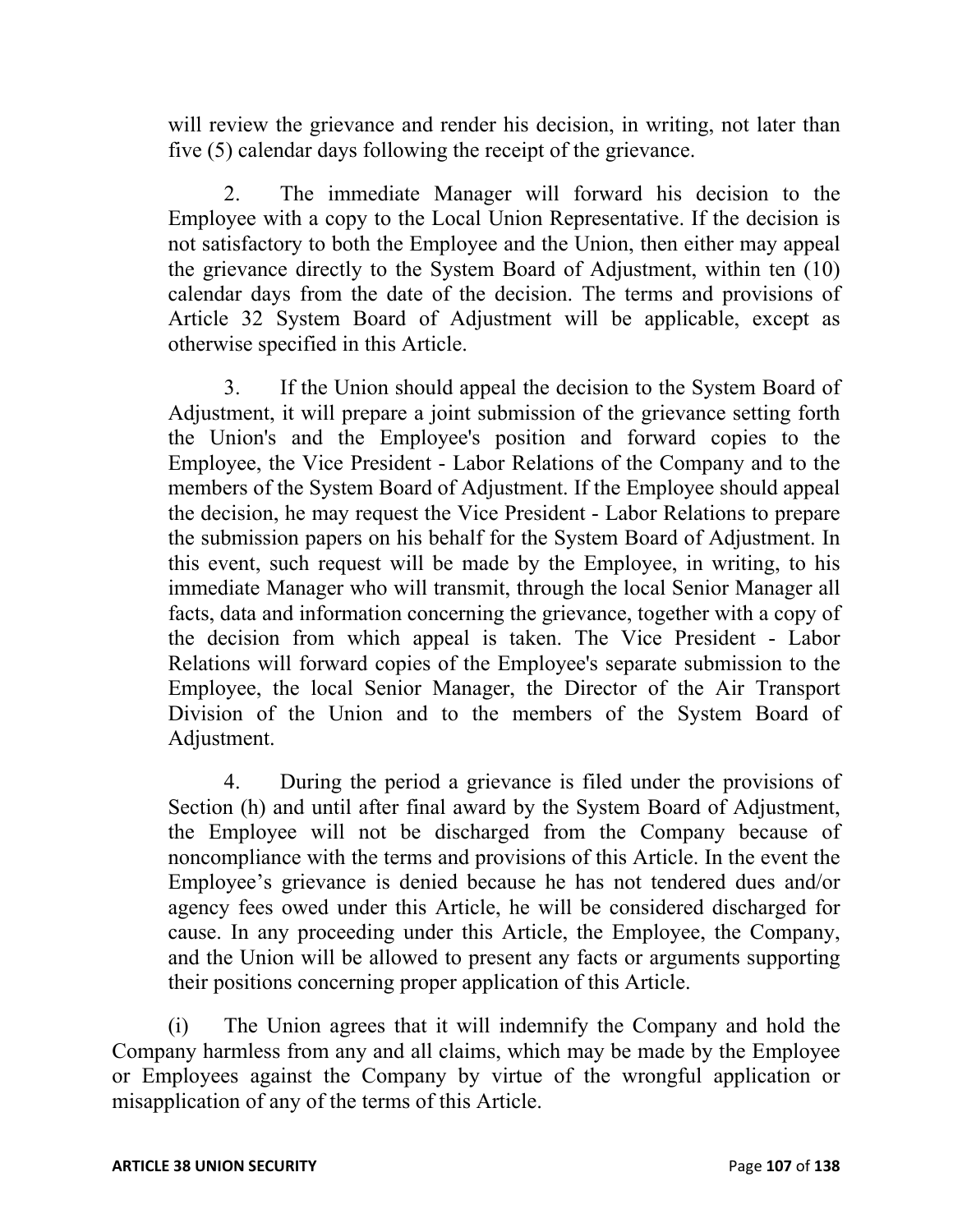will review the grievance and render his decision, in writing, not later than five (5) calendar days following the receipt of the grievance.

2. The immediate Manager will forward his decision to the Employee with a copy to the Local Union Representative. If the decision is not satisfactory to both the Employee and the Union, then either may appeal the grievance directly to the System Board of Adjustment, within ten (10) calendar days from the date of the decision. The terms and provisions of Article 32 System Board of Adjustment will be applicable, except as otherwise specified in this Article.

3. If the Union should appeal the decision to the System Board of Adjustment, it will prepare a joint submission of the grievance setting forth the Union's and the Employee's position and forward copies to the Employee, the Vice President - Labor Relations of the Company and to the members of the System Board of Adjustment. If the Employee should appeal the decision, he may request the Vice President - Labor Relations to prepare the submission papers on his behalf for the System Board of Adjustment. In this event, such request will be made by the Employee, in writing, to his immediate Manager who will transmit, through the local Senior Manager all facts, data and information concerning the grievance, together with a copy of the decision from which appeal is taken. The Vice President - Labor Relations will forward copies of the Employee's separate submission to the Employee, the local Senior Manager, the Director of the Air Transport Division of the Union and to the members of the System Board of Adjustment.

4. During the period a grievance is filed under the provisions of Section (h) and until after final award by the System Board of Adjustment, the Employee will not be discharged from the Company because of noncompliance with the terms and provisions of this Article. In the event the Employee's grievance is denied because he has not tendered dues and/or agency fees owed under this Article, he will be considered discharged for cause. In any proceeding under this Article, the Employee, the Company, and the Union will be allowed to present any facts or arguments supporting their positions concerning proper application of this Article.

(i) The Union agrees that it will indemnify the Company and hold the Company harmless from any and all claims, which may be made by the Employee or Employees against the Company by virtue of the wrongful application or misapplication of any of the terms of this Article.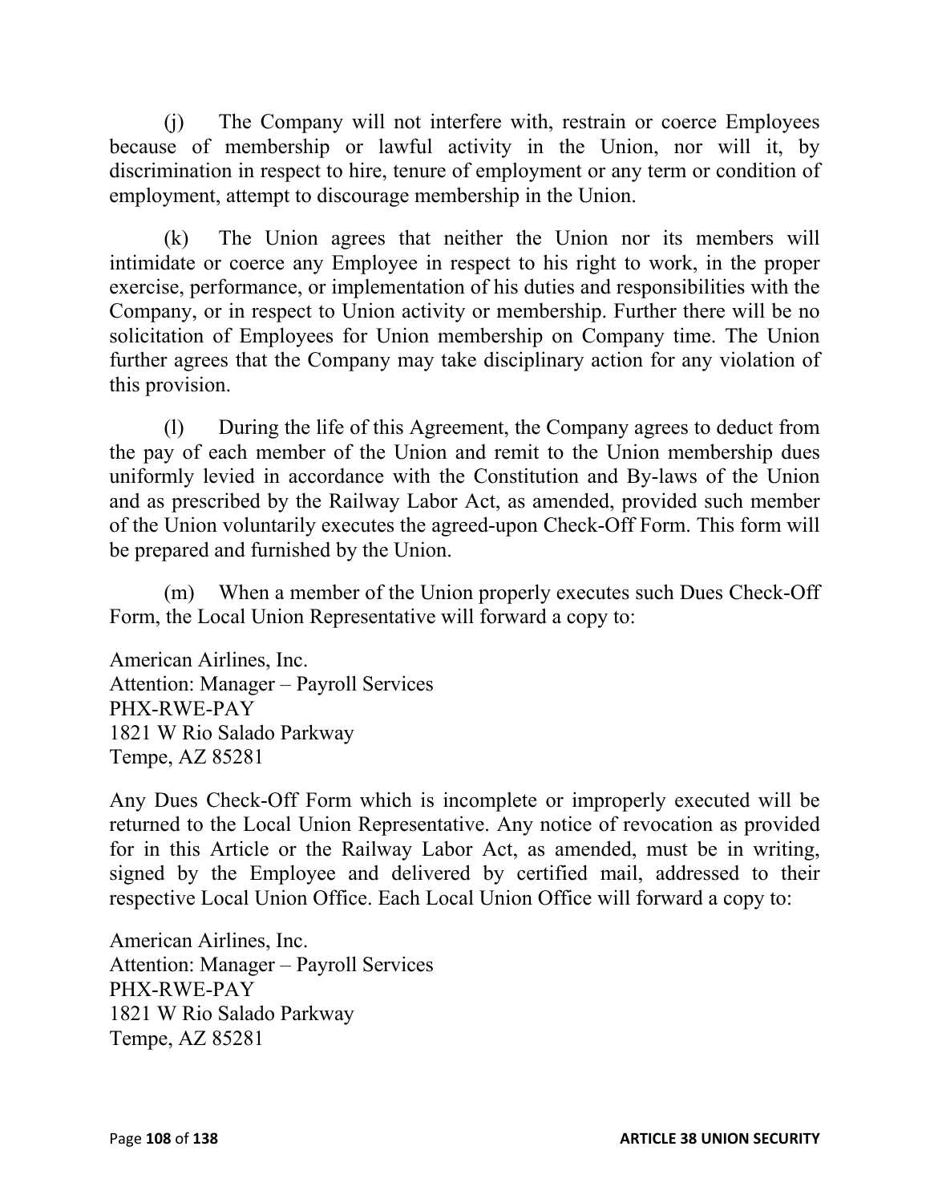(j) The Company will not interfere with, restrain or coerce Employees because of membership or lawful activity in the Union, nor will it, by discrimination in respect to hire, tenure of employment or any term or condition of employment, attempt to discourage membership in the Union.

(k) The Union agrees that neither the Union nor its members will intimidate or coerce any Employee in respect to his right to work, in the proper exercise, performance, or implementation of his duties and responsibilities with the Company, or in respect to Union activity or membership. Further there will be no solicitation of Employees for Union membership on Company time. The Union further agrees that the Company may take disciplinary action for any violation of this provision.

(l) During the life of this Agreement, the Company agrees to deduct from the pay of each member of the Union and remit to the Union membership dues uniformly levied in accordance with the Constitution and By-laws of the Union and as prescribed by the Railway Labor Act, as amended, provided such member of the Union voluntarily executes the agreed-upon Check-Off Form. This form will be prepared and furnished by the Union.

(m) When a member of the Union properly executes such Dues Check-Off Form, the Local Union Representative will forward a copy to:

American Airlines, Inc.
Attention: Manager – Payroll Services
PHX-RWE-PAY
1821 W Rio Salado Parkway
Tempe, AZ 85281

Any Dues Check-Off Form which is incomplete or improperly executed will be returned to the Local Union Representative. Any notice of revocation as provided for in this Article or the Railway Labor Act, as amended, must be in writing, signed by the Employee and delivered by certified mail, addressed to their respective Local Union Office. Each Local Union Office will forward a copy to:

American Airlines, Inc.
Attention: Manager – Payroll Services
PHX-RWE-PAY
1821 W Rio Salado Parkway
Tempe, AZ 85281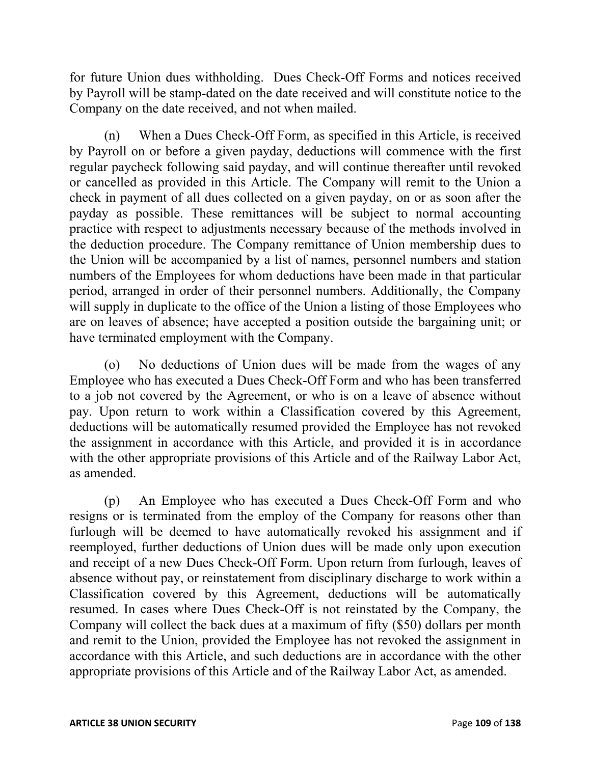for future Union dues withholding. Dues Check-Off Forms and notices received by Payroll will be stamp-dated on the date received and will constitute notice to the Company on the date received, and not when mailed.

(n) When a Dues Check-Off Form, as specified in this Article, is received by Payroll on or before a given payday, deductions will commence with the first regular paycheck following said payday, and will continue thereafter until revoked or cancelled as provided in this Article. The Company will remit to the Union a check in payment of all dues collected on a given payday, on or as soon after the payday as possible. These remittances will be subject to normal accounting practice with respect to adjustments necessary because of the methods involved in the deduction procedure. The Company remittance of Union membership dues to the Union will be accompanied by a list of names, personnel numbers and station numbers of the Employees for whom deductions have been made in that particular period, arranged in order of their personnel numbers. Additionally, the Company will supply in duplicate to the office of the Union a listing of those Employees who are on leaves of absence; have accepted a position outside the bargaining unit; or have terminated employment with the Company.

(o) No deductions of Union dues will be made from the wages of any Employee who has executed a Dues Check-Off Form and who has been transferred to a job not covered by the Agreement, or who is on a leave of absence without pay. Upon return to work within a Classification covered by this Agreement, deductions will be automatically resumed provided the Employee has not revoked the assignment in accordance with this Article, and provided it is in accordance with the other appropriate provisions of this Article and of the Railway Labor Act, as amended.

(p) An Employee who has executed a Dues Check-Off Form and who resigns or is terminated from the employ of the Company for reasons other than furlough will be deemed to have automatically revoked his assignment and if reemployed, further deductions of Union dues will be made only upon execution and receipt of a new Dues Check-Off Form. Upon return from furlough, leaves of absence without pay, or reinstatement from disciplinary discharge to work within a Classification covered by this Agreement, deductions will be automatically resumed. In cases where Dues Check-Off is not reinstated by the Company, the Company will collect the back dues at a maximum of fifty ($50) dollars per month and remit to the Union, provided the Employee has not revoked the assignment in accordance with this Article, and such deductions are in accordance with the other appropriate provisions of this Article and of the Railway Labor Act, as amended.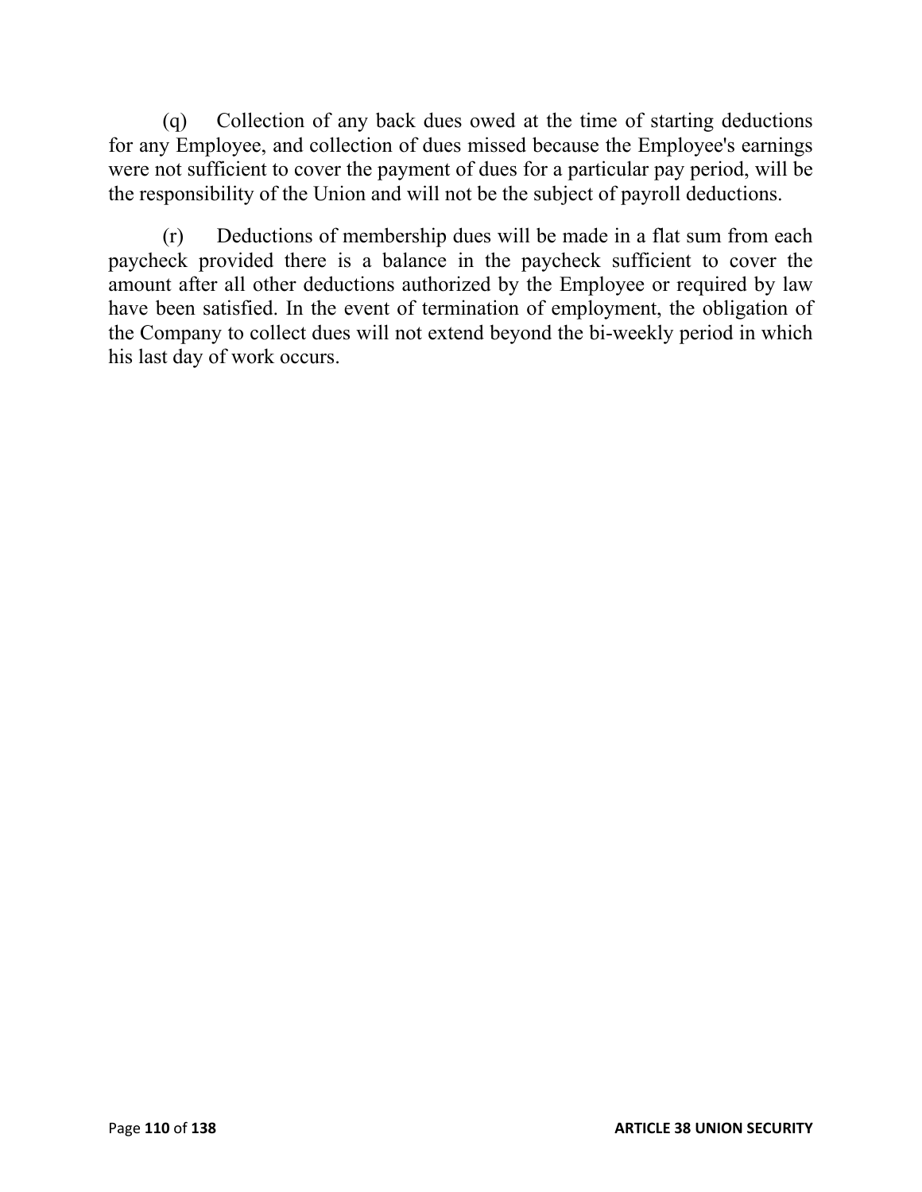(q) Collection of any back dues owed at the time of starting deductions for any Employee, and collection of dues missed because the Employee's earnings were not sufficient to cover the payment of dues for a particular pay period, will be the responsibility of the Union and will not be the subject of payroll deductions.

(r) Deductions of membership dues will be made in a flat sum from each paycheck provided there is a balance in the paycheck sufficient to cover the amount after all other deductions authorized by the Employee or required by law have been satisfied. In the event of termination of employment, the obligation of the Company to collect dues will not extend beyond the bi-weekly period in which his last day of work occurs.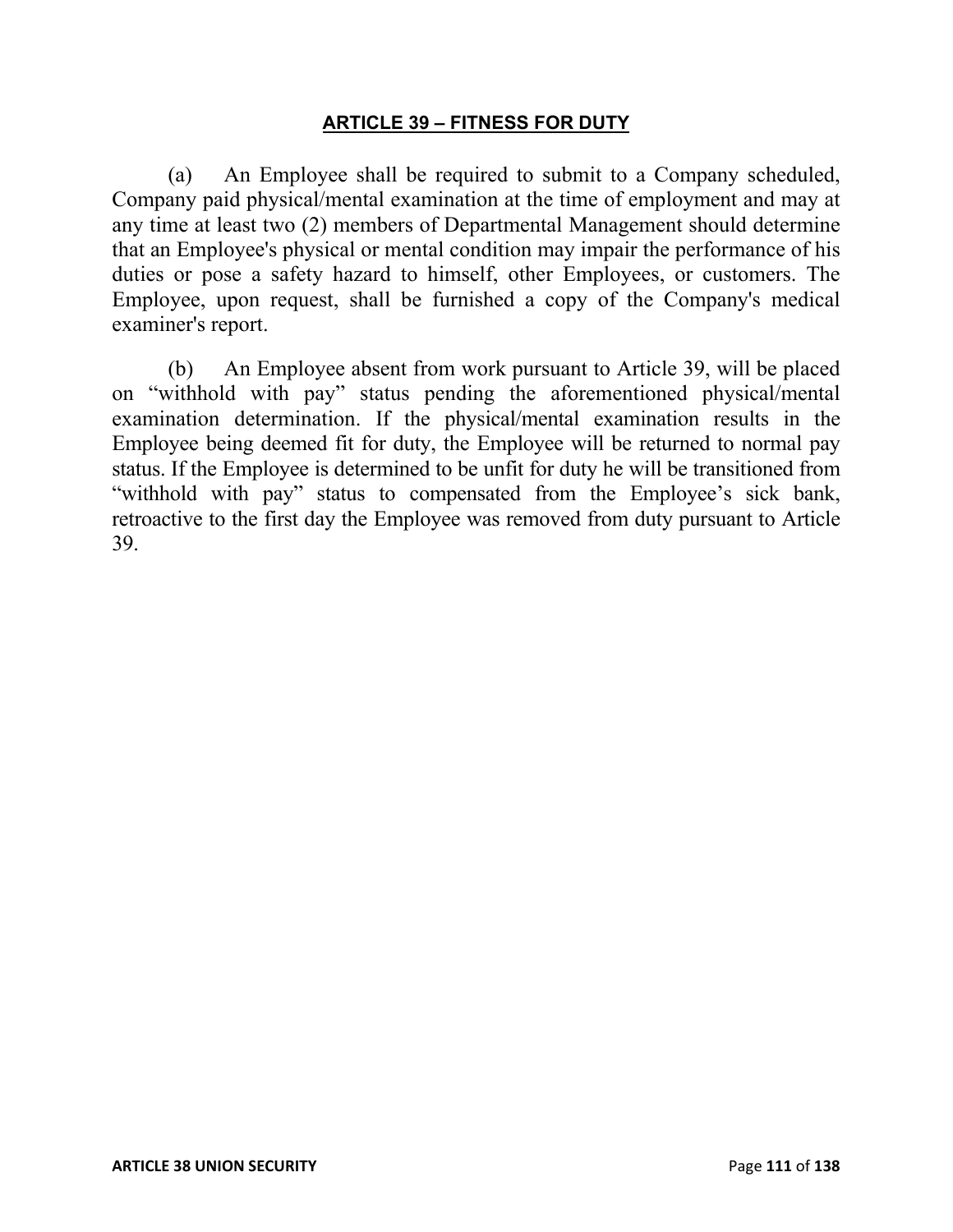## ARTICLE 39 – FITNESS FOR DUTY

(a) An Employee shall be required to submit to a Company scheduled, Company paid physical/mental examination at the time of employment and may at any time at least two (2) members of Departmental Management should determine that an Employee's physical or mental condition may impair the performance of his duties or pose a safety hazard to himself, other Employees, or customers. The Employee, upon request, shall be furnished a copy of the Company's medical examiner's report.

(b) An Employee absent from work pursuant to Article 39, will be placed on "withhold with pay" status pending the aforementioned physical/mental examination determination. If the physical/mental examination results in the Employee being deemed fit for duty, the Employee will be returned to normal pay status. If the Employee is determined to be unfit for duty he will be transitioned from "withhold with pay" status to compensated from the Employee's sick bank, retroactive to the first day the Employee was removed from duty pursuant to Article 39.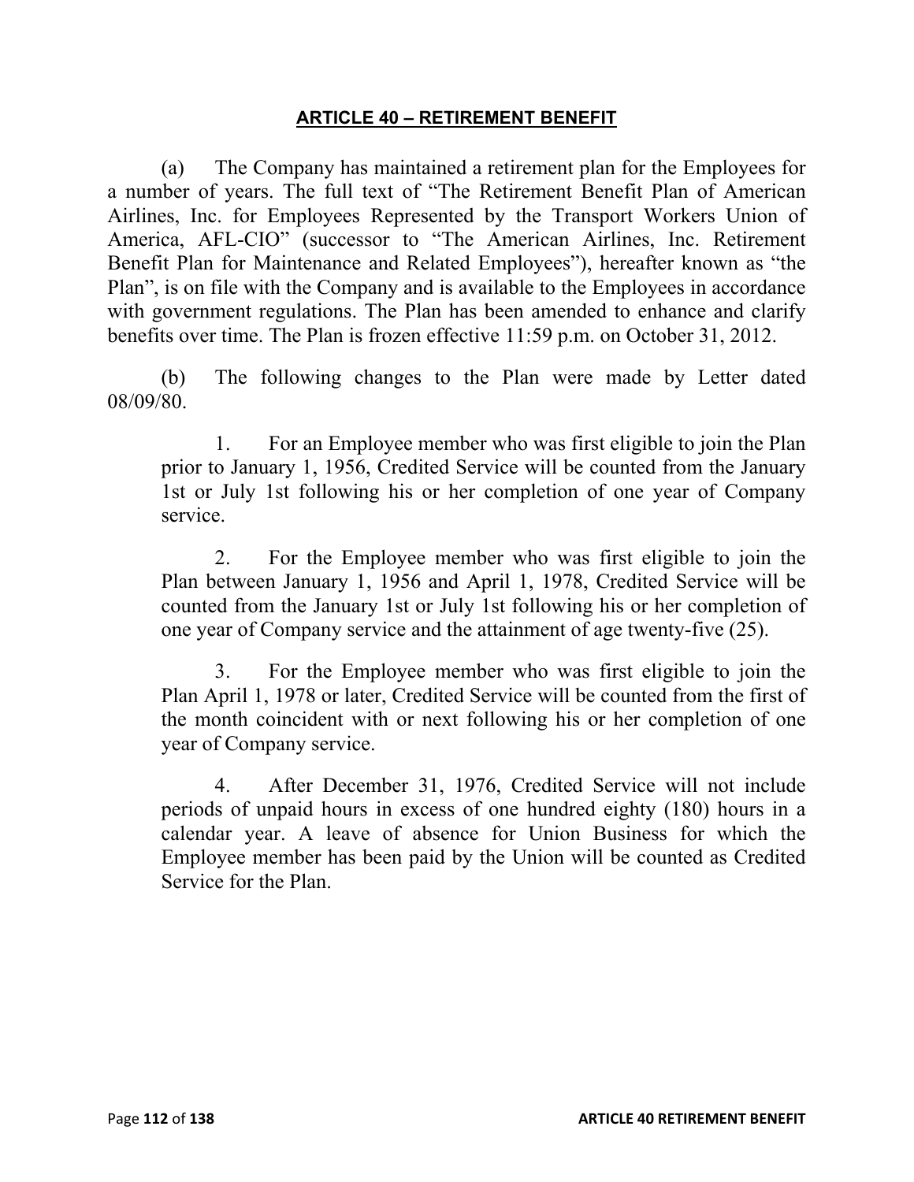## ARTICLE 40 – RETIREMENT BENEFIT

(a) The Company has maintained a retirement plan for the Employees for a number of years. The full text of "The Retirement Benefit Plan of American Airlines, Inc. for Employees Represented by the Transport Workers Union of America, AFL-CIO" (successor to "The American Airlines, Inc. Retirement Benefit Plan for Maintenance and Related Employees"), hereafter known as "the Plan", is on file with the Company and is available to the Employees in accordance with government regulations. The Plan has been amended to enhance and clarify benefits over time. The Plan is frozen effective 11:59 p.m. on October 31, 2012.

(b) The following changes to the Plan were made by Letter dated 08/09/80.

1. For an Employee member who was first eligible to join the Plan prior to January 1, 1956, Credited Service will be counted from the January 1st or July 1st following his or her completion of one year of Company service.

2. For the Employee member who was first eligible to join the Plan between January 1, 1956 and April 1, 1978, Credited Service will be counted from the January 1st or July 1st following his or her completion of one year of Company service and the attainment of age twenty-five (25).

3. For the Employee member who was first eligible to join the Plan April 1, 1978 or later, Credited Service will be counted from the first of the month coincident with or next following his or her completion of one year of Company service.

4. After December 31, 1976, Credited Service will not include periods of unpaid hours in excess of one hundred eighty (180) hours in a calendar year. A leave of absence for Union Business for which the Employee member has been paid by the Union will be counted as Credited Service for the Plan.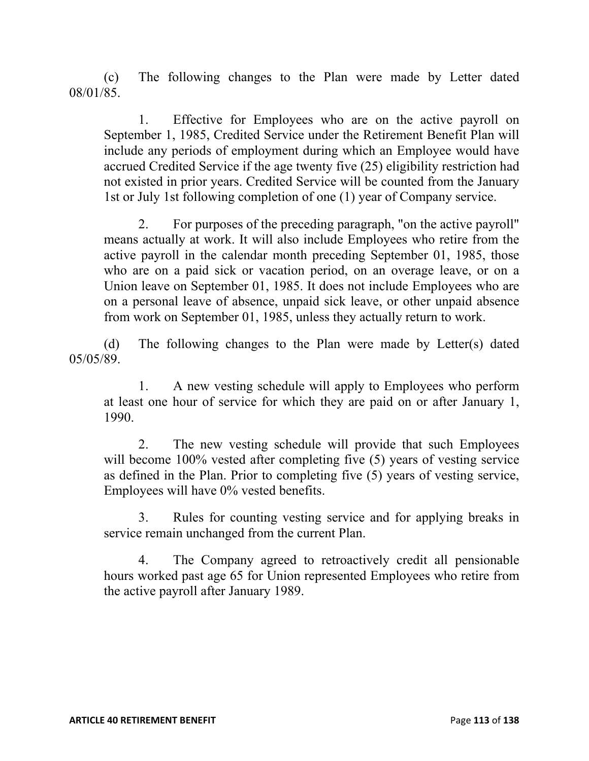(c) The following changes to the Plan were made by Letter dated 08/01/85.

1. Effective for Employees who are on the active payroll on September 1, 1985, Credited Service under the Retirement Benefit Plan will include any periods of employment during which an Employee would have accrued Credited Service if the age twenty five (25) eligibility restriction had not existed in prior years. Credited Service will be counted from the January 1st or July 1st following completion of one (1) year of Company service.

2. For purposes of the preceding paragraph, "on the active payroll" means actually at work. It will also include Employees who retire from the active payroll in the calendar month preceding September 01, 1985, those who are on a paid sick or vacation period, on an overage leave, or on a Union leave on September 01, 1985. It does not include Employees who are on a personal leave of absence, unpaid sick leave, or other unpaid absence from work on September 01, 1985, unless they actually return to work.

(d) The following changes to the Plan were made by Letter(s) dated 05/05/89.

1. A new vesting schedule will apply to Employees who perform at least one hour of service for which they are paid on or after January 1, 1990.

2. The new vesting schedule will provide that such Employees will become 100% vested after completing five (5) years of vesting service as defined in the Plan. Prior to completing five (5) years of vesting service, Employees will have 0% vested benefits.

3. Rules for counting vesting service and for applying breaks in service remain unchanged from the current Plan.

4. The Company agreed to retroactively credit all pensionable hours worked past age 65 for Union represented Employees who retire from the active payroll after January 1989.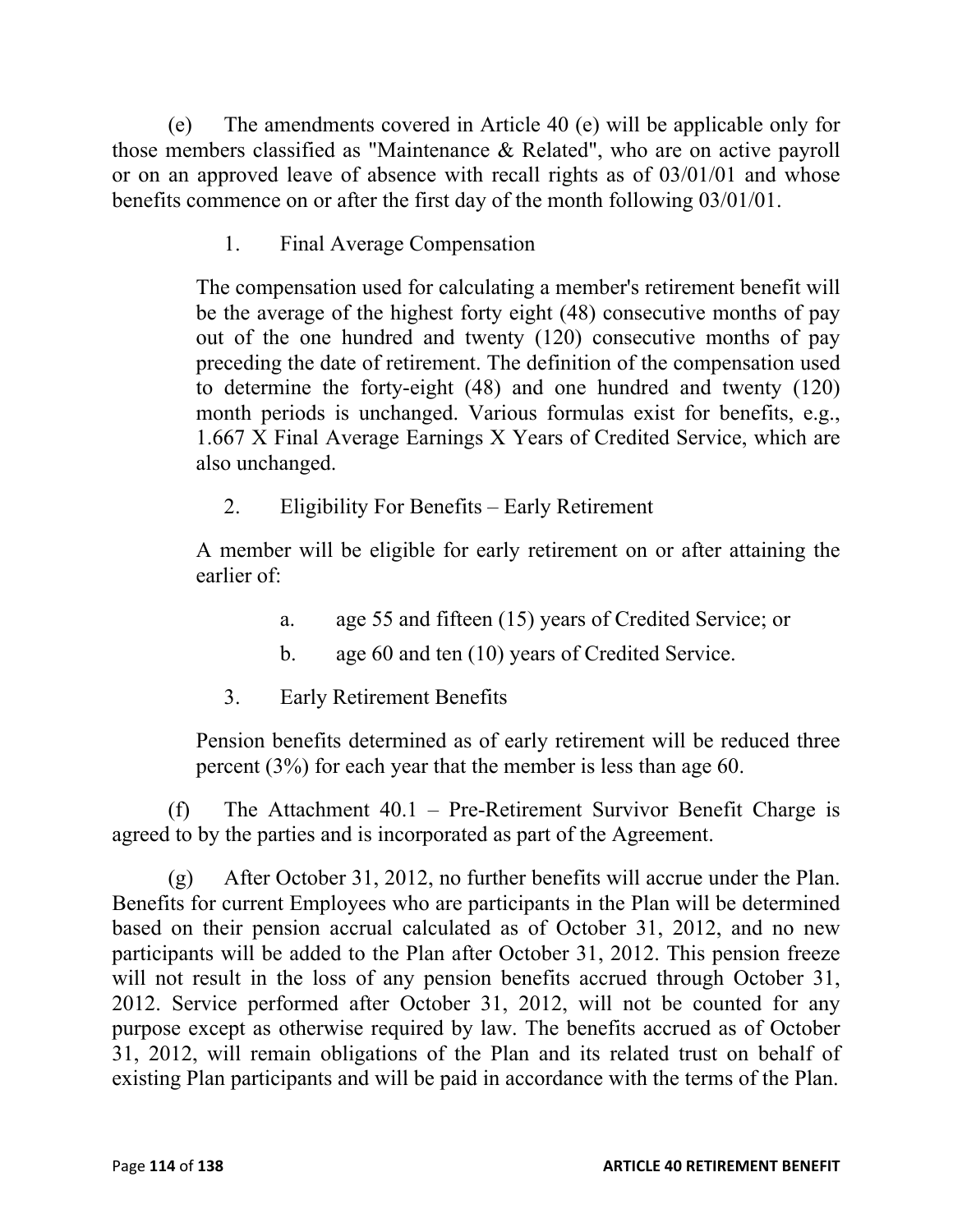(e) The amendments covered in Article 40 (e) will be applicable only for those members classified as "Maintenance & Related", who are on active payroll or on an approved leave of absence with recall rights as of 03/01/01 and whose benefits commence on or after the first day of the month following 03/01/01.

1. Final Average Compensation

The compensation used for calculating a member's retirement benefit will be the average of the highest forty eight (48) consecutive months of pay out of the one hundred and twenty (120) consecutive months of pay preceding the date of retirement. The definition of the compensation used to determine the forty-eight (48) and one hundred and twenty (120) month periods is unchanged. Various formulas exist for benefits, e.g., 1.667 X Final Average Earnings X Years of Credited Service, which are also unchanged.

2. Eligibility For Benefits – Early Retirement

A member will be eligible for early retirement on or after attaining the earlier of:

a. age 55 and fifteen (15) years of Credited Service; or

b. age 60 and ten (10) years of Credited Service.

3. Early Retirement Benefits

Pension benefits determined as of early retirement will be reduced three percent (3%) for each year that the member is less than age 60.

(f) The Attachment 40.1 – Pre-Retirement Survivor Benefit Charge is agreed to by the parties and is incorporated as part of the Agreement.

(g) After October 31, 2012, no further benefits will accrue under the Plan. Benefits for current Employees who are participants in the Plan will be determined based on their pension accrual calculated as of October 31, 2012, and no new participants will be added to the Plan after October 31, 2012. This pension freeze will not result in the loss of any pension benefits accrued through October 31, 2012. Service performed after October 31, 2012, will not be counted for any purpose except as otherwise required by law. The benefits accrued as of October 31, 2012, will remain obligations of the Plan and its related trust on behalf of existing Plan participants and will be paid in accordance with the terms of the Plan.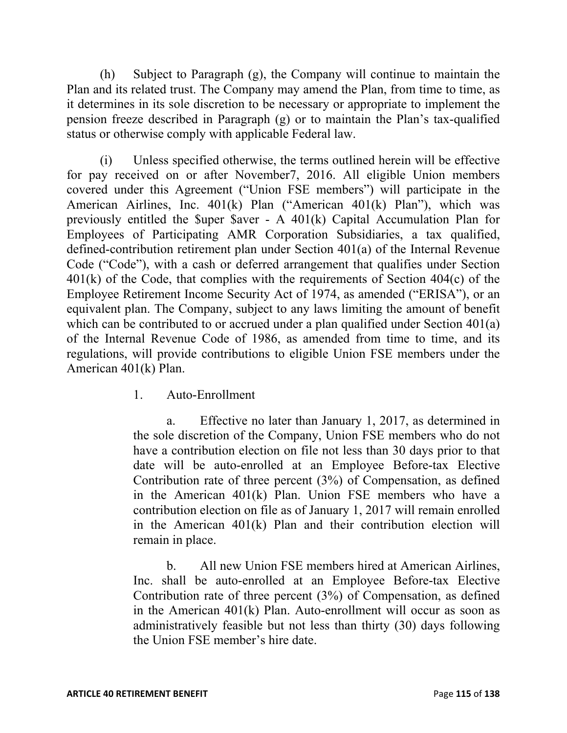(h) Subject to Paragraph (g), the Company will continue to maintain the Plan and its related trust. The Company may amend the Plan, from time to time, as it determines in its sole discretion to be necessary or appropriate to implement the pension freeze described in Paragraph (g) or to maintain the Plan's tax-qualified status or otherwise comply with applicable Federal law.

(i) Unless specified otherwise, the terms outlined herein will be effective for pay received on or after November7, 2016. All eligible Union members covered under this Agreement ("Union FSE members") will participate in the American Airlines, Inc. 401(k) Plan ("American 401(k) Plan"), which was previously entitled the $uper $aver - A 401(k) Capital Accumulation Plan for Employees of Participating AMR Corporation Subsidiaries, a tax qualified, defined-contribution retirement plan under Section 401(a) of the Internal Revenue Code ("Code"), with a cash or deferred arrangement that qualifies under Section 401(k) of the Code, that complies with the requirements of Section 404(c) of the Employee Retirement Income Security Act of 1974, as amended ("ERISA"), or an equivalent plan. The Company, subject to any laws limiting the amount of benefit which can be contributed to or accrued under a plan qualified under Section 401(a) of the Internal Revenue Code of 1986, as amended from time to time, and its regulations, will provide contributions to eligible Union FSE members under the American 401(k) Plan.

1. Auto-Enrollment

   a. Effective no later than January 1, 2017, as determined in the sole discretion of the Company, Union FSE members who do not have a contribution election on file not less than 30 days prior to that date will be auto-enrolled at an Employee Before-tax Elective Contribution rate of three percent (3%) of Compensation, as defined in the American 401(k) Plan. Union FSE members who have a contribution election on file as of January 1, 2017 will remain enrolled in the American 401(k) Plan and their contribution election will remain in place.

   b. All new Union FSE members hired at American Airlines, Inc. shall be auto-enrolled at an Employee Before-tax Elective Contribution rate of three percent (3%) of Compensation, as defined in the American 401(k) Plan. Auto-enrollment will occur as soon as administratively feasible but not less than thirty (30) days following the Union FSE member's hire date.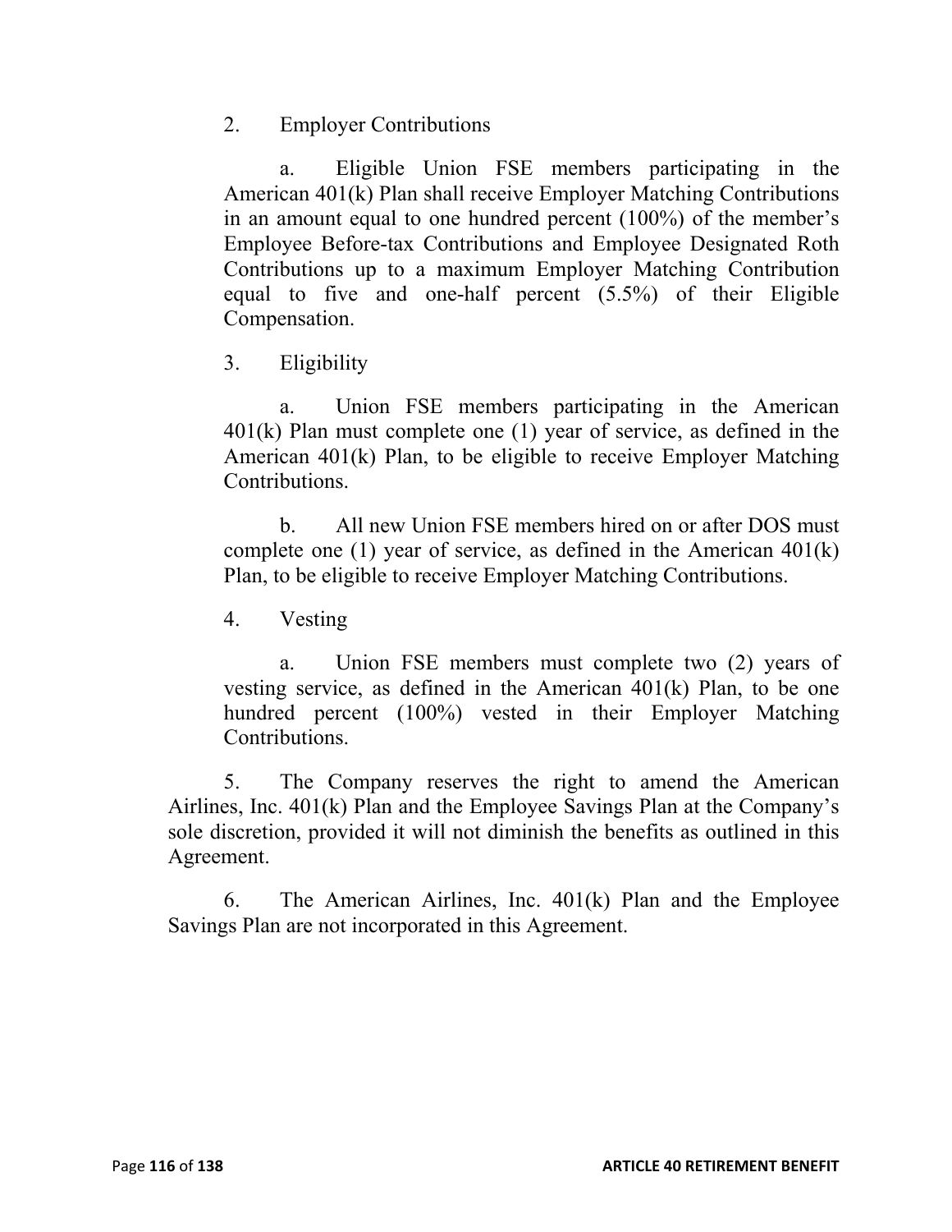2. Employer Contributions

a. Eligible Union FSE members participating in the American 401(k) Plan shall receive Employer Matching Contributions in an amount equal to one hundred percent (100%) of the member's Employee Before-tax Contributions and Employee Designated Roth Contributions up to a maximum Employer Matching Contribution equal to five and one-half percent (5.5%) of their Eligible Compensation.

3. Eligibility

a. Union FSE members participating in the American 401(k) Plan must complete one (1) year of service, as defined in the American 401(k) Plan, to be eligible to receive Employer Matching Contributions.

b. All new Union FSE members hired on or after DOS must complete one (1) year of service, as defined in the American 401(k) Plan, to be eligible to receive Employer Matching Contributions.

4. Vesting

a. Union FSE members must complete two (2) years of vesting service, as defined in the American 401(k) Plan, to be one hundred percent (100%) vested in their Employer Matching Contributions.

5. The Company reserves the right to amend the American Airlines, Inc. 401(k) Plan and the Employee Savings Plan at the Company's sole discretion, provided it will not diminish the benefits as outlined in this Agreement.

6. The American Airlines, Inc. 401(k) Plan and the Employee Savings Plan are not incorporated in this Agreement.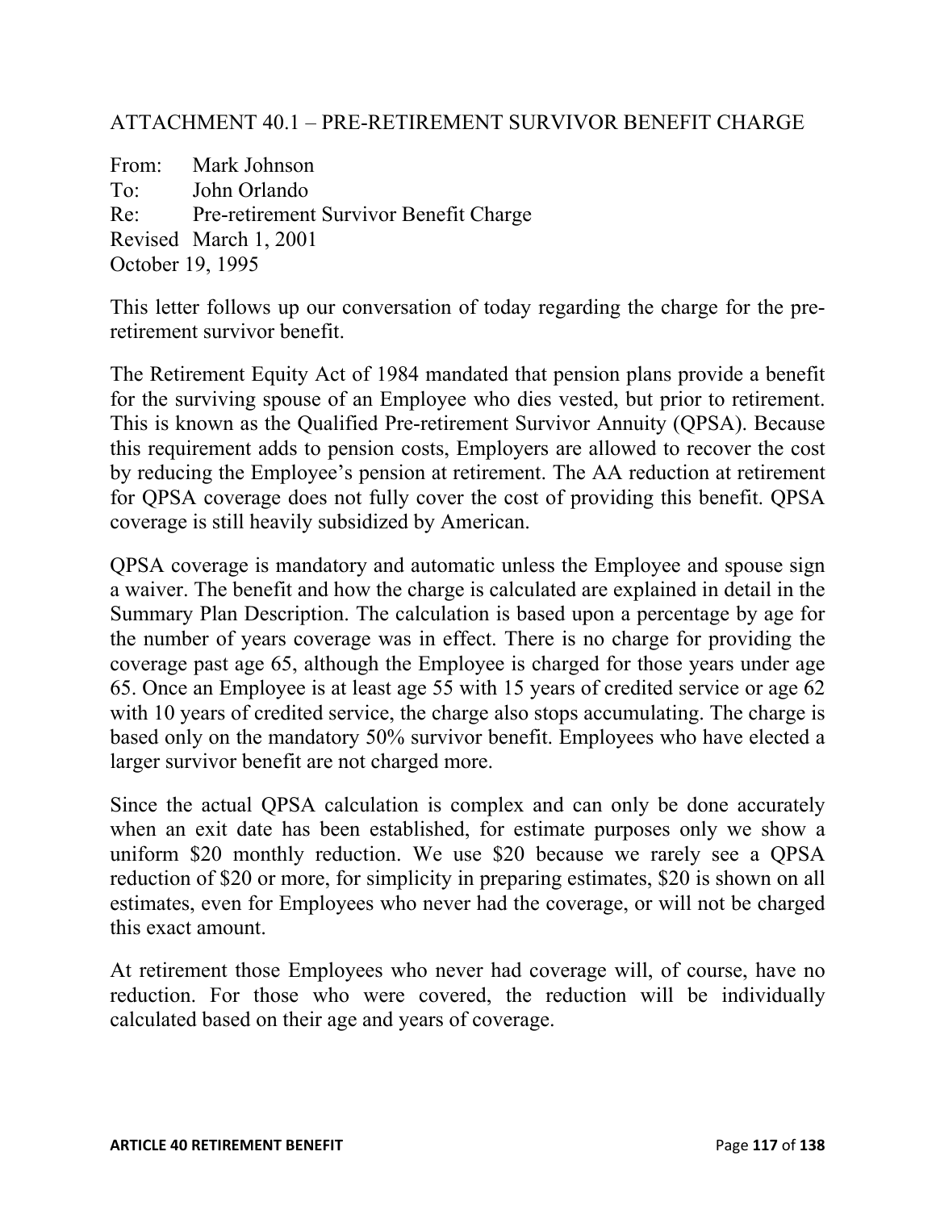## ATTACHMENT 40.1 – PRE-RETIREMENT SURVIVOR BENEFIT CHARGE

From: Mark Johnson
To: John Orlando
Re: Pre-retirement Survivor Benefit Charge
Revised March 1, 2001
October 19, 1995

This letter follows up our conversation of today regarding the charge for the pre-retirement survivor benefit.

The Retirement Equity Act of 1984 mandated that pension plans provide a benefit for the surviving spouse of an Employee who dies vested, but prior to retirement. This is known as the Qualified Pre-retirement Survivor Annuity (QPSA). Because this requirement adds to pension costs, Employers are allowed to recover the cost by reducing the Employee's pension at retirement. The AA reduction at retirement for QPSA coverage does not fully cover the cost of providing this benefit. QPSA coverage is still heavily subsidized by American.

QPSA coverage is mandatory and automatic unless the Employee and spouse sign a waiver. The benefit and how the charge is calculated are explained in detail in the Summary Plan Description. The calculation is based upon a percentage by age for the number of years coverage was in effect. There is no charge for providing the coverage past age 65, although the Employee is charged for those years under age 65. Once an Employee is at least age 55 with 15 years of credited service or age 62 with 10 years of credited service, the charge also stops accumulating. The charge is based only on the mandatory 50% survivor benefit. Employees who have elected a larger survivor benefit are not charged more.

Since the actual QPSA calculation is complex and can only be done accurately when an exit date has been established, for estimate purposes only we show a uniform $20 monthly reduction. We use $20 because we rarely see a QPSA reduction of $20 or more, for simplicity in preparing estimates, $20 is shown on all estimates, even for Employees who never had the coverage, or will not be charged this exact amount.

At retirement those Employees who never had coverage will, of course, have no reduction. For those who were covered, the reduction will be individually calculated based on their age and years of coverage.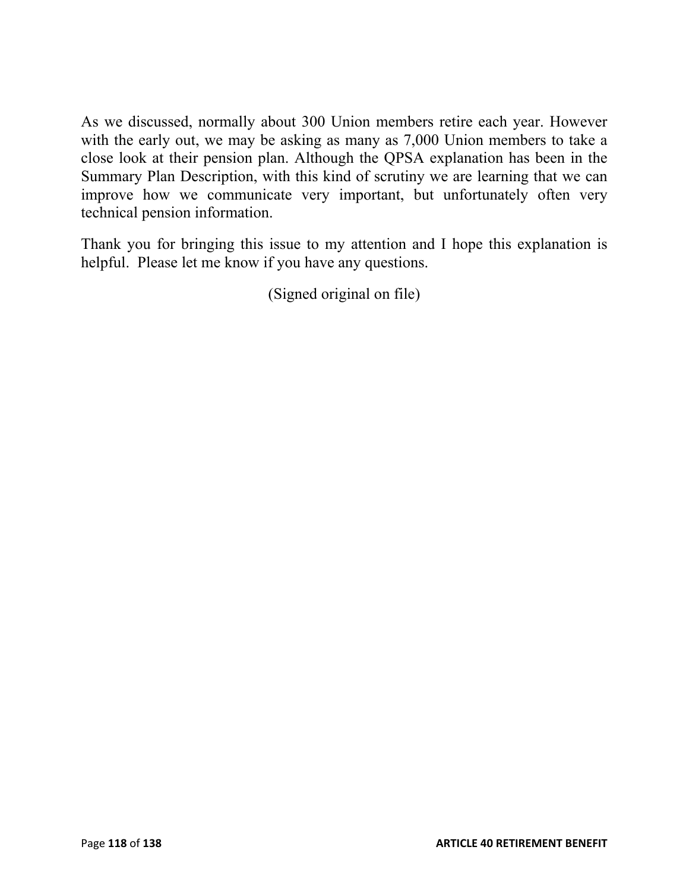As we discussed, normally about 300 Union members retire each year. However with the early out, we may be asking as many as 7,000 Union members to take a close look at their pension plan. Although the QPSA explanation has been in the Summary Plan Description, with this kind of scrutiny we are learning that we can improve how we communicate very important, but unfortunately often very technical pension information.

Thank you for bringing this issue to my attention and I hope this explanation is helpful. Please let me know if you have any questions.

(Signed original on file)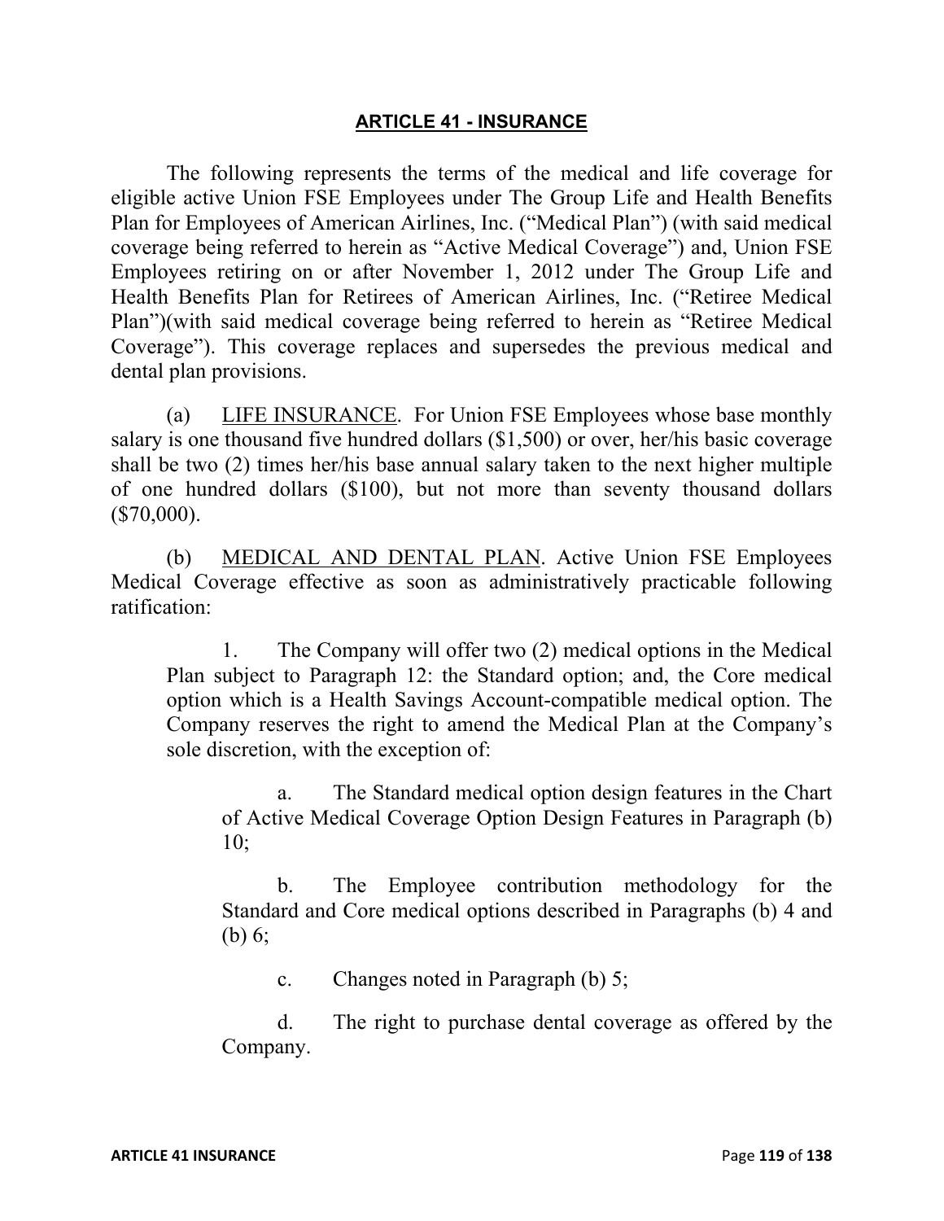## ARTICLE 41 - INSURANCE

The following represents the terms of the medical and life coverage for eligible active Union FSE Employees under The Group Life and Health Benefits Plan for Employees of American Airlines, Inc. ("Medical Plan") (with said medical coverage being referred to herein as "Active Medical Coverage") and, Union FSE Employees retiring on or after November 1, 2012 under The Group Life and Health Benefits Plan for Retirees of American Airlines, Inc. ("Retiree Medical Plan")(with said medical coverage being referred to herein as "Retiree Medical Coverage"). This coverage replaces and supersedes the previous medical and dental plan provisions.

(a) LIFE INSURANCE. For Union FSE Employees whose base monthly salary is one thousand five hundred dollars ($1,500) or over, her/his basic coverage shall be two (2) times her/his base annual salary taken to the next higher multiple of one hundred dollars ($100), but not more than seventy thousand dollars ($70,000).

(b) MEDICAL AND DENTAL PLAN. Active Union FSE Employees Medical Coverage effective as soon as administratively practicable following ratification:

1. The Company will offer two (2) medical options in the Medical Plan subject to Paragraph 12: the Standard option; and, the Core medical option which is a Health Savings Account-compatible medical option. The Company reserves the right to amend the Medical Plan at the Company's sole discretion, with the exception of:

a. The Standard medical option design features in the Chart of Active Medical Coverage Option Design Features in Paragraph (b) 10;

b. The Employee contribution methodology for the Standard and Core medical options described in Paragraphs (b) 4 and (b) 6;

c. Changes noted in Paragraph (b) 5;

d. The right to purchase dental coverage as offered by the Company.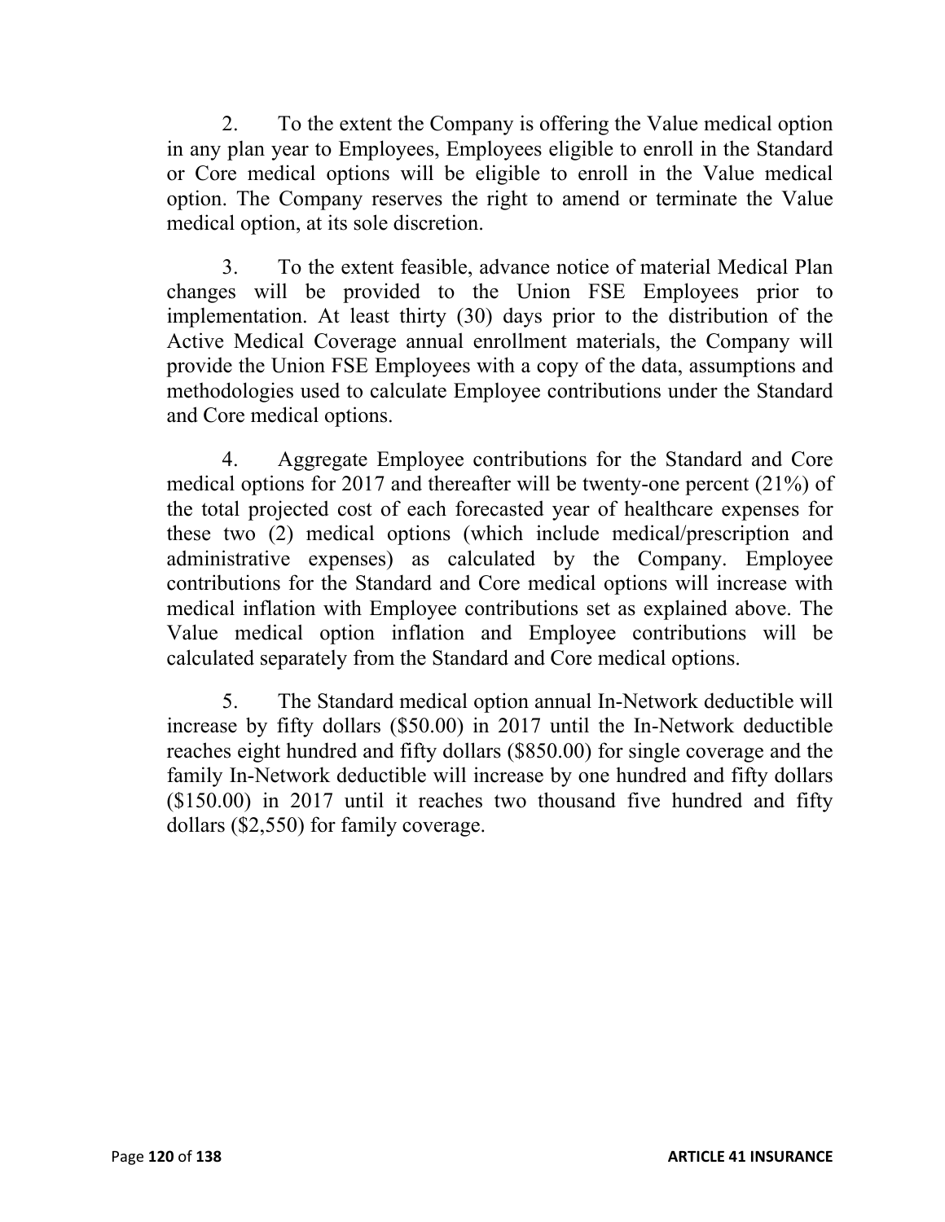2. To the extent the Company is offering the Value medical option in any plan year to Employees, Employees eligible to enroll in the Standard or Core medical options will be eligible to enroll in the Value medical option. The Company reserves the right to amend or terminate the Value medical option, at its sole discretion.

3. To the extent feasible, advance notice of material Medical Plan changes will be provided to the Union FSE Employees prior to implementation. At least thirty (30) days prior to the distribution of the Active Medical Coverage annual enrollment materials, the Company will provide the Union FSE Employees with a copy of the data, assumptions and methodologies used to calculate Employee contributions under the Standard and Core medical options.

4. Aggregate Employee contributions for the Standard and Core medical options for 2017 and thereafter will be twenty-one percent (21%) of the total projected cost of each forecasted year of healthcare expenses for these two (2) medical options (which include medical/prescription and administrative expenses) as calculated by the Company. Employee contributions for the Standard and Core medical options will increase with medical inflation with Employee contributions set as explained above. The Value medical option inflation and Employee contributions will be calculated separately from the Standard and Core medical options.

5. The Standard medical option annual In-Network deductible will increase by fifty dollars ($50.00) in 2017 until the In-Network deductible reaches eight hundred and fifty dollars ($850.00) for single coverage and the family In-Network deductible will increase by one hundred and fifty dollars ($150.00) in 2017 until it reaches two thousand five hundred and fifty dollars ($2,550) for family coverage.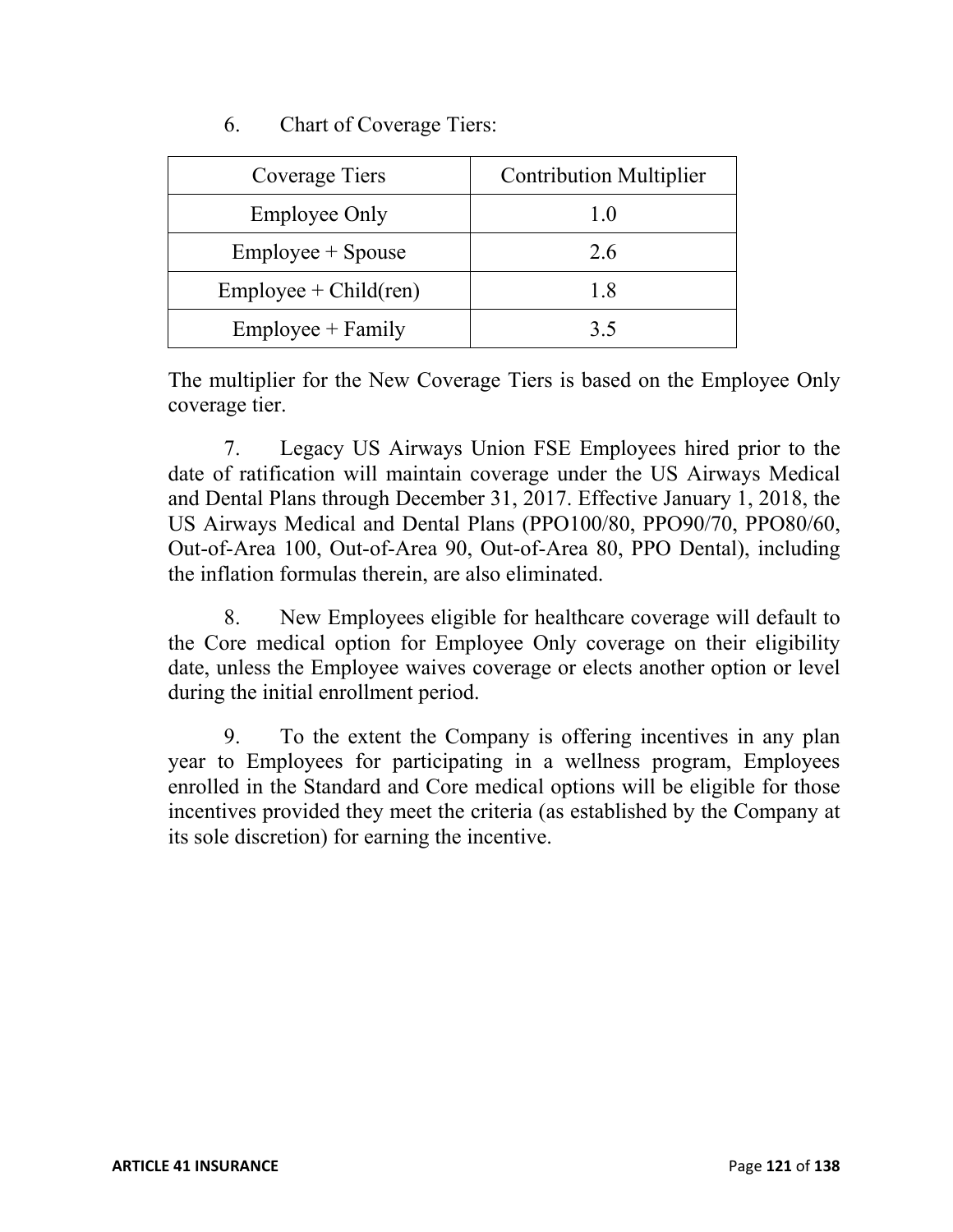6. Chart of Coverage Tiers:

| Coverage Tiers | Contribution Multiplier |
|---|---|
| Employee Only | 1.0 |
| Employee + Spouse | 2.6 |
| Employee + Child(ren) | 1.8 |
| Employee + Family | 3.5 |

The multiplier for the New Coverage Tiers is based on the Employee Only coverage tier.

7. Legacy US Airways Union FSE Employees hired prior to the date of ratification will maintain coverage under the US Airways Medical and Dental Plans through December 31, 2017. Effective January 1, 2018, the US Airways Medical and Dental Plans (PPO100/80, PPO90/70, PPO80/60, Out-of-Area 100, Out-of-Area 90, Out-of-Area 80, PPO Dental), including the inflation formulas therein, are also eliminated.

8. New Employees eligible for healthcare coverage will default to the Core medical option for Employee Only coverage on their eligibility date, unless the Employee waives coverage or elects another option or level during the initial enrollment period.

9. To the extent the Company is offering incentives in any plan year to Employees for participating in a wellness program, Employees enrolled in the Standard and Core medical options will be eligible for those incentives provided they meet the criteria (as established by the Company at its sole discretion) for earning the incentive.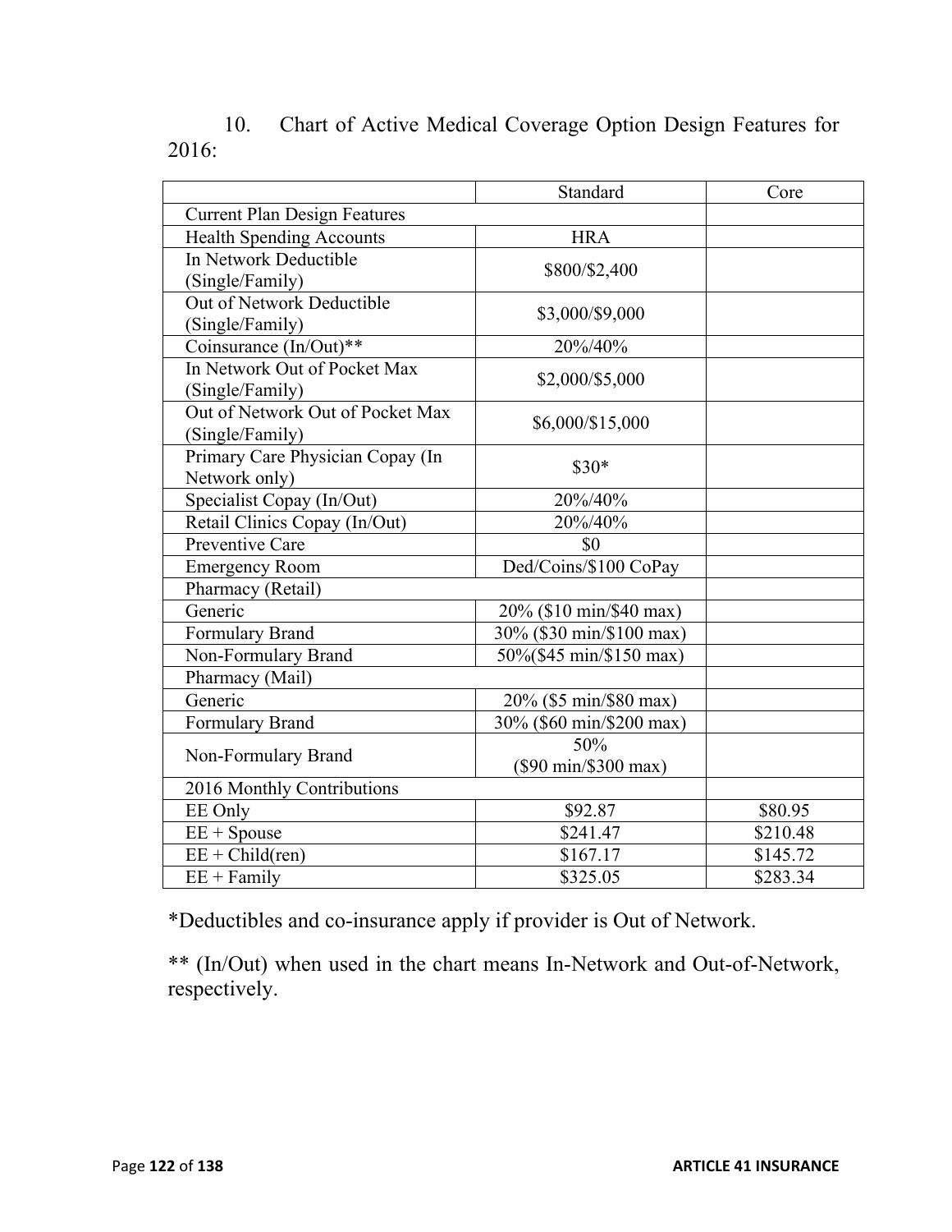10. Chart of Active Medical Coverage Option Design Features for 2016:

| | Standard | Core |
|---|---|---|
| Current Plan Design Features | | |
| Health Spending Accounts | HRA | |
| In Network Deductible (Single/Family) | $800/$2,400 | |
| Out of Network Deductible (Single/Family) | $3,000/$9,000 | |
| Coinsurance (In/Out)** | 20%/40% | |
| In Network Out of Pocket Max (Single/Family) | $2,000/$5,000 | |
| Out of Network Out of Pocket Max (Single/Family) | $6,000/$15,000 | |
| Primary Care Physician Copay (In Network only) | $30* | |
| Specialist Copay (In/Out) | 20%/40% | |
| Retail Clinics Copay (In/Out) | 20%/40% | |
| Preventive Care | $0 | |
| Emergency Room | Ded/Coins/$100 CoPay | |
| Pharmacy (Retail) | | |
| Generic | 20% ($10 min/$40 max) | |
| Formulary Brand | 30% ($30 min/$100 max) | |
| Non-Formulary Brand | 50%($45 min/$150 max) | |
| Pharmacy (Mail) | | |
| Generic | 20% ($5 min/$80 max) | |
| Formulary Brand | 30% ($60 min/$200 max) | |
| Non-Formulary Brand | 50% ($90 min/$300 max) | |
| 2016 Monthly Contributions | | |
| EE Only | $92.87 | $80.95 |
| EE + Spouse | $241.47 | $210.48 |
| EE + Child(ren) | $167.17 | $145.72 |
| EE + Family | $325.05 | $283.34 |

*Deductibles and co-insurance apply if provider is Out of Network.

** (In/Out) when used in the chart means In-Network and Out-of-Network, respectively.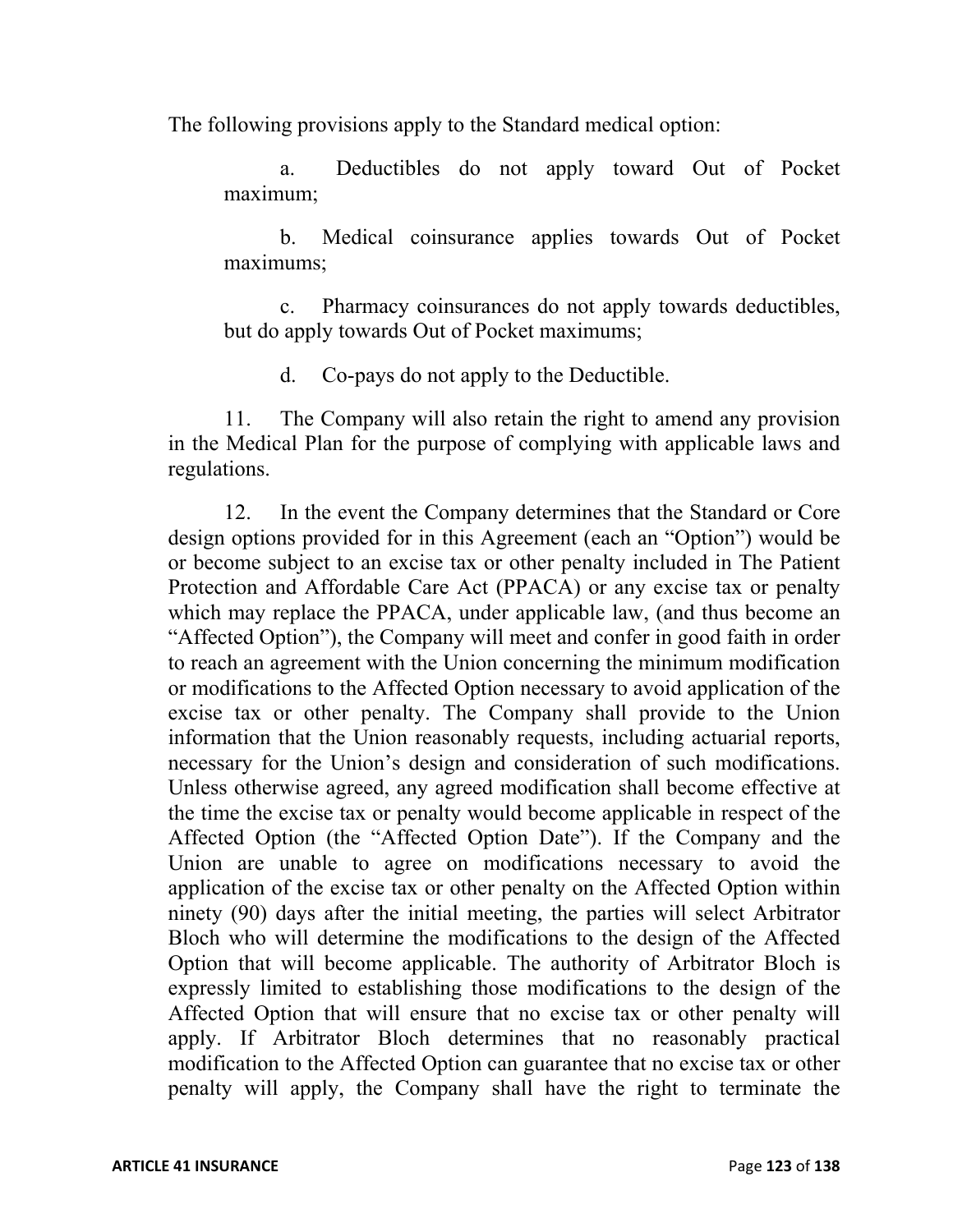The following provisions apply to the Standard medical option:

a. Deductibles do not apply toward Out of Pocket maximum;

b. Medical coinsurance applies towards Out of Pocket maximums;

c. Pharmacy coinsurances do not apply towards deductibles, but do apply towards Out of Pocket maximums;

d. Co-pays do not apply to the Deductible.

11. The Company will also retain the right to amend any provision in the Medical Plan for the purpose of complying with applicable laws and regulations.

12. In the event the Company determines that the Standard or Core design options provided for in this Agreement (each an "Option") would be or become subject to an excise tax or other penalty included in The Patient Protection and Affordable Care Act (PPACA) or any excise tax or penalty which may replace the PPACA, under applicable law, (and thus become an "Affected Option"), the Company will meet and confer in good faith in order to reach an agreement with the Union concerning the minimum modification or modifications to the Affected Option necessary to avoid application of the excise tax or other penalty. The Company shall provide to the Union information that the Union reasonably requests, including actuarial reports, necessary for the Union's design and consideration of such modifications. Unless otherwise agreed, any agreed modification shall become effective at the time the excise tax or penalty would become applicable in respect of the Affected Option (the "Affected Option Date"). If the Company and the Union are unable to agree on modifications necessary to avoid the application of the excise tax or other penalty on the Affected Option within ninety (90) days after the initial meeting, the parties will select Arbitrator Bloch who will determine the modifications to the design of the Affected Option that will become applicable. The authority of Arbitrator Bloch is expressly limited to establishing those modifications to the design of the Affected Option that will ensure that no excise tax or other penalty will apply. If Arbitrator Bloch determines that no reasonably practical modification to the Affected Option can guarantee that no excise tax or other penalty will apply, the Company shall have the right to terminate the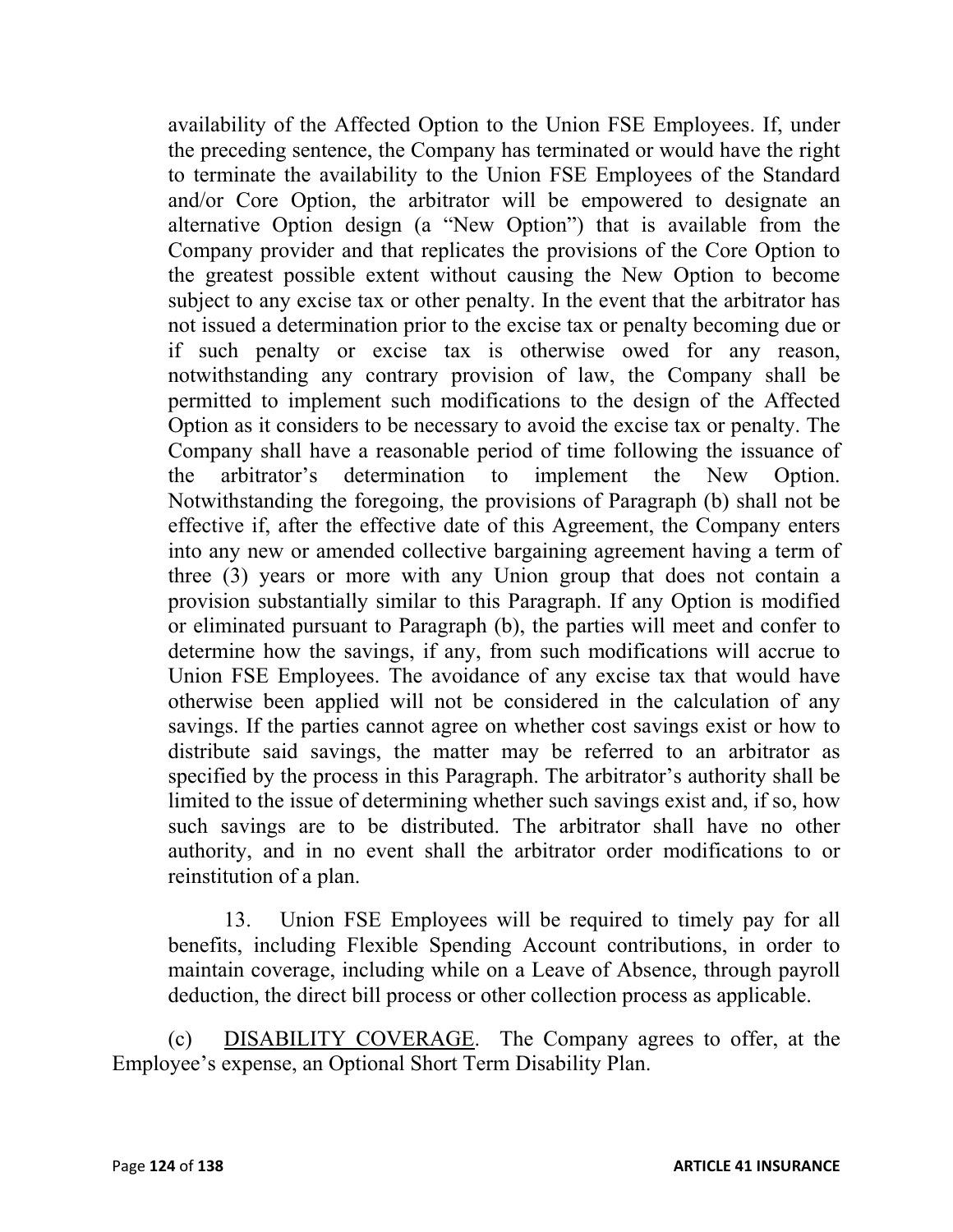availability of the Affected Option to the Union FSE Employees. If, under the preceding sentence, the Company has terminated or would have the right to terminate the availability to the Union FSE Employees of the Standard and/or Core Option, the arbitrator will be empowered to designate an alternative Option design (a "New Option") that is available from the Company provider and that replicates the provisions of the Core Option to the greatest possible extent without causing the New Option to become subject to any excise tax or other penalty. In the event that the arbitrator has not issued a determination prior to the excise tax or penalty becoming due or if such penalty or excise tax is otherwise owed for any reason, notwithstanding any contrary provision of law, the Company shall be permitted to implement such modifications to the design of the Affected Option as it considers to be necessary to avoid the excise tax or penalty. The Company shall have a reasonable period of time following the issuance of the arbitrator's determination to implement the New Option. Notwithstanding the foregoing, the provisions of Paragraph (b) shall not be effective if, after the effective date of this Agreement, the Company enters into any new or amended collective bargaining agreement having a term of three (3) years or more with any Union group that does not contain a provision substantially similar to this Paragraph. If any Option is modified or eliminated pursuant to Paragraph (b), the parties will meet and confer to determine how the savings, if any, from such modifications will accrue to Union FSE Employees. The avoidance of any excise tax that would have otherwise been applied will not be considered in the calculation of any savings. If the parties cannot agree on whether cost savings exist or how to distribute said savings, the matter may be referred to an arbitrator as specified by the process in this Paragraph. The arbitrator's authority shall be limited to the issue of determining whether such savings exist and, if so, how such savings are to be distributed. The arbitrator shall have no other authority, and in no event shall the arbitrator order modifications to or reinstitution of a plan.

13. Union FSE Employees will be required to timely pay for all benefits, including Flexible Spending Account contributions, in order to maintain coverage, including while on a Leave of Absence, through payroll deduction, the direct bill process or other collection process as applicable.

(c) DISABILITY COVERAGE. The Company agrees to offer, at the Employee's expense, an Optional Short Term Disability Plan.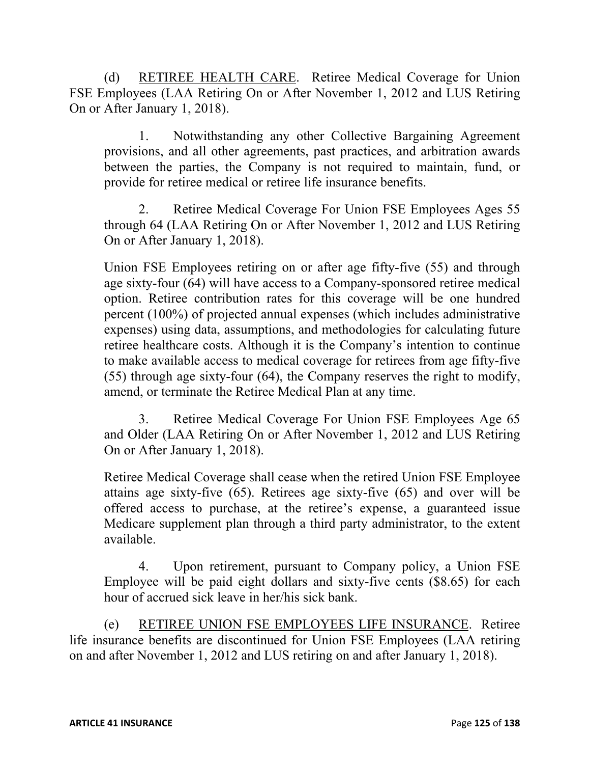(d) <u>RETIREE HEALTH CARE</u>. Retiree Medical Coverage for Union FSE Employees (LAA Retiring On or After November 1, 2012 and LUS Retiring On or After January 1, 2018).

1. Notwithstanding any other Collective Bargaining Agreement provisions, and all other agreements, past practices, and arbitration awards between the parties, the Company is not required to maintain, fund, or provide for retiree medical or retiree life insurance benefits.

2. Retiree Medical Coverage For Union FSE Employees Ages 55 through 64 (LAA Retiring On or After November 1, 2012 and LUS Retiring On or After January 1, 2018).

Union FSE Employees retiring on or after age fifty-five (55) and through age sixty-four (64) will have access to a Company-sponsored retiree medical option. Retiree contribution rates for this coverage will be one hundred percent (100%) of projected annual expenses (which includes administrative expenses) using data, assumptions, and methodologies for calculating future retiree healthcare costs. Although it is the Company's intention to continue to make available access to medical coverage for retirees from age fifty-five (55) through age sixty-four (64), the Company reserves the right to modify, amend, or terminate the Retiree Medical Plan at any time.

3. Retiree Medical Coverage For Union FSE Employees Age 65 and Older (LAA Retiring On or After November 1, 2012 and LUS Retiring On or After January 1, 2018).

Retiree Medical Coverage shall cease when the retired Union FSE Employee attains age sixty-five (65). Retirees age sixty-five (65) and over will be offered access to purchase, at the retiree's expense, a guaranteed issue Medicare supplement plan through a third party administrator, to the extent available.

4. Upon retirement, pursuant to Company policy, a Union FSE Employee will be paid eight dollars and sixty-five cents ($8.65) for each hour of accrued sick leave in her/his sick bank.

(e) <u>RETIREE UNION FSE EMPLOYEES LIFE INSURANCE</u>. Retiree life insurance benefits are discontinued for Union FSE Employees (LAA retiring on and after November 1, 2012 and LUS retiring on and after January 1, 2018).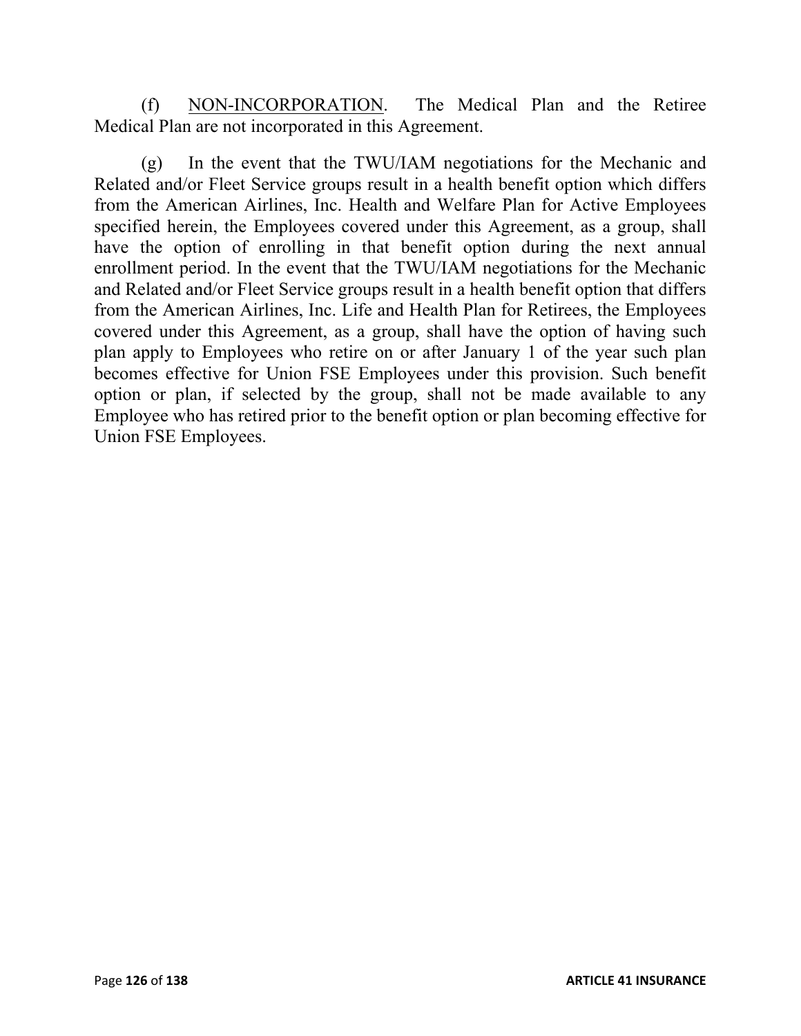(f) NON-INCORPORATION. The Medical Plan and the Retiree Medical Plan are not incorporated in this Agreement.

(g) In the event that the TWU/IAM negotiations for the Mechanic and Related and/or Fleet Service groups result in a health benefit option which differs from the American Airlines, Inc. Health and Welfare Plan for Active Employees specified herein, the Employees covered under this Agreement, as a group, shall have the option of enrolling in that benefit option during the next annual enrollment period. In the event that the TWU/IAM negotiations for the Mechanic and Related and/or Fleet Service groups result in a health benefit option that differs from the American Airlines, Inc. Life and Health Plan for Retirees, the Employees covered under this Agreement, as a group, shall have the option of having such plan apply to Employees who retire on or after January 1 of the year such plan becomes effective for Union FSE Employees under this provision. Such benefit option or plan, if selected by the group, shall not be made available to any Employee who has retired prior to the benefit option or plan becoming effective for Union FSE Employees.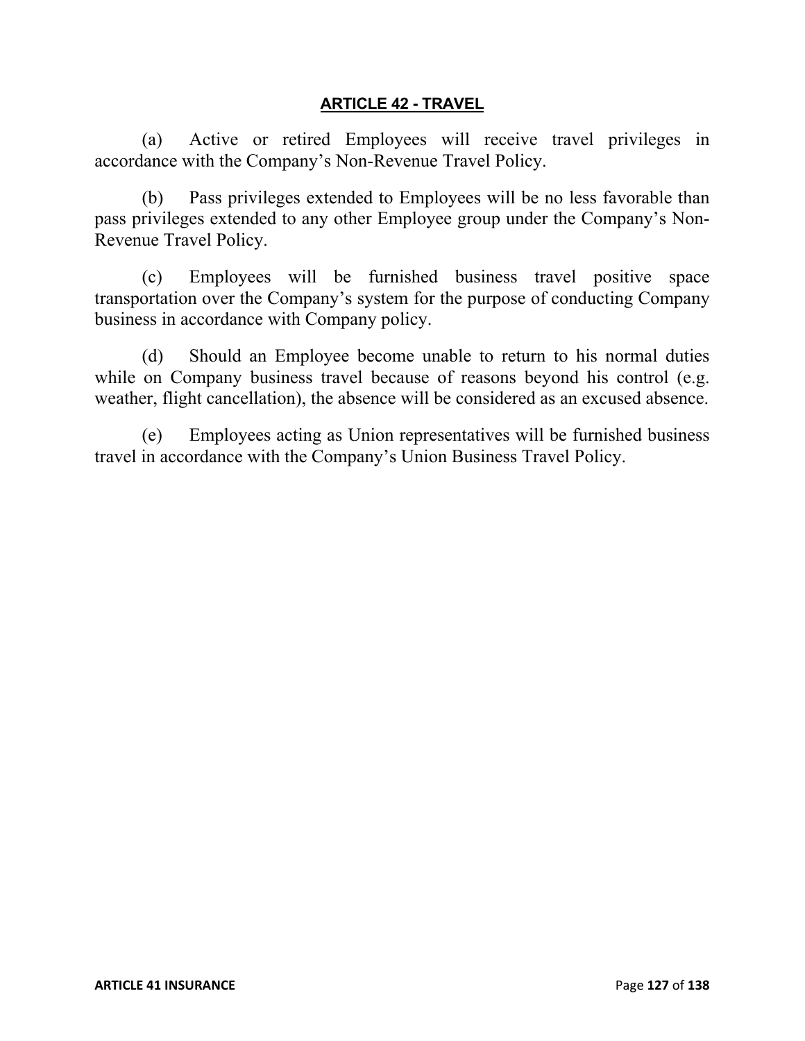## ARTICLE 42 - TRAVEL

(a) Active or retired Employees will receive travel privileges in accordance with the Company's Non-Revenue Travel Policy.

(b) Pass privileges extended to Employees will be no less favorable than pass privileges extended to any other Employee group under the Company's Non-Revenue Travel Policy.

(c) Employees will be furnished business travel positive space transportation over the Company's system for the purpose of conducting Company business in accordance with Company policy.

(d) Should an Employee become unable to return to his normal duties while on Company business travel because of reasons beyond his control (e.g. weather, flight cancellation), the absence will be considered as an excused absence.

(e) Employees acting as Union representatives will be furnished business travel in accordance with the Company's Union Business Travel Policy.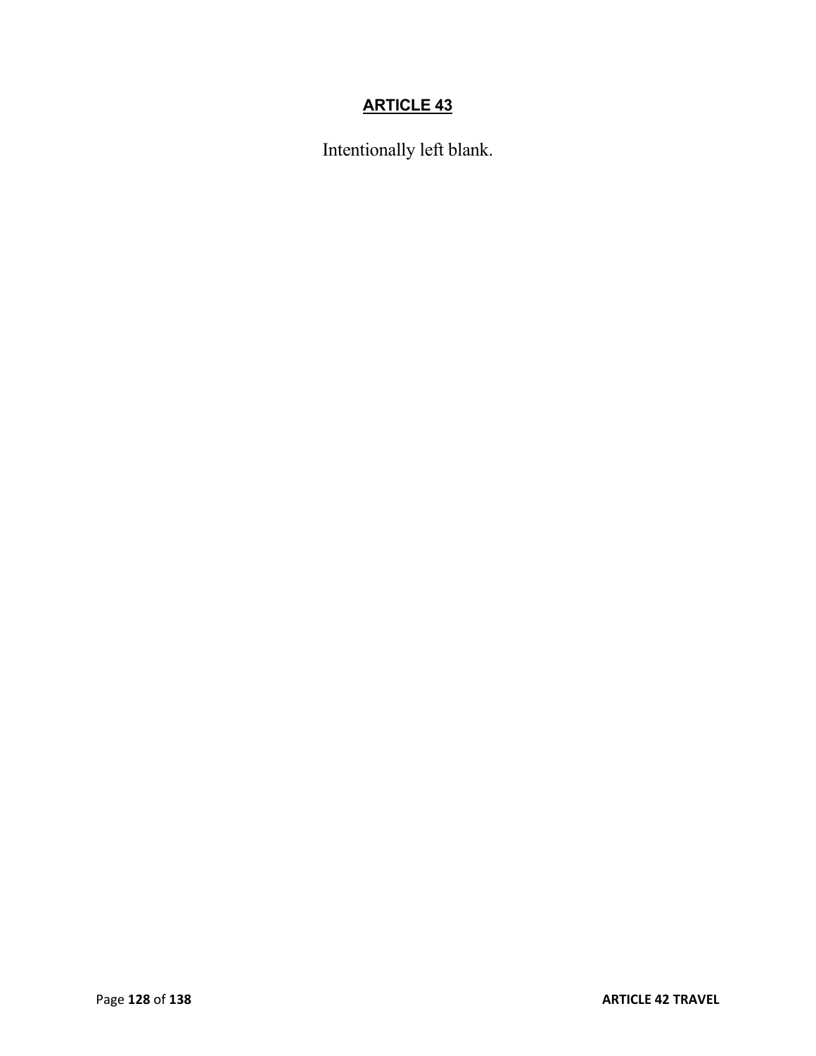# ARTICLE 43

Intentionally left blank.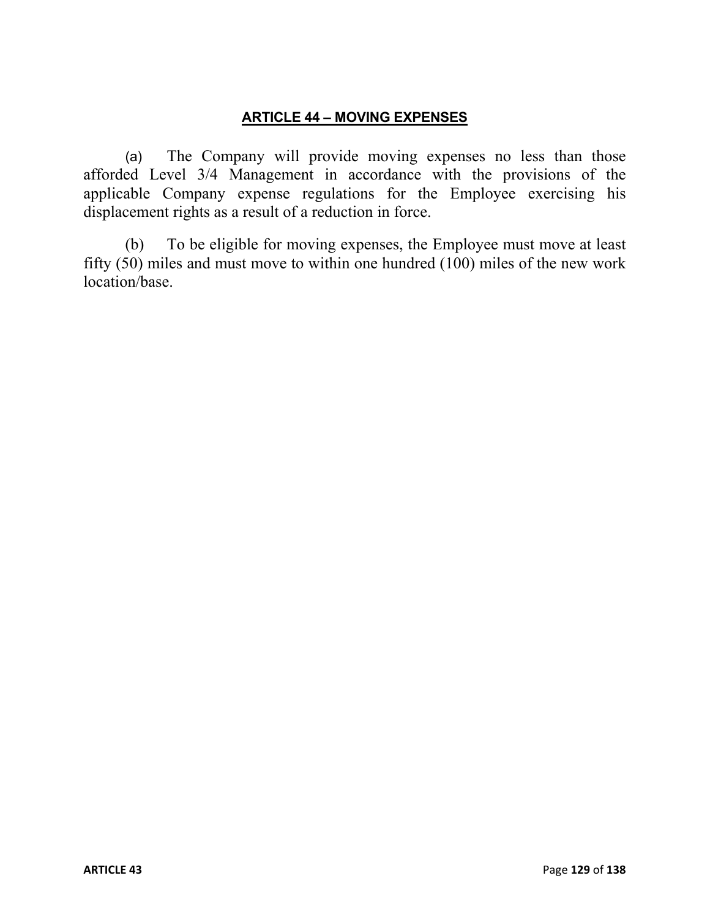## ARTICLE 44 – MOVING EXPENSES

(a) The Company will provide moving expenses no less than those afforded Level 3/4 Management in accordance with the provisions of the applicable Company expense regulations for the Employee exercising his displacement rights as a result of a reduction in force.

(b) To be eligible for moving expenses, the Employee must move at least fifty (50) miles and must move to within one hundred (100) miles of the new work location/base.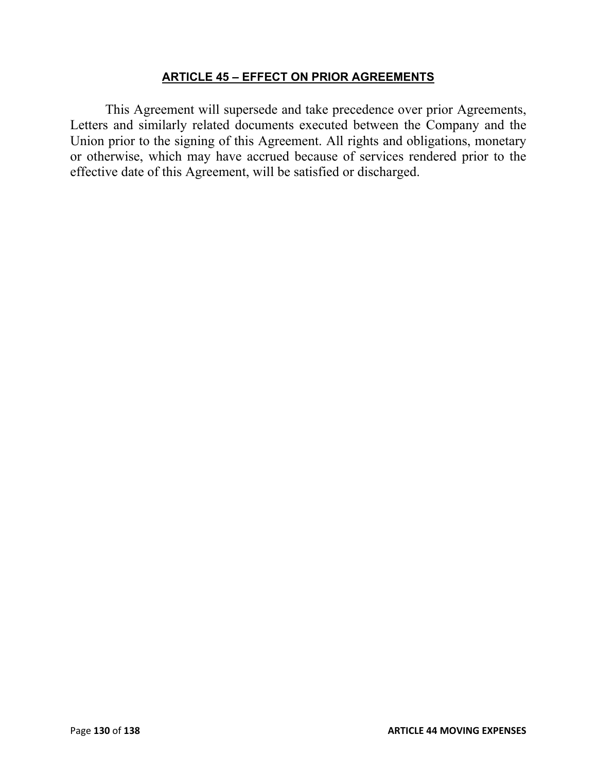## ARTICLE 45 – EFFECT ON PRIOR AGREEMENTS

This Agreement will supersede and take precedence over prior Agreements, Letters and similarly related documents executed between the Company and the Union prior to the signing of this Agreement. All rights and obligations, monetary or otherwise, which may have accrued because of services rendered prior to the effective date of this Agreement, will be satisfied or discharged.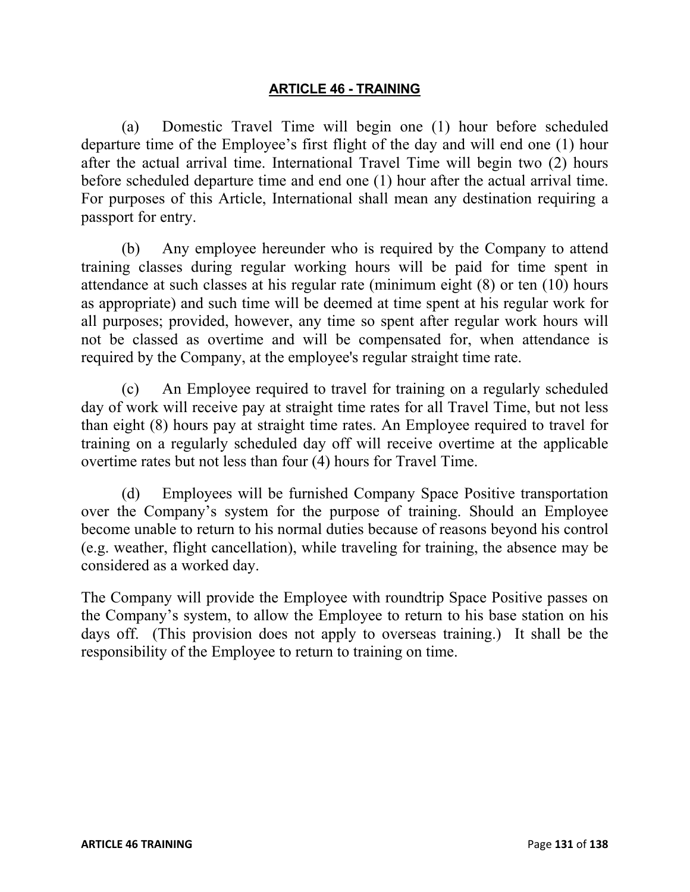## ARTICLE 46 - TRAINING

(a) Domestic Travel Time will begin one (1) hour before scheduled departure time of the Employee's first flight of the day and will end one (1) hour after the actual arrival time. International Travel Time will begin two (2) hours before scheduled departure time and end one (1) hour after the actual arrival time. For purposes of this Article, International shall mean any destination requiring a passport for entry.

(b) Any employee hereunder who is required by the Company to attend training classes during regular working hours will be paid for time spent in attendance at such classes at his regular rate (minimum eight (8) or ten (10) hours as appropriate) and such time will be deemed at time spent at his regular work for all purposes; provided, however, any time so spent after regular work hours will not be classed as overtime and will be compensated for, when attendance is required by the Company, at the employee's regular straight time rate.

(c) An Employee required to travel for training on a regularly scheduled day of work will receive pay at straight time rates for all Travel Time, but not less than eight (8) hours pay at straight time rates. An Employee required to travel for training on a regularly scheduled day off will receive overtime at the applicable overtime rates but not less than four (4) hours for Travel Time.

(d) Employees will be furnished Company Space Positive transportation over the Company's system for the purpose of training. Should an Employee become unable to return to his normal duties because of reasons beyond his control (e.g. weather, flight cancellation), while traveling for training, the absence may be considered as a worked day.

The Company will provide the Employee with roundtrip Space Positive passes on the Company's system, to allow the Employee to return to his base station on his days off. (This provision does not apply to overseas training.) It shall be the responsibility of the Employee to return to training on time.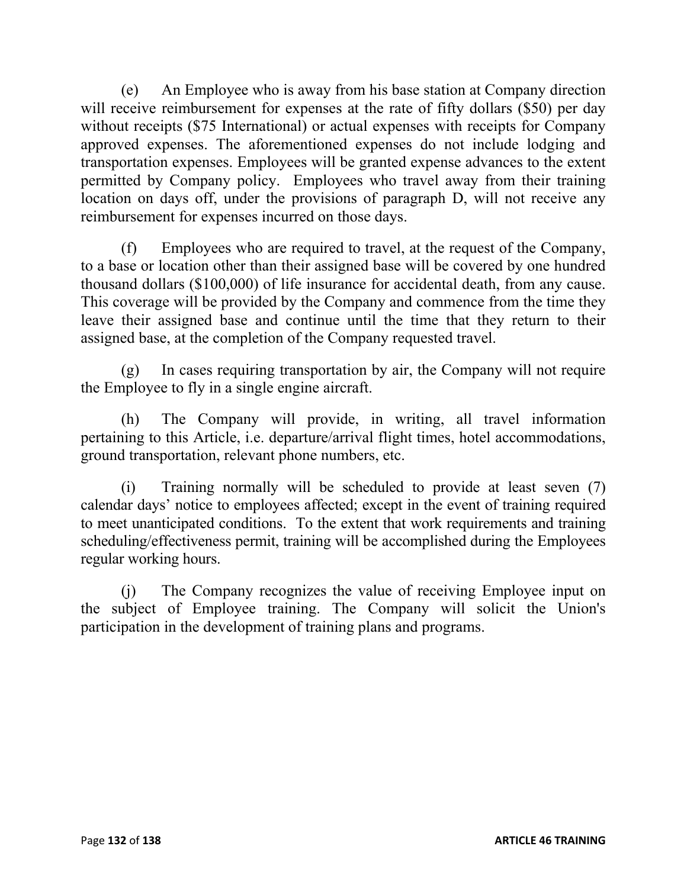(e) An Employee who is away from his base station at Company direction will receive reimbursement for expenses at the rate of fifty dollars ($50) per day without receipts ($75 International) or actual expenses with receipts for Company approved expenses. The aforementioned expenses do not include lodging and transportation expenses. Employees will be granted expense advances to the extent permitted by Company policy. Employees who travel away from their training location on days off, under the provisions of paragraph D, will not receive any reimbursement for expenses incurred on those days.

(f) Employees who are required to travel, at the request of the Company, to a base or location other than their assigned base will be covered by one hundred thousand dollars ($100,000) of life insurance for accidental death, from any cause. This coverage will be provided by the Company and commence from the time they leave their assigned base and continue until the time that they return to their assigned base, at the completion of the Company requested travel.

(g) In cases requiring transportation by air, the Company will not require the Employee to fly in a single engine aircraft.

(h) The Company will provide, in writing, all travel information pertaining to this Article, i.e. departure/arrival flight times, hotel accommodations, ground transportation, relevant phone numbers, etc.

(i) Training normally will be scheduled to provide at least seven (7) calendar days' notice to employees affected; except in the event of training required to meet unanticipated conditions. To the extent that work requirements and training scheduling/effectiveness permit, training will be accomplished during the Employees regular working hours.

(j) The Company recognizes the value of receiving Employee input on the subject of Employee training. The Company will solicit the Union's participation in the development of training plans and programs.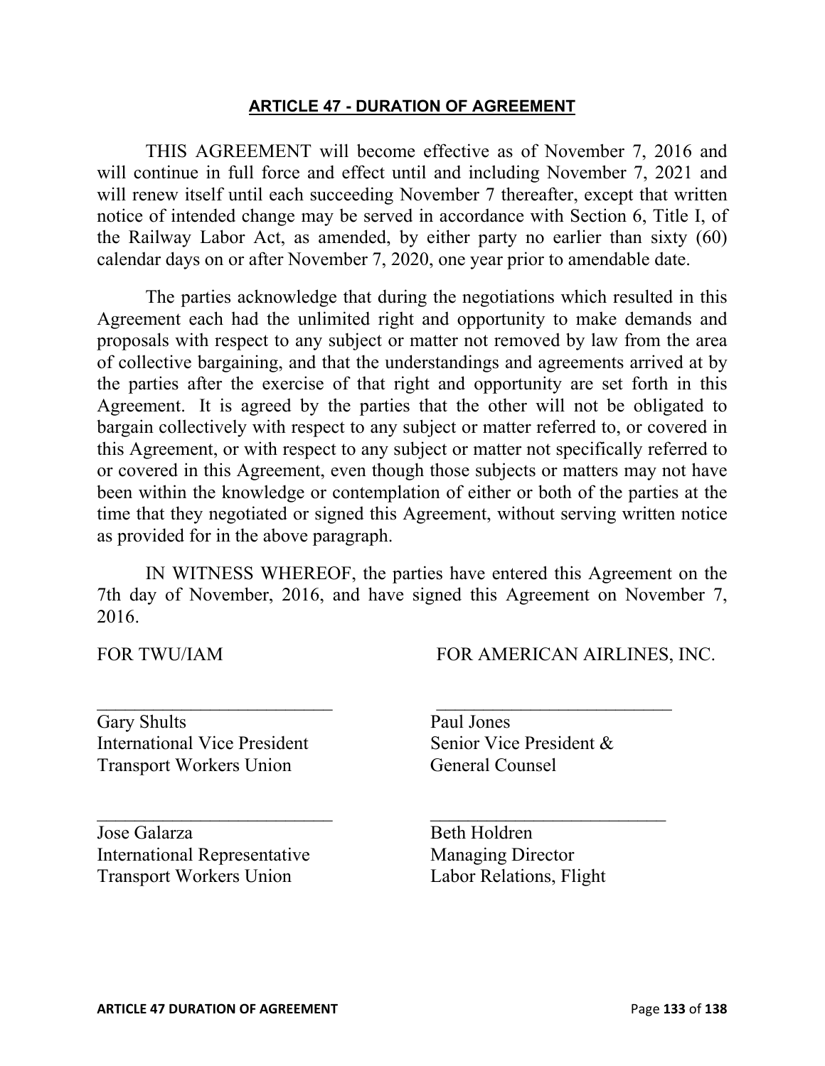## ARTICLE 47 - DURATION OF AGREEMENT

THIS AGREEMENT will become effective as of November 7, 2016 and will continue in full force and effect until and including November 7, 2021 and will renew itself until each succeeding November 7 thereafter, except that written notice of intended change may be served in accordance with Section 6, Title I, of the Railway Labor Act, as amended, by either party no earlier than sixty (60) calendar days on or after November 7, 2020, one year prior to amendable date.

The parties acknowledge that during the negotiations which resulted in this Agreement each had the unlimited right and opportunity to make demands and proposals with respect to any subject or matter not removed by law from the area of collective bargaining, and that the understandings and agreements arrived at by the parties after the exercise of that right and opportunity are set forth in this Agreement. It is agreed by the parties that the other will not be obligated to bargain collectively with respect to any subject or matter referred to, or covered in this Agreement, or with respect to any subject or matter not specifically referred to or covered in this Agreement, even though those subjects or matters may not have been within the knowledge or contemplation of either or both of the parties at the time that they negotiated or signed this Agreement, without serving written notice as provided for in the above paragraph.

IN WITNESS WHEREOF, the parties have entered this Agreement on the 7th day of November, 2016, and have signed this Agreement on November 7, 2016.

| FOR TWU/IAM | FOR AMERICAN AIRLINES, INC. |
|---|---|
| \_\_\_\_\_\_\_\_\_\_\_\_\_\_\_\_\_\_\_\_\_\_\_\_\_\_<br>Gary Shults<br>International Vice President<br>Transport Workers Union | \_\_\_\_\_\_\_\_\_\_\_\_\_\_\_\_\_\_\_\_\_\_\_\_\_\_<br>Paul Jones<br>Senior Vice President &<br>General Counsel |
| \_\_\_\_\_\_\_\_\_\_\_\_\_\_\_\_\_\_\_\_\_\_\_\_\_\_<br>Jose Galarza<br>International Representative<br>Transport Workers Union | \_\_\_\_\_\_\_\_\_\_\_\_\_\_\_\_\_\_\_\_\_\_\_\_\_\_<br>Beth Holdren<br>Managing Director<br>Labor Relations, Flight |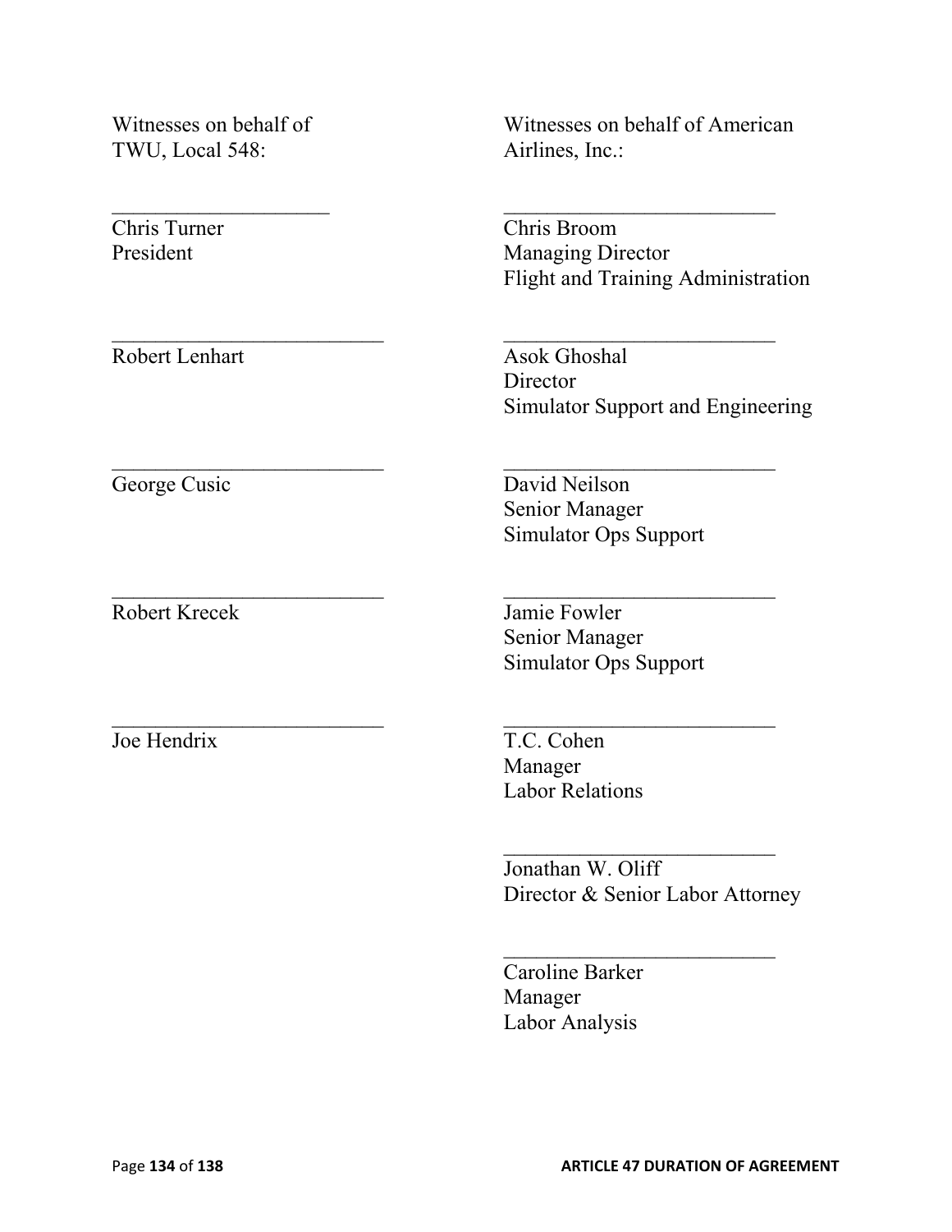Witnesses on behalf of TWU, Local 548:

\_\_\_\_\_\_\_\_\_\_\_\_\_\_\_\_\_\_\_\_

Chris Turner
President

\_\_\_\_\_\_\_\_\_\_\_\_\_\_\_\_\_\_\_\_

Robert Lenhart

\_\_\_\_\_\_\_\_\_\_\_\_\_\_\_\_\_\_\_\_

George Cusic

\_\_\_\_\_\_\_\_\_\_\_\_\_\_\_\_\_\_\_\_

Robert Krecek

\_\_\_\_\_\_\_\_\_\_\_\_\_\_\_\_\_\_\_\_

Joe Hendrix

Witnesses on behalf of American Airlines, Inc.:

\_\_\_\_\_\_\_\_\_\_\_\_\_\_\_\_\_\_\_\_

Chris Broom
Managing Director
Flight and Training Administration

\_\_\_\_\_\_\_\_\_\_\_\_\_\_\_\_\_\_\_\_

Asok Ghoshal
Director
Simulator Support and Engineering

\_\_\_\_\_\_\_\_\_\_\_\_\_\_\_\_\_\_\_\_

David Neilson
Senior Manager
Simulator Ops Support

\_\_\_\_\_\_\_\_\_\_\_\_\_\_\_\_\_\_\_\_

Jamie Fowler
Senior Manager
Simulator Ops Support

\_\_\_\_\_\_\_\_\_\_\_\_\_\_\_\_\_\_\_\_

T.C. Cohen
Manager
Labor Relations

\_\_\_\_\_\_\_\_\_\_\_\_\_\_\_\_\_\_\_\_

Jonathan W. Oliff
Director & Senior Labor Attorney

\_\_\_\_\_\_\_\_\_\_\_\_\_\_\_\_\_\_\_\_

Caroline Barker
Manager
Labor Analysis